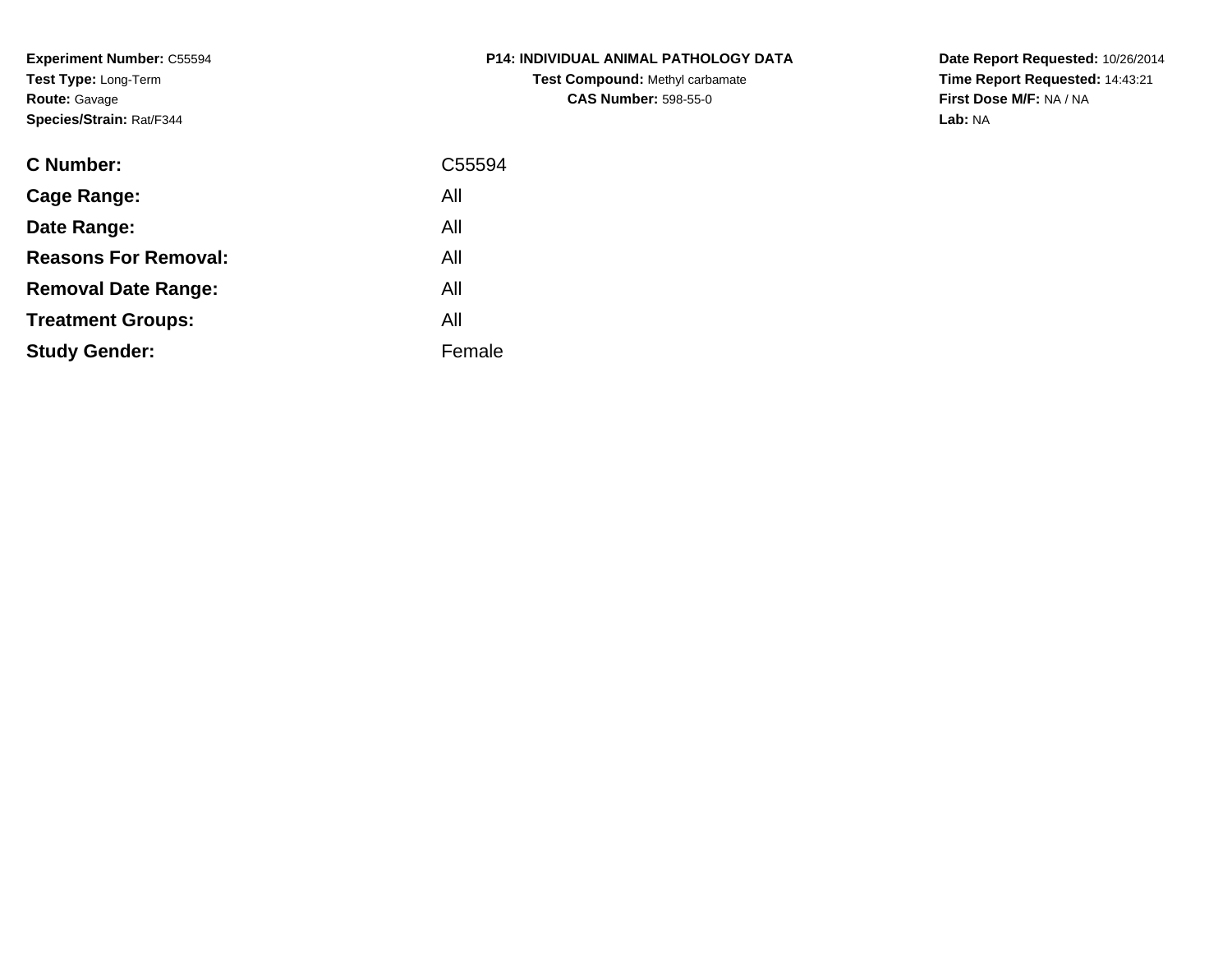**Experiment Number:** C55594
**Test Type:** Long-Term
**Route:** Gavage
**Species/Strain:** Rat/F344

**P14: INDIVIDUAL ANIMAL PATHOLOGY DATA**
**Test Compound:** Methyl carbamate
**CAS Number:** 598-55-0

**Date Report Requested:** 10/26/2014
**Time Report Requested:** 14:43:21
**First Dose M/F:** NA / NA
**Lab:** NA

| | |
|---|---|
| **C Number:** | C55594 |
| **Cage Range:** | All |
| **Date Range:** | All |
| **Reasons For Removal:** | All |
| **Removal Date Range:** | All |
| **Treatment Groups:** | All |
| **Study Gender:** | Female |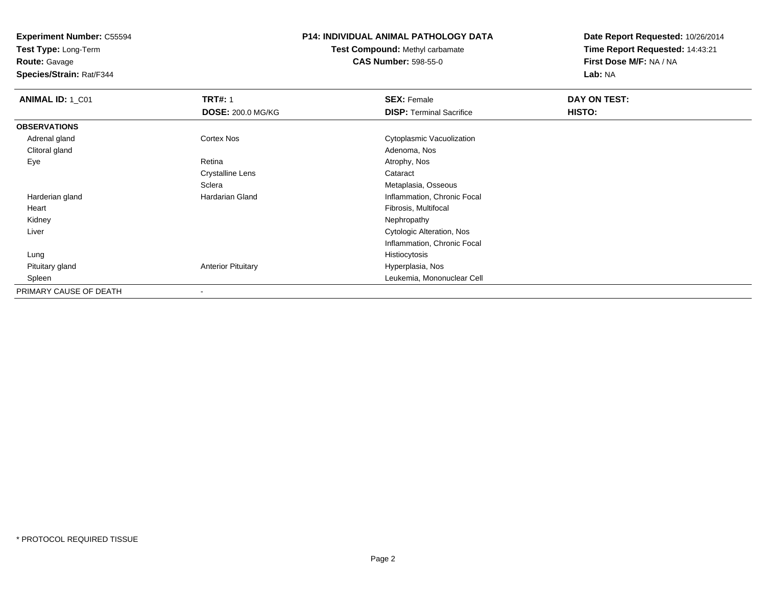**Experiment Number:** C55594
**Test Type:** Long-Term
**Route:** Gavage
**Species/Strain:** Rat/F344

**P14: INDIVIDUAL ANIMAL PATHOLOGY DATA**
**Test Compound:** Methyl carbamate
**CAS Number:** 598-55-0

**Date Report Requested:** 10/26/2014
**Time Report Requested:** 14:43:21
**First Dose M/F:** NA / NA
**Lab:** NA

| **ANIMAL ID:** 1_C01 | **TRT#:** 1 | **SEX:** Female | **DAY ON TEST:** |
|---|---|---|---|
| | **DOSE:** 200.0 MG/KG | **DISP:** Terminal Sacrifice | **HISTO:** |
| **OBSERVATIONS** | | | |
| Adrenal gland | Cortex Nos | Cytoplasmic Vacuolization | |
| Clitoral gland | | Adenoma, Nos | |
| Eye | Retina | Atrophy, Nos | |
| | Crystalline Lens | Cataract | |
| | Sclera | Metaplasia, Osseous | |
| Harderian gland | Hardarian Gland | Inflammation, Chronic Focal | |
| Heart | | Fibrosis, Multifocal | |
| Kidney | | Nephropathy | |
| Liver | | Cytologic Alteration, Nos | |
| | | Inflammation, Chronic Focal | |
| Lung | | Histiocytosis | |
| Pituitary gland | Anterior Pituitary | Hyperplasia, Nos | |
| Spleen | | Leukemia, Mononuclear Cell | |
| PRIMARY CAUSE OF DEATH | - | | |

* PROTOCOL REQUIRED TISSUE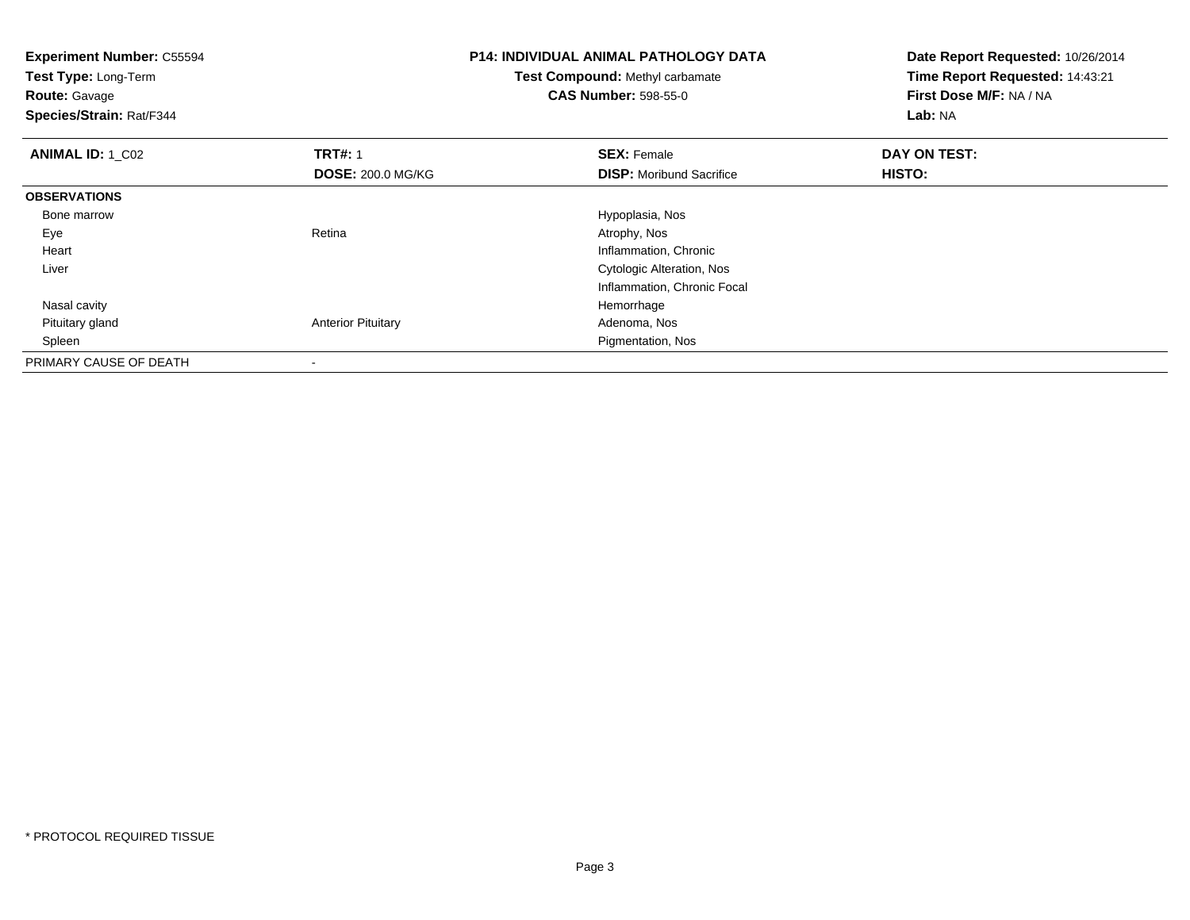**Experiment Number:** C55594
**Test Type:** Long-Term
**Route:** Gavage
**Species/Strain:** Rat/F344

**P14: INDIVIDUAL ANIMAL PATHOLOGY DATA**
**Test Compound:** Methyl carbamate
**CAS Number:** 598-55-0

**Date Report Requested:** 10/26/2014
**Time Report Requested:** 14:43:21
**First Dose M/F:** NA / NA
**Lab:** NA

| **ANIMAL ID:** 1_C02 | **TRT#:** 1 | **SEX:** Female | **DAY ON TEST:** |
|---|---|---|---|
| | **DOSE:** 200.0 MG/KG | **DISP:** Moribund Sacrifice | **HISTO:** |
| **OBSERVATIONS** | | | |
| Bone marrow | | Hypoplasia, Nos | |
| Eye | Retina | Atrophy, Nos | |
| Heart | | Inflammation, Chronic | |
| Liver | | Cytologic Alteration, Nos | |
| | | Inflammation, Chronic Focal | |
| Nasal cavity | | Hemorrhage | |
| Pituitary gland | Anterior Pituitary | Adenoma, Nos | |
| Spleen | | Pigmentation, Nos | |
| PRIMARY CAUSE OF DEATH | - | | |

* PROTOCOL REQUIRED TISSUE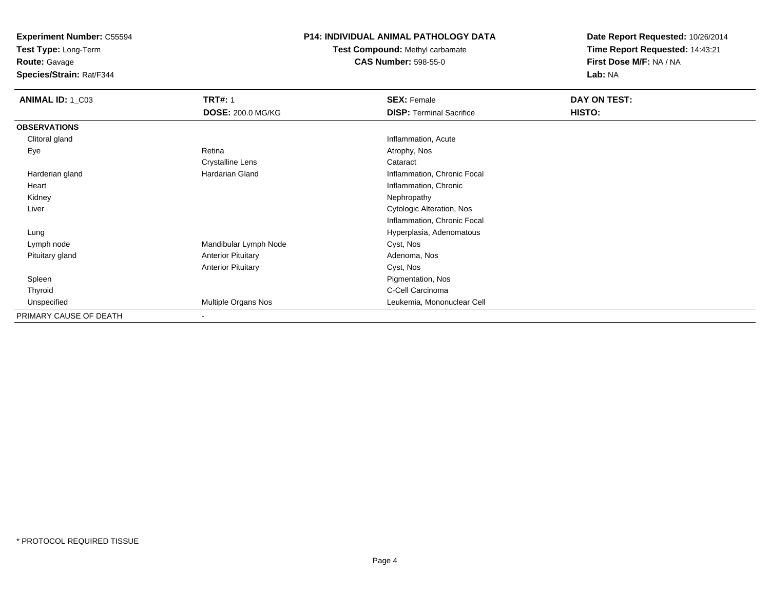**Experiment Number:** C55594
**Test Type:** Long-Term
**Route:** Gavage
**Species/Strain:** Rat/F344

**P14: INDIVIDUAL ANIMAL PATHOLOGY DATA**
**Test Compound:** Methyl carbamate
**CAS Number:** 598-55-0

**Date Report Requested:** 10/26/2014
**Time Report Requested:** 14:43:21
**First Dose M/F:** NA / NA
**Lab:** NA

| **ANIMAL ID:** 1_C03 | **TRT#:** 1 | **SEX:** Female | **DAY ON TEST:** |
|---|---|---|---|
| | **DOSE:** 200.0 MG/KG | **DISP:** Terminal Sacrifice | **HISTO:** |
| **OBSERVATIONS** | | | |
| Clitoral gland | | Inflammation, Acute | |
| Eye | Retina | Atrophy, Nos | |
| | Crystalline Lens | Cataract | |
| Harderian gland | Hardarian Gland | Inflammation, Chronic Focal | |
| Heart | | Inflammation, Chronic | |
| Kidney | | Nephropathy | |
| Liver | | Cytologic Alteration, Nos | |
| | | Inflammation, Chronic Focal | |
| Lung | | Hyperplasia, Adenomatous | |
| Lymph node | Mandibular Lymph Node | Cyst, Nos | |
| Pituitary gland | Anterior Pituitary | Adenoma, Nos | |
| | Anterior Pituitary | Cyst, Nos | |
| Spleen | | Pigmentation, Nos | |
| Thyroid | | C-Cell Carcinoma | |
| Unspecified | Multiple Organs Nos | Leukemia, Mononuclear Cell | |
| PRIMARY CAUSE OF DEATH | - | | |

\* PROTOCOL REQUIRED TISSUE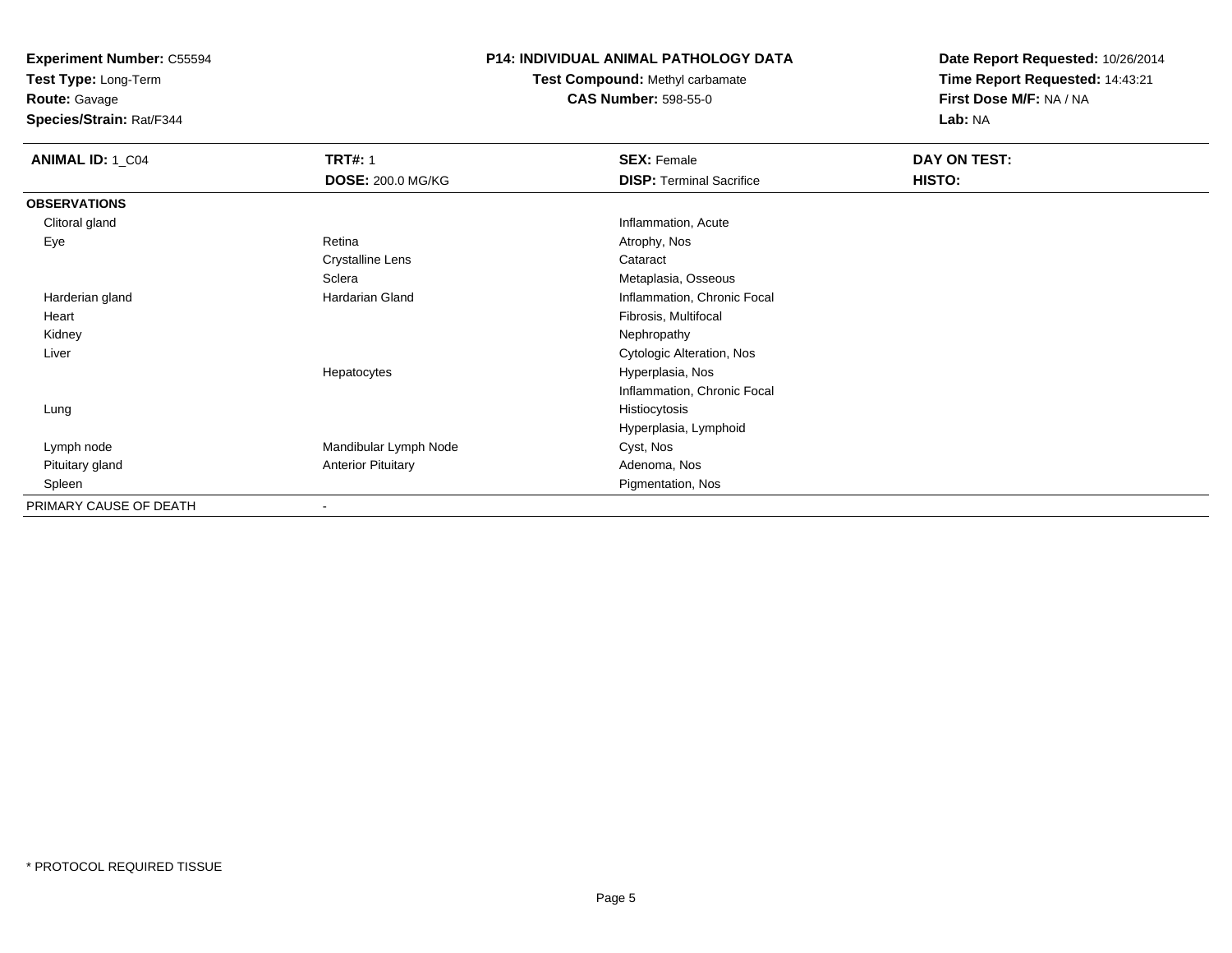**Experiment Number:** C55594
**Test Type:** Long-Term
**Route:** Gavage
**Species/Strain:** Rat/F344

**P14: INDIVIDUAL ANIMAL PATHOLOGY DATA**
**Test Compound:** Methyl carbamate
**CAS Number:** 598-55-0

**Date Report Requested:** 10/26/2014
**Time Report Requested:** 14:43:21
**First Dose M/F:** NA / NA
**Lab:** NA

| **ANIMAL ID:** 1_C04 | **TRT#:** 1<br>**DOSE:** 200.0 MG/KG | **SEX:** Female<br>**DISP:** Terminal Sacrifice | **DAY ON TEST:**<br>**HISTO:** |
|---|---|---|---|
| **OBSERVATIONS** | | | |
| Clitoral gland | | Inflammation, Acute | |
| Eye | Retina | Atrophy, Nos | |
| | Crystalline Lens | Cataract | |
| | Sclera | Metaplasia, Osseous | |
| Harderian gland | Hardarian Gland | Inflammation, Chronic Focal | |
| Heart | | Fibrosis, Multifocal | |
| Kidney | | Nephropathy | |
| Liver | | Cytologic Alteration, Nos | |
| | Hepatocytes | Hyperplasia, Nos | |
| | | Inflammation, Chronic Focal | |
| Lung | | Histiocytosis | |
| | | Hyperplasia, Lymphoid | |
| Lymph node | Mandibular Lymph Node | Cyst, Nos | |
| Pituitary gland | Anterior Pituitary | Adenoma, Nos | |
| Spleen | | Pigmentation, Nos | |
| PRIMARY CAUSE OF DEATH | - | | |

* PROTOCOL REQUIRED TISSUE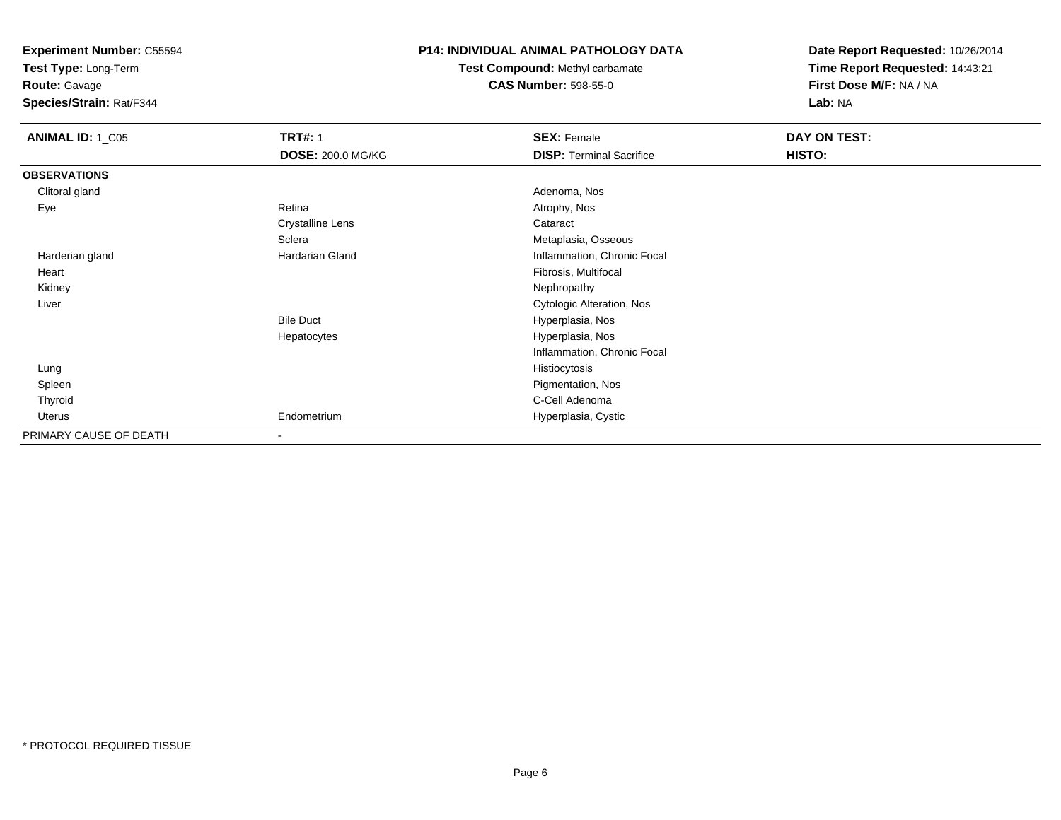**Experiment Number:** C55594
**Test Type:** Long-Term
**Route:** Gavage
**Species/Strain:** Rat/F344

**P14: INDIVIDUAL ANIMAL PATHOLOGY DATA**
**Test Compound:** Methyl carbamate
**CAS Number:** 598-55-0

**Date Report Requested:** 10/26/2014
**Time Report Requested:** 14:43:21
**First Dose M/F:** NA / NA
**Lab:** NA

| **ANIMAL ID:** 1_C05 | **TRT#:** 1 | **SEX:** Female | **DAY ON TEST:** |
|---|---|---|---|
| | **DOSE:** 200.0 MG/KG | **DISP:** Terminal Sacrifice | **HISTO:** |
| **OBSERVATIONS** | | | |
| Clitoral gland | | Adenoma, Nos | |
| Eye | Retina | Atrophy, Nos | |
| | Crystalline Lens | Cataract | |
| | Sclera | Metaplasia, Osseous | |
| Harderian gland | Hardarian Gland | Inflammation, Chronic Focal | |
| Heart | | Fibrosis, Multifocal | |
| Kidney | | Nephropathy | |
| Liver | | Cytologic Alteration, Nos | |
| | Bile Duct | Hyperplasia, Nos | |
| | Hepatocytes | Hyperplasia, Nos | |
| | | Inflammation, Chronic Focal | |
| Lung | | Histiocytosis | |
| Spleen | | Pigmentation, Nos | |
| Thyroid | | C-Cell Adenoma | |
| Uterus | Endometrium | Hyperplasia, Cystic | |
| PRIMARY CAUSE OF DEATH | - | | |

* PROTOCOL REQUIRED TISSUE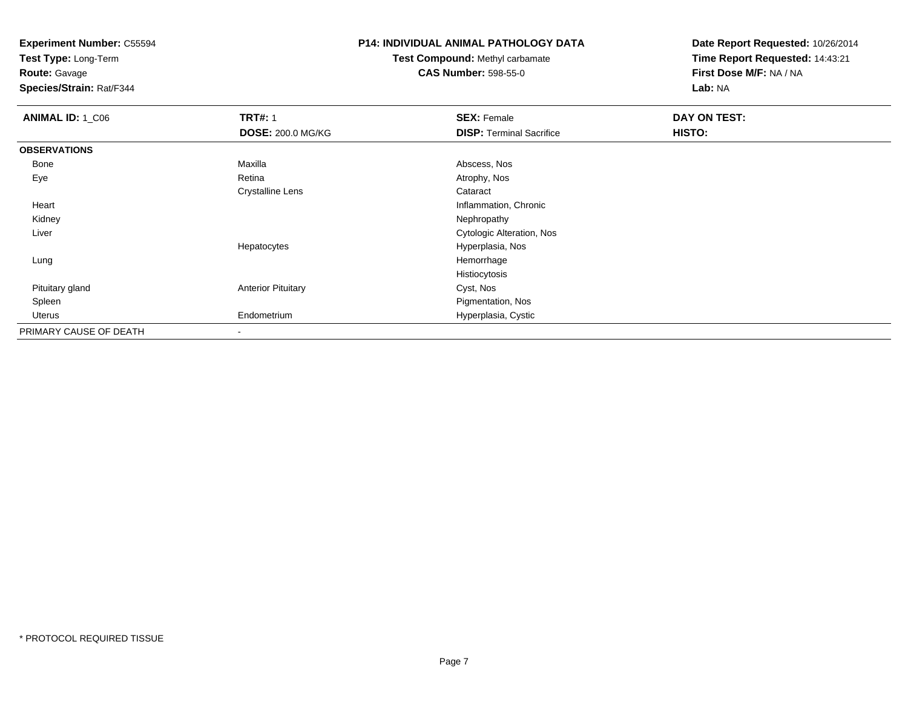**Experiment Number:** C55594
**Test Type:** Long-Term
**Route:** Gavage
**Species/Strain:** Rat/F344

**P14: INDIVIDUAL ANIMAL PATHOLOGY DATA**
**Test Compound:** Methyl carbamate
**CAS Number:** 598-55-0

**Date Report Requested:** 10/26/2014
**Time Report Requested:** 14:43:21
**First Dose M/F:** NA / NA
**Lab:** NA

| **ANIMAL ID:** 1_C06 | **TRT#:** 1 | **SEX:** Female | **DAY ON TEST:** |
|---|---|---|---|
| | **DOSE:** 200.0 MG/KG | **DISP:** Terminal Sacrifice | **HISTO:** |
| **OBSERVATIONS** | | | |
| Bone | Maxilla | Abscess, Nos | |
| Eye | Retina | Atrophy, Nos | |
| | Crystalline Lens | Cataract | |
| Heart | | Inflammation, Chronic | |
| Kidney | | Nephropathy | |
| Liver | | Cytologic Alteration, Nos | |
| | Hepatocytes | Hyperplasia, Nos | |
| Lung | | Hemorrhage | |
| | | Histiocytosis | |
| Pituitary gland | Anterior Pituitary | Cyst, Nos | |
| Spleen | | Pigmentation, Nos | |
| Uterus | Endometrium | Hyperplasia, Cystic | |
| PRIMARY CAUSE OF DEATH | - | | |

* PROTOCOL REQUIRED TISSUE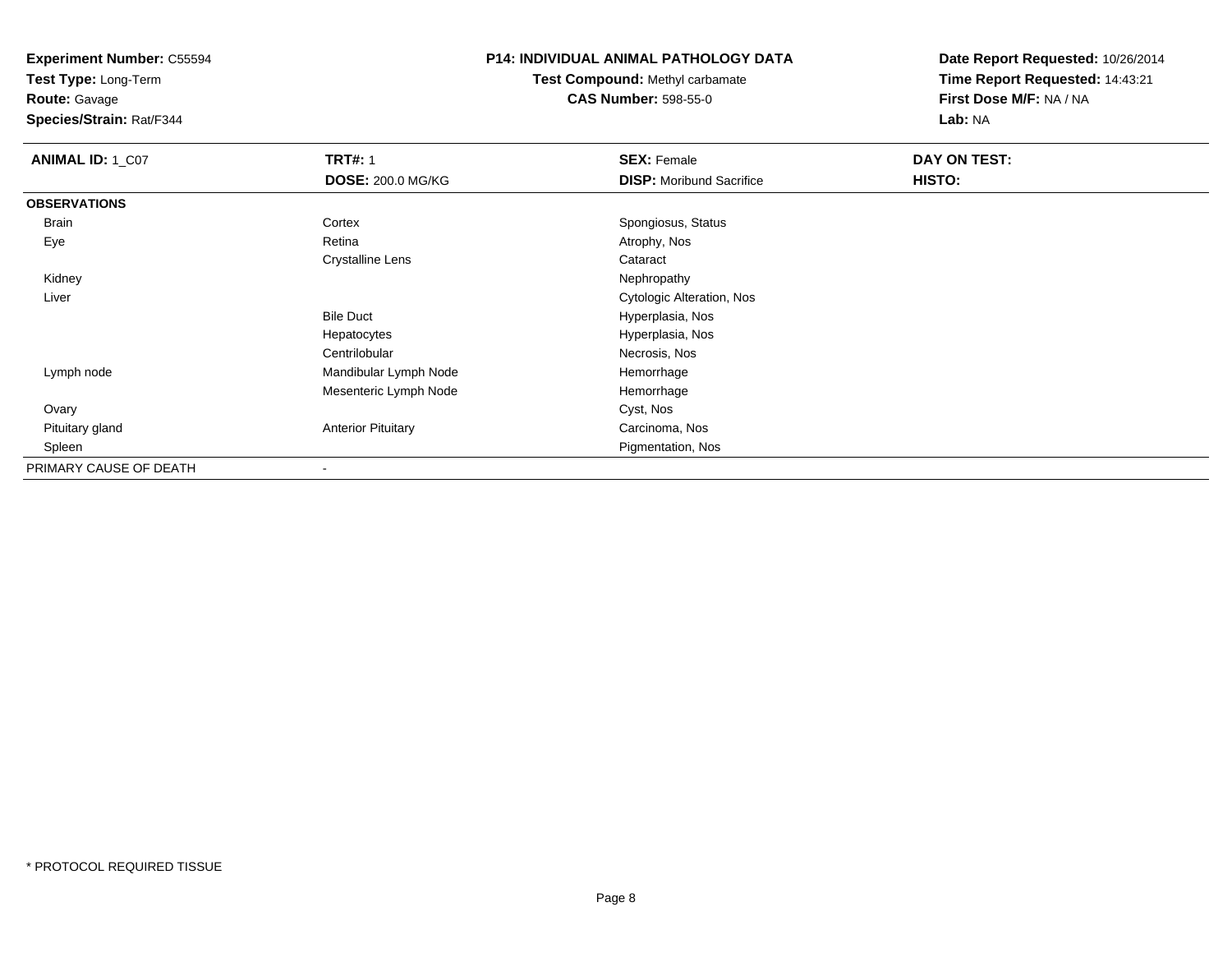**Experiment Number:** C55594
**Test Type:** Long-Term
**Route:** Gavage
**Species/Strain:** Rat/F344

**P14: INDIVIDUAL ANIMAL PATHOLOGY DATA**
**Test Compound:** Methyl carbamate
**CAS Number:** 598-55-0

**Date Report Requested:** 10/26/2014
**Time Report Requested:** 14:43:21
**First Dose M/F:** NA / NA
**Lab:** NA

| **ANIMAL ID:** 1_C07 | **TRT#:** 1 | **SEX:** Female | **DAY ON TEST:** |
|---|---|---|---|
| | **DOSE:** 200.0 MG/KG | **DISP:** Moribund Sacrifice | **HISTO:** |
| **OBSERVATIONS** | | | |
| Brain | Cortex | Spongiosus, Status | |
| Eye | Retina | Atrophy, Nos | |
| | Crystalline Lens | Cataract | |
| Kidney | | Nephropathy | |
| Liver | | Cytologic Alteration, Nos | |
| | Bile Duct | Hyperplasia, Nos | |
| | Hepatocytes | Hyperplasia, Nos | |
| | Centrilobular | Necrosis, Nos | |
| Lymph node | Mandibular Lymph Node | Hemorrhage | |
| | Mesenteric Lymph Node | Hemorrhage | |
| Ovary | | Cyst, Nos | |
| Pituitary gland | Anterior Pituitary | Carcinoma, Nos | |
| Spleen | | Pigmentation, Nos | |
| PRIMARY CAUSE OF DEATH | - | | |

* PROTOCOL REQUIRED TISSUE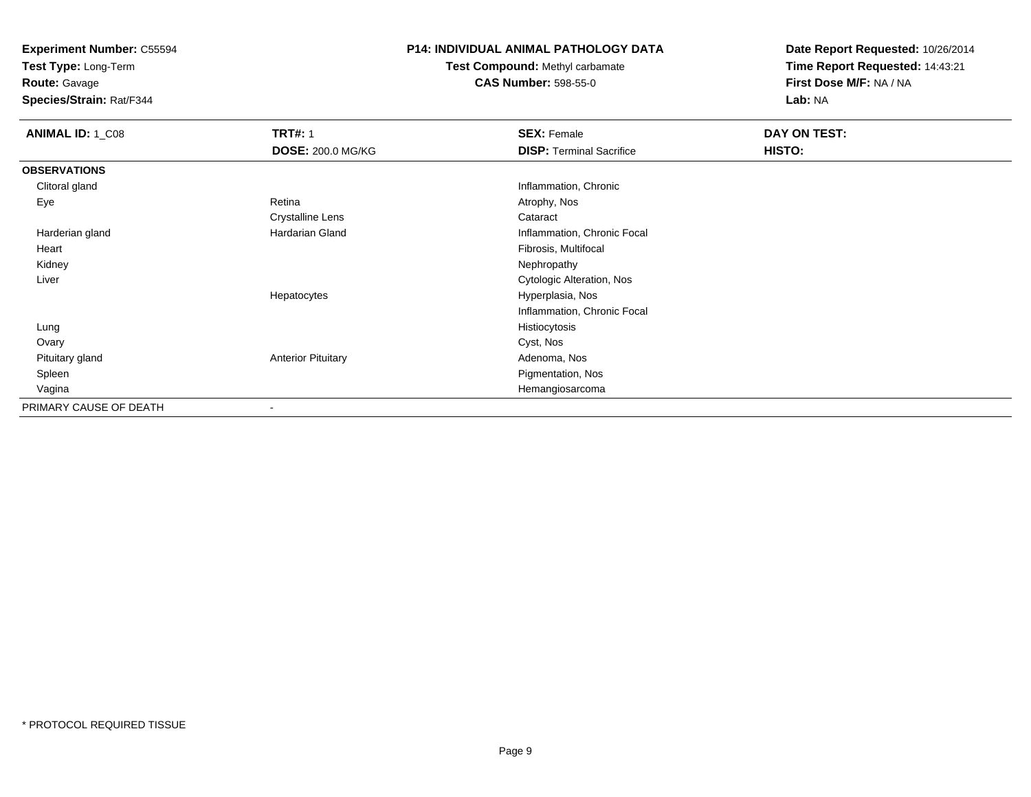**Experiment Number:** C55594
**Test Type:** Long-Term
**Route:** Gavage
**Species/Strain:** Rat/F344

**P14: INDIVIDUAL ANIMAL PATHOLOGY DATA**
**Test Compound:** Methyl carbamate
**CAS Number:** 598-55-0

**Date Report Requested:** 10/26/2014
**Time Report Requested:** 14:43:21
**First Dose M/F:** NA / NA
**Lab:** NA

| **ANIMAL ID:** 1_C08 | **TRT#:** 1 | **SEX:** Female | **DAY ON TEST:** |
|---|---|---|---|
| | **DOSE:** 200.0 MG/KG | **DISP:** Terminal Sacrifice | **HISTO:** |
| **OBSERVATIONS** | | | |
| Clitoral gland | | Inflammation, Chronic | |
| Eye | Retina | Atrophy, Nos | |
| | Crystalline Lens | Cataract | |
| Harderian gland | Hardarian Gland | Inflammation, Chronic Focal | |
| Heart | | Fibrosis, Multifocal | |
| Kidney | | Nephropathy | |
| Liver | | Cytologic Alteration, Nos | |
| | Hepatocytes | Hyperplasia, Nos | |
| | | Inflammation, Chronic Focal | |
| Lung | | Histiocytosis | |
| Ovary | | Cyst, Nos | |
| Pituitary gland | Anterior Pituitary | Adenoma, Nos | |
| Spleen | | Pigmentation, Nos | |
| Vagina | | Hemangiosarcoma | |
| PRIMARY CAUSE OF DEATH | - | | |

\* PROTOCOL REQUIRED TISSUE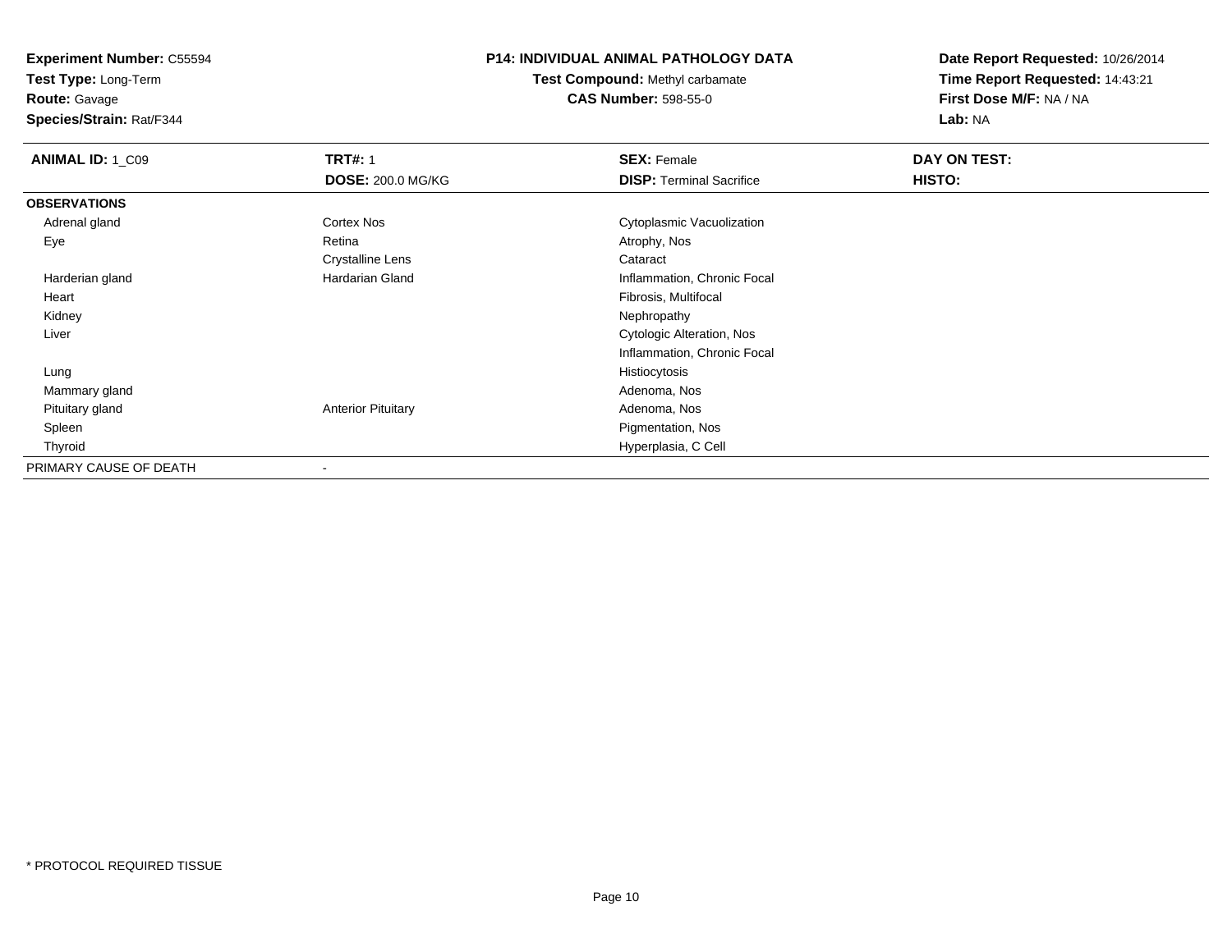**Experiment Number:** C55594
**Test Type:** Long-Term
**Route:** Gavage
**Species/Strain:** Rat/F344

**P14: INDIVIDUAL ANIMAL PATHOLOGY DATA**
**Test Compound:** Methyl carbamate
**CAS Number:** 598-55-0

**Date Report Requested:** 10/26/2014
**Time Report Requested:** 14:43:21
**First Dose M/F:** NA / NA
**Lab:** NA

| **ANIMAL ID:** 1_C09 | **TRT#:** 1 | **SEX:** Female | **DAY ON TEST:** |
|---|---|---|---|
| | **DOSE:** 200.0 MG/KG | **DISP:** Terminal Sacrifice | **HISTO:** |
| **OBSERVATIONS** | | | |
| Adrenal gland | Cortex Nos | Cytoplasmic Vacuolization | |
| Eye | Retina | Atrophy, Nos | |
| | Crystalline Lens | Cataract | |
| Harderian gland | Hardarian Gland | Inflammation, Chronic Focal | |
| Heart | | Fibrosis, Multifocal | |
| Kidney | | Nephropathy | |
| Liver | | Cytologic Alteration, Nos | |
| | | Inflammation, Chronic Focal | |
| Lung | | Histiocytosis | |
| Mammary gland | | Adenoma, Nos | |
| Pituitary gland | Anterior Pituitary | Adenoma, Nos | |
| Spleen | | Pigmentation, Nos | |
| Thyroid | | Hyperplasia, C Cell | |
| PRIMARY CAUSE OF DEATH | - | | |

* PROTOCOL REQUIRED TISSUE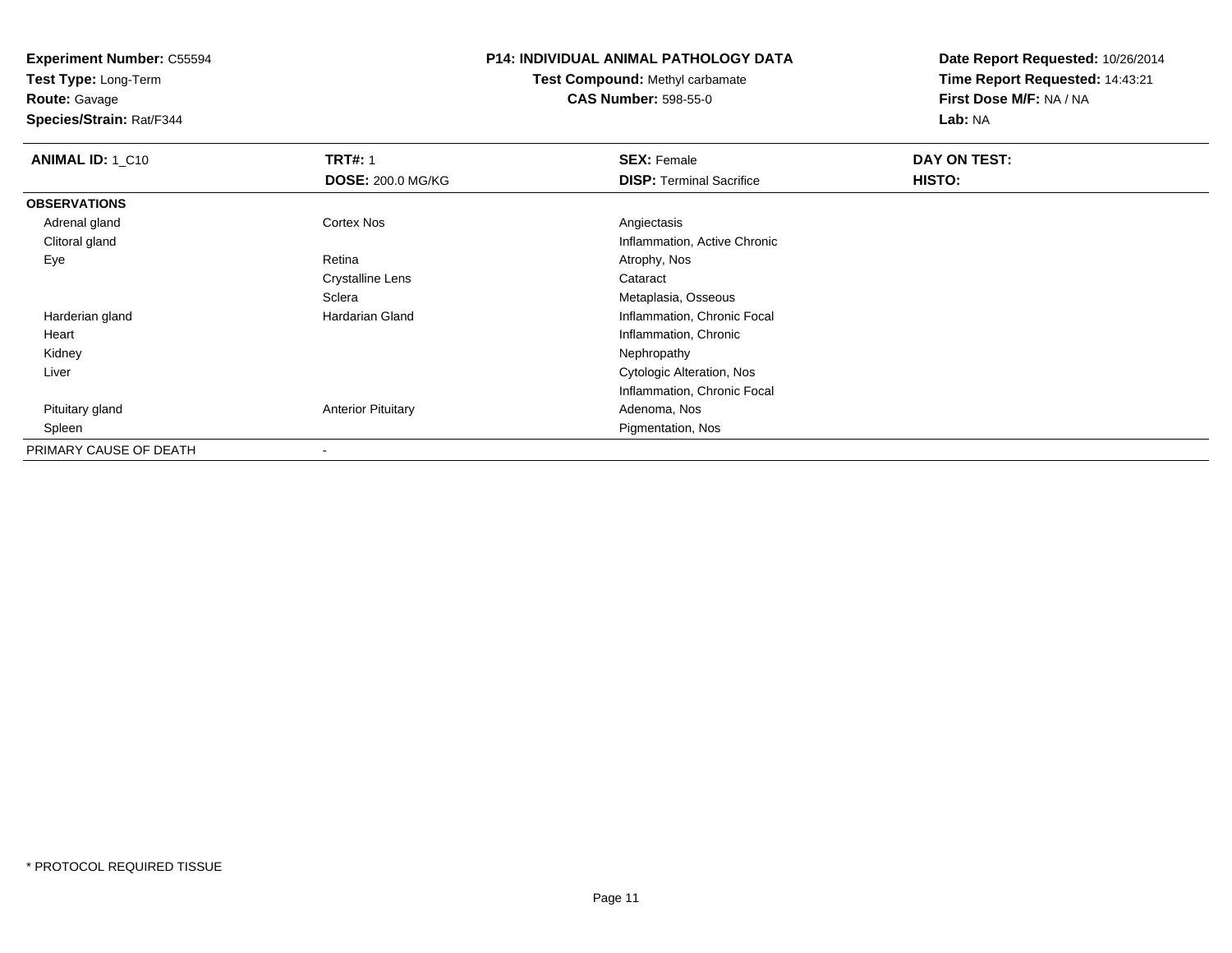**Experiment Number:** C55594
**Test Type:** Long-Term
**Route:** Gavage
**Species/Strain:** Rat/F344

**P14: INDIVIDUAL ANIMAL PATHOLOGY DATA**
**Test Compound:** Methyl carbamate
**CAS Number:** 598-55-0

**Date Report Requested:** 10/26/2014
**Time Report Requested:** 14:43:21
**First Dose M/F:** NA / NA
**Lab:** NA

| **ANIMAL ID:** 1_C10 | **TRT#:** 1 | **SEX:** Female | **DAY ON TEST:** |
|---|---|---|---|
| | **DOSE:** 200.0 MG/KG | **DISP:** Terminal Sacrifice | **HISTO:** |
| **OBSERVATIONS** | | | |
| Adrenal gland | Cortex Nos | Angiectasis | |
| Clitoral gland | | Inflammation, Active Chronic | |
| Eye | Retina | Atrophy, Nos | |
| | Crystalline Lens | Cataract | |
| | Sclera | Metaplasia, Osseous | |
| Harderian gland | Hardarian Gland | Inflammation, Chronic Focal | |
| Heart | | Inflammation, Chronic | |
| Kidney | | Nephropathy | |
| Liver | | Cytologic Alteration, Nos | |
| | | Inflammation, Chronic Focal | |
| Pituitary gland | Anterior Pituitary | Adenoma, Nos | |
| Spleen | | Pigmentation, Nos | |
| PRIMARY CAUSE OF DEATH | - | | |

\* PROTOCOL REQUIRED TISSUE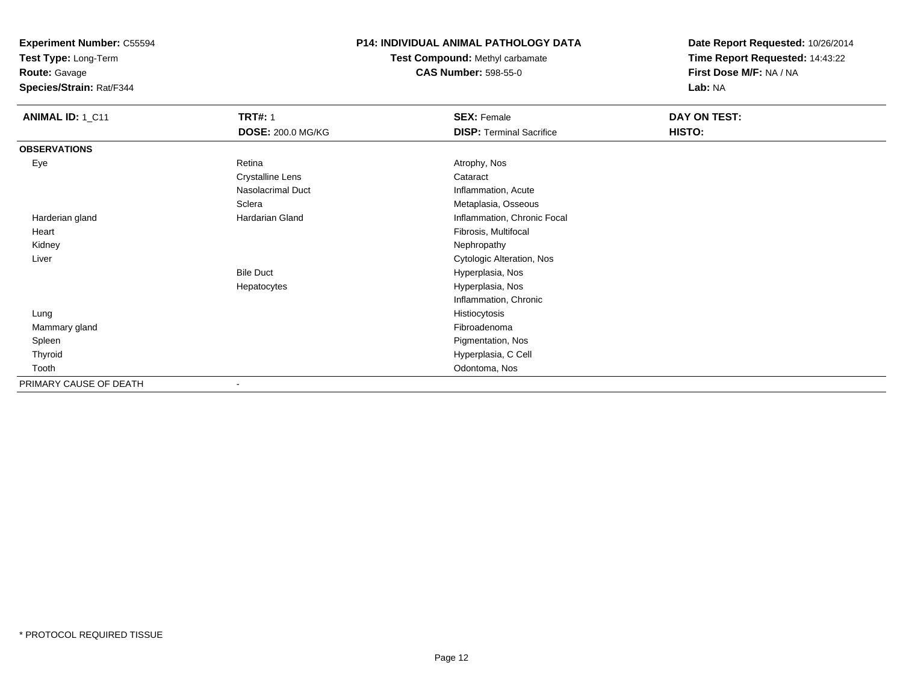**Experiment Number:** C55594
**Test Type:** Long-Term
**Route:** Gavage
**Species/Strain:** Rat/F344

**P14: INDIVIDUAL ANIMAL PATHOLOGY DATA**
**Test Compound:** Methyl carbamate
**CAS Number:** 598-55-0

**Date Report Requested:** 10/26/2014
**Time Report Requested:** 14:43:22
**First Dose M/F:** NA / NA
**Lab:** NA

| **ANIMAL ID:** 1_C11 | **TRT#:** 1 | **SEX:** Female | **DAY ON TEST:** |
|---|---|---|---|
| | **DOSE:** 200.0 MG/KG | **DISP:** Terminal Sacrifice | **HISTO:** |
| **OBSERVATIONS** | | | |
| Eye | Retina | Atrophy, Nos | |
| | Crystalline Lens | Cataract | |
| | Nasolacrimal Duct | Inflammation, Acute | |
| | Sclera | Metaplasia, Osseous | |
| Harderian gland | Hardarian Gland | Inflammation, Chronic Focal | |
| Heart | | Fibrosis, Multifocal | |
| Kidney | | Nephropathy | |
| Liver | | Cytologic Alteration, Nos | |
| | Bile Duct | Hyperplasia, Nos | |
| | Hepatocytes | Hyperplasia, Nos | |
| | | Inflammation, Chronic | |
| Lung | | Histiocytosis | |
| Mammary gland | | Fibroadenoma | |
| Spleen | | Pigmentation, Nos | |
| Thyroid | | Hyperplasia, C Cell | |
| Tooth | | Odontoma, Nos | |
| PRIMARY CAUSE OF DEATH | - | | |

* PROTOCOL REQUIRED TISSUE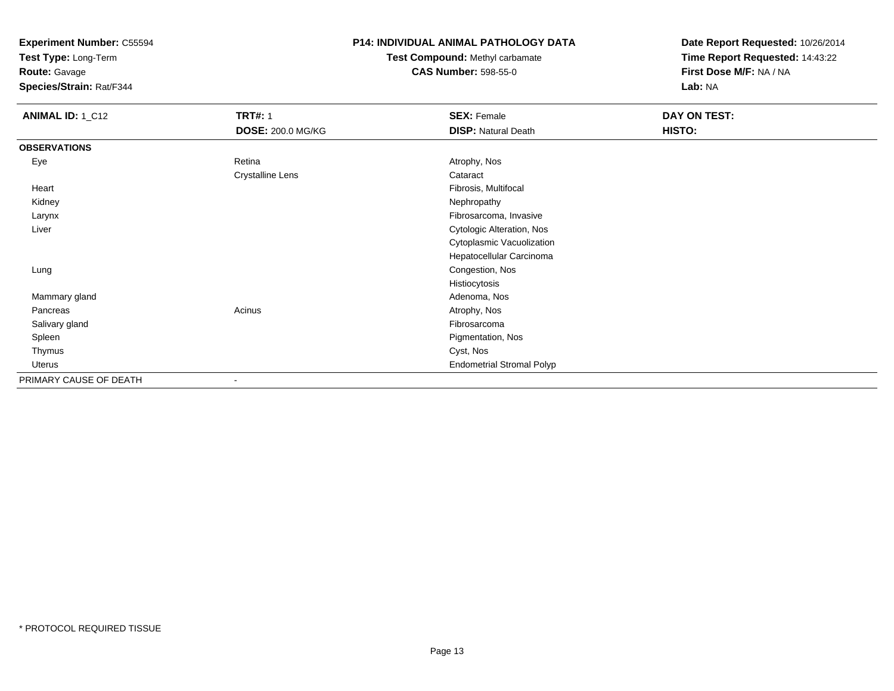**Experiment Number:** C55594
**Test Type:** Long-Term
**Route:** Gavage
**Species/Strain:** Rat/F344

**P14: INDIVIDUAL ANIMAL PATHOLOGY DATA**
**Test Compound:** Methyl carbamate
**CAS Number:** 598-55-0

**Date Report Requested:** 10/26/2014
**Time Report Requested:** 14:43:22
**First Dose M/F:** NA / NA
**Lab:** NA

| **ANIMAL ID:** 1_C12 | **TRT#:** 1 | **SEX:** Female | **DAY ON TEST:** |
|---|---|---|---|
| | **DOSE:** 200.0 MG/KG | **DISP:** Natural Death | **HISTO:** |
| **OBSERVATIONS** | | | |
| Eye | Retina | Atrophy, Nos | |
| | Crystalline Lens | Cataract | |
| Heart | | Fibrosis, Multifocal | |
| Kidney | | Nephropathy | |
| Larynx | | Fibrosarcoma, Invasive | |
| Liver | | Cytologic Alteration, Nos | |
| | | Cytoplasmic Vacuolization | |
| | | Hepatocellular Carcinoma | |
| Lung | | Congestion, Nos | |
| | | Histiocytosis | |
| Mammary gland | | Adenoma, Nos | |
| Pancreas | Acinus | Atrophy, Nos | |
| Salivary gland | | Fibrosarcoma | |
| Spleen | | Pigmentation, Nos | |
| Thymus | | Cyst, Nos | |
| Uterus | | Endometrial Stromal Polyp | |
| PRIMARY CAUSE OF DEATH | - | | |

* PROTOCOL REQUIRED TISSUE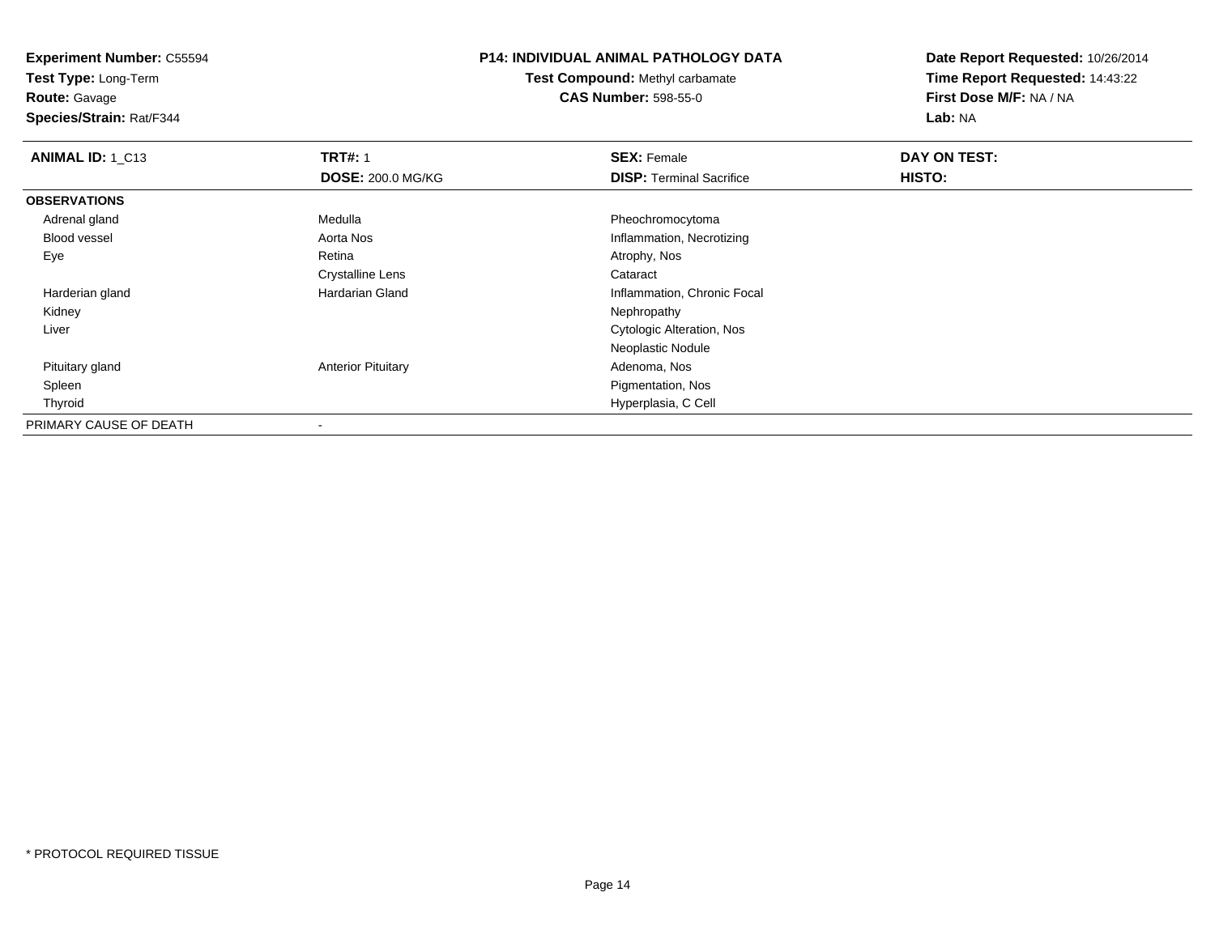**Experiment Number:** C55594
**Test Type:** Long-Term
**Route:** Gavage
**Species/Strain:** Rat/F344

**P14: INDIVIDUAL ANIMAL PATHOLOGY DATA**
**Test Compound:** Methyl carbamate
**CAS Number:** 598-55-0

**Date Report Requested:** 10/26/2014
**Time Report Requested:** 14:43:22
**First Dose M/F:** NA / NA
**Lab:** NA

| **ANIMAL ID:** 1_C13 | **TRT#:** 1 | **SEX:** Female | **DAY ON TEST:** |
|---|---|---|---|
| | **DOSE:** 200.0 MG/KG | **DISP:** Terminal Sacrifice | **HISTO:** |
| **OBSERVATIONS** | | | |
| Adrenal gland | Medulla | Pheochromocytoma | |
| Blood vessel | Aorta Nos | Inflammation, Necrotizing | |
| Eye | Retina | Atrophy, Nos | |
| | Crystalline Lens | Cataract | |
| Harderian gland | Hardarian Gland | Inflammation, Chronic Focal | |
| Kidney | | Nephropathy | |
| Liver | | Cytologic Alteration, Nos | |
| | | Neoplastic Nodule | |
| Pituitary gland | Anterior Pituitary | Adenoma, Nos | |
| Spleen | | Pigmentation, Nos | |
| Thyroid | | Hyperplasia, C Cell | |
| PRIMARY CAUSE OF DEATH | - | | |

* PROTOCOL REQUIRED TISSUE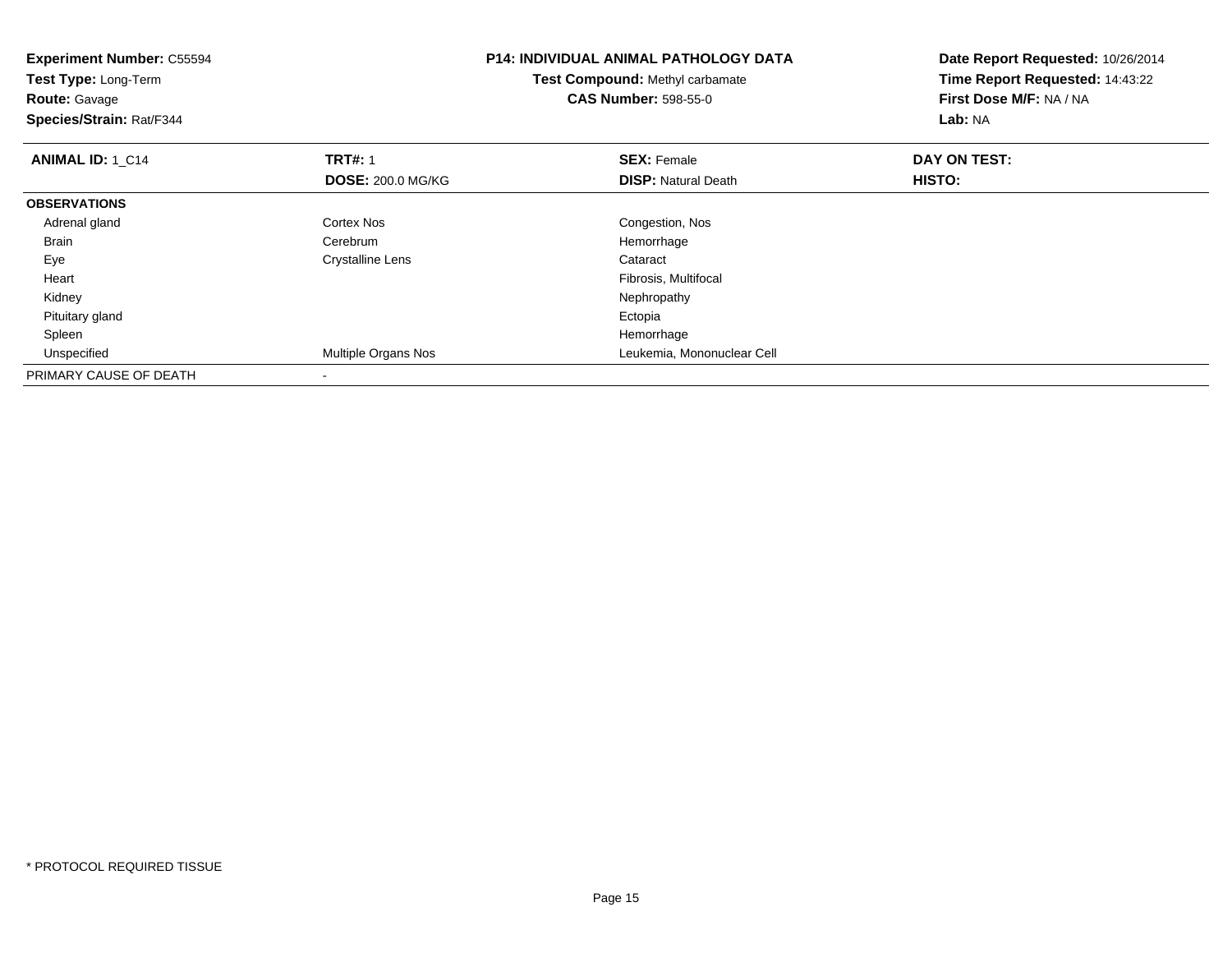**Experiment Number:** C55594
**Test Type:** Long-Term
**Route:** Gavage
**Species/Strain:** Rat/F344

**P14: INDIVIDUAL ANIMAL PATHOLOGY DATA**
**Test Compound:** Methyl carbamate
**CAS Number:** 598-55-0

**Date Report Requested:** 10/26/2014
**Time Report Requested:** 14:43:22
**First Dose M/F:** NA / NA
**Lab:** NA

| **ANIMAL ID:** 1_C14 | **TRT#:** 1 | **SEX:** Female | **DAY ON TEST:** |
|---|---|---|---|
| | **DOSE:** 200.0 MG/KG | **DISP:** Natural Death | **HISTO:** |
| **OBSERVATIONS** | | | |
| Adrenal gland | Cortex Nos | Congestion, Nos | |
| Brain | Cerebrum | Hemorrhage | |
| Eye | Crystalline Lens | Cataract | |
| Heart | | Fibrosis, Multifocal | |
| Kidney | | Nephropathy | |
| Pituitary gland | | Ectopia | |
| Spleen | | Hemorrhage | |
| Unspecified | Multiple Organs Nos | Leukemia, Mononuclear Cell | |
| PRIMARY CAUSE OF DEATH | - | | |

* PROTOCOL REQUIRED TISSUE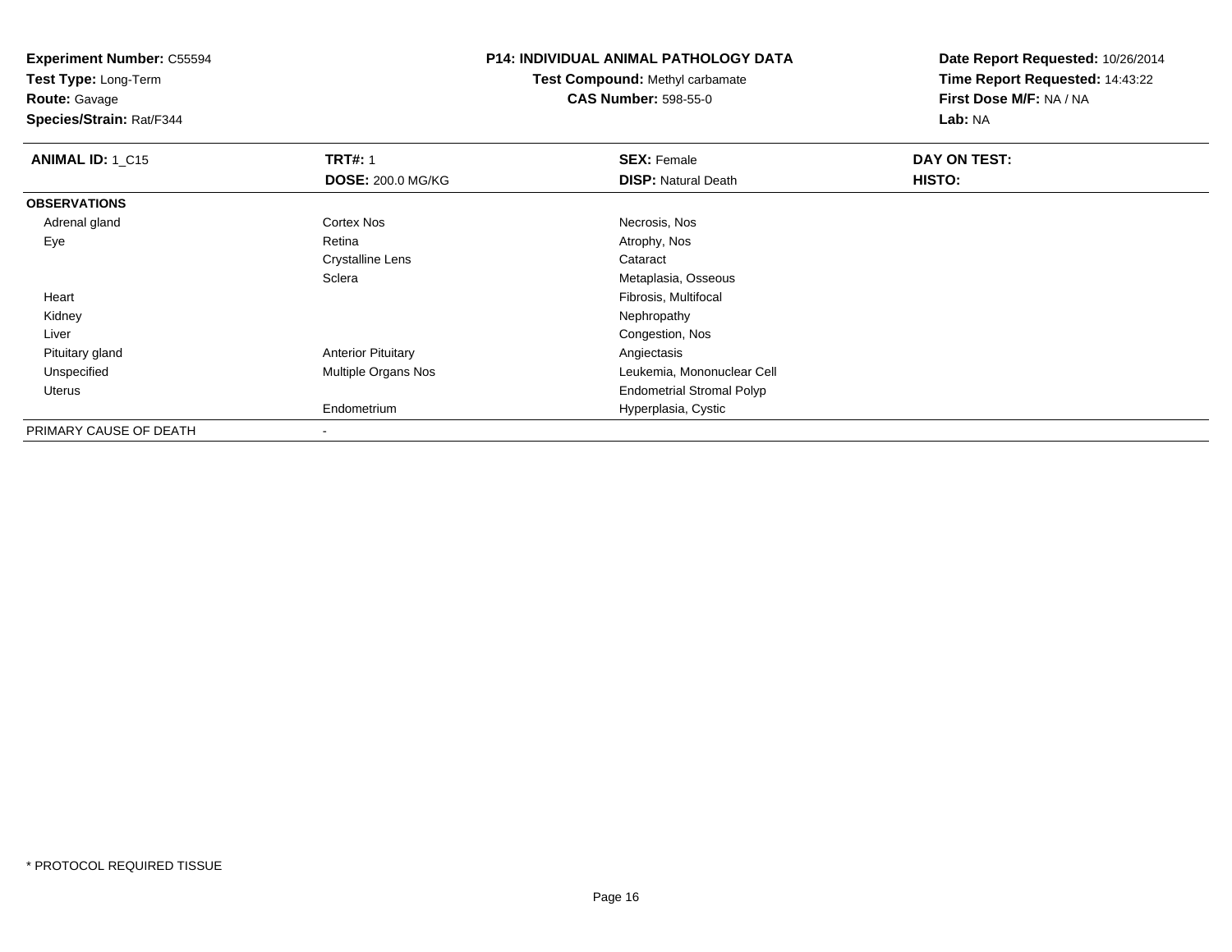**Experiment Number:** C55594
**Test Type:** Long-Term
**Route:** Gavage
**Species/Strain:** Rat/F344

**P14: INDIVIDUAL ANIMAL PATHOLOGY DATA**
**Test Compound:** Methyl carbamate
**CAS Number:** 598-55-0

**Date Report Requested:** 10/26/2014
**Time Report Requested:** 14:43:22
**First Dose M/F:** NA / NA
**Lab:** NA

| **ANIMAL ID:** 1_C15 | **TRT#:** 1 | **SEX:** Female | **DAY ON TEST:** |
|---|---|---|---|
| | **DOSE:** 200.0 MG/KG | **DISP:** Natural Death | **HISTO:** |
| **OBSERVATIONS** | | | |
| Adrenal gland | Cortex Nos | Necrosis, Nos | |
| Eye | Retina | Atrophy, Nos | |
| | Crystalline Lens | Cataract | |
| | Sclera | Metaplasia, Osseous | |
| Heart | | Fibrosis, Multifocal | |
| Kidney | | Nephropathy | |
| Liver | | Congestion, Nos | |
| Pituitary gland | Anterior Pituitary | Angiectasis | |
| Unspecified | Multiple Organs Nos | Leukemia, Mononuclear Cell | |
| Uterus | | Endometrial Stromal Polyp | |
| | Endometrium | Hyperplasia, Cystic | |
| PRIMARY CAUSE OF DEATH | - | | |

* PROTOCOL REQUIRED TISSUE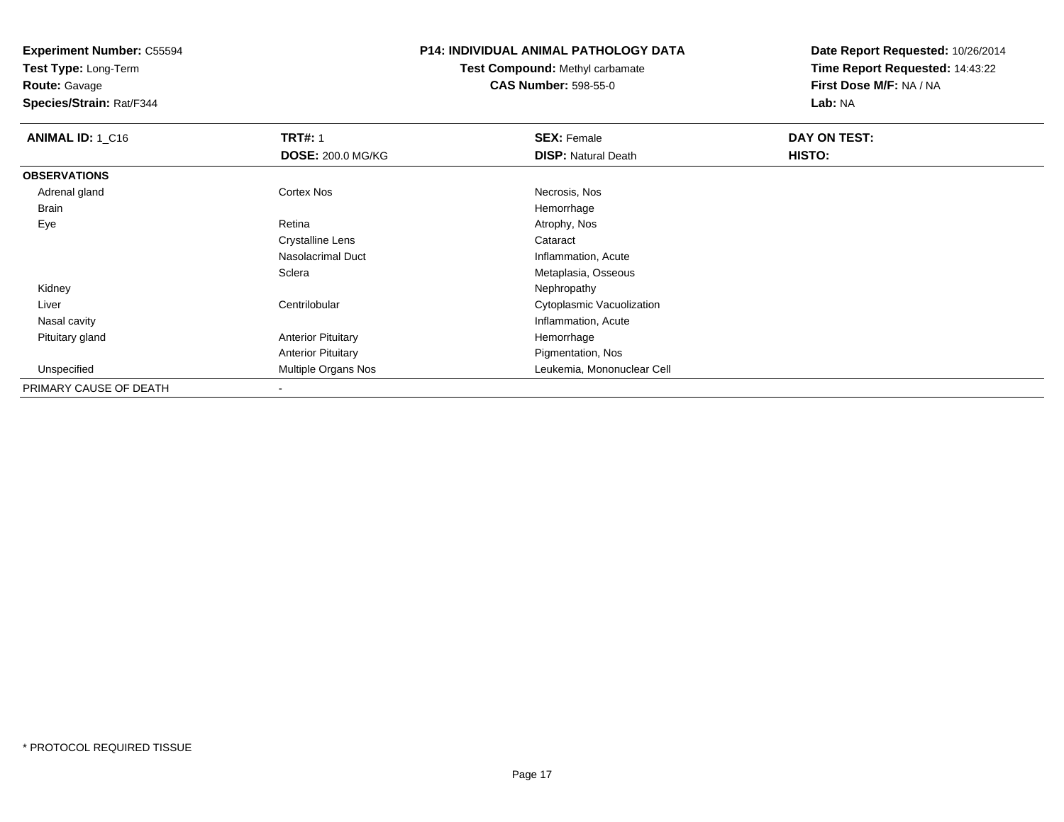**Experiment Number:** C55594
**Test Type:** Long-Term
**Route:** Gavage
**Species/Strain:** Rat/F344

**P14: INDIVIDUAL ANIMAL PATHOLOGY DATA**
**Test Compound:** Methyl carbamate
**CAS Number:** 598-55-0

**Date Report Requested:** 10/26/2014
**Time Report Requested:** 14:43:22
**First Dose M/F:** NA / NA
**Lab:** NA

| **ANIMAL ID:** 1_C16 | **TRT#:** 1 | **SEX:** Female | **DAY ON TEST:** |
|---|---|---|---|
| | **DOSE:** 200.0 MG/KG | **DISP:** Natural Death | **HISTO:** |
| **OBSERVATIONS** | | | |
| Adrenal gland | Cortex Nos | Necrosis, Nos | |
| Brain | | Hemorrhage | |
| Eye | Retina | Atrophy, Nos | |
| | Crystalline Lens | Cataract | |
| | Nasolacrimal Duct | Inflammation, Acute | |
| | Sclera | Metaplasia, Osseous | |
| Kidney | | Nephropathy | |
| Liver | Centrilobular | Cytoplasmic Vacuolization | |
| Nasal cavity | | Inflammation, Acute | |
| Pituitary gland | Anterior Pituitary | Hemorrhage | |
| | Anterior Pituitary | Pigmentation, Nos | |
| Unspecified | Multiple Organs Nos | Leukemia, Mononuclear Cell | |
| PRIMARY CAUSE OF DEATH | - | | |

* PROTOCOL REQUIRED TISSUE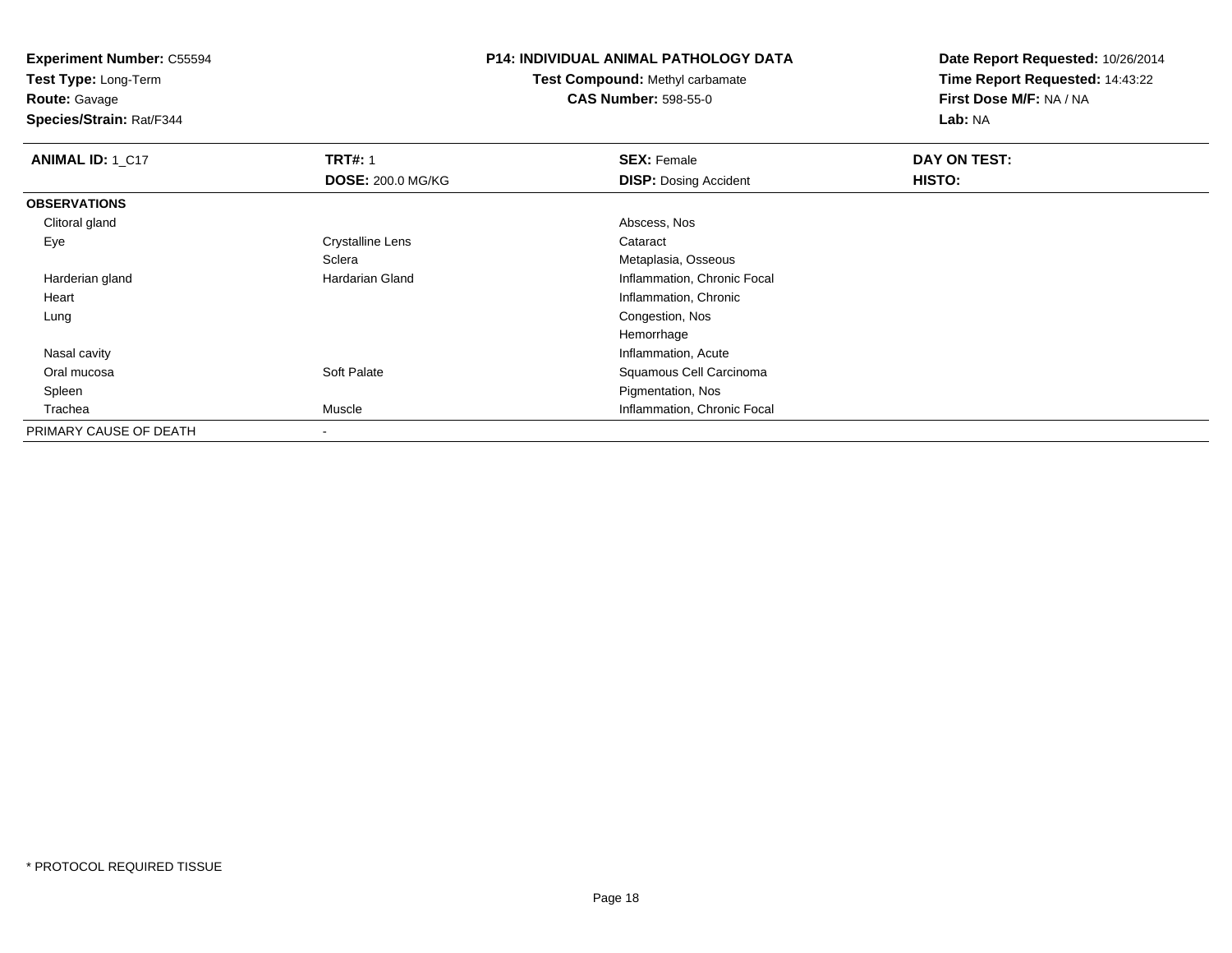**Experiment Number:** C55594
**Test Type:** Long-Term
**Route:** Gavage
**Species/Strain:** Rat/F344

**P14: INDIVIDUAL ANIMAL PATHOLOGY DATA**
**Test Compound:** Methyl carbamate
**CAS Number:** 598-55-0

**Date Report Requested:** 10/26/2014
**Time Report Requested:** 14:43:22
**First Dose M/F:** NA / NA
**Lab:** NA

| **ANIMAL ID:** 1_C17 | **TRT#:** 1 | **SEX:** Female | **DAY ON TEST:** |
|---|---|---|---|
| | **DOSE:** 200.0 MG/KG | **DISP:** Dosing Accident | **HISTO:** |
| **OBSERVATIONS** | | | |
| Clitoral gland | | Abscess, Nos | |
| Eye | Crystalline Lens | Cataract | |
| | Sclera | Metaplasia, Osseous | |
| Harderian gland | Hardarian Gland | Inflammation, Chronic Focal | |
| Heart | | Inflammation, Chronic | |
| Lung | | Congestion, Nos | |
| | | Hemorrhage | |
| Nasal cavity | | Inflammation, Acute | |
| Oral mucosa | Soft Palate | Squamous Cell Carcinoma | |
| Spleen | | Pigmentation, Nos | |
| Trachea | Muscle | Inflammation, Chronic Focal | |
| PRIMARY CAUSE OF DEATH | - | | |

* PROTOCOL REQUIRED TISSUE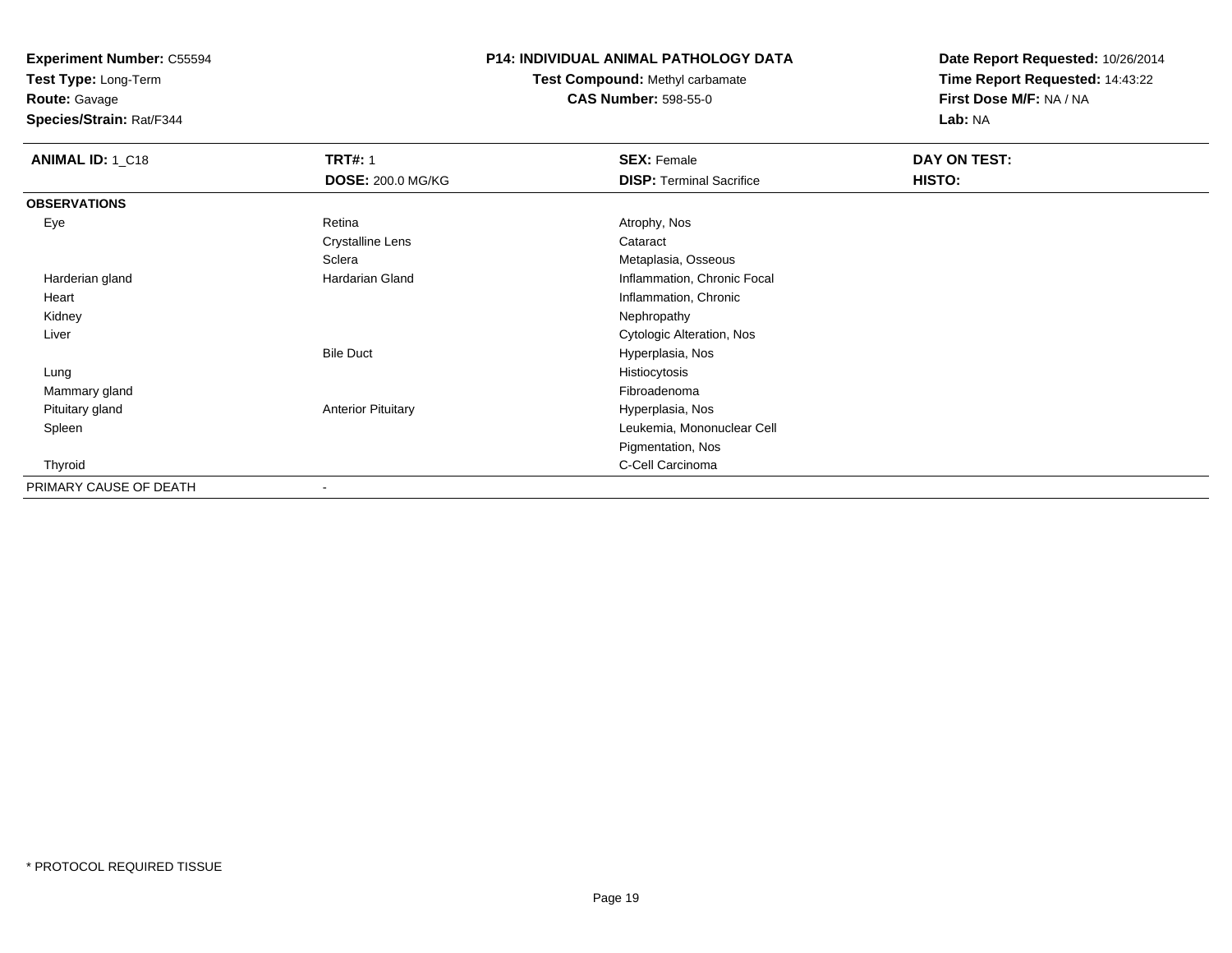**Experiment Number:** C55594
**Test Type:** Long-Term
**Route:** Gavage
**Species/Strain:** Rat/F344

**P14: INDIVIDUAL ANIMAL PATHOLOGY DATA**
**Test Compound:** Methyl carbamate
**CAS Number:** 598-55-0

**Date Report Requested:** 10/26/2014
**Time Report Requested:** 14:43:22
**First Dose M/F:** NA / NA
**Lab:** NA

| **ANIMAL ID:** 1_C18 | **TRT#:** 1 | **SEX:** Female | **DAY ON TEST:** |
|---|---|---|---|
| | **DOSE:** 200.0 MG/KG | **DISP:** Terminal Sacrifice | **HISTO:** |
| **OBSERVATIONS** | | | |
| Eye | Retina | Atrophy, Nos | |
| | Crystalline Lens | Cataract | |
| | Sclera | Metaplasia, Osseous | |
| Harderian gland | Hardarian Gland | Inflammation, Chronic Focal | |
| Heart | | Inflammation, Chronic | |
| Kidney | | Nephropathy | |
| Liver | | Cytologic Alteration, Nos | |
| | Bile Duct | Hyperplasia, Nos | |
| Lung | | Histiocytosis | |
| Mammary gland | | Fibroadenoma | |
| Pituitary gland | Anterior Pituitary | Hyperplasia, Nos | |
| Spleen | | Leukemia, Mononuclear Cell | |
| | | Pigmentation, Nos | |
| Thyroid | | C-Cell Carcinoma | |
| PRIMARY CAUSE OF DEATH | - | | |

* PROTOCOL REQUIRED TISSUE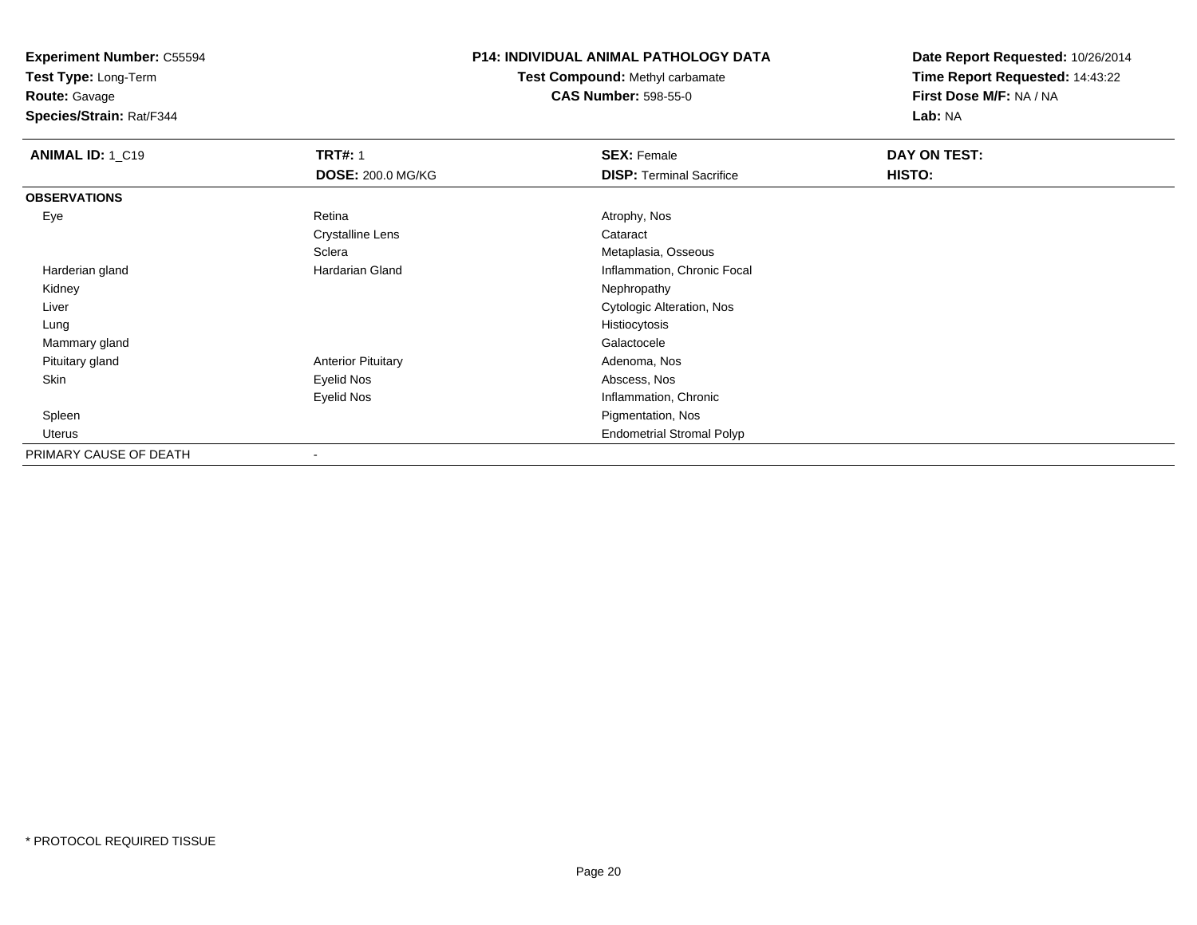**Experiment Number:** C55594
**Test Type:** Long-Term
**Route:** Gavage
**Species/Strain:** Rat/F344

**P14: INDIVIDUAL ANIMAL PATHOLOGY DATA**
**Test Compound:** Methyl carbamate
**CAS Number:** 598-55-0

**Date Report Requested:** 10/26/2014
**Time Report Requested:** 14:43:22
**First Dose M/F:** NA / NA
**Lab:** NA

| **ANIMAL ID:** 1_C19 | **TRT#:** 1 | **SEX:** Female | **DAY ON TEST:** |
|---|---|---|---|
| | **DOSE:** 200.0 MG/KG | **DISP:** Terminal Sacrifice | **HISTO:** |
| **OBSERVATIONS** | | | |
| Eye | Retina | Atrophy, Nos | |
| | Crystalline Lens | Cataract | |
| | Sclera | Metaplasia, Osseous | |
| Harderian gland | Hardarian Gland | Inflammation, Chronic Focal | |
| Kidney | | Nephropathy | |
| Liver | | Cytologic Alteration, Nos | |
| Lung | | Histiocytosis | |
| Mammary gland | | Galactocele | |
| Pituitary gland | Anterior Pituitary | Adenoma, Nos | |
| Skin | Eyelid Nos | Abscess, Nos | |
| | Eyelid Nos | Inflammation, Chronic | |
| Spleen | | Pigmentation, Nos | |
| Uterus | | Endometrial Stromal Polyp | |
| PRIMARY CAUSE OF DEATH | - | | |

\* PROTOCOL REQUIRED TISSUE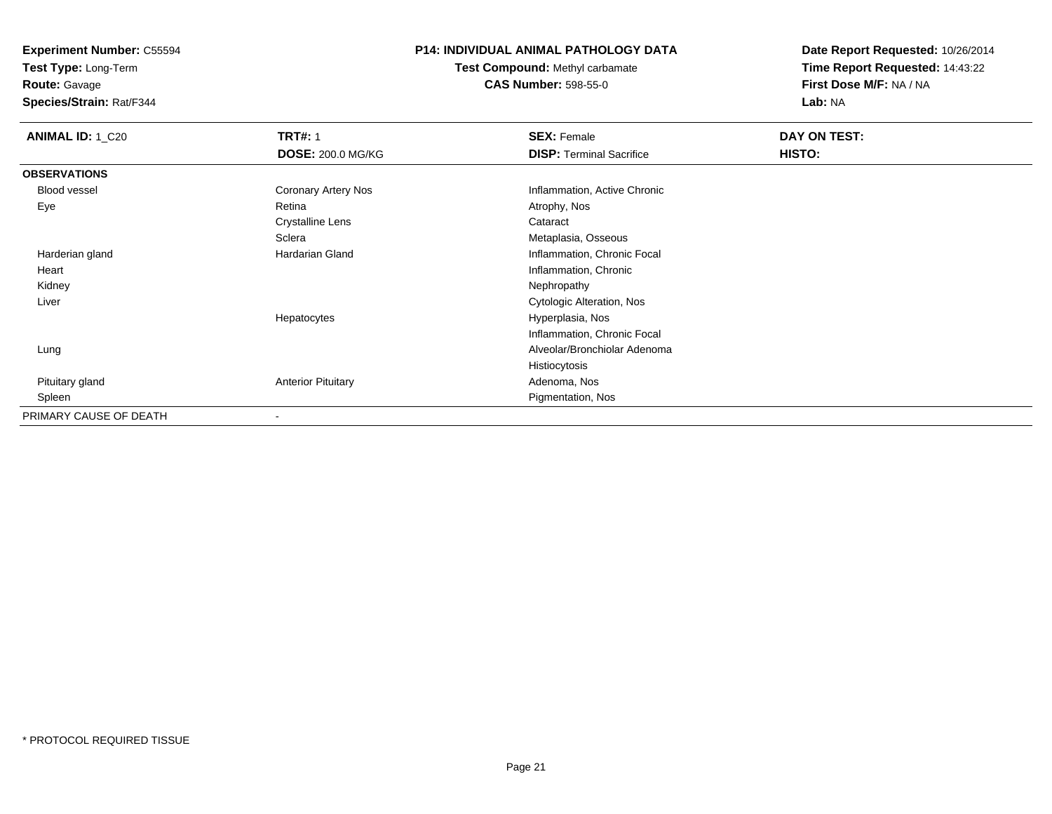**Experiment Number:** C55594
**Test Type:** Long-Term
**Route:** Gavage
**Species/Strain:** Rat/F344

**P14: INDIVIDUAL ANIMAL PATHOLOGY DATA**
**Test Compound:** Methyl carbamate
**CAS Number:** 598-55-0

**Date Report Requested:** 10/26/2014
**Time Report Requested:** 14:43:22
**First Dose M/F:** NA / NA
**Lab:** NA

| **ANIMAL ID:** 1_C20 | **TRT#:** 1 | **SEX:** Female | **DAY ON TEST:** |
|---|---|---|---|
| | **DOSE:** 200.0 MG/KG | **DISP:** Terminal Sacrifice | **HISTO:** |
| **OBSERVATIONS** | | | |
| Blood vessel | Coronary Artery Nos | Inflammation, Active Chronic | |
| Eye | Retina | Atrophy, Nos | |
| | Crystalline Lens | Cataract | |
| | Sclera | Metaplasia, Osseous | |
| Harderian gland | Hardarian Gland | Inflammation, Chronic Focal | |
| Heart | | Inflammation, Chronic | |
| Kidney | | Nephropathy | |
| Liver | | Cytologic Alteration, Nos | |
| | Hepatocytes | Hyperplasia, Nos | |
| | | Inflammation, Chronic Focal | |
| Lung | | Alveolar/Bronchiolar Adenoma | |
| | | Histiocytosis | |
| Pituitary gland | Anterior Pituitary | Adenoma, Nos | |
| Spleen | | Pigmentation, Nos | |
| PRIMARY CAUSE OF DEATH | - | | |

* PROTOCOL REQUIRED TISSUE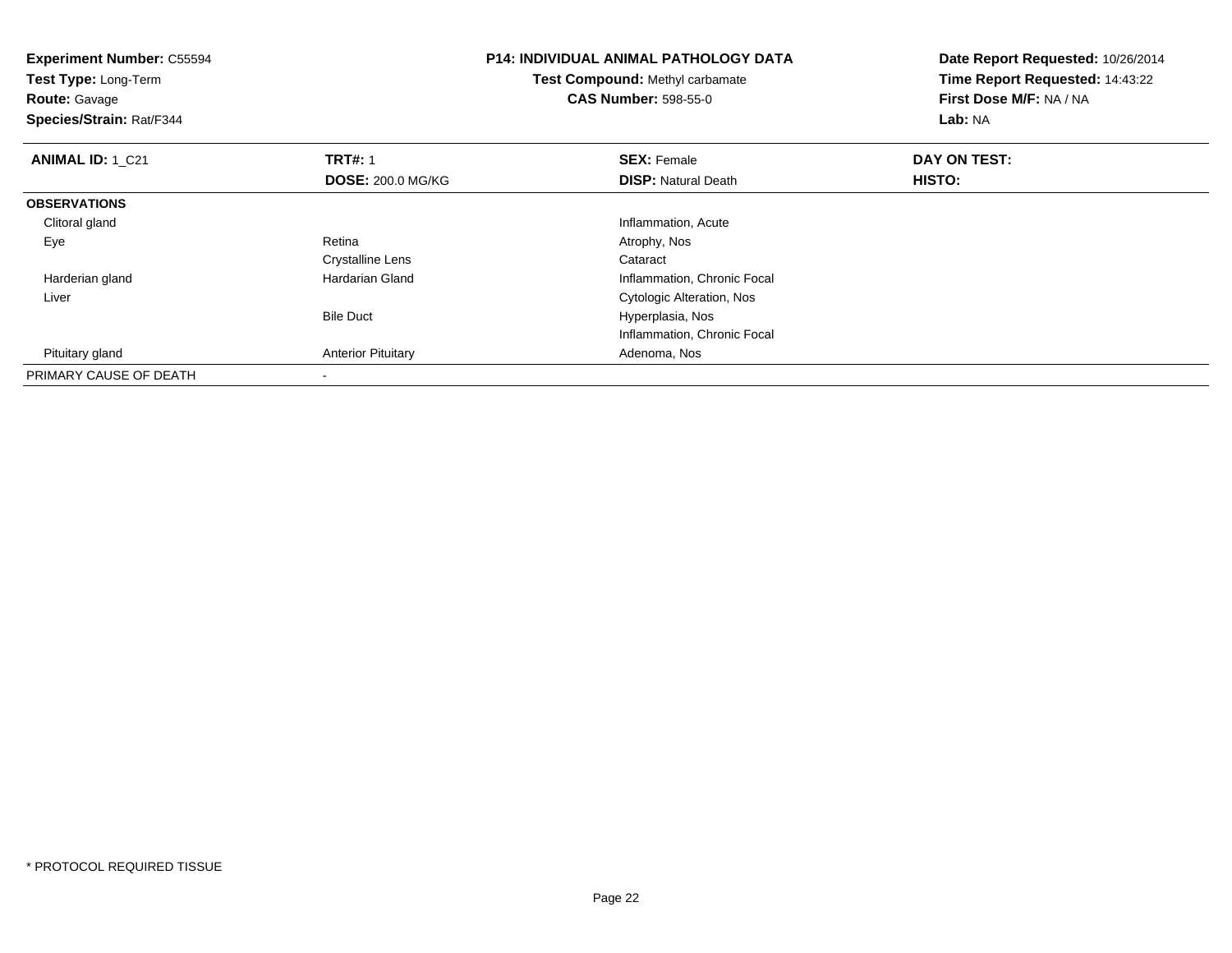**Experiment Number:** C55594
**Test Type:** Long-Term
**Route:** Gavage
**Species/Strain:** Rat/F344

**P14: INDIVIDUAL ANIMAL PATHOLOGY DATA**
**Test Compound:** Methyl carbamate
**CAS Number:** 598-55-0

**Date Report Requested:** 10/26/2014
**Time Report Requested:** 14:43:22
**First Dose M/F:** NA / NA
**Lab:** NA

| **ANIMAL ID:** 1_C21 | **TRT#:** 1 | **SEX:** Female | **DAY ON TEST:** |
|---|---|---|---|
| | **DOSE:** 200.0 MG/KG | **DISP:** Natural Death | **HISTO:** |
| **OBSERVATIONS** | | | |
| Clitoral gland | | Inflammation, Acute | |
| Eye | Retina | Atrophy, Nos | |
| | Crystalline Lens | Cataract | |
| Harderian gland | Hardarian Gland | Inflammation, Chronic Focal | |
| Liver | | Cytologic Alteration, Nos | |
| | Bile Duct | Hyperplasia, Nos | |
| | | Inflammation, Chronic Focal | |
| Pituitary gland | Anterior Pituitary | Adenoma, Nos | |
| PRIMARY CAUSE OF DEATH | - | | |

* PROTOCOL REQUIRED TISSUE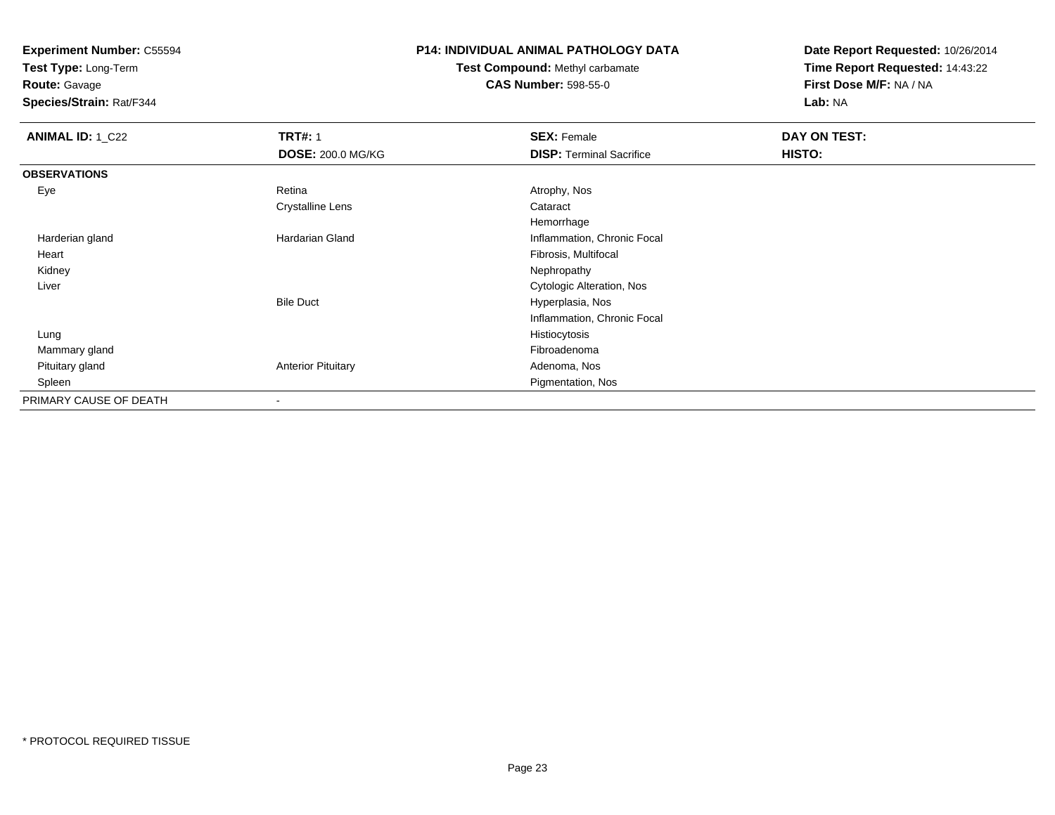**Experiment Number:** C55594
**Test Type:** Long-Term
**Route:** Gavage
**Species/Strain:** Rat/F344

**P14: INDIVIDUAL ANIMAL PATHOLOGY DATA**
**Test Compound:** Methyl carbamate
**CAS Number:** 598-55-0

**Date Report Requested:** 10/26/2014
**Time Report Requested:** 14:43:22
**First Dose M/F:** NA / NA
**Lab:** NA

| **ANIMAL ID:** 1_C22 | **TRT#:** 1 | **SEX:** Female | **DAY ON TEST:** |
|---|---|---|---|
| | **DOSE:** 200.0 MG/KG | **DISP:** Terminal Sacrifice | **HISTO:** |
| **OBSERVATIONS** | | | |
| Eye | Retina | Atrophy, Nos | |
| | Crystalline Lens | Cataract | |
| | | Hemorrhage | |
| Harderian gland | Hardarian Gland | Inflammation, Chronic Focal | |
| Heart | | Fibrosis, Multifocal | |
| Kidney | | Nephropathy | |
| Liver | | Cytologic Alteration, Nos | |
| | Bile Duct | Hyperplasia, Nos | |
| | | Inflammation, Chronic Focal | |
| Lung | | Histiocytosis | |
| Mammary gland | | Fibroadenoma | |
| Pituitary gland | Anterior Pituitary | Adenoma, Nos | |
| Spleen | | Pigmentation, Nos | |
| PRIMARY CAUSE OF DEATH | - | | |

* PROTOCOL REQUIRED TISSUE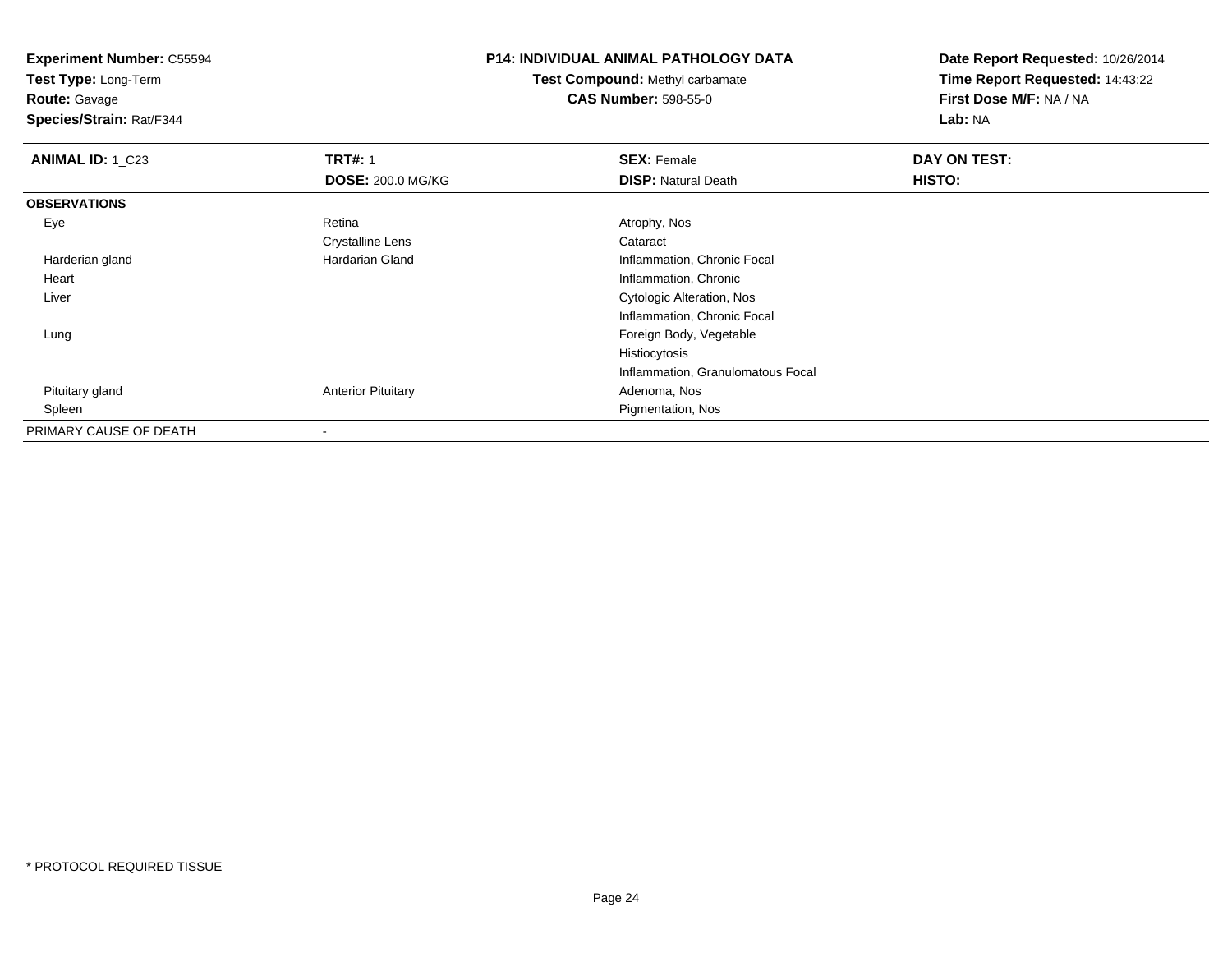**Experiment Number:** C55594
**Test Type:** Long-Term
**Route:** Gavage
**Species/Strain:** Rat/F344

**P14: INDIVIDUAL ANIMAL PATHOLOGY DATA**
**Test Compound:** Methyl carbamate
**CAS Number:** 598-55-0

**Date Report Requested:** 10/26/2014
**Time Report Requested:** 14:43:22
**First Dose M/F:** NA / NA
**Lab:** NA

| **ANIMAL ID:** 1_C23 | **TRT#:** 1 | **SEX:** Female | **DAY ON TEST:** |
|---|---|---|---|
| | **DOSE:** 200.0 MG/KG | **DISP:** Natural Death | **HISTO:** |
| **OBSERVATIONS** | | | |
| Eye | Retina | Atrophy, Nos | |
| | Crystalline Lens | Cataract | |
| Harderian gland | Hardarian Gland | Inflammation, Chronic Focal | |
| Heart | | Inflammation, Chronic | |
| Liver | | Cytologic Alteration, Nos | |
| | | Inflammation, Chronic Focal | |
| Lung | | Foreign Body, Vegetable | |
| | | Histiocytosis | |
| | | Inflammation, Granulomatous Focal | |
| Pituitary gland | Anterior Pituitary | Adenoma, Nos | |
| Spleen | | Pigmentation, Nos | |
| PRIMARY CAUSE OF DEATH | - | | |

* PROTOCOL REQUIRED TISSUE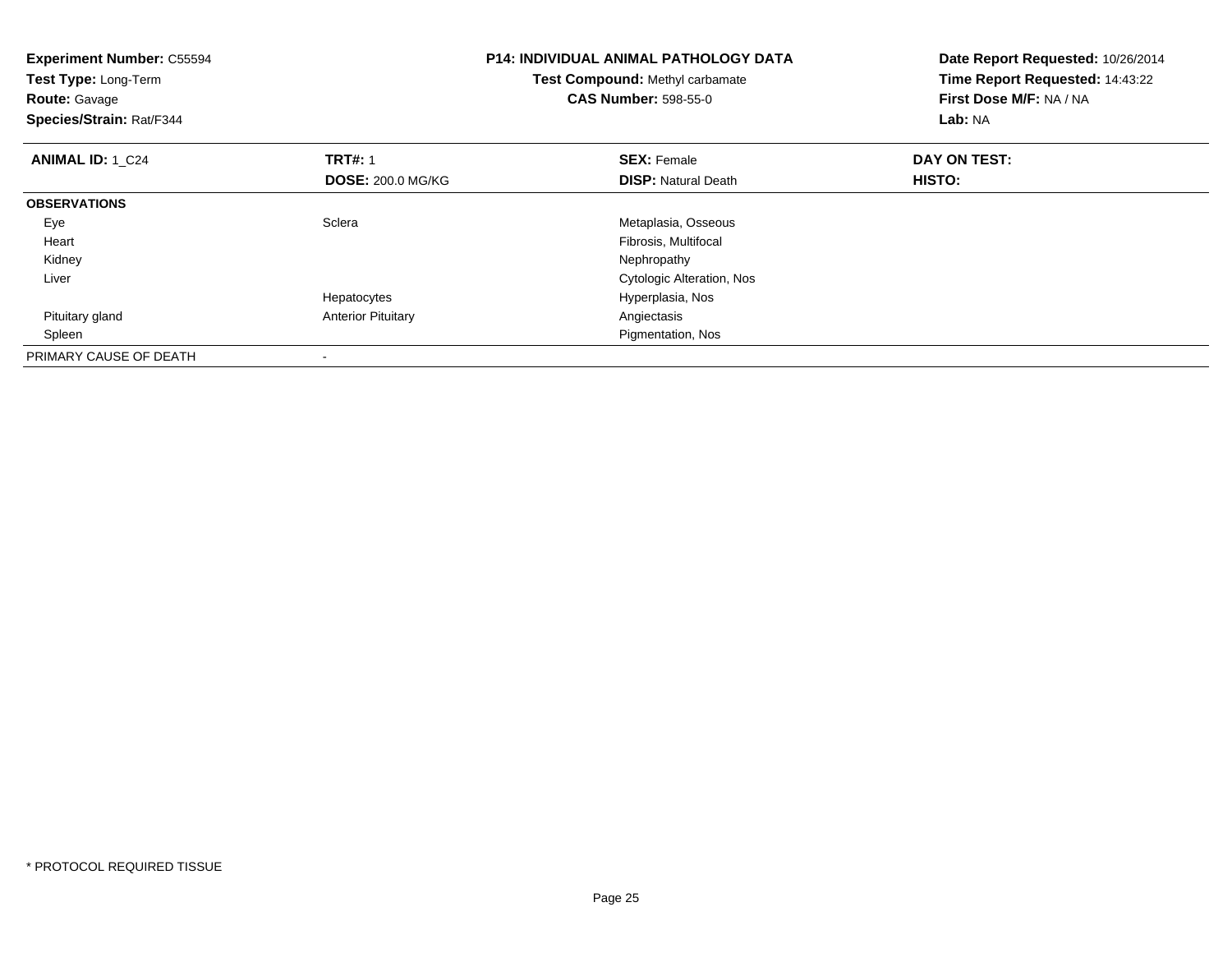**Experiment Number:** C55594
**Test Type:** Long-Term
**Route:** Gavage
**Species/Strain:** Rat/F344

**P14: INDIVIDUAL ANIMAL PATHOLOGY DATA**
**Test Compound:** Methyl carbamate
**CAS Number:** 598-55-0

**Date Report Requested:** 10/26/2014
**Time Report Requested:** 14:43:22
**First Dose M/F:** NA / NA
**Lab:** NA

| **ANIMAL ID:** 1_C24 | **TRT#:** 1 | **SEX:** Female | **DAY ON TEST:** |
|---|---|---|---|
| | **DOSE:** 200.0 MG/KG | **DISP:** Natural Death | **HISTO:** |
| **OBSERVATIONS** | | | |
| Eye | Sclera | Metaplasia, Osseous | |
| Heart | | Fibrosis, Multifocal | |
| Kidney | | Nephropathy | |
| Liver | | Cytologic Alteration, Nos | |
| | Hepatocytes | Hyperplasia, Nos | |
| Pituitary gland | Anterior Pituitary | Angiectasis | |
| Spleen | | Pigmentation, Nos | |
| PRIMARY CAUSE OF DEATH | - | | |

* PROTOCOL REQUIRED TISSUE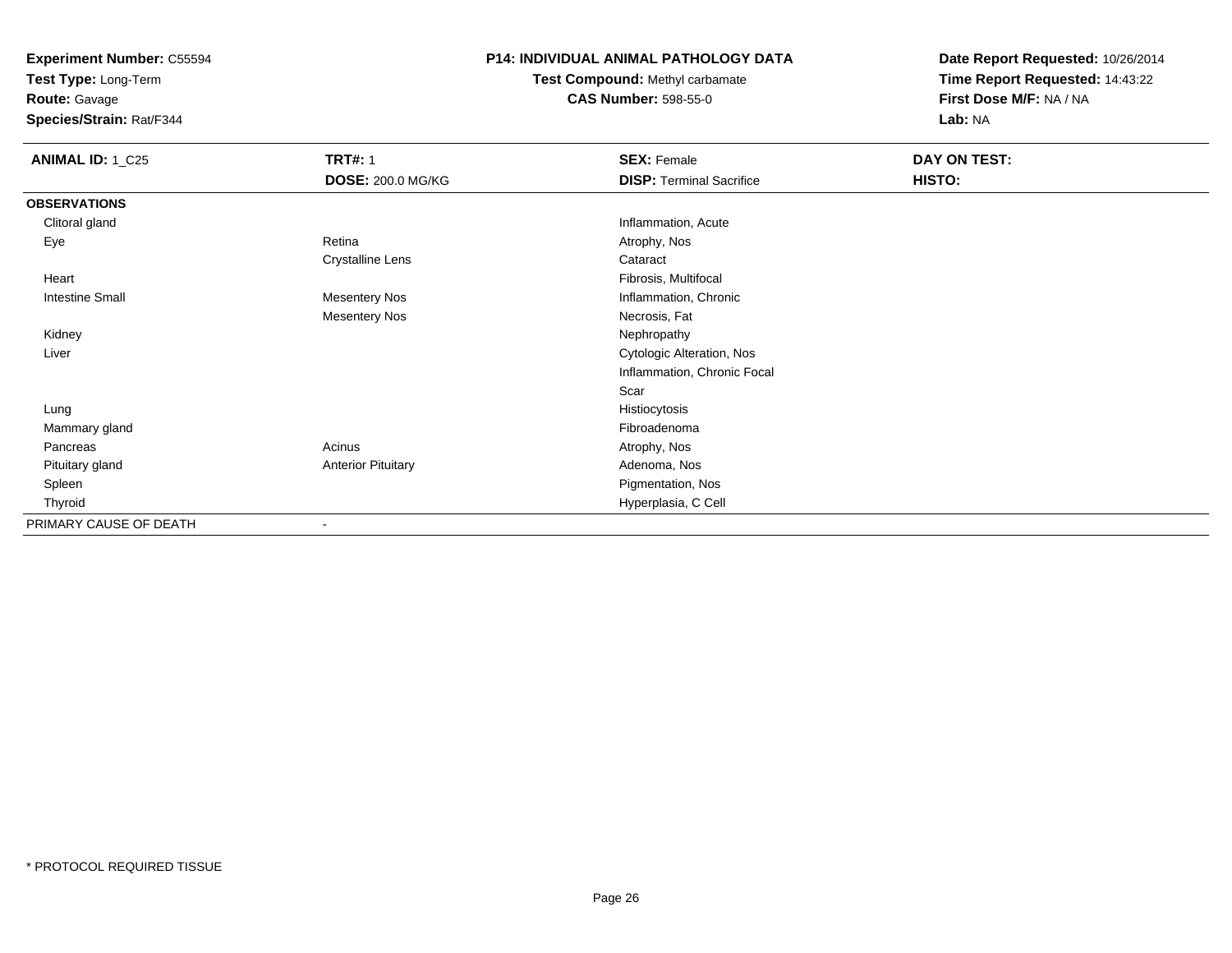**Experiment Number:** C55594
**Test Type:** Long-Term
**Route:** Gavage
**Species/Strain:** Rat/F344

**P14: INDIVIDUAL ANIMAL PATHOLOGY DATA**
**Test Compound:** Methyl carbamate
**CAS Number:** 598-55-0

**Date Report Requested:** 10/26/2014
**Time Report Requested:** 14:43:22
**First Dose M/F:** NA / NA
**Lab:** NA

| **ANIMAL ID:** 1_C25 | **TRT#:** 1 | **SEX:** Female | **DAY ON TEST:** |
|---|---|---|---|
| | **DOSE:** 200.0 MG/KG | **DISP:** Terminal Sacrifice | **HISTO:** |
| **OBSERVATIONS** | | | |
| Clitoral gland | | Inflammation, Acute | |
| Eye | Retina | Atrophy, Nos | |
| | Crystalline Lens | Cataract | |
| Heart | | Fibrosis, Multifocal | |
| Intestine Small | Mesentery Nos | Inflammation, Chronic | |
| | Mesentery Nos | Necrosis, Fat | |
| Kidney | | Nephropathy | |
| Liver | | Cytologic Alteration, Nos | |
| | | Inflammation, Chronic Focal | |
| | | Scar | |
| Lung | | Histiocytosis | |
| Mammary gland | | Fibroadenoma | |
| Pancreas | Acinus | Atrophy, Nos | |
| Pituitary gland | Anterior Pituitary | Adenoma, Nos | |
| Spleen | | Pigmentation, Nos | |
| Thyroid | | Hyperplasia, C Cell | |
| PRIMARY CAUSE OF DEATH | - | | |

* PROTOCOL REQUIRED TISSUE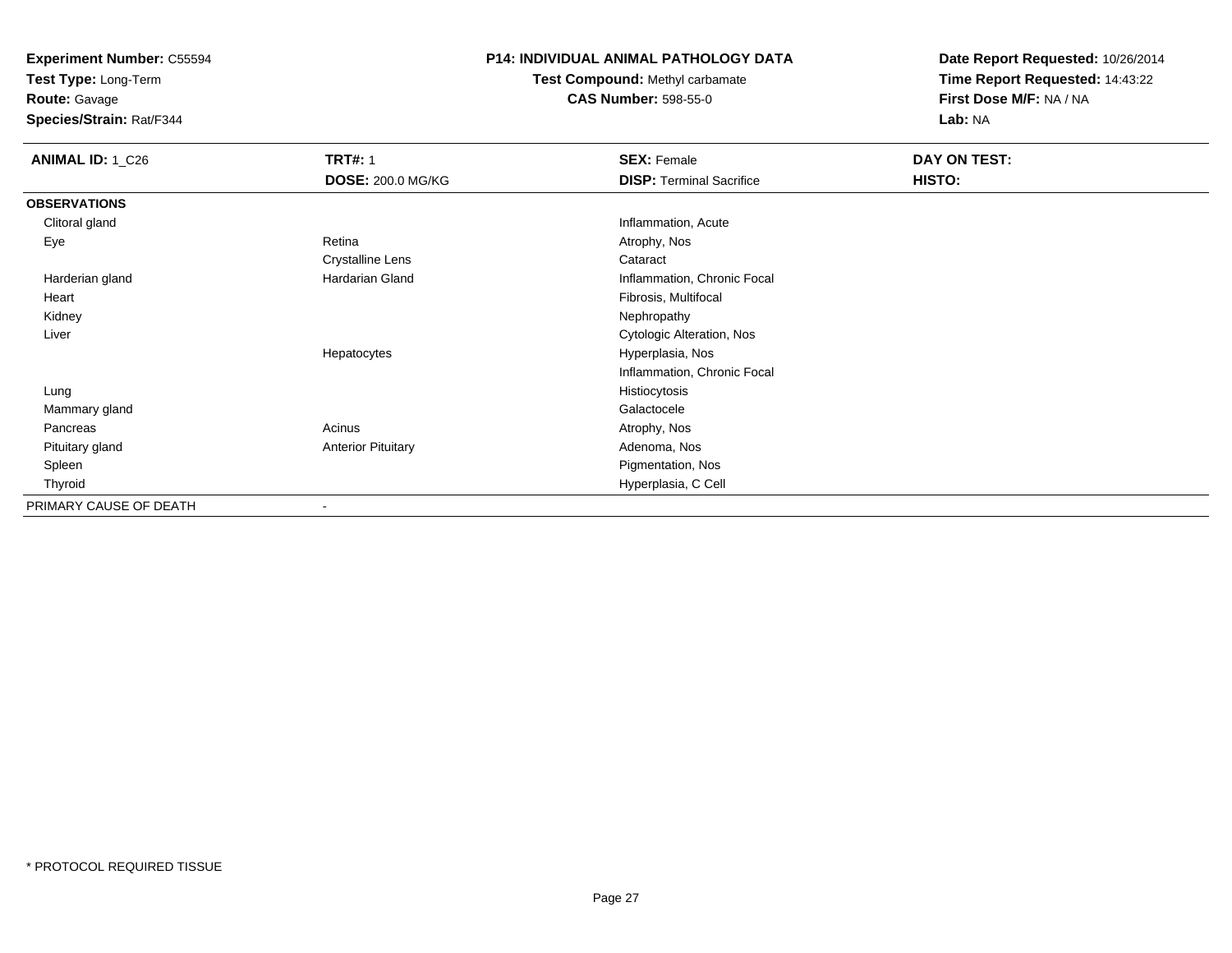**Experiment Number:** C55594
**Test Type:** Long-Term
**Route:** Gavage
**Species/Strain:** Rat/F344

**P14: INDIVIDUAL ANIMAL PATHOLOGY DATA**
**Test Compound:** Methyl carbamate
**CAS Number:** 598-55-0

**Date Report Requested:** 10/26/2014
**Time Report Requested:** 14:43:22
**First Dose M/F:** NA / NA
**Lab:** NA

| **ANIMAL ID:** 1_C26 | **TRT#:** 1 | **SEX:** Female | **DAY ON TEST:** |
|---|---|---|---|
| | **DOSE:** 200.0 MG/KG | **DISP:** Terminal Sacrifice | **HISTO:** |
| **OBSERVATIONS** | | | |
| Clitoral gland | | Inflammation, Acute | |
| Eye | Retina | Atrophy, Nos | |
| | Crystalline Lens | Cataract | |
| Harderian gland | Hardarian Gland | Inflammation, Chronic Focal | |
| Heart | | Fibrosis, Multifocal | |
| Kidney | | Nephropathy | |
| Liver | | Cytologic Alteration, Nos | |
| | Hepatocytes | Hyperplasia, Nos | |
| | | Inflammation, Chronic Focal | |
| Lung | | Histiocytosis | |
| Mammary gland | | Galactocele | |
| Pancreas | Acinus | Atrophy, Nos | |
| Pituitary gland | Anterior Pituitary | Adenoma, Nos | |
| Spleen | | Pigmentation, Nos | |
| Thyroid | | Hyperplasia, C Cell | |
| PRIMARY CAUSE OF DEATH | - | | |

* PROTOCOL REQUIRED TISSUE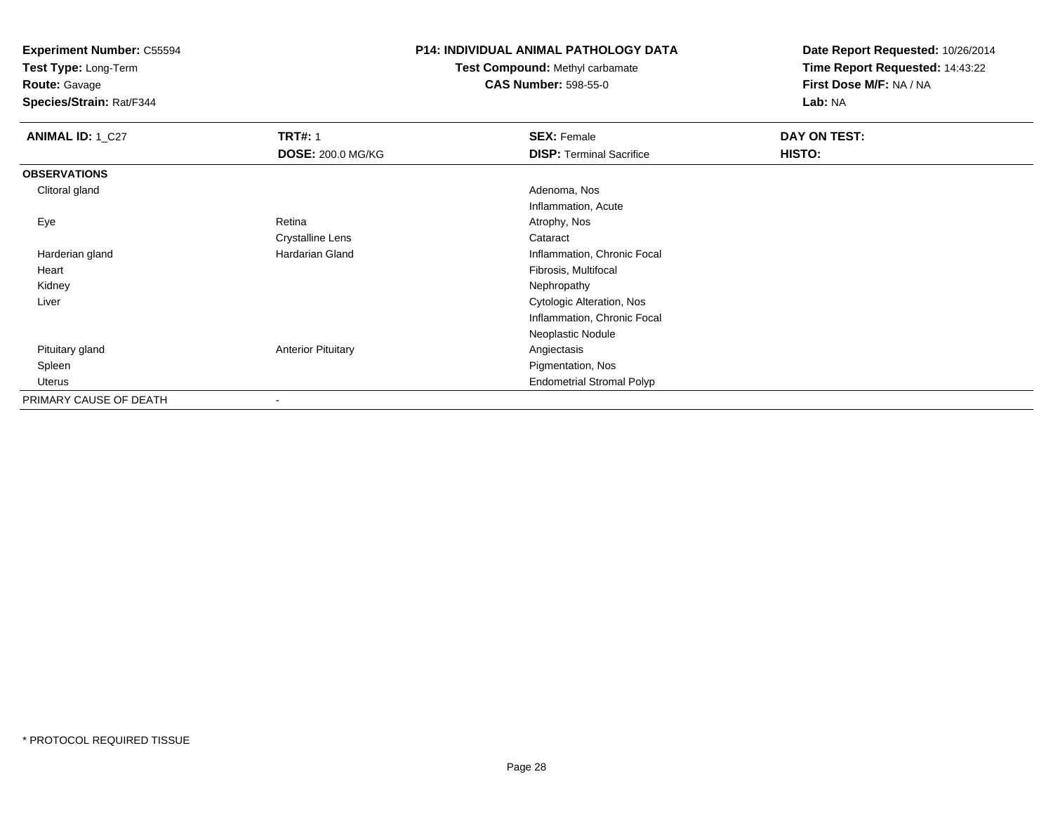**Experiment Number:** C55594
**Test Type:** Long-Term
**Route:** Gavage
**Species/Strain:** Rat/F344

**P14: INDIVIDUAL ANIMAL PATHOLOGY DATA**
**Test Compound:** Methyl carbamate
**CAS Number:** 598-55-0

**Date Report Requested:** 10/26/2014
**Time Report Requested:** 14:43:22
**First Dose M/F:** NA / NA
**Lab:** NA

| **ANIMAL ID:** 1_C27 | **TRT#:** 1 | **SEX:** Female | **DAY ON TEST:** |
|---|---|---|---|
| | **DOSE:** 200.0 MG/KG | **DISP:** Terminal Sacrifice | **HISTO:** |
| **OBSERVATIONS** | | | |
| Clitoral gland | | Adenoma, Nos | |
| | | Inflammation, Acute | |
| Eye | Retina | Atrophy, Nos | |
| | Crystalline Lens | Cataract | |
| Harderian gland | Hardarian Gland | Inflammation, Chronic Focal | |
| Heart | | Fibrosis, Multifocal | |
| Kidney | | Nephropathy | |
| Liver | | Cytologic Alteration, Nos | |
| | | Inflammation, Chronic Focal | |
| | | Neoplastic Nodule | |
| Pituitary gland | Anterior Pituitary | Angiectasis | |
| Spleen | | Pigmentation, Nos | |
| Uterus | | Endometrial Stromal Polyp | |
| PRIMARY CAUSE OF DEATH | - | | |

* PROTOCOL REQUIRED TISSUE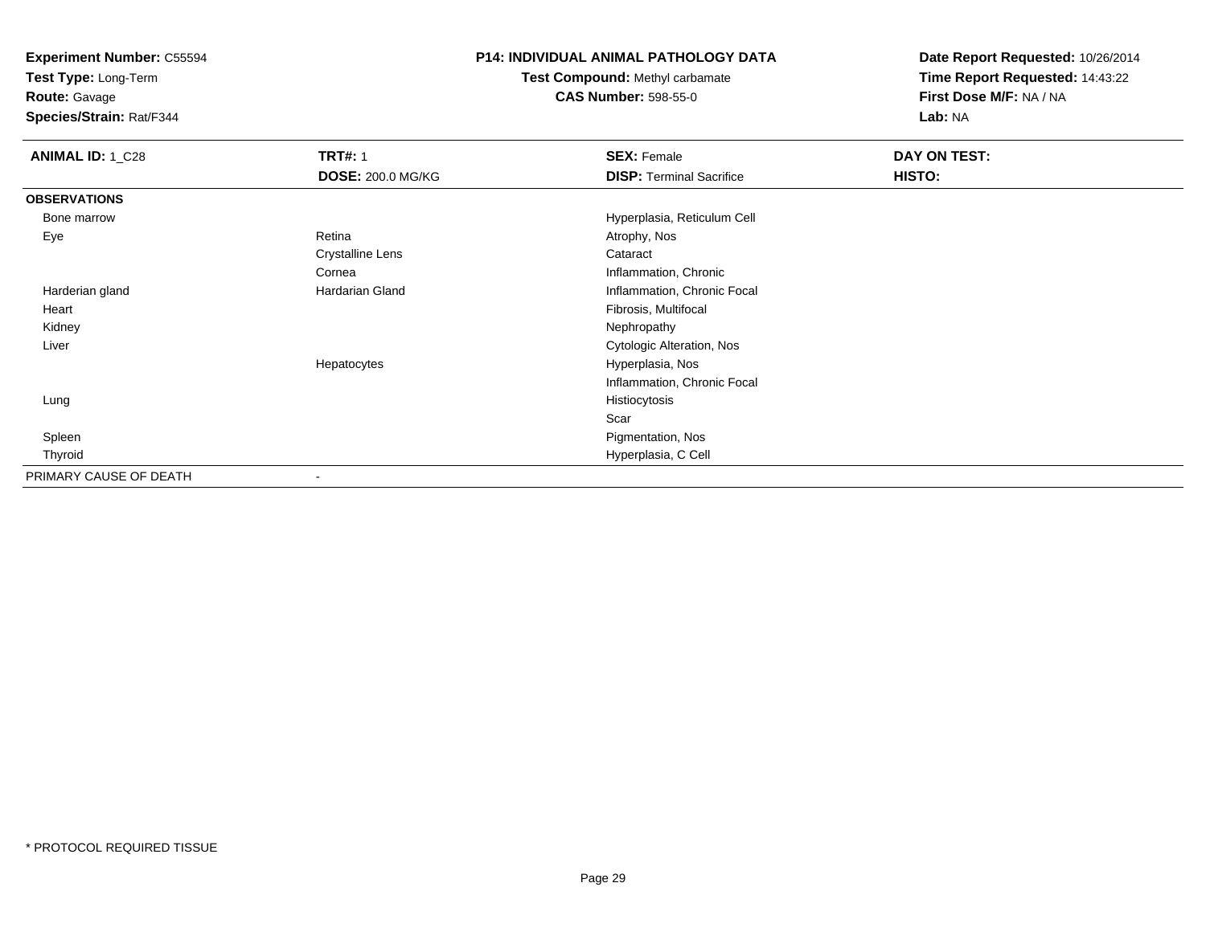**Experiment Number:** C55594
**Test Type:** Long-Term
**Route:** Gavage
**Species/Strain:** Rat/F344

**P14: INDIVIDUAL ANIMAL PATHOLOGY DATA**
**Test Compound:** Methyl carbamate
**CAS Number:** 598-55-0

**Date Report Requested:** 10/26/2014
**Time Report Requested:** 14:43:22
**First Dose M/F:** NA / NA
**Lab:** NA

| **ANIMAL ID:** 1_C28 | **TRT#:** 1 | **SEX:** Female | **DAY ON TEST:** |
|---|---|---|---|
| | **DOSE:** 200.0 MG/KG | **DISP:** Terminal Sacrifice | **HISTO:** |
| **OBSERVATIONS** | | | |
| Bone marrow | | Hyperplasia, Reticulum Cell | |
| Eye | Retina | Atrophy, Nos | |
| | Crystalline Lens | Cataract | |
| | Cornea | Inflammation, Chronic | |
| Harderian gland | Hardarian Gland | Inflammation, Chronic Focal | |
| Heart | | Fibrosis, Multifocal | |
| Kidney | | Nephropathy | |
| Liver | | Cytologic Alteration, Nos | |
| | Hepatocytes | Hyperplasia, Nos | |
| | | Inflammation, Chronic Focal | |
| Lung | | Histiocytosis | |
| | | Scar | |
| Spleen | | Pigmentation, Nos | |
| Thyroid | | Hyperplasia, C Cell | |
| PRIMARY CAUSE OF DEATH | - | | |

\* PROTOCOL REQUIRED TISSUE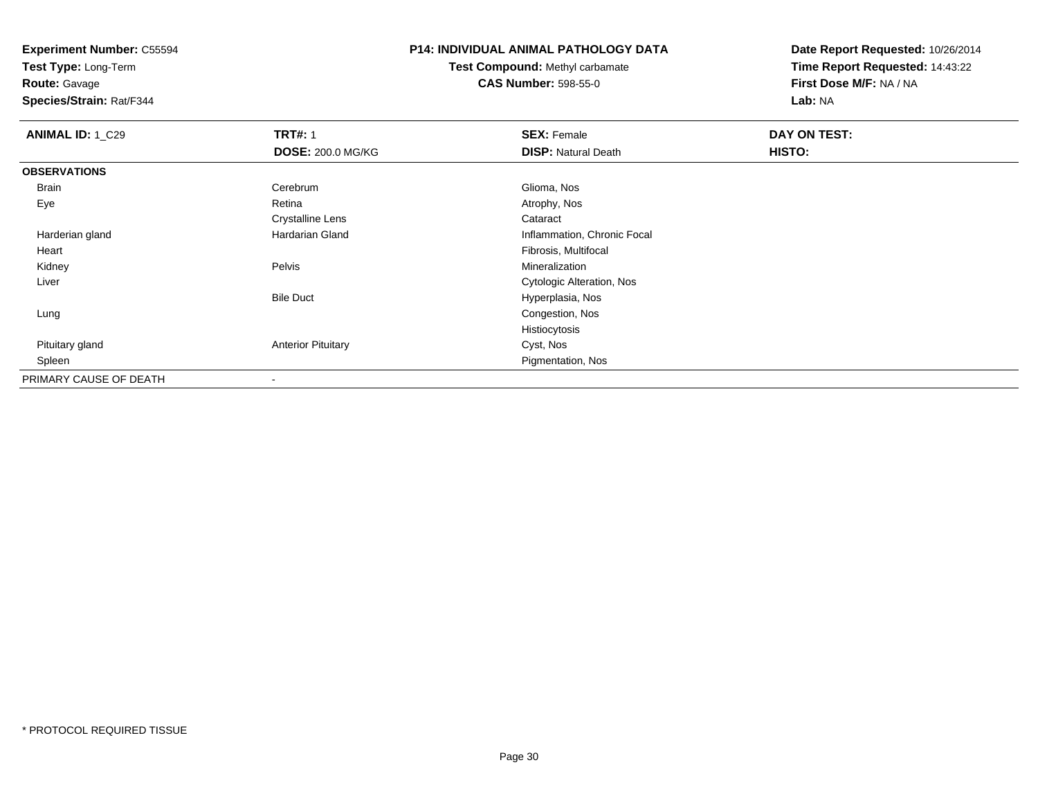**Experiment Number:** C55594
**Test Type:** Long-Term
**Route:** Gavage
**Species/Strain:** Rat/F344

**P14: INDIVIDUAL ANIMAL PATHOLOGY DATA**
**Test Compound:** Methyl carbamate
**CAS Number:** 598-55-0

**Date Report Requested:** 10/26/2014
**Time Report Requested:** 14:43:22
**First Dose M/F:** NA / NA
**Lab:** NA

| **ANIMAL ID:** 1_C29 | **TRT#:** 1 | **SEX:** Female | **DAY ON TEST:** |
|---|---|---|---|
| | **DOSE:** 200.0 MG/KG | **DISP:** Natural Death | **HISTO:** |
| **OBSERVATIONS** | | | |
| Brain | Cerebrum | Glioma, Nos | |
| Eye | Retina | Atrophy, Nos | |
| | Crystalline Lens | Cataract | |
| Harderian gland | Hardarian Gland | Inflammation, Chronic Focal | |
| Heart | | Fibrosis, Multifocal | |
| Kidney | Pelvis | Mineralization | |
| Liver | | Cytologic Alteration, Nos | |
| | Bile Duct | Hyperplasia, Nos | |
| Lung | | Congestion, Nos | |
| | | Histiocytosis | |
| Pituitary gland | Anterior Pituitary | Cyst, Nos | |
| Spleen | | Pigmentation, Nos | |
| PRIMARY CAUSE OF DEATH | - | | |

* PROTOCOL REQUIRED TISSUE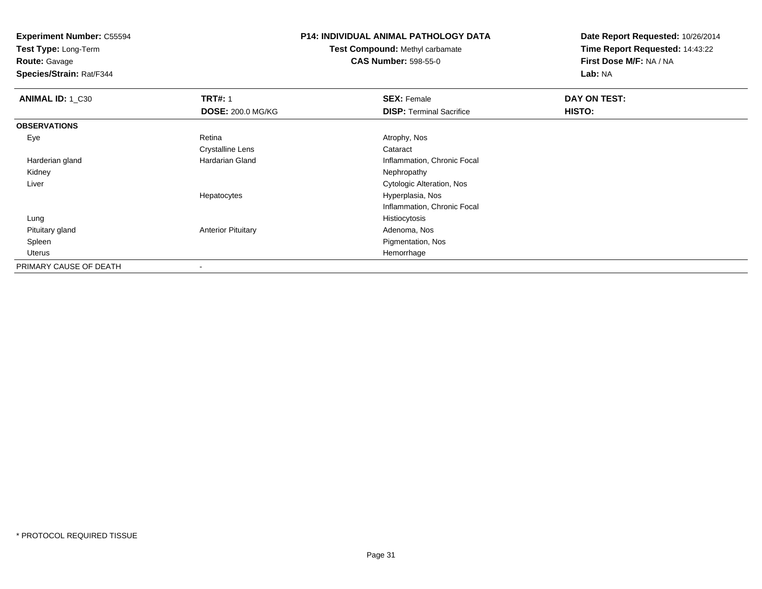**Experiment Number:** C55594
**Test Type:** Long-Term
**Route:** Gavage
**Species/Strain:** Rat/F344

**P14: INDIVIDUAL ANIMAL PATHOLOGY DATA**
**Test Compound:** Methyl carbamate
**CAS Number:** 598-55-0

**Date Report Requested:** 10/26/2014
**Time Report Requested:** 14:43:22
**First Dose M/F:** NA / NA
**Lab:** NA

| **ANIMAL ID:** 1_C30 | **TRT#:** 1 | **SEX:** Female | **DAY ON TEST:** |
|---|---|---|---|
| | **DOSE:** 200.0 MG/KG | **DISP:** Terminal Sacrifice | **HISTO:** |
| **OBSERVATIONS** | | | |
| Eye | Retina | Atrophy, Nos | |
| | Crystalline Lens | Cataract | |
| Harderian gland | Hardarian Gland | Inflammation, Chronic Focal | |
| Kidney | | Nephropathy | |
| Liver | | Cytologic Alteration, Nos | |
| | Hepatocytes | Hyperplasia, Nos | |
| | | Inflammation, Chronic Focal | |
| Lung | | Histiocytosis | |
| Pituitary gland | Anterior Pituitary | Adenoma, Nos | |
| Spleen | | Pigmentation, Nos | |
| Uterus | | Hemorrhage | |
| PRIMARY CAUSE OF DEATH | - | | |

* PROTOCOL REQUIRED TISSUE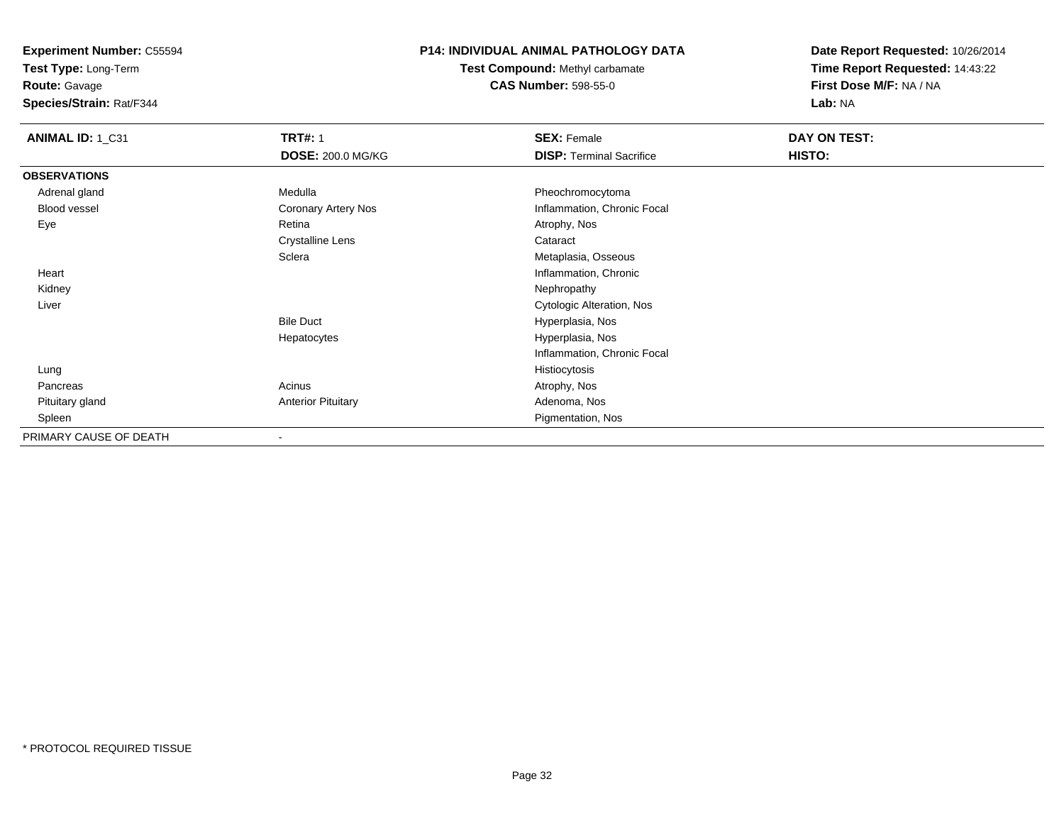**Experiment Number:** C55594
**Test Type:** Long-Term
**Route:** Gavage
**Species/Strain:** Rat/F344

**P14: INDIVIDUAL ANIMAL PATHOLOGY DATA**
**Test Compound:** Methyl carbamate
**CAS Number:** 598-55-0

**Date Report Requested:** 10/26/2014
**Time Report Requested:** 14:43:22
**First Dose M/F:** NA / NA
**Lab:** NA

| **ANIMAL ID:** 1_C31 | **TRT#:** 1 | **SEX:** Female | **DAY ON TEST:** |
|---|---|---|---|
| | **DOSE:** 200.0 MG/KG | **DISP:** Terminal Sacrifice | **HISTO:** |
| **OBSERVATIONS** | | | |
| Adrenal gland | Medulla | Pheochromocytoma | |
| Blood vessel | Coronary Artery Nos | Inflammation, Chronic Focal | |
| Eye | Retina | Atrophy, Nos | |
| | Crystalline Lens | Cataract | |
| | Sclera | Metaplasia, Osseous | |
| Heart | | Inflammation, Chronic | |
| Kidney | | Nephropathy | |
| Liver | | Cytologic Alteration, Nos | |
| | Bile Duct | Hyperplasia, Nos | |
| | Hepatocytes | Hyperplasia, Nos | |
| | | Inflammation, Chronic Focal | |
| Lung | | Histiocytosis | |
| Pancreas | Acinus | Atrophy, Nos | |
| Pituitary gland | Anterior Pituitary | Adenoma, Nos | |
| Spleen | | Pigmentation, Nos | |
| PRIMARY CAUSE OF DEATH | - | | |

* PROTOCOL REQUIRED TISSUE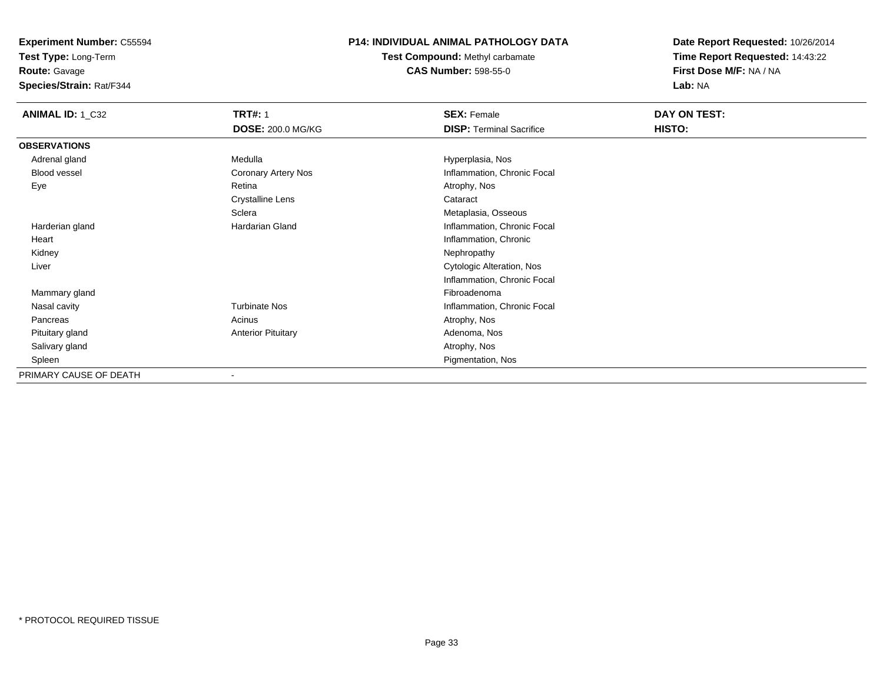**Experiment Number:** C55594
**Test Type:** Long-Term
**Route:** Gavage
**Species/Strain:** Rat/F344

**P14: INDIVIDUAL ANIMAL PATHOLOGY DATA**
**Test Compound:** Methyl carbamate
**CAS Number:** 598-55-0

**Date Report Requested:** 10/26/2014
**Time Report Requested:** 14:43:22
**First Dose M/F:** NA / NA
**Lab:** NA

| **ANIMAL ID:** 1_C32 | **TRT#:** 1<br>**DOSE:** 200.0 MG/KG | **SEX:** Female<br>**DISP:** Terminal Sacrifice | **DAY ON TEST:**<br>**HISTO:** |
|---|---|---|---|
| **OBSERVATIONS** | | | |
| Adrenal gland | Medulla | Hyperplasia, Nos | |
| Blood vessel | Coronary Artery Nos | Inflammation, Chronic Focal | |
| Eye | Retina | Atrophy, Nos | |
| | Crystalline Lens | Cataract | |
| | Sclera | Metaplasia, Osseous | |
| Harderian gland | Hardarian Gland | Inflammation, Chronic Focal | |
| Heart | | Inflammation, Chronic | |
| Kidney | | Nephropathy | |
| Liver | | Cytologic Alteration, Nos | |
| | | Inflammation, Chronic Focal | |
| Mammary gland | | Fibroadenoma | |
| Nasal cavity | Turbinate Nos | Inflammation, Chronic Focal | |
| Pancreas | Acinus | Atrophy, Nos | |
| Pituitary gland | Anterior Pituitary | Adenoma, Nos | |
| Salivary gland | | Atrophy, Nos | |
| Spleen | | Pigmentation, Nos | |
| PRIMARY CAUSE OF DEATH | - | | |

* PROTOCOL REQUIRED TISSUE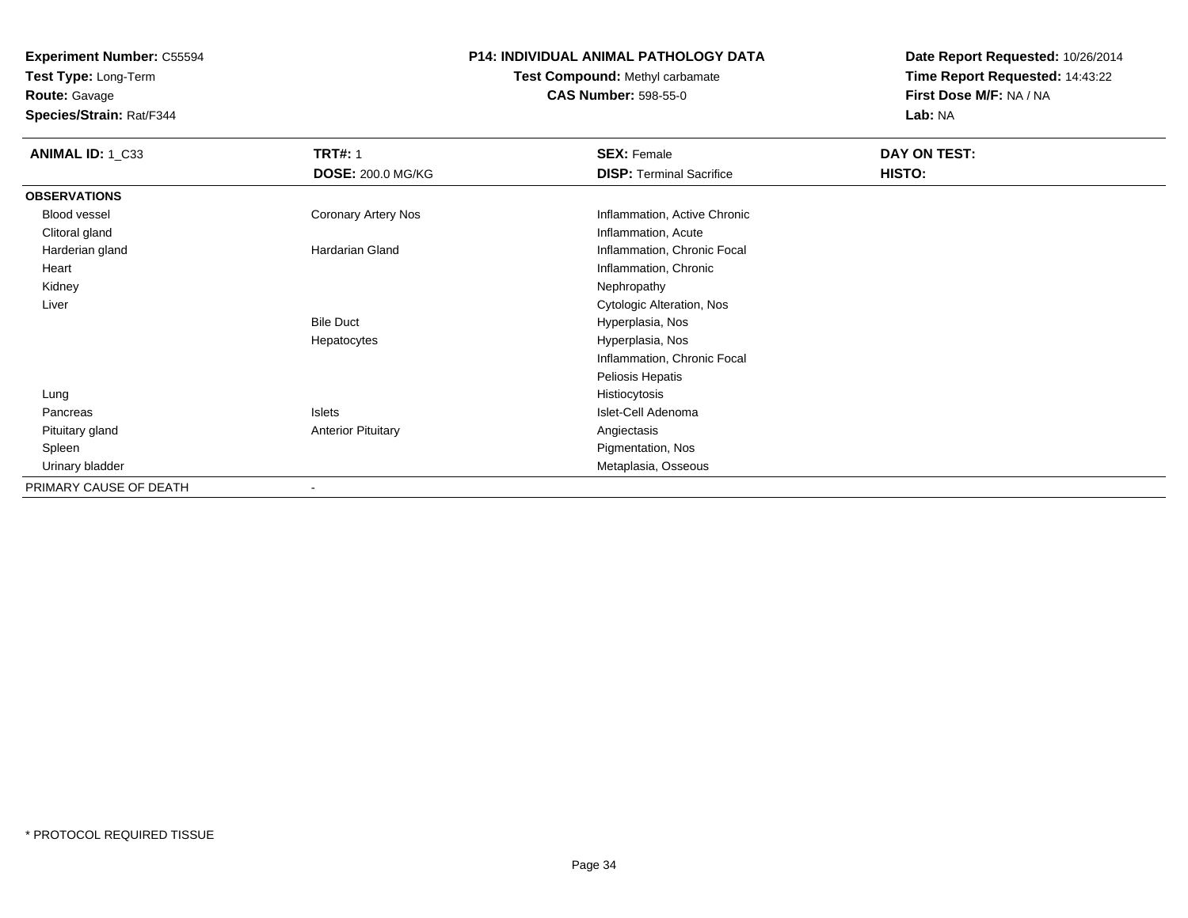**Experiment Number:** C55594
**Test Type:** Long-Term
**Route:** Gavage
**Species/Strain:** Rat/F344

**P14: INDIVIDUAL ANIMAL PATHOLOGY DATA**
**Test Compound:** Methyl carbamate
**CAS Number:** 598-55-0

**Date Report Requested:** 10/26/2014
**Time Report Requested:** 14:43:22
**First Dose M/F:** NA / NA
**Lab:** NA

| **ANIMAL ID:** 1_C33 | **TRT#:** 1 | **SEX:** Female | **DAY ON TEST:** |
|---|---|---|---|
| | **DOSE:** 200.0 MG/KG | **DISP:** Terminal Sacrifice | **HISTO:** |
| **OBSERVATIONS** | | | |
| Blood vessel | Coronary Artery Nos | Inflammation, Active Chronic | |
| Clitoral gland | | Inflammation, Acute | |
| Harderian gland | Hardarian Gland | Inflammation, Chronic Focal | |
| Heart | | Inflammation, Chronic | |
| Kidney | | Nephropathy | |
| Liver | | Cytologic Alteration, Nos | |
| | Bile Duct | Hyperplasia, Nos | |
| | Hepatocytes | Hyperplasia, Nos | |
| | | Inflammation, Chronic Focal | |
| | | Peliosis Hepatis | |
| Lung | | Histiocytosis | |
| Pancreas | Islets | Islet-Cell Adenoma | |
| Pituitary gland | Anterior Pituitary | Angiectasis | |
| Spleen | | Pigmentation, Nos | |
| Urinary bladder | | Metaplasia, Osseous | |
| PRIMARY CAUSE OF DEATH | - | | |

* PROTOCOL REQUIRED TISSUE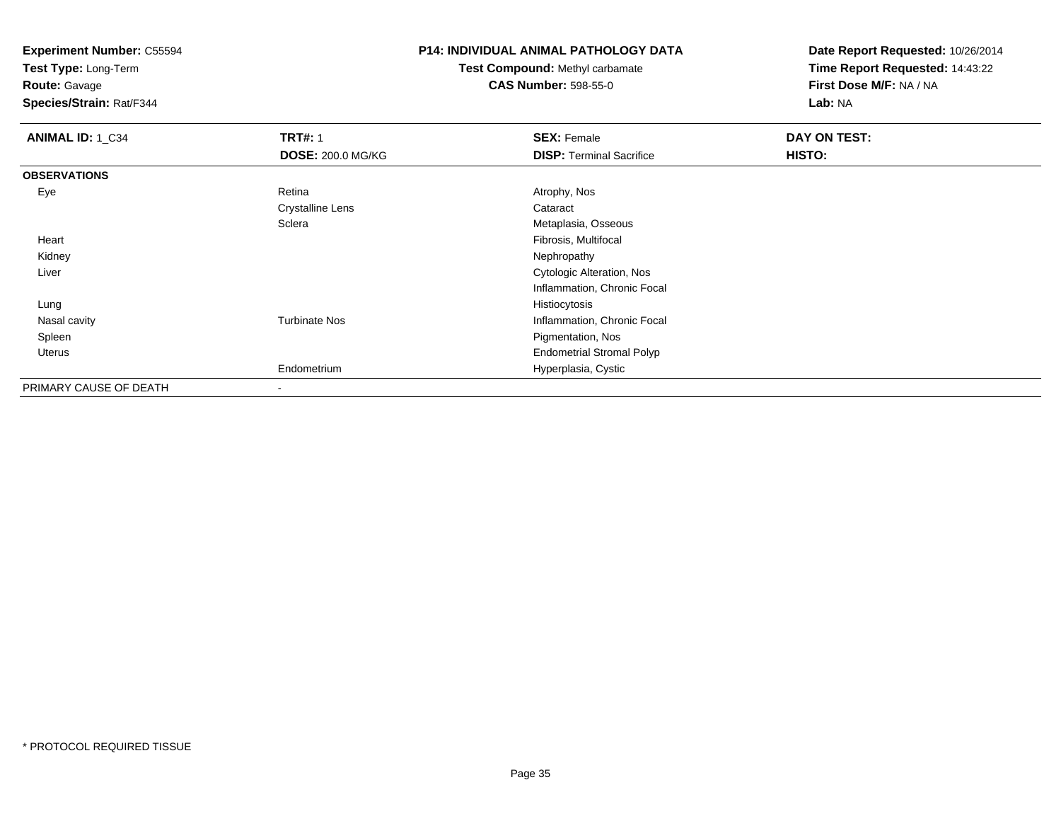**Experiment Number:** C55594
**Test Type:** Long-Term
**Route:** Gavage
**Species/Strain:** Rat/F344

**P14: INDIVIDUAL ANIMAL PATHOLOGY DATA**
**Test Compound:** Methyl carbamate
**CAS Number:** 598-55-0

**Date Report Requested:** 10/26/2014
**Time Report Requested:** 14:43:22
**First Dose M/F:** NA / NA
**Lab:** NA

| **ANIMAL ID:** 1_C34 | **TRT#:** 1 | **SEX:** Female | **DAY ON TEST:** |
|---|---|---|---|
| | **DOSE:** 200.0 MG/KG | **DISP:** Terminal Sacrifice | **HISTO:** |
| **OBSERVATIONS** | | | |
| Eye | Retina | Atrophy, Nos | |
| | Crystalline Lens | Cataract | |
| | Sclera | Metaplasia, Osseous | |
| Heart | | Fibrosis, Multifocal | |
| Kidney | | Nephropathy | |
| Liver | | Cytologic Alteration, Nos | |
| | | Inflammation, Chronic Focal | |
| Lung | | Histiocytosis | |
| Nasal cavity | Turbinate Nos | Inflammation, Chronic Focal | |
| Spleen | | Pigmentation, Nos | |
| Uterus | | Endometrial Stromal Polyp | |
| | Endometrium | Hyperplasia, Cystic | |
| PRIMARY CAUSE OF DEATH | - | | |

* PROTOCOL REQUIRED TISSUE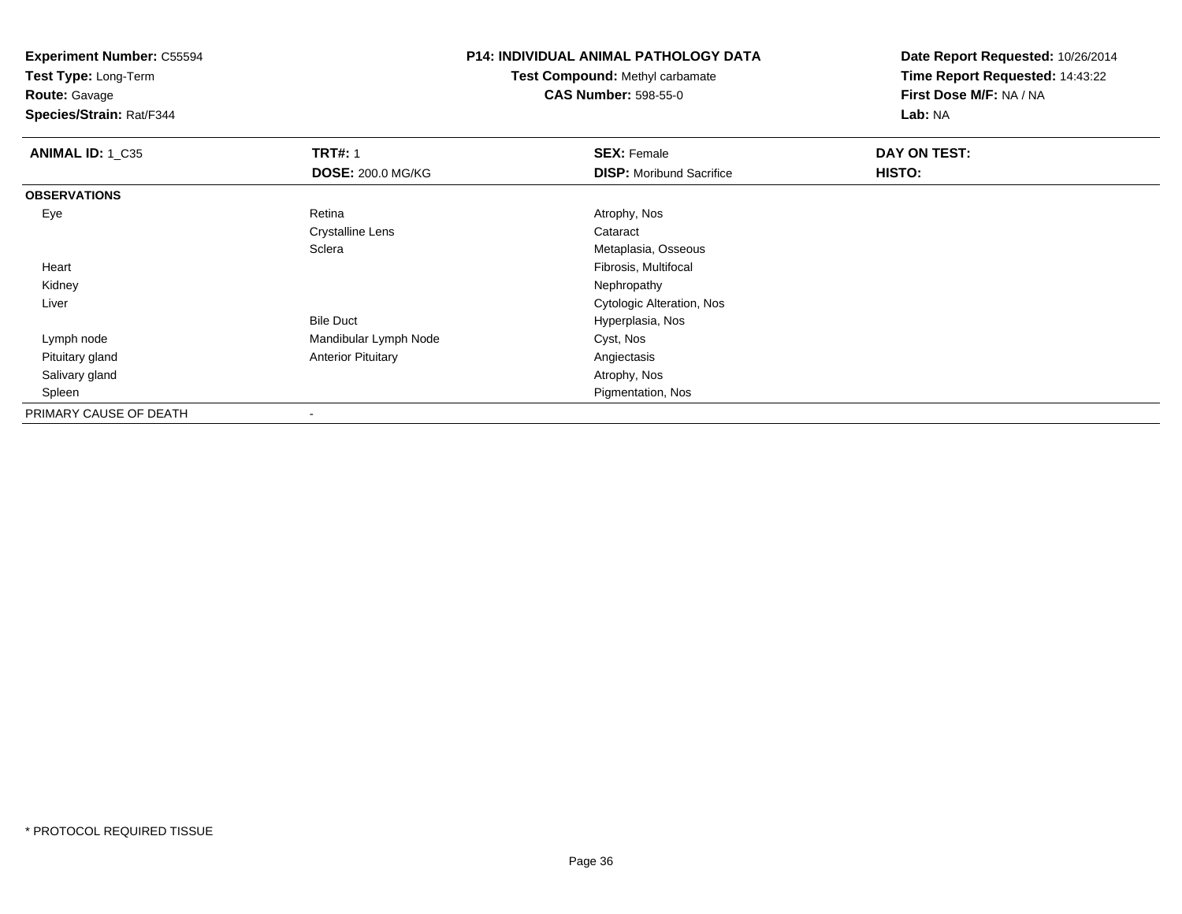**Experiment Number:** C55594
**Test Type:** Long-Term
**Route:** Gavage
**Species/Strain:** Rat/F344

# P14: INDIVIDUAL ANIMAL PATHOLOGY DATA

**Test Compound:** Methyl carbamate
**CAS Number:** 598-55-0

**Date Report Requested:** 10/26/2014
**Time Report Requested:** 14:43:22
**First Dose M/F:** NA / NA
**Lab:** NA

| **ANIMAL ID:** 1_C35 | **TRT#:** 1 | **SEX:** Female | **DAY ON TEST:** |
|---|---|---|---|
| | **DOSE:** 200.0 MG/KG | **DISP:** Moribund Sacrifice | **HISTO:** |
| **OBSERVATIONS** | | | |
| Eye | Retina | Atrophy, Nos | |
| | Crystalline Lens | Cataract | |
| | Sclera | Metaplasia, Osseous | |
| Heart | | Fibrosis, Multifocal | |
| Kidney | | Nephropathy | |
| Liver | | Cytologic Alteration, Nos | |
| | Bile Duct | Hyperplasia, Nos | |
| Lymph node | Mandibular Lymph Node | Cyst, Nos | |
| Pituitary gland | Anterior Pituitary | Angiectasis | |
| Salivary gland | | Atrophy, Nos | |
| Spleen | | Pigmentation, Nos | |
| PRIMARY CAUSE OF DEATH | - | | |

* PROTOCOL REQUIRED TISSUE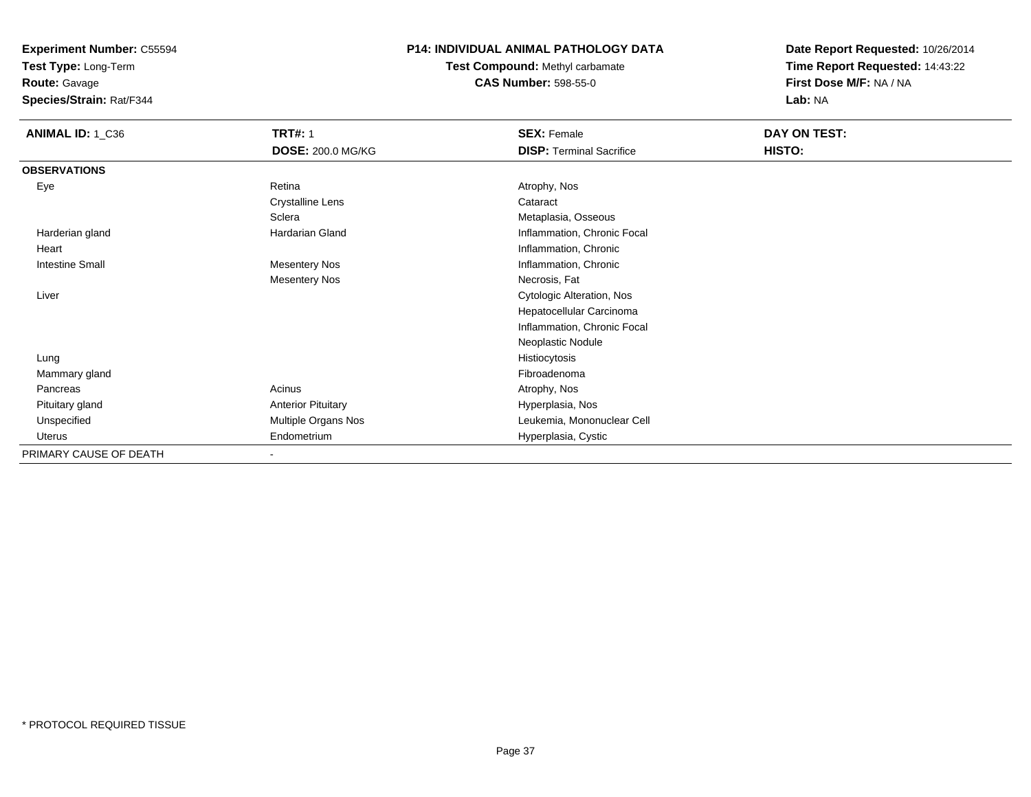**Experiment Number:** C55594
**Test Type:** Long-Term
**Route:** Gavage
**Species/Strain:** Rat/F344

**P14: INDIVIDUAL ANIMAL PATHOLOGY DATA**
**Test Compound:** Methyl carbamate
**CAS Number:** 598-55-0

**Date Report Requested:** 10/26/2014
**Time Report Requested:** 14:43:22
**First Dose M/F:** NA / NA
**Lab:** NA

| **ANIMAL ID:** 1_C36 | **TRT#:** 1 | **SEX:** Female | **DAY ON TEST:** |
|---|---|---|---|
| | **DOSE:** 200.0 MG/KG | **DISP:** Terminal Sacrifice | **HISTO:** |
| **OBSERVATIONS** | | | |
| Eye | Retina | Atrophy, Nos | |
| | Crystalline Lens | Cataract | |
| | Sclera | Metaplasia, Osseous | |
| Harderian gland | Hardarian Gland | Inflammation, Chronic Focal | |
| Heart | | Inflammation, Chronic | |
| Intestine Small | Mesentery Nos | Inflammation, Chronic | |
| | Mesentery Nos | Necrosis, Fat | |
| Liver | | Cytologic Alteration, Nos | |
| | | Hepatocellular Carcinoma | |
| | | Inflammation, Chronic Focal | |
| | | Neoplastic Nodule | |
| Lung | | Histiocytosis | |
| Mammary gland | | Fibroadenoma | |
| Pancreas | Acinus | Atrophy, Nos | |
| Pituitary gland | Anterior Pituitary | Hyperplasia, Nos | |
| Unspecified | Multiple Organs Nos | Leukemia, Mononuclear Cell | |
| Uterus | Endometrium | Hyperplasia, Cystic | |
| PRIMARY CAUSE OF DEATH | - | | |

* PROTOCOL REQUIRED TISSUE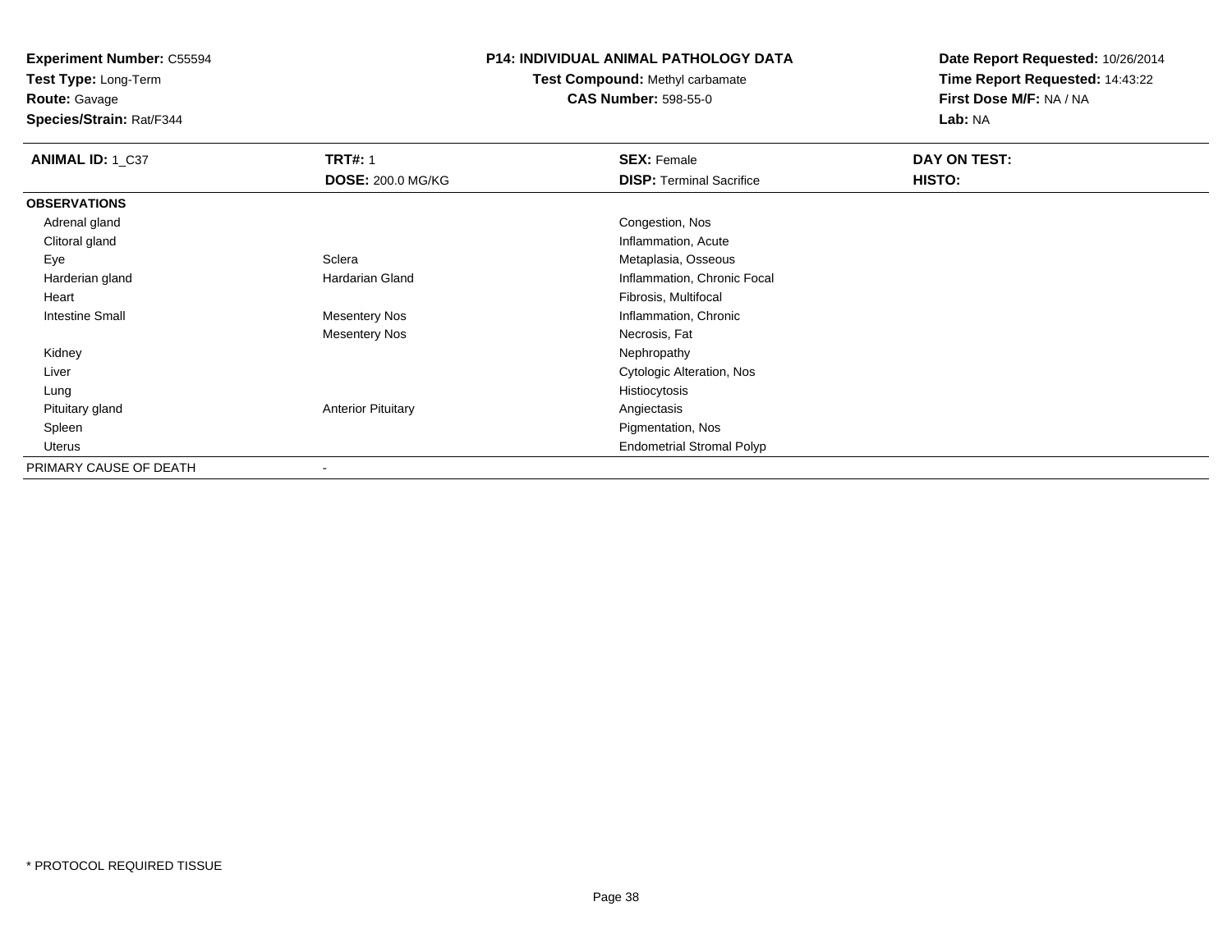**Experiment Number:** C55594
**Test Type:** Long-Term
**Route:** Gavage
**Species/Strain:** Rat/F344

**P14: INDIVIDUAL ANIMAL PATHOLOGY DATA**
**Test Compound:** Methyl carbamate
**CAS Number:** 598-55-0

**Date Report Requested:** 10/26/2014
**Time Report Requested:** 14:43:22
**First Dose M/F:** NA / NA
**Lab:** NA

| **ANIMAL ID:** 1_C37 | **TRT#:** 1 | **SEX:** Female | **DAY ON TEST:** |
|---|---|---|---|
| | **DOSE:** 200.0 MG/KG | **DISP:** Terminal Sacrifice | **HISTO:** |
| **OBSERVATIONS** | | | |
| Adrenal gland | | Congestion, Nos | |
| Clitoral gland | | Inflammation, Acute | |
| Eye | Sclera | Metaplasia, Osseous | |
| Harderian gland | Hardarian Gland | Inflammation, Chronic Focal | |
| Heart | | Fibrosis, Multifocal | |
| Intestine Small | Mesentery Nos | Inflammation, Chronic | |
| | Mesentery Nos | Necrosis, Fat | |
| Kidney | | Nephropathy | |
| Liver | | Cytologic Alteration, Nos | |
| Lung | | Histiocytosis | |
| Pituitary gland | Anterior Pituitary | Angiectasis | |
| Spleen | | Pigmentation, Nos | |
| Uterus | | Endometrial Stromal Polyp | |
| PRIMARY CAUSE OF DEATH | - | | |

\* PROTOCOL REQUIRED TISSUE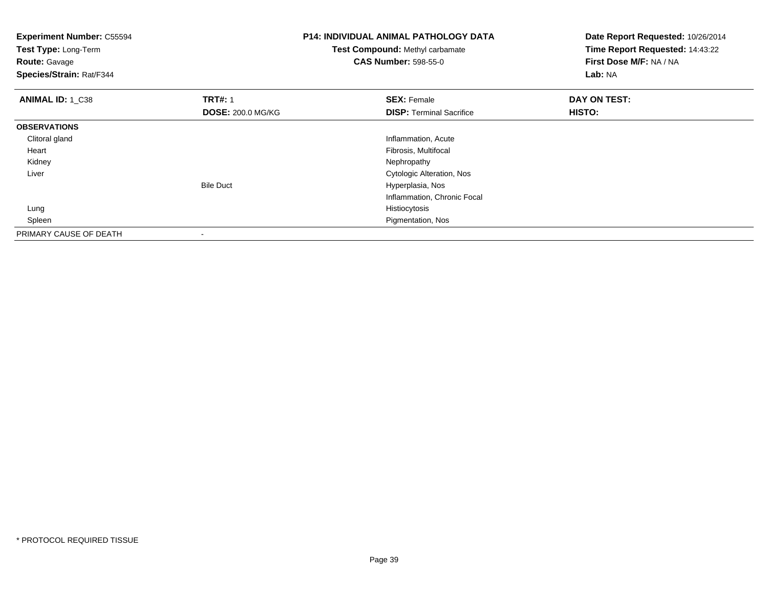**Experiment Number:** C55594
**Test Type:** Long-Term
**Route:** Gavage
**Species/Strain:** Rat/F344

**P14: INDIVIDUAL ANIMAL PATHOLOGY DATA**
**Test Compound:** Methyl carbamate
**CAS Number:** 598-55-0

**Date Report Requested:** 10/26/2014
**Time Report Requested:** 14:43:22
**First Dose M/F:** NA / NA
**Lab:** NA

| **ANIMAL ID:** 1_C38 | **TRT#:** 1 | **SEX:** Female | **DAY ON TEST:** |
|---|---|---|---|
| | **DOSE:** 200.0 MG/KG | **DISP:** Terminal Sacrifice | **HISTO:** |
| **OBSERVATIONS** | | | |
| Clitoral gland | | Inflammation, Acute | |
| Heart | | Fibrosis, Multifocal | |
| Kidney | | Nephropathy | |
| Liver | | Cytologic Alteration, Nos | |
| | Bile Duct | Hyperplasia, Nos | |
| | | Inflammation, Chronic Focal | |
| Lung | | Histiocytosis | |
| Spleen | | Pigmentation, Nos | |
| PRIMARY CAUSE OF DEATH | - | | |

* PROTOCOL REQUIRED TISSUE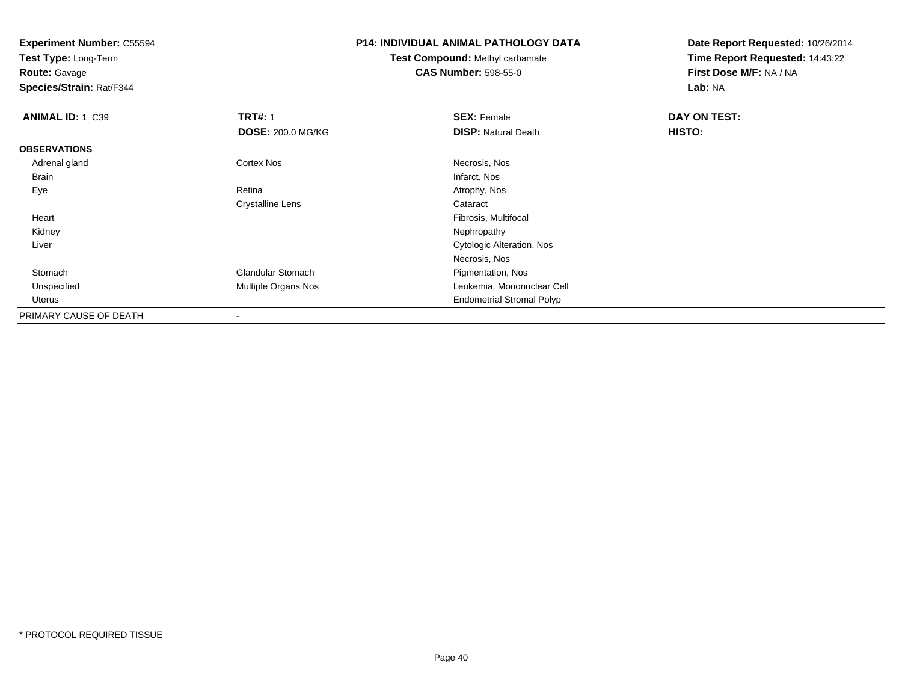**Experiment Number:** C55594
**Test Type:** Long-Term
**Route:** Gavage
**Species/Strain:** Rat/F344

**P14: INDIVIDUAL ANIMAL PATHOLOGY DATA**
**Test Compound:** Methyl carbamate
**CAS Number:** 598-55-0

**Date Report Requested:** 10/26/2014
**Time Report Requested:** 14:43:22
**First Dose M/F:** NA / NA
**Lab:** NA

| **ANIMAL ID:** 1_C39 | **TRT#:** 1 | **SEX:** Female | **DAY ON TEST:** |
|---|---|---|---|
| | **DOSE:** 200.0 MG/KG | **DISP:** Natural Death | **HISTO:** |
| **OBSERVATIONS** | | | |
| Adrenal gland | Cortex Nos | Necrosis, Nos | |
| Brain | | Infarct, Nos | |
| Eye | Retina | Atrophy, Nos | |
| | Crystalline Lens | Cataract | |
| Heart | | Fibrosis, Multifocal | |
| Kidney | | Nephropathy | |
| Liver | | Cytologic Alteration, Nos | |
| | | Necrosis, Nos | |
| Stomach | Glandular Stomach | Pigmentation, Nos | |
| Unspecified | Multiple Organs Nos | Leukemia, Mononuclear Cell | |
| Uterus | | Endometrial Stromal Polyp | |
| PRIMARY CAUSE OF DEATH | - | | |

* PROTOCOL REQUIRED TISSUE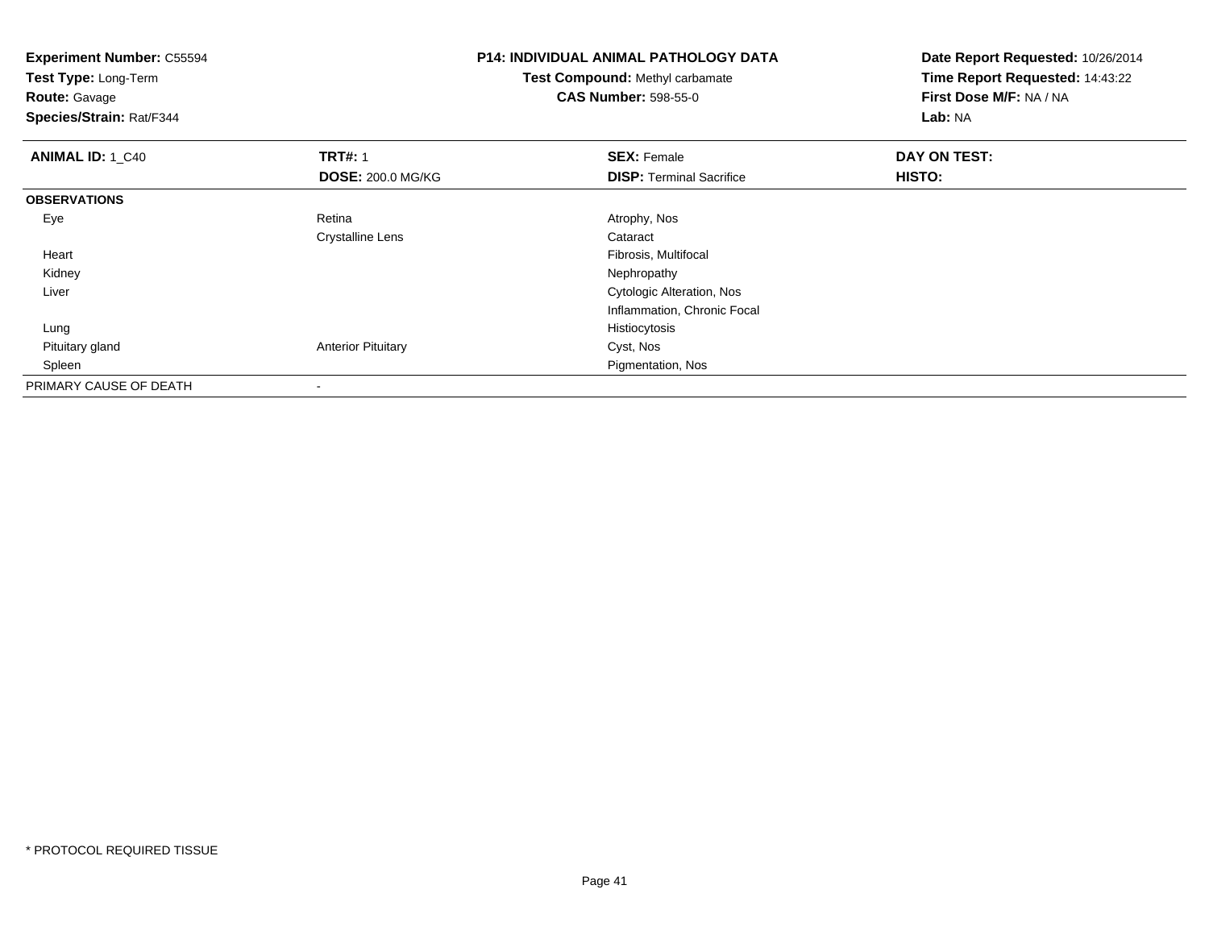**Experiment Number:** C55594
**Test Type:** Long-Term
**Route:** Gavage
**Species/Strain:** Rat/F344

## P14: INDIVIDUAL ANIMAL PATHOLOGY DATA

**Test Compound:** Methyl carbamate
**CAS Number:** 598-55-0

**Date Report Requested:** 10/26/2014
**Time Report Requested:** 14:43:22
**First Dose M/F:** NA / NA
**Lab:** NA

| **ANIMAL ID:** 1_C40 | **TRT#:** 1 | **SEX:** Female | **DAY ON TEST:** |
|---|---|---|---|
| | **DOSE:** 200.0 MG/KG | **DISP:** Terminal Sacrifice | **HISTO:** |
| **OBSERVATIONS** | | | |
| Eye | Retina | Atrophy, Nos | |
| | Crystalline Lens | Cataract | |
| Heart | | Fibrosis, Multifocal | |
| Kidney | | Nephropathy | |
| Liver | | Cytologic Alteration, Nos | |
| | | Inflammation, Chronic Focal | |
| Lung | | Histiocytosis | |
| Pituitary gland | Anterior Pituitary | Cyst, Nos | |
| Spleen | | Pigmentation, Nos | |
| PRIMARY CAUSE OF DEATH | - | | |

* PROTOCOL REQUIRED TISSUE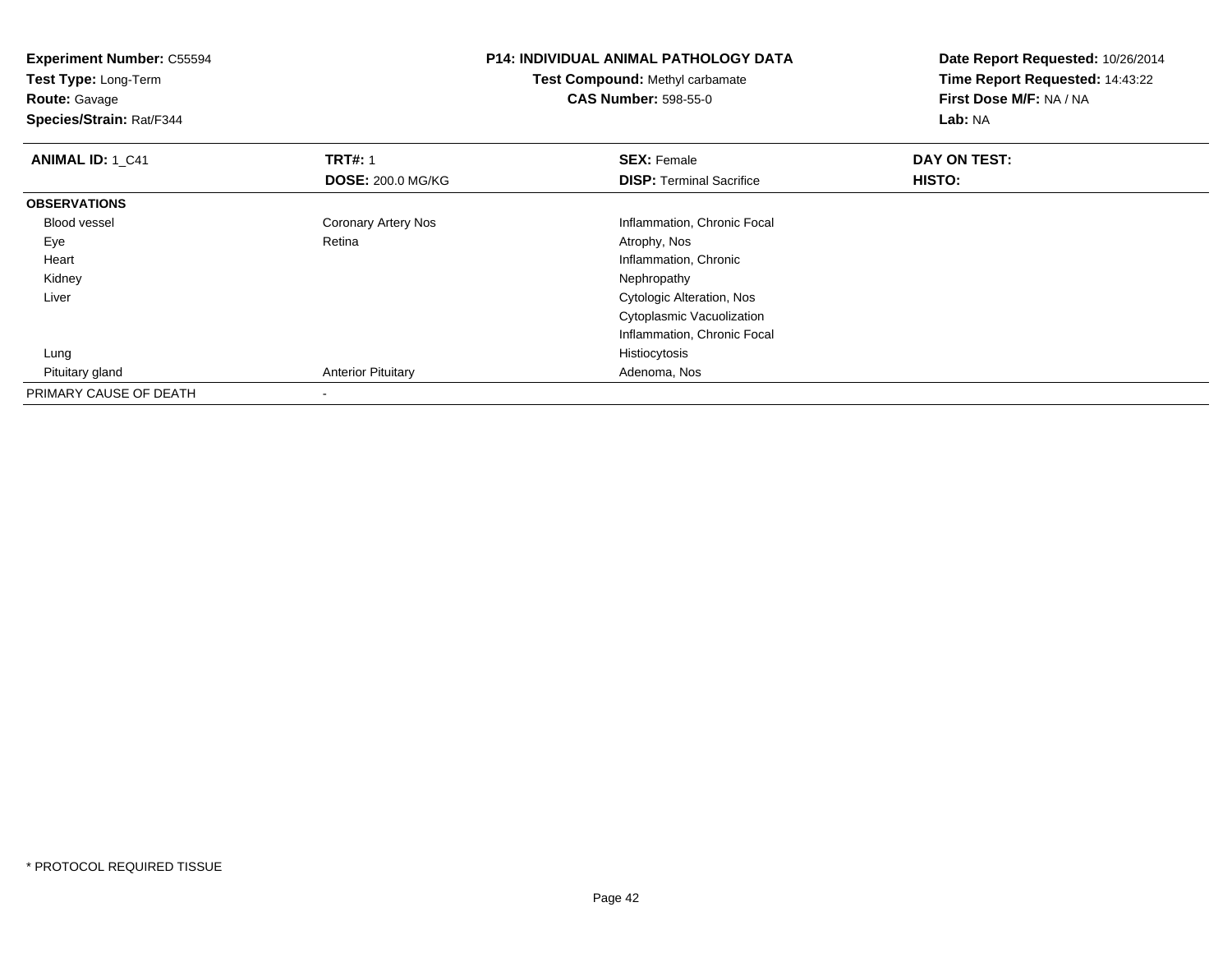**Experiment Number:** C55594
**Test Type:** Long-Term
**Route:** Gavage
**Species/Strain:** Rat/F344

**P14: INDIVIDUAL ANIMAL PATHOLOGY DATA**
**Test Compound:** Methyl carbamate
**CAS Number:** 598-55-0

**Date Report Requested:** 10/26/2014
**Time Report Requested:** 14:43:22
**First Dose M/F:** NA / NA
**Lab:** NA

| **ANIMAL ID:** 1_C41 | **TRT#:** 1 | **SEX:** Female | **DAY ON TEST:** |
|---|---|---|---|
| | **DOSE:** 200.0 MG/KG | **DISP:** Terminal Sacrifice | **HISTO:** |
| **OBSERVATIONS** | | | |
| Blood vessel | Coronary Artery Nos | Inflammation, Chronic Focal | |
| Eye | Retina | Atrophy, Nos | |
| Heart | | Inflammation, Chronic | |
| Kidney | | Nephropathy | |
| Liver | | Cytologic Alteration, Nos | |
| | | Cytoplasmic Vacuolization | |
| | | Inflammation, Chronic Focal | |
| Lung | | Histiocytosis | |
| Pituitary gland | Anterior Pituitary | Adenoma, Nos | |
| PRIMARY CAUSE OF DEATH | - | | |

* PROTOCOL REQUIRED TISSUE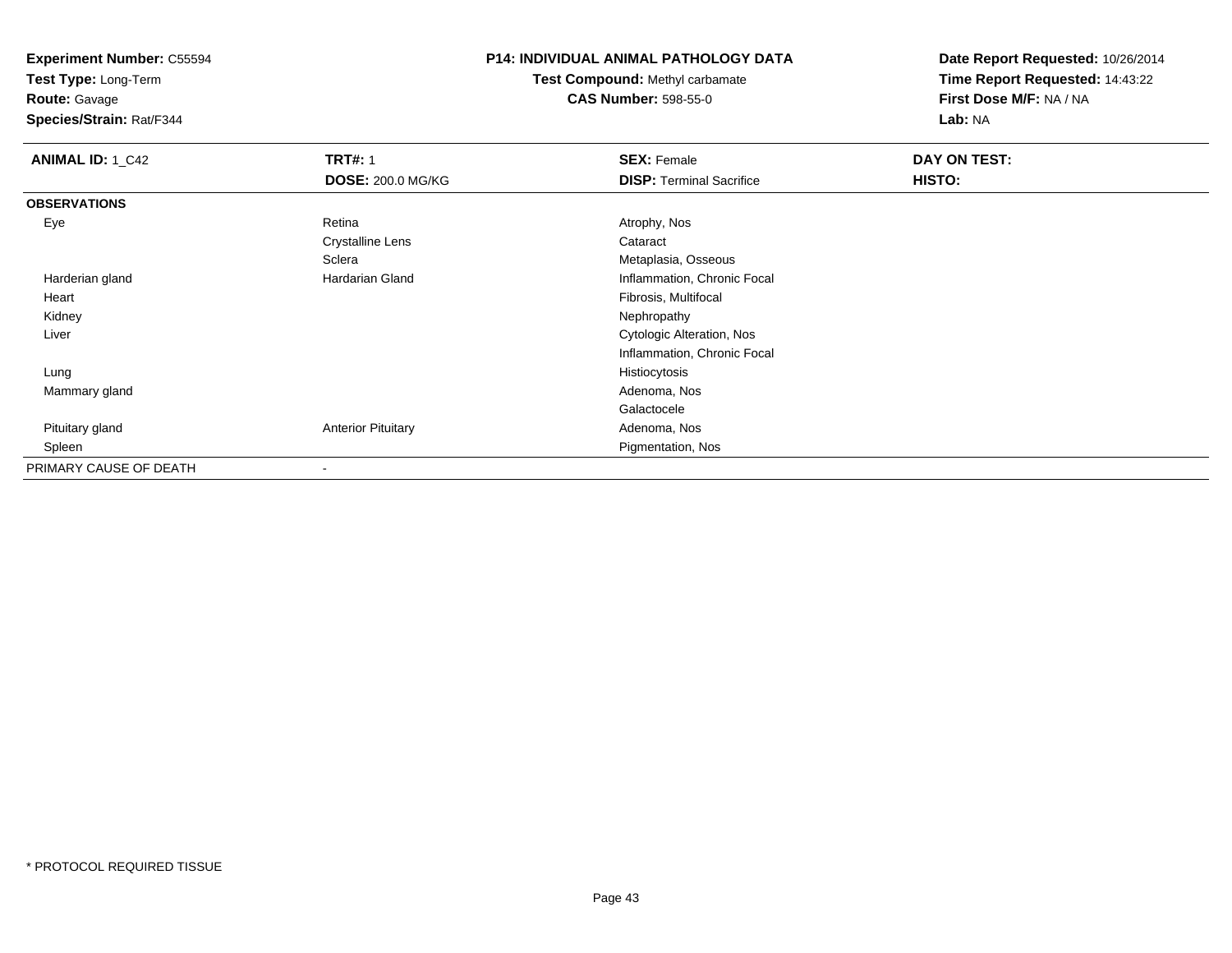**Experiment Number:** C55594
**Test Type:** Long-Term
**Route:** Gavage
**Species/Strain:** Rat/F344

**P14: INDIVIDUAL ANIMAL PATHOLOGY DATA**
**Test Compound:** Methyl carbamate
**CAS Number:** 598-55-0

**Date Report Requested:** 10/26/2014
**Time Report Requested:** 14:43:22
**First Dose M/F:** NA / NA
**Lab:** NA

| **ANIMAL ID:** 1_C42 | **TRT#:** 1 | **SEX:** Female | **DAY ON TEST:** |
|---|---|---|---|
| | **DOSE:** 200.0 MG/KG | **DISP:** Terminal Sacrifice | **HISTO:** |
| **OBSERVATIONS** | | | |
| Eye | Retina | Atrophy, Nos | |
| | Crystalline Lens | Cataract | |
| | Sclera | Metaplasia, Osseous | |
| Harderian gland | Hardarian Gland | Inflammation, Chronic Focal | |
| Heart | | Fibrosis, Multifocal | |
| Kidney | | Nephropathy | |
| Liver | | Cytologic Alteration, Nos | |
| | | Inflammation, Chronic Focal | |
| Lung | | Histiocytosis | |
| Mammary gland | | Adenoma, Nos | |
| | | Galactocele | |
| Pituitary gland | Anterior Pituitary | Adenoma, Nos | |
| Spleen | | Pigmentation, Nos | |
| PRIMARY CAUSE OF DEATH | - | | |

* PROTOCOL REQUIRED TISSUE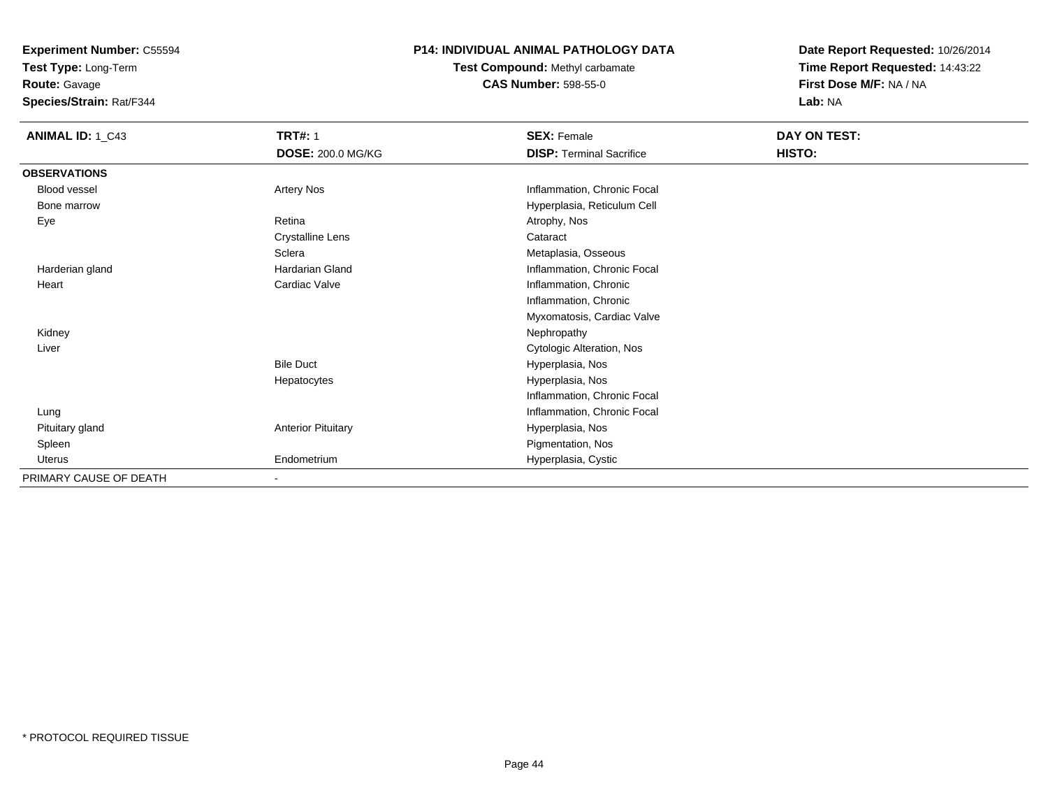**Experiment Number:** C55594
**Test Type:** Long-Term
**Route:** Gavage
**Species/Strain:** Rat/F344

**P14: INDIVIDUAL ANIMAL PATHOLOGY DATA**
**Test Compound:** Methyl carbamate
**CAS Number:** 598-55-0

**Date Report Requested:** 10/26/2014
**Time Report Requested:** 14:43:22
**First Dose M/F:** NA / NA
**Lab:** NA

| **ANIMAL ID:** 1_C43 | **TRT#:** 1 | **SEX:** Female | **DAY ON TEST:** |
|---|---|---|---|
| | **DOSE:** 200.0 MG/KG | **DISP:** Terminal Sacrifice | **HISTO:** |
| **OBSERVATIONS** | | | |
| Blood vessel | Artery Nos | Inflammation, Chronic Focal | |
| Bone marrow | | Hyperplasia, Reticulum Cell | |
| Eye | Retina | Atrophy, Nos | |
| | Crystalline Lens | Cataract | |
| | Sclera | Metaplasia, Osseous | |
| Harderian gland | Hardarian Gland | Inflammation, Chronic Focal | |
| Heart | Cardiac Valve | Inflammation, Chronic | |
| | | Inflammation, Chronic | |
| | | Myxomatosis, Cardiac Valve | |
| Kidney | | Nephropathy | |
| Liver | | Cytologic Alteration, Nos | |
| | Bile Duct | Hyperplasia, Nos | |
| | Hepatocytes | Hyperplasia, Nos | |
| | | Inflammation, Chronic Focal | |
| Lung | | Inflammation, Chronic Focal | |
| Pituitary gland | Anterior Pituitary | Hyperplasia, Nos | |
| Spleen | | Pigmentation, Nos | |
| Uterus | Endometrium | Hyperplasia, Cystic | |
| PRIMARY CAUSE OF DEATH | - | | |

* PROTOCOL REQUIRED TISSUE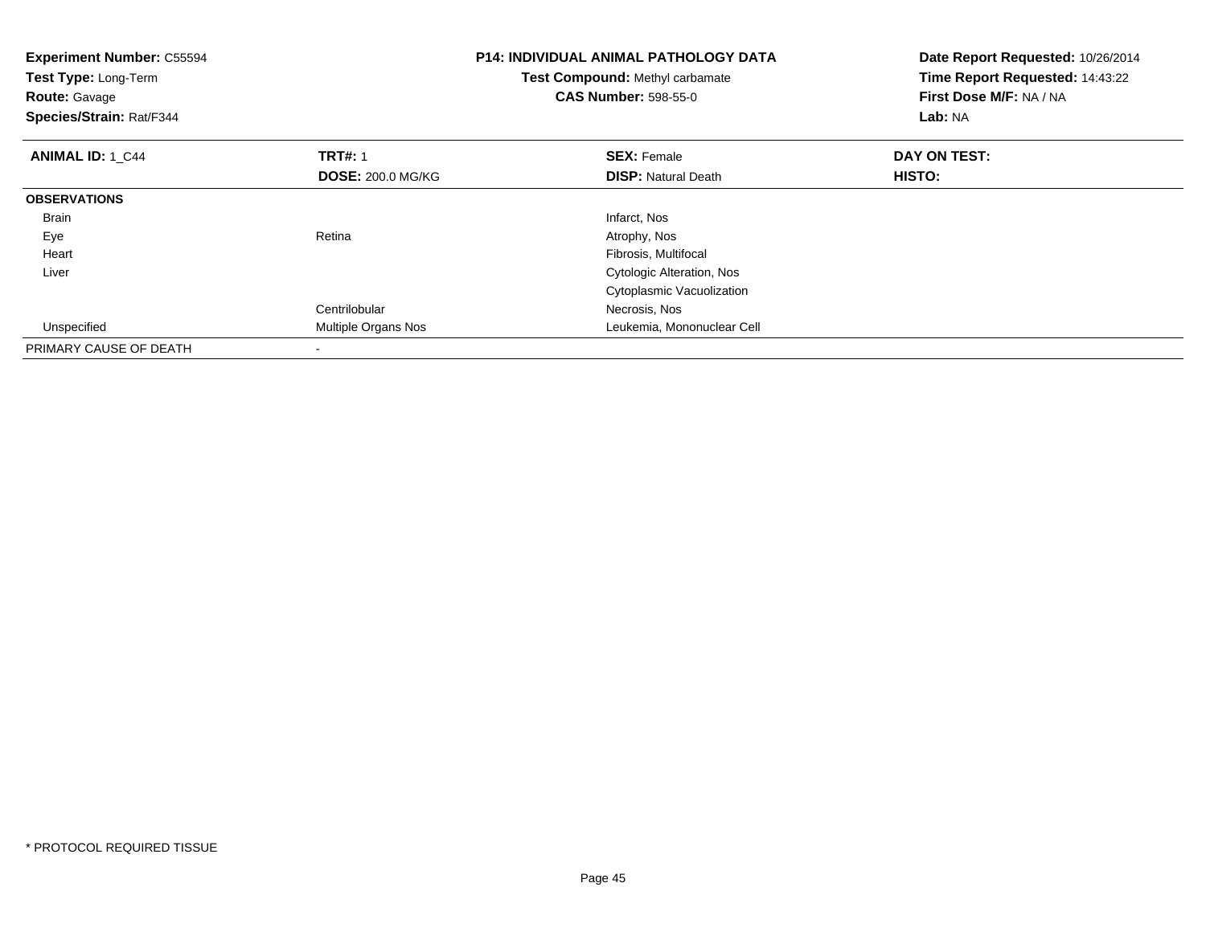**Experiment Number:** C55594
**Test Type:** Long-Term
**Route:** Gavage
**Species/Strain:** Rat/F344

**P14: INDIVIDUAL ANIMAL PATHOLOGY DATA**
**Test Compound:** Methyl carbamate
**CAS Number:** 598-55-0

**Date Report Requested:** 10/26/2014
**Time Report Requested:** 14:43:22
**First Dose M/F:** NA / NA
**Lab:** NA

| **ANIMAL ID:** 1_C44 | **TRT#:** 1 | **SEX:** Female | **DAY ON TEST:** |
|---|---|---|---|
| | **DOSE:** 200.0 MG/KG | **DISP:** Natural Death | **HISTO:** |
| **OBSERVATIONS** | | | |
| Brain | | Infarct, Nos | |
| Eye | Retina | Atrophy, Nos | |
| Heart | | Fibrosis, Multifocal | |
| Liver | | Cytologic Alteration, Nos | |
| | | Cytoplasmic Vacuolization | |
| | Centrilobular | Necrosis, Nos | |
| Unspecified | Multiple Organs Nos | Leukemia, Mononuclear Cell | |
| PRIMARY CAUSE OF DEATH | - | | |

* PROTOCOL REQUIRED TISSUE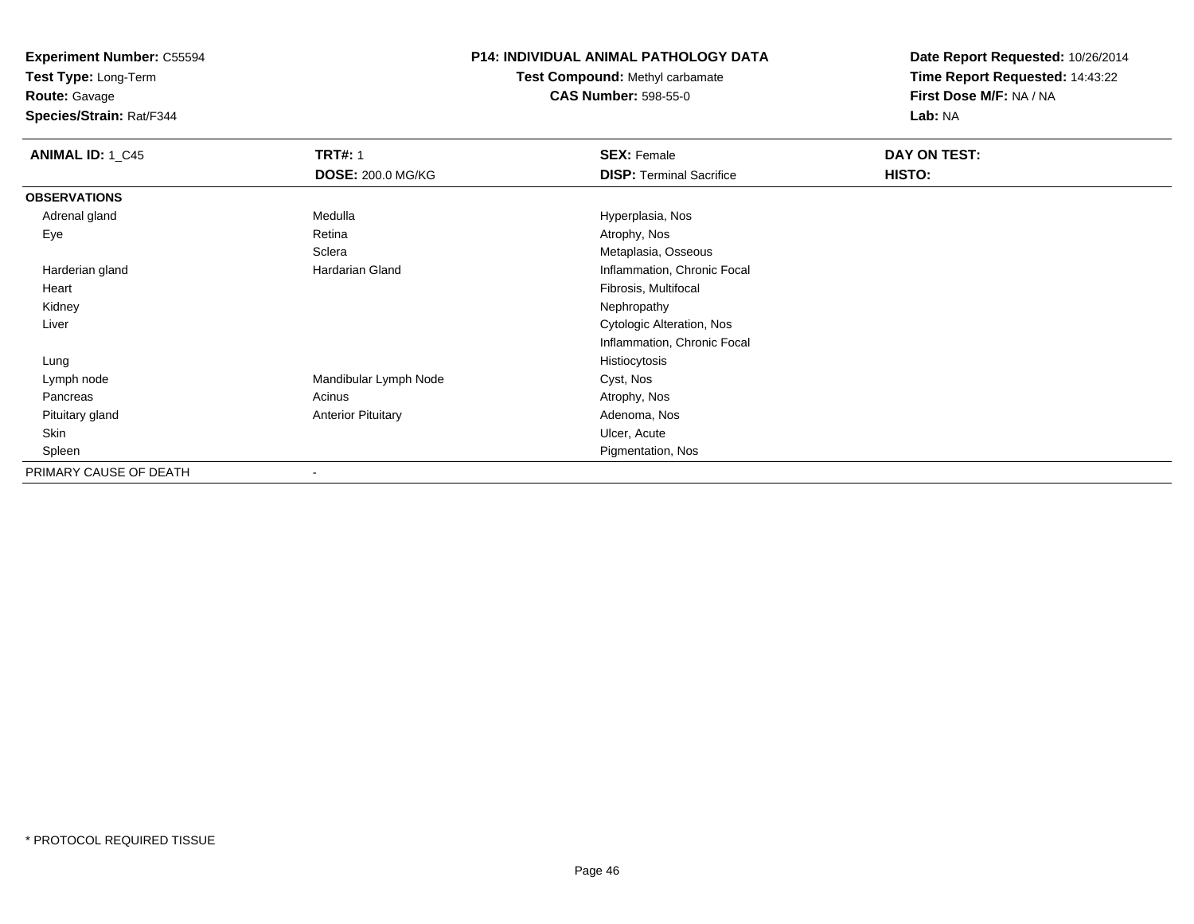**Experiment Number:** C55594
**Test Type:** Long-Term
**Route:** Gavage
**Species/Strain:** Rat/F344

**P14: INDIVIDUAL ANIMAL PATHOLOGY DATA**
**Test Compound:** Methyl carbamate
**CAS Number:** 598-55-0

**Date Report Requested:** 10/26/2014
**Time Report Requested:** 14:43:22
**First Dose M/F:** NA / NA
**Lab:** NA

| **ANIMAL ID:** 1_C45 | **TRT#:** 1 | **SEX:** Female | **DAY ON TEST:** |
|---|---|---|---|
| | **DOSE:** 200.0 MG/KG | **DISP:** Terminal Sacrifice | **HISTO:** |
| **OBSERVATIONS** | | | |
| Adrenal gland | Medulla | Hyperplasia, Nos | |
| Eye | Retina | Atrophy, Nos | |
| | Sclera | Metaplasia, Osseous | |
| Harderian gland | Hardarian Gland | Inflammation, Chronic Focal | |
| Heart | | Fibrosis, Multifocal | |
| Kidney | | Nephropathy | |
| Liver | | Cytologic Alteration, Nos | |
| | | Inflammation, Chronic Focal | |
| Lung | | Histiocytosis | |
| Lymph node | Mandibular Lymph Node | Cyst, Nos | |
| Pancreas | Acinus | Atrophy, Nos | |
| Pituitary gland | Anterior Pituitary | Adenoma, Nos | |
| Skin | | Ulcer, Acute | |
| Spleen | | Pigmentation, Nos | |
| PRIMARY CAUSE OF DEATH | - | | |

* PROTOCOL REQUIRED TISSUE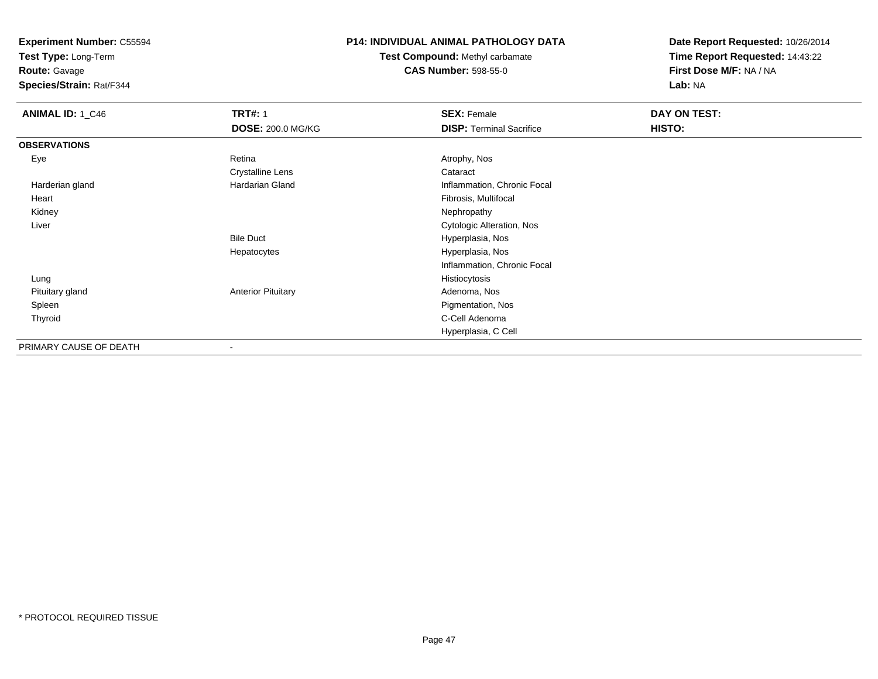**Experiment Number:** C55594
**Test Type:** Long-Term
**Route:** Gavage
**Species/Strain:** Rat/F344

**P14: INDIVIDUAL ANIMAL PATHOLOGY DATA**
**Test Compound:** Methyl carbamate
**CAS Number:** 598-55-0

**Date Report Requested:** 10/26/2014
**Time Report Requested:** 14:43:22
**First Dose M/F:** NA / NA
**Lab:** NA

| **ANIMAL ID:** 1_C46 | **TRT#:** 1 | **SEX:** Female | **DAY ON TEST:** |
|---|---|---|---|
| | **DOSE:** 200.0 MG/KG | **DISP:** Terminal Sacrifice | **HISTO:** |
| **OBSERVATIONS** | | | |
| Eye | Retina | Atrophy, Nos | |
| | Crystalline Lens | Cataract | |
| Harderian gland | Hardarian Gland | Inflammation, Chronic Focal | |
| Heart | | Fibrosis, Multifocal | |
| Kidney | | Nephropathy | |
| Liver | | Cytologic Alteration, Nos | |
| | Bile Duct | Hyperplasia, Nos | |
| | Hepatocytes | Hyperplasia, Nos | |
| | | Inflammation, Chronic Focal | |
| Lung | | Histiocytosis | |
| Pituitary gland | Anterior Pituitary | Adenoma, Nos | |
| Spleen | | Pigmentation, Nos | |
| Thyroid | | C-Cell Adenoma | |
| | | Hyperplasia, C Cell | |
| PRIMARY CAUSE OF DEATH | - | | |

* PROTOCOL REQUIRED TISSUE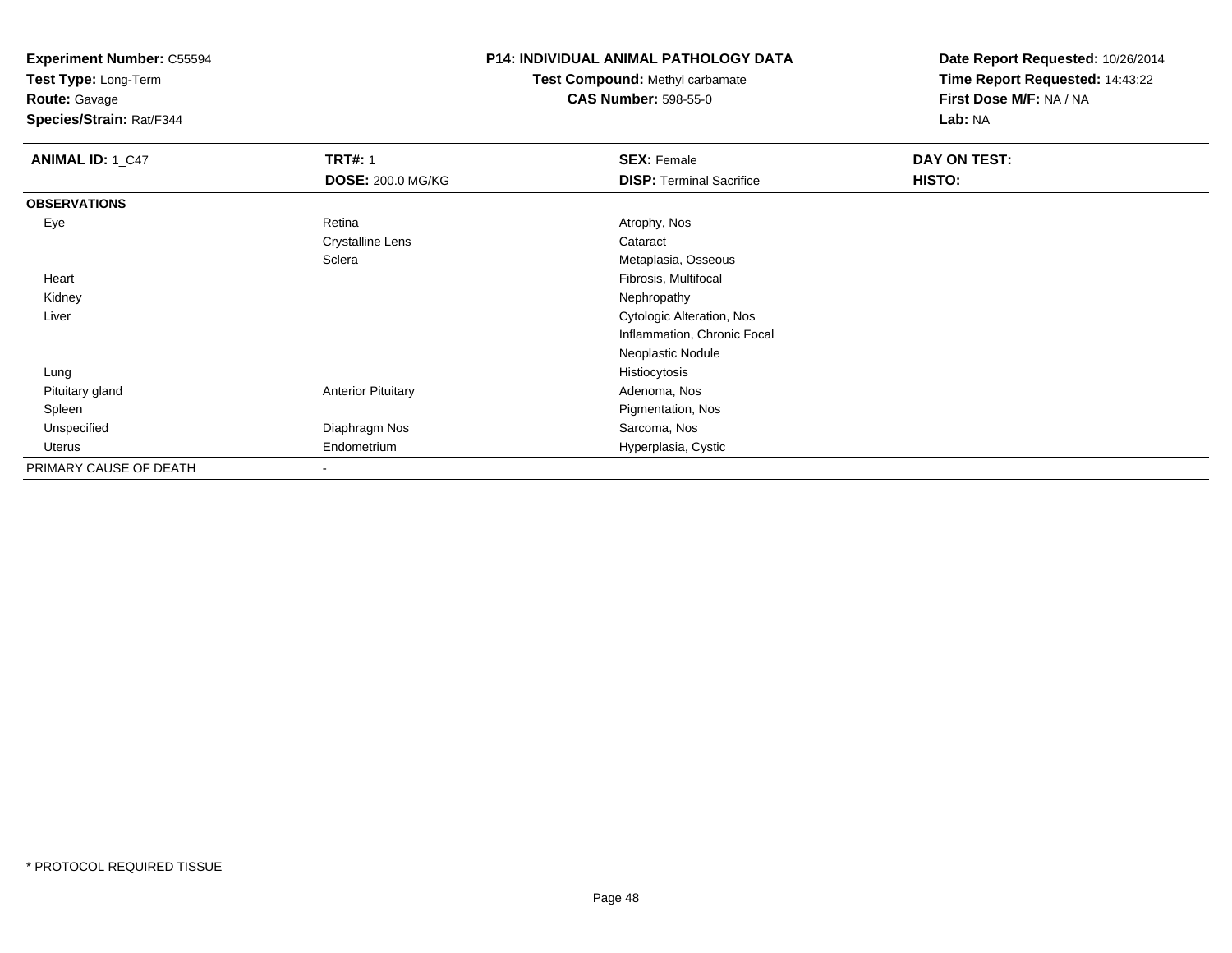**Experiment Number:** C55594
**Test Type:** Long-Term
**Route:** Gavage
**Species/Strain:** Rat/F344

**P14: INDIVIDUAL ANIMAL PATHOLOGY DATA**
**Test Compound:** Methyl carbamate
**CAS Number:** 598-55-0

**Date Report Requested:** 10/26/2014
**Time Report Requested:** 14:43:22
**First Dose M/F:** NA / NA
**Lab:** NA

| **ANIMAL ID:** 1_C47 | **TRT#:** 1 | **SEX:** Female | **DAY ON TEST:** |
|---|---|---|---|
| | **DOSE:** 200.0 MG/KG | **DISP:** Terminal Sacrifice | **HISTO:** |
| **OBSERVATIONS** | | | |
| Eye | Retina | Atrophy, Nos | |
| | Crystalline Lens | Cataract | |
| | Sclera | Metaplasia, Osseous | |
| Heart | | Fibrosis, Multifocal | |
| Kidney | | Nephropathy | |
| Liver | | Cytologic Alteration, Nos | |
| | | Inflammation, Chronic Focal | |
| | | Neoplastic Nodule | |
| Lung | | Histiocytosis | |
| Pituitary gland | Anterior Pituitary | Adenoma, Nos | |
| Spleen | | Pigmentation, Nos | |
| Unspecified | Diaphragm Nos | Sarcoma, Nos | |
| Uterus | Endometrium | Hyperplasia, Cystic | |
| PRIMARY CAUSE OF DEATH | - | | |

* PROTOCOL REQUIRED TISSUE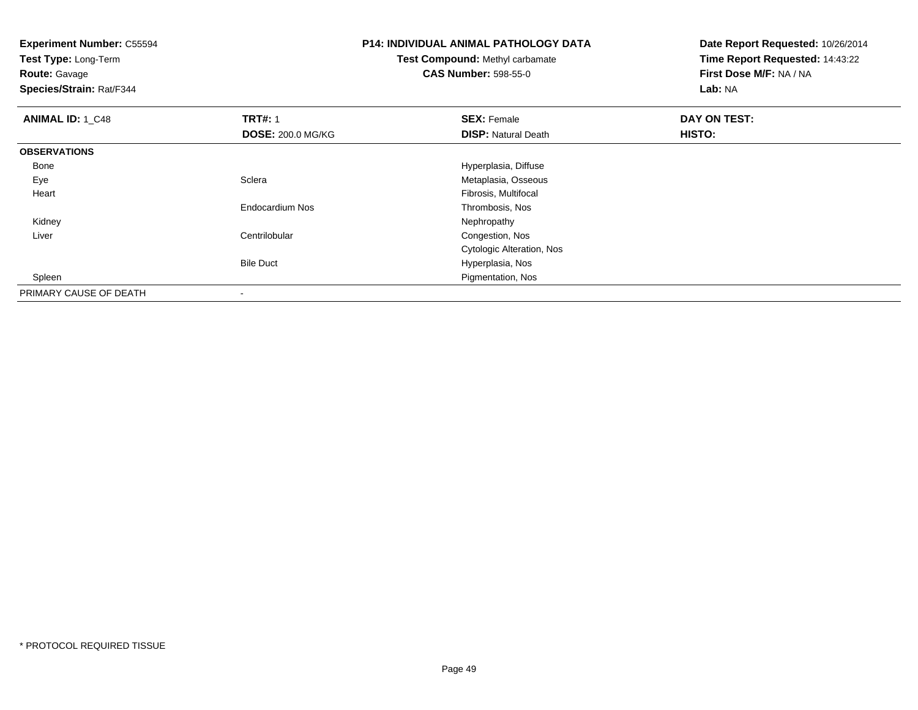**Experiment Number:** C55594
**Test Type:** Long-Term
**Route:** Gavage
**Species/Strain:** Rat/F344

**P14: INDIVIDUAL ANIMAL PATHOLOGY DATA**
**Test Compound:** Methyl carbamate
**CAS Number:** 598-55-0

**Date Report Requested:** 10/26/2014
**Time Report Requested:** 14:43:22
**First Dose M/F:** NA / NA
**Lab:** NA

| **ANIMAL ID:** 1_C48 | **TRT#:** 1 | **SEX:** Female | **DAY ON TEST:** |
|---|---|---|---|
| | **DOSE:** 200.0 MG/KG | **DISP:** Natural Death | **HISTO:** |
| **OBSERVATIONS** | | | |
| Bone | | Hyperplasia, Diffuse | |
| Eye | Sclera | Metaplasia, Osseous | |
| Heart | | Fibrosis, Multifocal | |
| | Endocardium Nos | Thrombosis, Nos | |
| Kidney | | Nephropathy | |
| Liver | Centrilobular | Congestion, Nos | |
| | | Cytologic Alteration, Nos | |
| | Bile Duct | Hyperplasia, Nos | |
| Spleen | | Pigmentation, Nos | |
| PRIMARY CAUSE OF DEATH | - | | |

* PROTOCOL REQUIRED TISSUE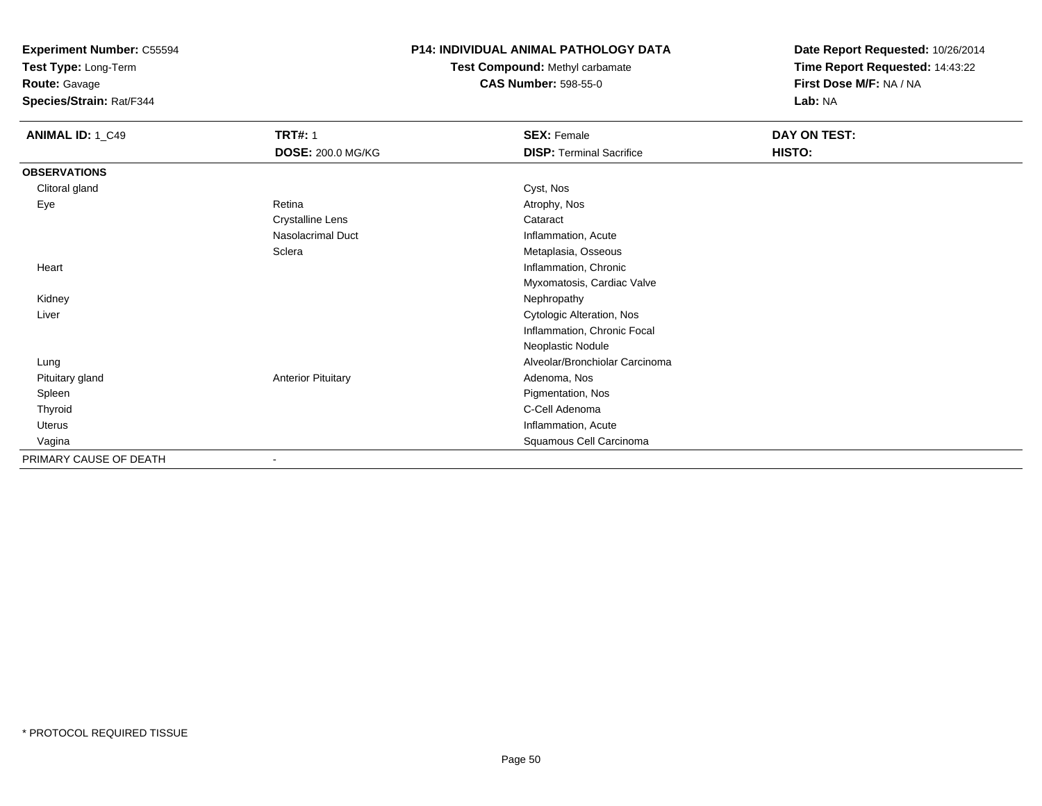**Experiment Number:** C55594
**Test Type:** Long-Term
**Route:** Gavage
**Species/Strain:** Rat/F344

**P14: INDIVIDUAL ANIMAL PATHOLOGY DATA**
**Test Compound:** Methyl carbamate
**CAS Number:** 598-55-0

**Date Report Requested:** 10/26/2014
**Time Report Requested:** 14:43:22
**First Dose M/F:** NA / NA
**Lab:** NA

| **ANIMAL ID:** 1_C49 | **TRT#:** 1 | **SEX:** Female | **DAY ON TEST:** |
|---|---|---|---|
| | **DOSE:** 200.0 MG/KG | **DISP:** Terminal Sacrifice | **HISTO:** |
| **OBSERVATIONS** | | | |
| Clitoral gland | | Cyst, Nos | |
| Eye | Retina | Atrophy, Nos | |
| | Crystalline Lens | Cataract | |
| | Nasolacrimal Duct | Inflammation, Acute | |
| | Sclera | Metaplasia, Osseous | |
| Heart | | Inflammation, Chronic | |
| | | Myxomatosis, Cardiac Valve | |
| Kidney | | Nephropathy | |
| Liver | | Cytologic Alteration, Nos | |
| | | Inflammation, Chronic Focal | |
| | | Neoplastic Nodule | |
| Lung | | Alveolar/Bronchiolar Carcinoma | |
| Pituitary gland | Anterior Pituitary | Adenoma, Nos | |
| Spleen | | Pigmentation, Nos | |
| Thyroid | | C-Cell Adenoma | |
| Uterus | | Inflammation, Acute | |
| Vagina | | Squamous Cell Carcinoma | |
| PRIMARY CAUSE OF DEATH | - | | |

\* PROTOCOL REQUIRED TISSUE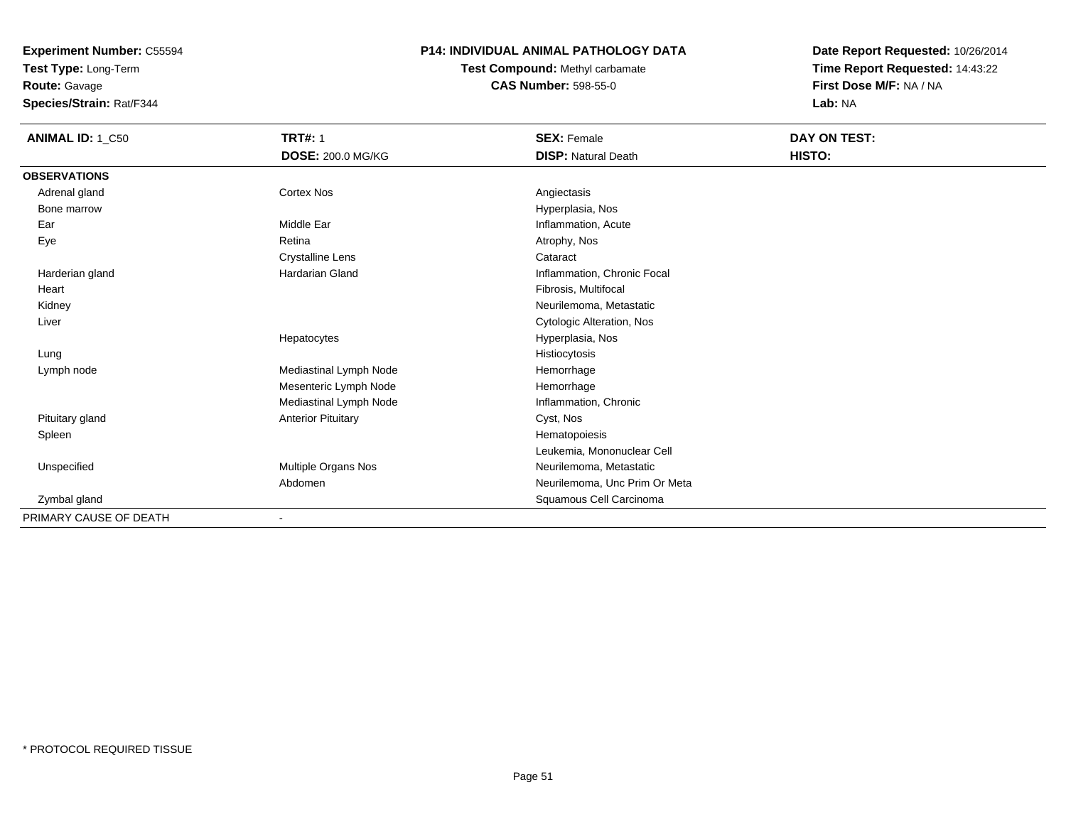**Experiment Number:** C55594
**Test Type:** Long-Term
**Route:** Gavage
**Species/Strain:** Rat/F344

**P14: INDIVIDUAL ANIMAL PATHOLOGY DATA**
**Test Compound:** Methyl carbamate
**CAS Number:** 598-55-0

**Date Report Requested:** 10/26/2014
**Time Report Requested:** 14:43:22
**First Dose M/F:** NA / NA
**Lab:** NA

| **ANIMAL ID:** 1_C50 | **TRT#:** 1 | **SEX:** Female | **DAY ON TEST:** |
|---|---|---|---|
| | **DOSE:** 200.0 MG/KG | **DISP:** Natural Death | **HISTO:** |
| **OBSERVATIONS** | | | |
| Adrenal gland | Cortex Nos | Angiectasis | |
| Bone marrow | | Hyperplasia, Nos | |
| Ear | Middle Ear | Inflammation, Acute | |
| Eye | Retina | Atrophy, Nos | |
| | Crystalline Lens | Cataract | |
| Harderian gland | Hardarian Gland | Inflammation, Chronic Focal | |
| Heart | | Fibrosis, Multifocal | |
| Kidney | | Neurilemoma, Metastatic | |
| Liver | | Cytologic Alteration, Nos | |
| | Hepatocytes | Hyperplasia, Nos | |
| Lung | | Histiocytosis | |
| Lymph node | Mediastinal Lymph Node | Hemorrhage | |
| | Mesenteric Lymph Node | Hemorrhage | |
| | Mediastinal Lymph Node | Inflammation, Chronic | |
| Pituitary gland | Anterior Pituitary | Cyst, Nos | |
| Spleen | | Hematopoiesis | |
| | | Leukemia, Mononuclear Cell | |
| Unspecified | Multiple Organs Nos | Neurilemoma, Metastatic | |
| | Abdomen | Neurilemoma, Unc Prim Or Meta | |
| Zymbal gland | | Squamous Cell Carcinoma | |
| PRIMARY CAUSE OF DEATH | - | | |

* PROTOCOL REQUIRED TISSUE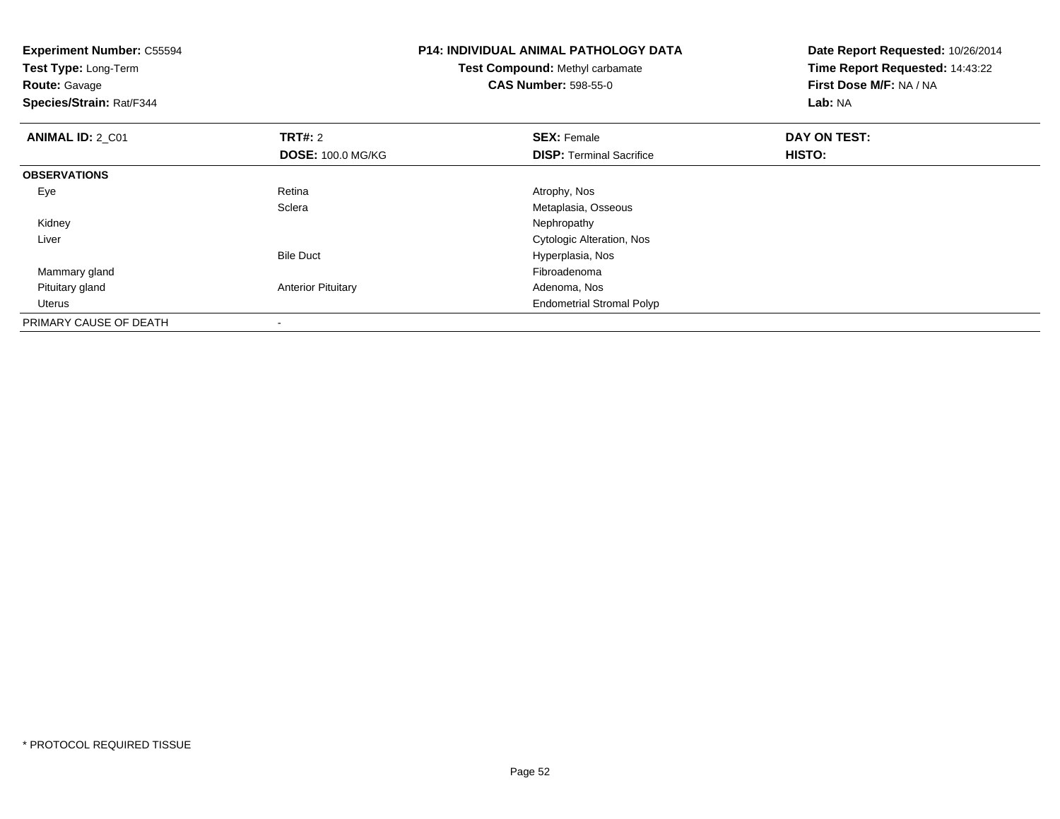**Experiment Number:** C55594
**Test Type:** Long-Term
**Route:** Gavage
**Species/Strain:** Rat/F344

**P14: INDIVIDUAL ANIMAL PATHOLOGY DATA**
**Test Compound:** Methyl carbamate
**CAS Number:** 598-55-0

**Date Report Requested:** 10/26/2014
**Time Report Requested:** 14:43:22
**First Dose M/F:** NA / NA
**Lab:** NA

| **ANIMAL ID:** 2_C01 | **TRT#:** 2 | **SEX:** Female | **DAY ON TEST:** |
|---|---|---|---|
| | **DOSE:** 100.0 MG/KG | **DISP:** Terminal Sacrifice | **HISTO:** |
| **OBSERVATIONS** | | | |
| Eye | Retina | Atrophy, Nos | |
| | Sclera | Metaplasia, Osseous | |
| Kidney | | Nephropathy | |
| Liver | | Cytologic Alteration, Nos | |
| | Bile Duct | Hyperplasia, Nos | |
| Mammary gland | | Fibroadenoma | |
| Pituitary gland | Anterior Pituitary | Adenoma, Nos | |
| Uterus | | Endometrial Stromal Polyp | |
| PRIMARY CAUSE OF DEATH | - | | |

* PROTOCOL REQUIRED TISSUE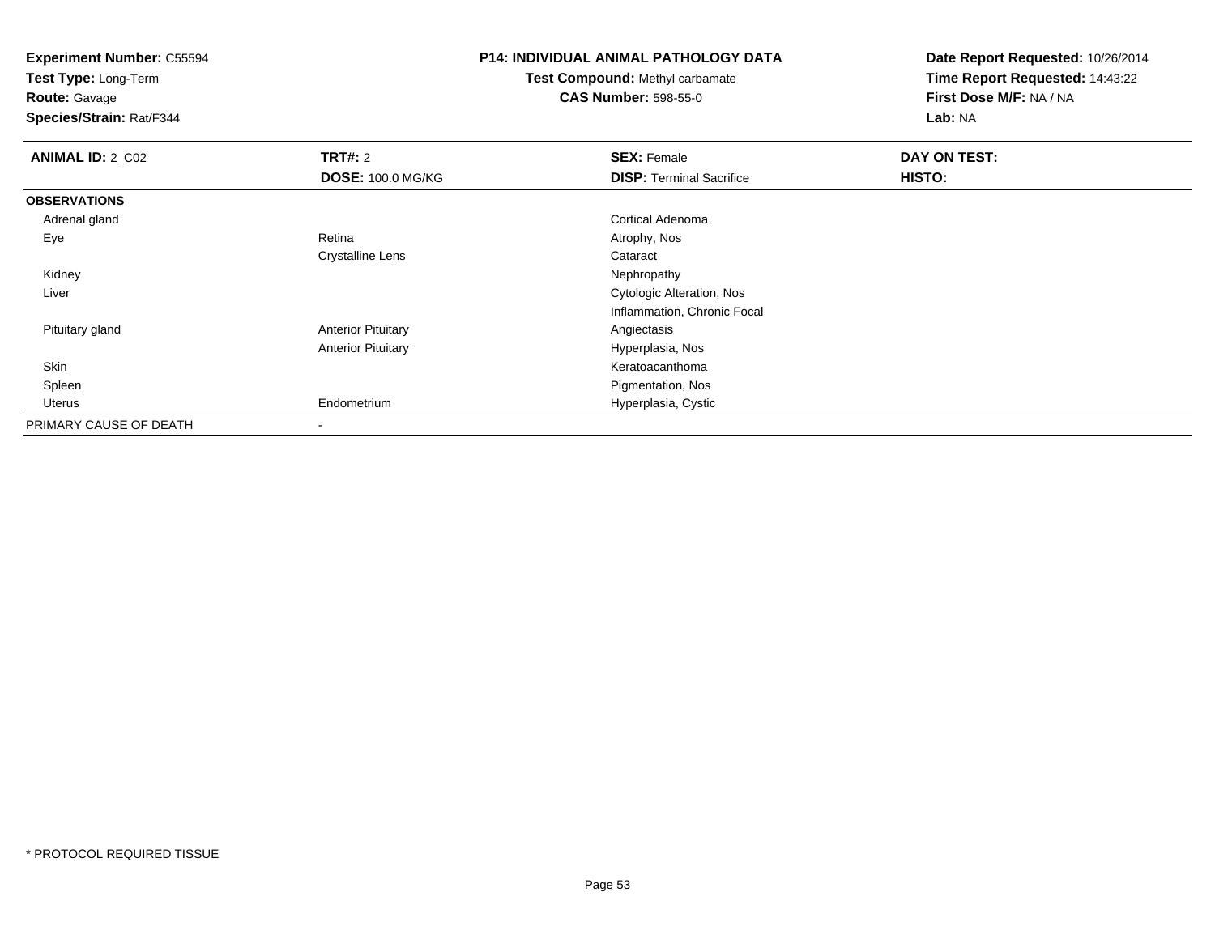**Experiment Number:** C55594
**Test Type:** Long-Term
**Route:** Gavage
**Species/Strain:** Rat/F344

**P14: INDIVIDUAL ANIMAL PATHOLOGY DATA**
**Test Compound:** Methyl carbamate
**CAS Number:** 598-55-0

**Date Report Requested:** 10/26/2014
**Time Report Requested:** 14:43:22
**First Dose M/F:** NA / NA
**Lab:** NA

| **ANIMAL ID:** 2_C02 | **TRT#:** 2 | **SEX:** Female | **DAY ON TEST:** |
|---|---|---|---|
| | **DOSE:** 100.0 MG/KG | **DISP:** Terminal Sacrifice | **HISTO:** |
| **OBSERVATIONS** | | | |
| Adrenal gland | | Cortical Adenoma | |
| Eye | Retina | Atrophy, Nos | |
| | Crystalline Lens | Cataract | |
| Kidney | | Nephropathy | |
| Liver | | Cytologic Alteration, Nos | |
| | | Inflammation, Chronic Focal | |
| Pituitary gland | Anterior Pituitary | Angiectasis | |
| | Anterior Pituitary | Hyperplasia, Nos | |
| Skin | | Keratoacanthoma | |
| Spleen | | Pigmentation, Nos | |
| Uterus | Endometrium | Hyperplasia, Cystic | |
| PRIMARY CAUSE OF DEATH | - | | |

* PROTOCOL REQUIRED TISSUE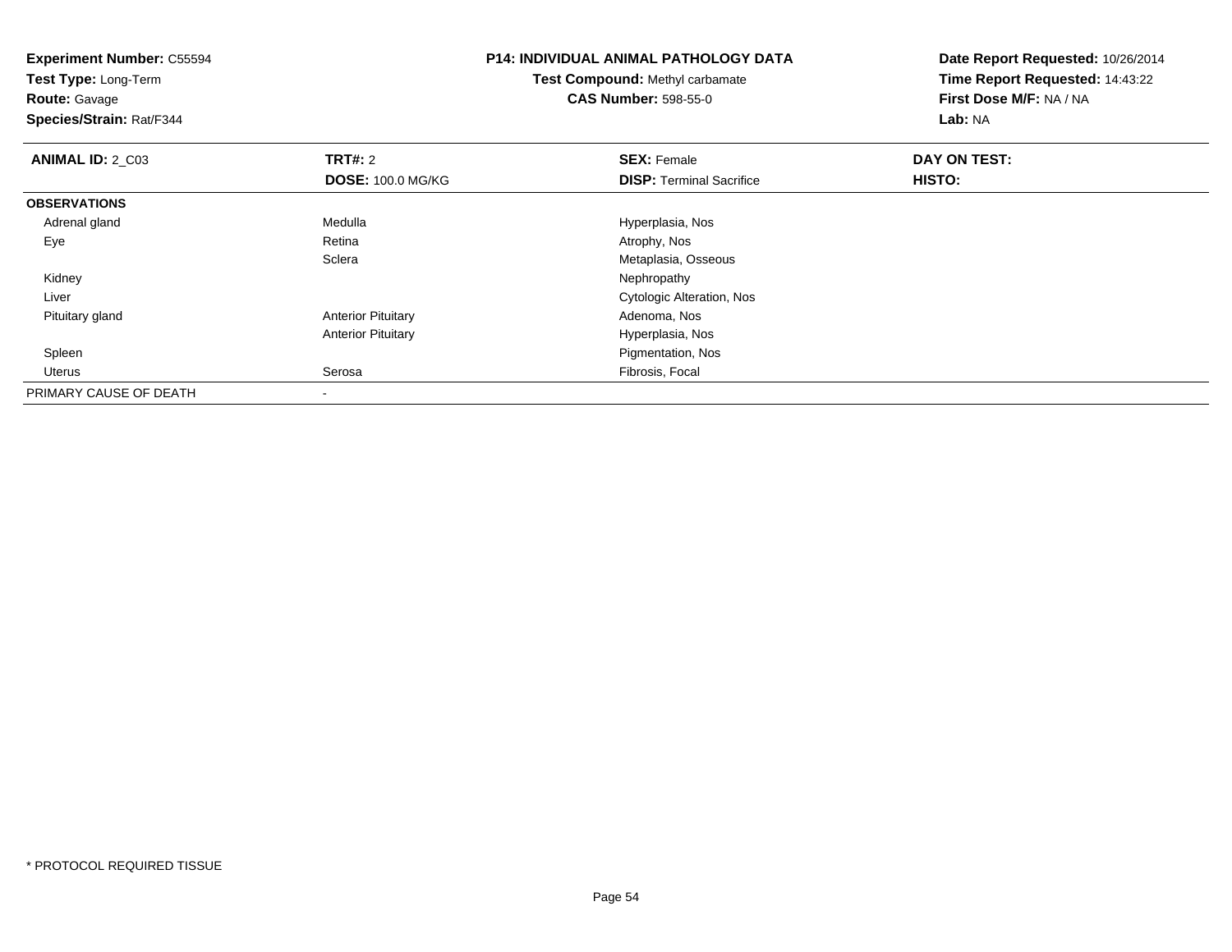**Experiment Number:** C55594
**Test Type:** Long-Term
**Route:** Gavage
**Species/Strain:** Rat/F344

**P14: INDIVIDUAL ANIMAL PATHOLOGY DATA**
**Test Compound:** Methyl carbamate
**CAS Number:** 598-55-0

**Date Report Requested:** 10/26/2014
**Time Report Requested:** 14:43:22
**First Dose M/F:** NA / NA
**Lab:** NA

| **ANIMAL ID:** 2_C03 | **TRT#:** 2 | **SEX:** Female | **DAY ON TEST:** |
|---|---|---|---|
| | **DOSE:** 100.0 MG/KG | **DISP:** Terminal Sacrifice | **HISTO:** |
| **OBSERVATIONS** | | | |
| Adrenal gland | Medulla | Hyperplasia, Nos | |
| Eye | Retina | Atrophy, Nos | |
| | Sclera | Metaplasia, Osseous | |
| Kidney | | Nephropathy | |
| Liver | | Cytologic Alteration, Nos | |
| Pituitary gland | Anterior Pituitary | Adenoma, Nos | |
| | Anterior Pituitary | Hyperplasia, Nos | |
| Spleen | | Pigmentation, Nos | |
| Uterus | Serosa | Fibrosis, Focal | |
| PRIMARY CAUSE OF DEATH | - | | |

* PROTOCOL REQUIRED TISSUE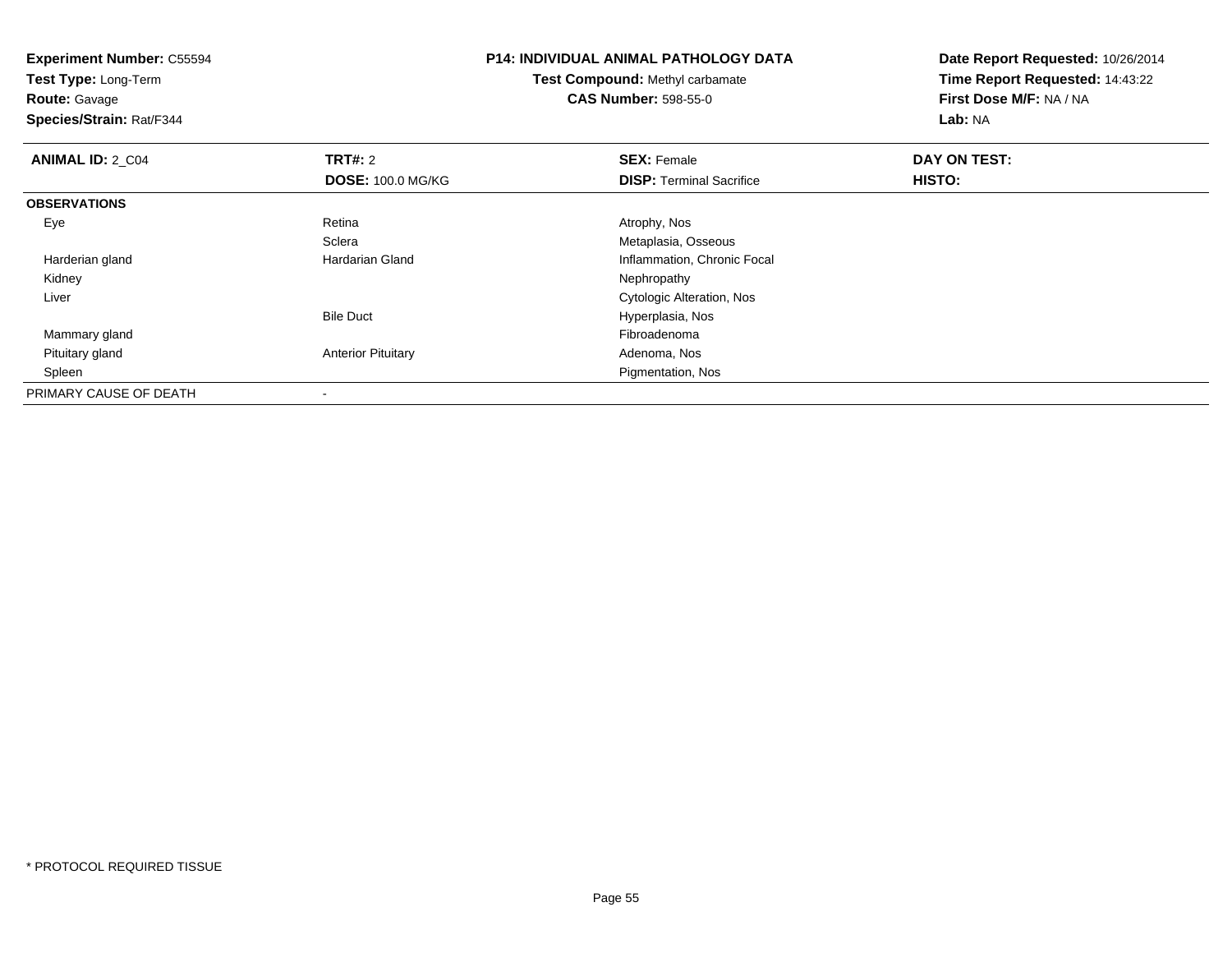**Experiment Number:** C55594
**Test Type:** Long-Term
**Route:** Gavage
**Species/Strain:** Rat/F344

**P14: INDIVIDUAL ANIMAL PATHOLOGY DATA**
**Test Compound:** Methyl carbamate
**CAS Number:** 598-55-0

**Date Report Requested:** 10/26/2014
**Time Report Requested:** 14:43:22
**First Dose M/F:** NA / NA
**Lab:** NA

| **ANIMAL ID:** 2_C04 | **TRT#:** 2 | **SEX:** Female | **DAY ON TEST:** |
|---|---|---|---|
| | **DOSE:** 100.0 MG/KG | **DISP:** Terminal Sacrifice | **HISTO:** |
| **OBSERVATIONS** | | | |
| Eye | Retina | Atrophy, Nos | |
| | Sclera | Metaplasia, Osseous | |
| Harderian gland | Hardarian Gland | Inflammation, Chronic Focal | |
| Kidney | | Nephropathy | |
| Liver | | Cytologic Alteration, Nos | |
| | Bile Duct | Hyperplasia, Nos | |
| Mammary gland | | Fibroadenoma | |
| Pituitary gland | Anterior Pituitary | Adenoma, Nos | |
| Spleen | | Pigmentation, Nos | |
| PRIMARY CAUSE OF DEATH | - | | |

* PROTOCOL REQUIRED TISSUE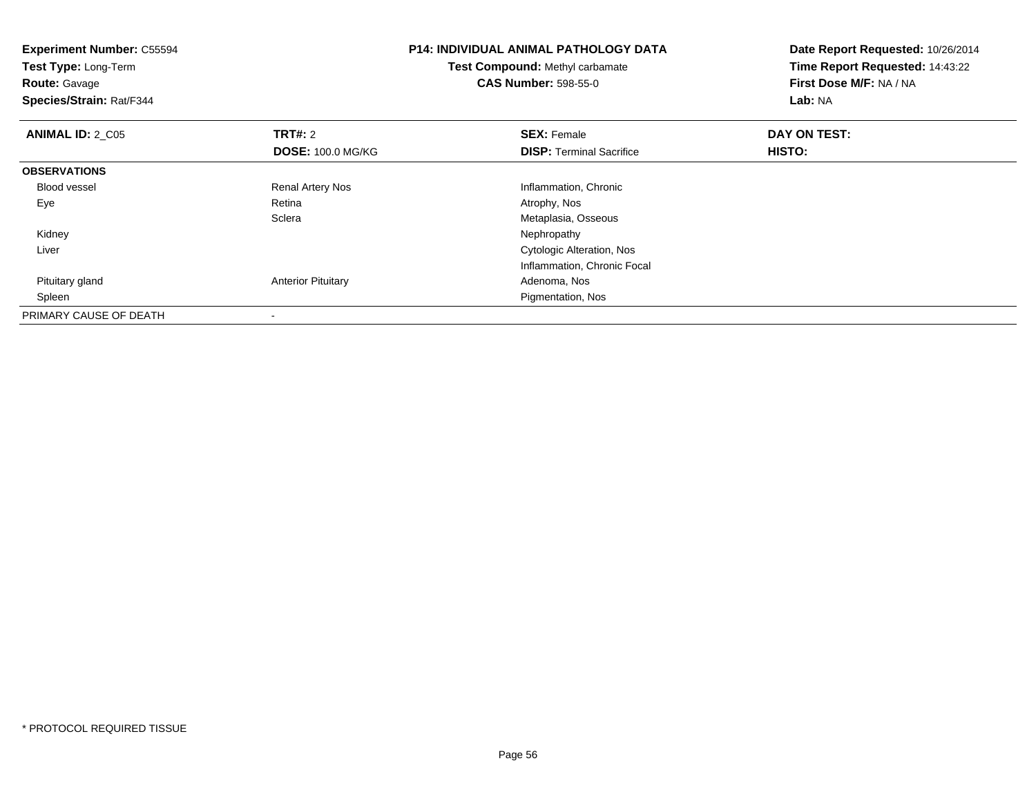**Experiment Number:** C55594
**Test Type:** Long-Term
**Route:** Gavage
**Species/Strain:** Rat/F344

**P14: INDIVIDUAL ANIMAL PATHOLOGY DATA**
**Test Compound:** Methyl carbamate
**CAS Number:** 598-55-0

**Date Report Requested:** 10/26/2014
**Time Report Requested:** 14:43:22
**First Dose M/F:** NA / NA
**Lab:** NA

| **ANIMAL ID:** 2_C05 | **TRT#:** 2 | **SEX:** Female | **DAY ON TEST:** |
|---|---|---|---|
| | **DOSE:** 100.0 MG/KG | **DISP:** Terminal Sacrifice | **HISTO:** |
| **OBSERVATIONS** | | | |
| Blood vessel | Renal Artery Nos | Inflammation, Chronic | |
| Eye | Retina | Atrophy, Nos | |
| | Sclera | Metaplasia, Osseous | |
| Kidney | | Nephropathy | |
| Liver | | Cytologic Alteration, Nos | |
| | | Inflammation, Chronic Focal | |
| Pituitary gland | Anterior Pituitary | Adenoma, Nos | |
| Spleen | | Pigmentation, Nos | |
| PRIMARY CAUSE OF DEATH | - | | |

* PROTOCOL REQUIRED TISSUE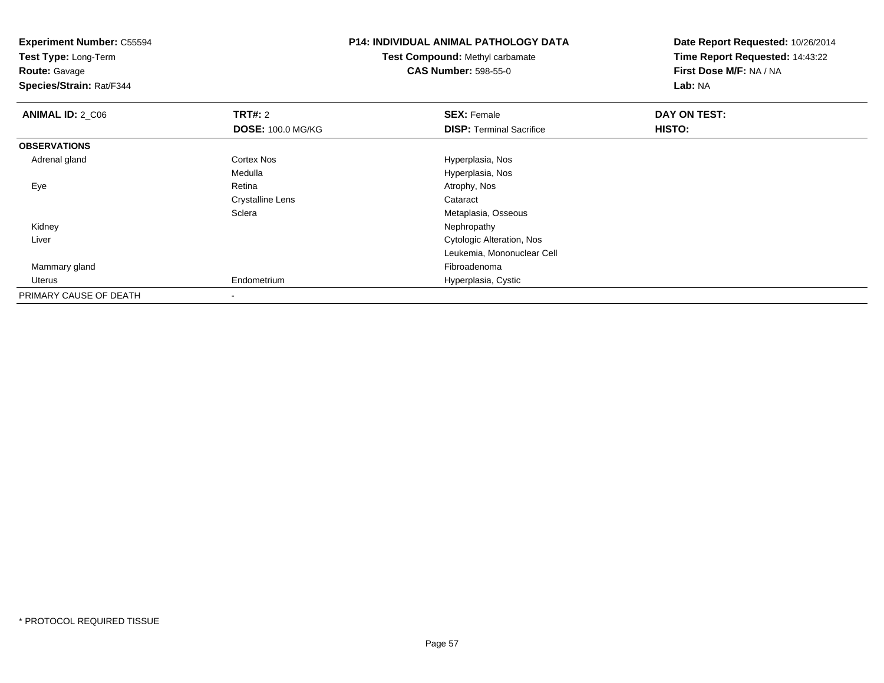**Experiment Number:** C55594
**Test Type:** Long-Term
**Route:** Gavage
**Species/Strain:** Rat/F344

**P14: INDIVIDUAL ANIMAL PATHOLOGY DATA**
**Test Compound:** Methyl carbamate
**CAS Number:** 598-55-0

**Date Report Requested:** 10/26/2014
**Time Report Requested:** 14:43:22
**First Dose M/F:** NA / NA
**Lab:** NA

| **ANIMAL ID:** 2_C06 | **TRT#:** 2 | **SEX:** Female | **DAY ON TEST:** |
|---|---|---|---|
| | **DOSE:** 100.0 MG/KG | **DISP:** Terminal Sacrifice | **HISTO:** |
| **OBSERVATIONS** | | | |
| Adrenal gland | Cortex Nos | Hyperplasia, Nos | |
| | Medulla | Hyperplasia, Nos | |
| Eye | Retina | Atrophy, Nos | |
| | Crystalline Lens | Cataract | |
| | Sclera | Metaplasia, Osseous | |
| Kidney | | Nephropathy | |
| Liver | | Cytologic Alteration, Nos | |
| | | Leukemia, Mononuclear Cell | |
| Mammary gland | | Fibroadenoma | |
| Uterus | Endometrium | Hyperplasia, Cystic | |
| PRIMARY CAUSE OF DEATH | - | | |

\* PROTOCOL REQUIRED TISSUE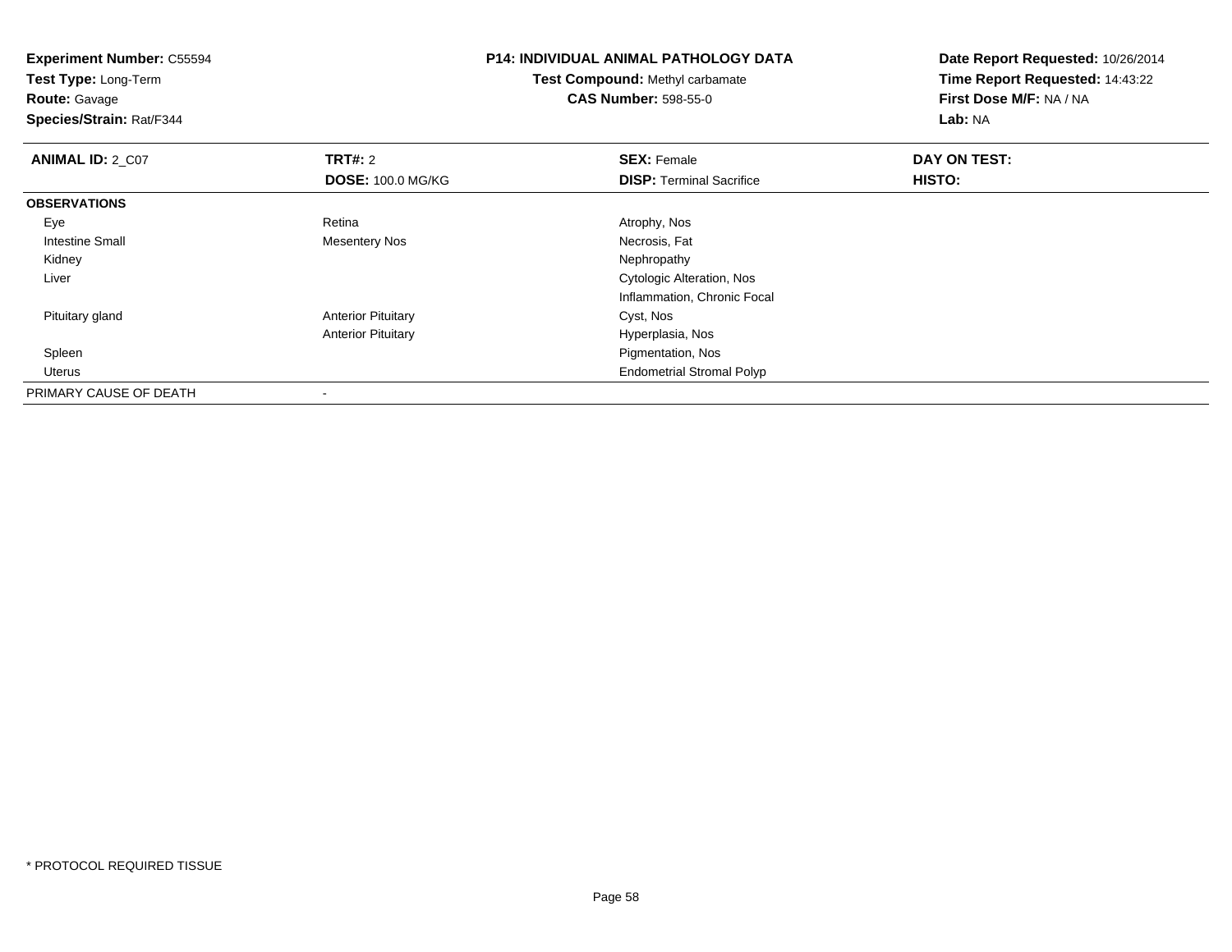**Experiment Number:** C55594
**Test Type:** Long-Term
**Route:** Gavage
**Species/Strain:** Rat/F344

**P14: INDIVIDUAL ANIMAL PATHOLOGY DATA**
**Test Compound:** Methyl carbamate
**CAS Number:** 598-55-0

**Date Report Requested:** 10/26/2014
**Time Report Requested:** 14:43:22
**First Dose M/F:** NA / NA
**Lab:** NA

| **ANIMAL ID:** 2_C07 | **TRT#:** 2 | **SEX:** Female | **DAY ON TEST:** |
|---|---|---|---|
| | **DOSE:** 100.0 MG/KG | **DISP:** Terminal Sacrifice | **HISTO:** |
| **OBSERVATIONS** | | | |
| Eye | Retina | Atrophy, Nos | |
| Intestine Small | Mesentery Nos | Necrosis, Fat | |
| Kidney | | Nephropathy | |
| Liver | | Cytologic Alteration, Nos | |
| | | Inflammation, Chronic Focal | |
| Pituitary gland | Anterior Pituitary | Cyst, Nos | |
| | Anterior Pituitary | Hyperplasia, Nos | |
| Spleen | | Pigmentation, Nos | |
| Uterus | | Endometrial Stromal Polyp | |
| PRIMARY CAUSE OF DEATH | - | | |

* PROTOCOL REQUIRED TISSUE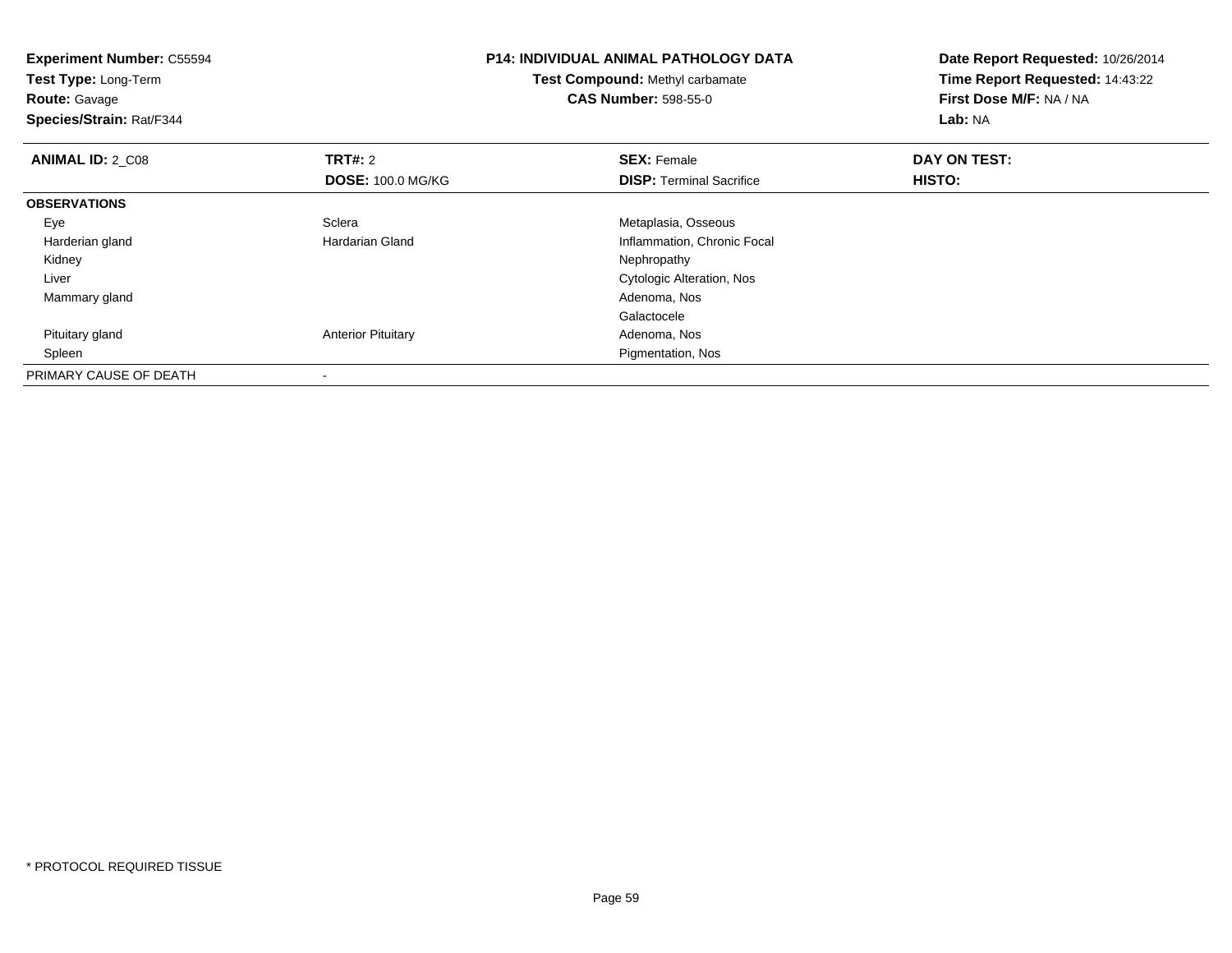**Experiment Number:** C55594
**Test Type:** Long-Term
**Route:** Gavage
**Species/Strain:** Rat/F344

**P14: INDIVIDUAL ANIMAL PATHOLOGY DATA**
**Test Compound:** Methyl carbamate
**CAS Number:** 598-55-0

**Date Report Requested:** 10/26/2014
**Time Report Requested:** 14:43:22
**First Dose M/F:** NA / NA
**Lab:** NA

| **ANIMAL ID:** 2_C08 | **TRT#:** 2 | **SEX:** Female | **DAY ON TEST:** |
|---|---|---|---|
| | **DOSE:** 100.0 MG/KG | **DISP:** Terminal Sacrifice | **HISTO:** |
| **OBSERVATIONS** | | | |
| Eye | Sclera | Metaplasia, Osseous | |
| Harderian gland | Hardarian Gland | Inflammation, Chronic Focal | |
| Kidney | | Nephropathy | |
| Liver | | Cytologic Alteration, Nos | |
| Mammary gland | | Adenoma, Nos | |
| | | Galactocele | |
| Pituitary gland | Anterior Pituitary | Adenoma, Nos | |
| Spleen | | Pigmentation, Nos | |
| PRIMARY CAUSE OF DEATH | - | | |

* PROTOCOL REQUIRED TISSUE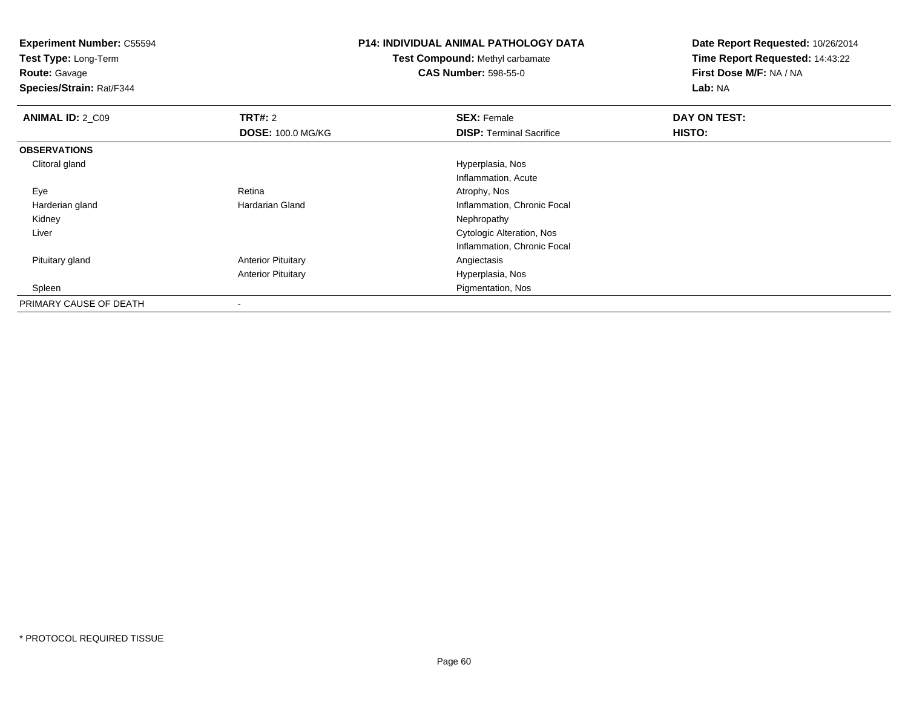**Experiment Number:** C55594
**Test Type:** Long-Term
**Route:** Gavage
**Species/Strain:** Rat/F344

## P14: INDIVIDUAL ANIMAL PATHOLOGY DATA

**Test Compound:** Methyl carbamate
**CAS Number:** 598-55-0

**Date Report Requested:** 10/26/2014
**Time Report Requested:** 14:43:22
**First Dose M/F:** NA / NA
**Lab:** NA

| **ANIMAL ID:** 2_C09 | **TRT#:** 2<br>**DOSE:** 100.0 MG/KG | **SEX:** Female<br>**DISP:** Terminal Sacrifice | **DAY ON TEST:**<br>**HISTO:** |
|---|---|---|---|
| **OBSERVATIONS** | | | |
| Clitoral gland | | Hyperplasia, Nos | |
| | | Inflammation, Acute | |
| Eye | Retina | Atrophy, Nos | |
| Harderian gland | Hardarian Gland | Inflammation, Chronic Focal | |
| Kidney | | Nephropathy | |
| Liver | | Cytologic Alteration, Nos | |
| | | Inflammation, Chronic Focal | |
| Pituitary gland | Anterior Pituitary | Angiectasis | |
| | Anterior Pituitary | Hyperplasia, Nos | |
| Spleen | | Pigmentation, Nos | |
| PRIMARY CAUSE OF DEATH | - | | |

* PROTOCOL REQUIRED TISSUE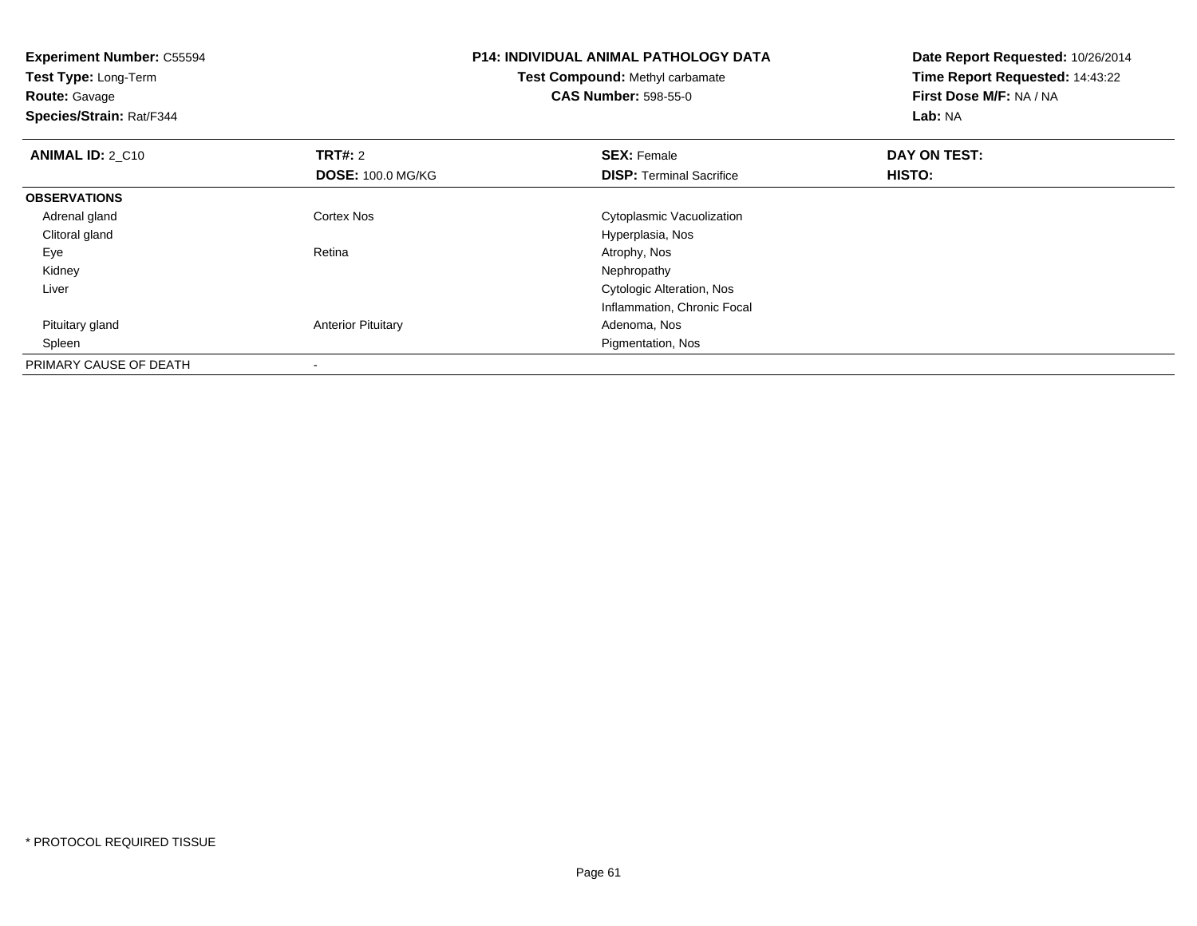**Experiment Number:** C55594
**Test Type:** Long-Term
**Route:** Gavage
**Species/Strain:** Rat/F344

**P14: INDIVIDUAL ANIMAL PATHOLOGY DATA**
**Test Compound:** Methyl carbamate
**CAS Number:** 598-55-0

**Date Report Requested:** 10/26/2014
**Time Report Requested:** 14:43:22
**First Dose M/F:** NA / NA
**Lab:** NA

| **ANIMAL ID:** 2_C10 | **TRT#:** 2 | **SEX:** Female | **DAY ON TEST:** |
|---|---|---|---|
| | **DOSE:** 100.0 MG/KG | **DISP:** Terminal Sacrifice | **HISTO:** |
| **OBSERVATIONS** | | | |
| Adrenal gland | Cortex Nos | Cytoplasmic Vacuolization | |
| Clitoral gland | | Hyperplasia, Nos | |
| Eye | Retina | Atrophy, Nos | |
| Kidney | | Nephropathy | |
| Liver | | Cytologic Alteration, Nos | |
| | | Inflammation, Chronic Focal | |
| Pituitary gland | Anterior Pituitary | Adenoma, Nos | |
| Spleen | | Pigmentation, Nos | |
| PRIMARY CAUSE OF DEATH | - | | |

* PROTOCOL REQUIRED TISSUE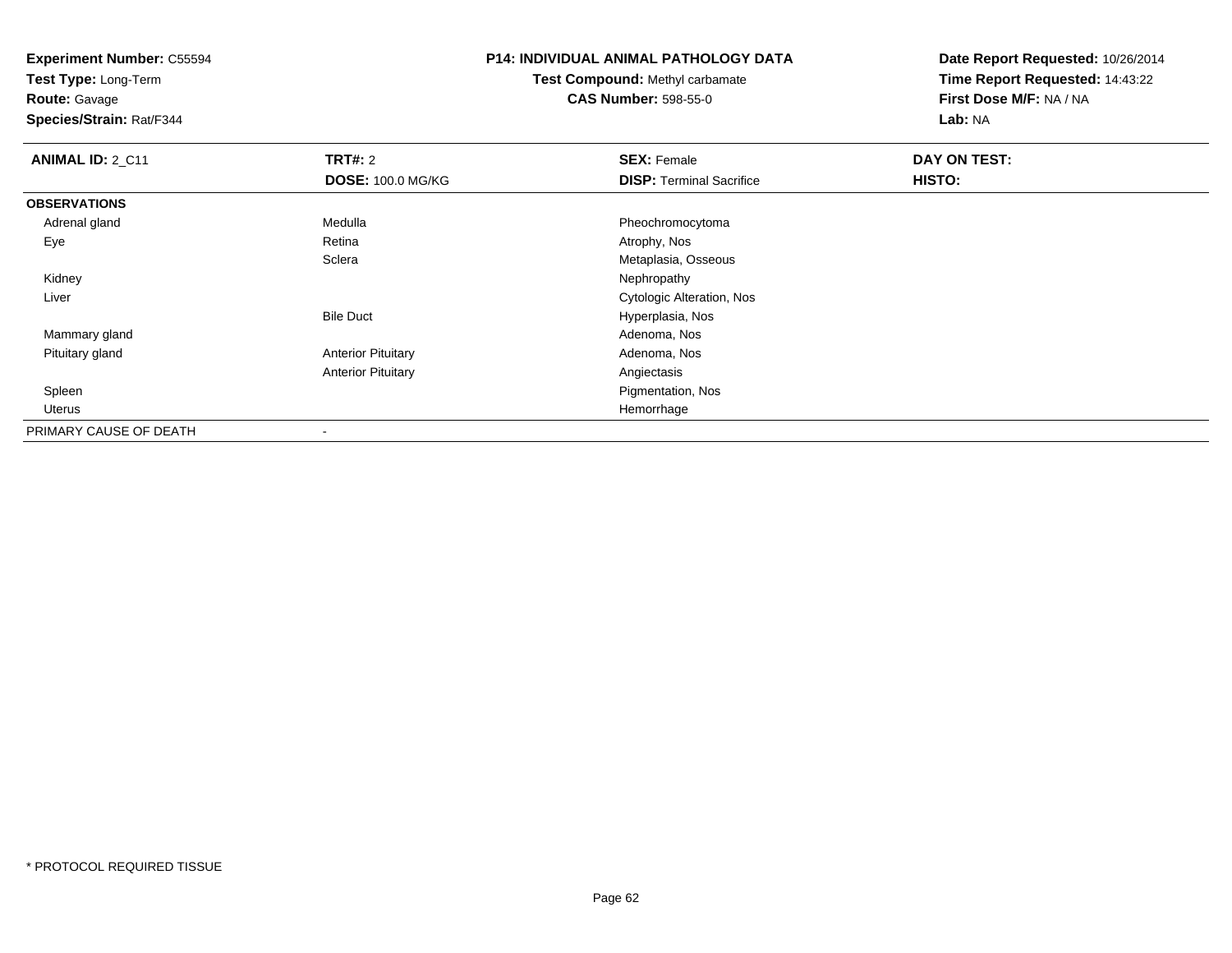**Experiment Number:** C55594
**Test Type:** Long-Term
**Route:** Gavage
**Species/Strain:** Rat/F344

**P14: INDIVIDUAL ANIMAL PATHOLOGY DATA**
**Test Compound:** Methyl carbamate
**CAS Number:** 598-55-0

**Date Report Requested:** 10/26/2014
**Time Report Requested:** 14:43:22
**First Dose M/F:** NA / NA
**Lab:** NA

| **ANIMAL ID:** 2_C11 | **TRT#:** 2 | **SEX:** Female | **DAY ON TEST:** |
|---|---|---|---|
| | **DOSE:** 100.0 MG/KG | **DISP:** Terminal Sacrifice | **HISTO:** |
| **OBSERVATIONS** | | | |
| Adrenal gland | Medulla | Pheochromocytoma | |
| Eye | Retina | Atrophy, Nos | |
| | Sclera | Metaplasia, Osseous | |
| Kidney | | Nephropathy | |
| Liver | | Cytologic Alteration, Nos | |
| | Bile Duct | Hyperplasia, Nos | |
| Mammary gland | | Adenoma, Nos | |
| Pituitary gland | Anterior Pituitary | Adenoma, Nos | |
| | Anterior Pituitary | Angiectasis | |
| Spleen | | Pigmentation, Nos | |
| Uterus | | Hemorrhage | |
| PRIMARY CAUSE OF DEATH | - | | |

* PROTOCOL REQUIRED TISSUE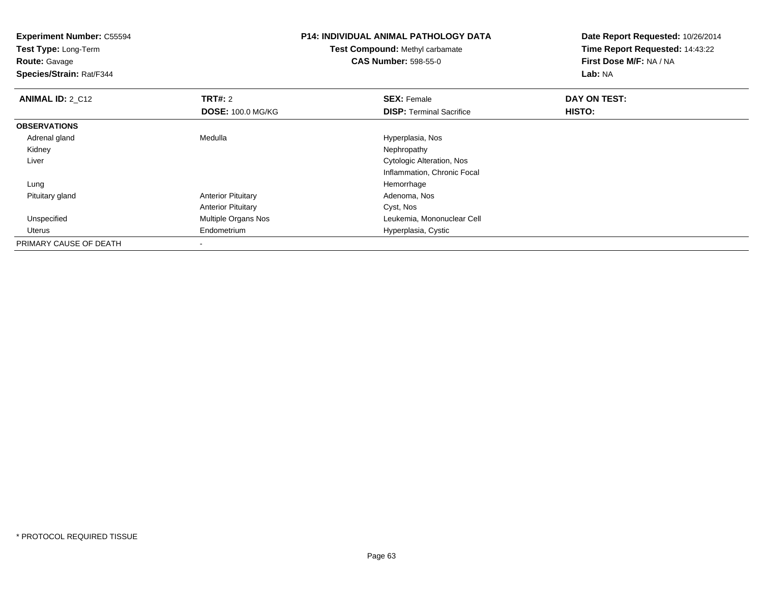**Experiment Number:** C55594
**Test Type:** Long-Term
**Route:** Gavage
**Species/Strain:** Rat/F344

**P14: INDIVIDUAL ANIMAL PATHOLOGY DATA**
**Test Compound:** Methyl carbamate
**CAS Number:** 598-55-0

**Date Report Requested:** 10/26/2014
**Time Report Requested:** 14:43:22
**First Dose M/F:** NA / NA
**Lab:** NA

| **ANIMAL ID:** 2_C12 | **TRT#:** 2 | **SEX:** Female | **DAY ON TEST:** |
|---|---|---|---|
| | **DOSE:** 100.0 MG/KG | **DISP:** Terminal Sacrifice | **HISTO:** |
| **OBSERVATIONS** | | | |
| Adrenal gland | Medulla | Hyperplasia, Nos | |
| Kidney | | Nephropathy | |
| Liver | | Cytologic Alteration, Nos | |
| | | Inflammation, Chronic Focal | |
| Lung | | Hemorrhage | |
| Pituitary gland | Anterior Pituitary | Adenoma, Nos | |
| | Anterior Pituitary | Cyst, Nos | |
| Unspecified | Multiple Organs Nos | Leukemia, Mononuclear Cell | |
| Uterus | Endometrium | Hyperplasia, Cystic | |
| PRIMARY CAUSE OF DEATH | - | | |

* PROTOCOL REQUIRED TISSUE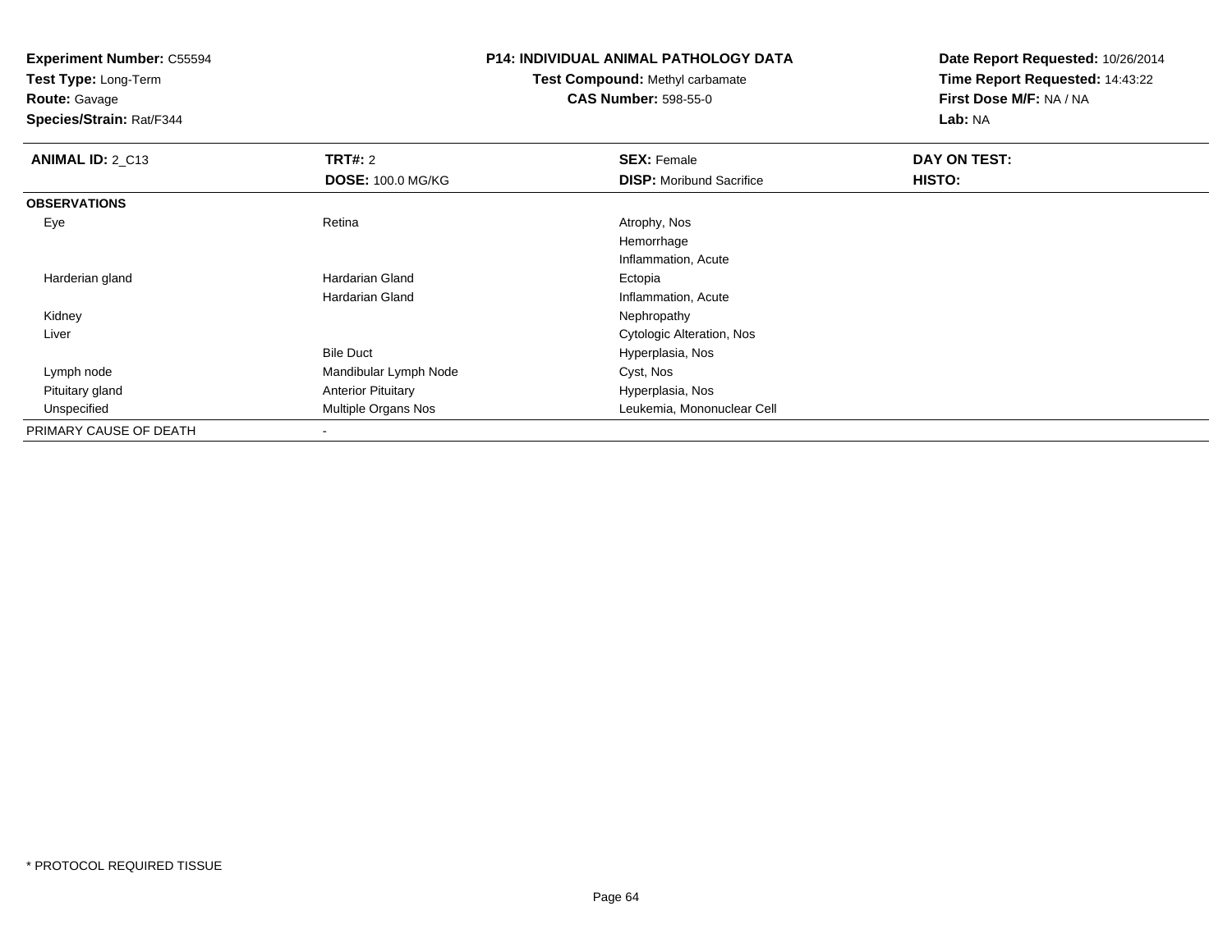**Experiment Number:** C55594
**Test Type:** Long-Term
**Route:** Gavage
**Species/Strain:** Rat/F344

**P14: INDIVIDUAL ANIMAL PATHOLOGY DATA**
**Test Compound:** Methyl carbamate
**CAS Number:** 598-55-0

**Date Report Requested:** 10/26/2014
**Time Report Requested:** 14:43:22
**First Dose M/F:** NA / NA
**Lab:** NA

| **ANIMAL ID:** 2_C13 | **TRT#:** 2 | **SEX:** Female | **DAY ON TEST:** |
|---|---|---|---|
| | **DOSE:** 100.0 MG/KG | **DISP:** Moribund Sacrifice | **HISTO:** |
| **OBSERVATIONS** | | | |
| Eye | Retina | Atrophy, Nos | |
| | | Hemorrhage | |
| | | Inflammation, Acute | |
| Harderian gland | Hardarian Gland | Ectopia | |
| | Hardarian Gland | Inflammation, Acute | |
| Kidney | | Nephropathy | |
| Liver | | Cytologic Alteration, Nos | |
| | Bile Duct | Hyperplasia, Nos | |
| Lymph node | Mandibular Lymph Node | Cyst, Nos | |
| Pituitary gland | Anterior Pituitary | Hyperplasia, Nos | |
| Unspecified | Multiple Organs Nos | Leukemia, Mononuclear Cell | |
| PRIMARY CAUSE OF DEATH | - | | |

\* PROTOCOL REQUIRED TISSUE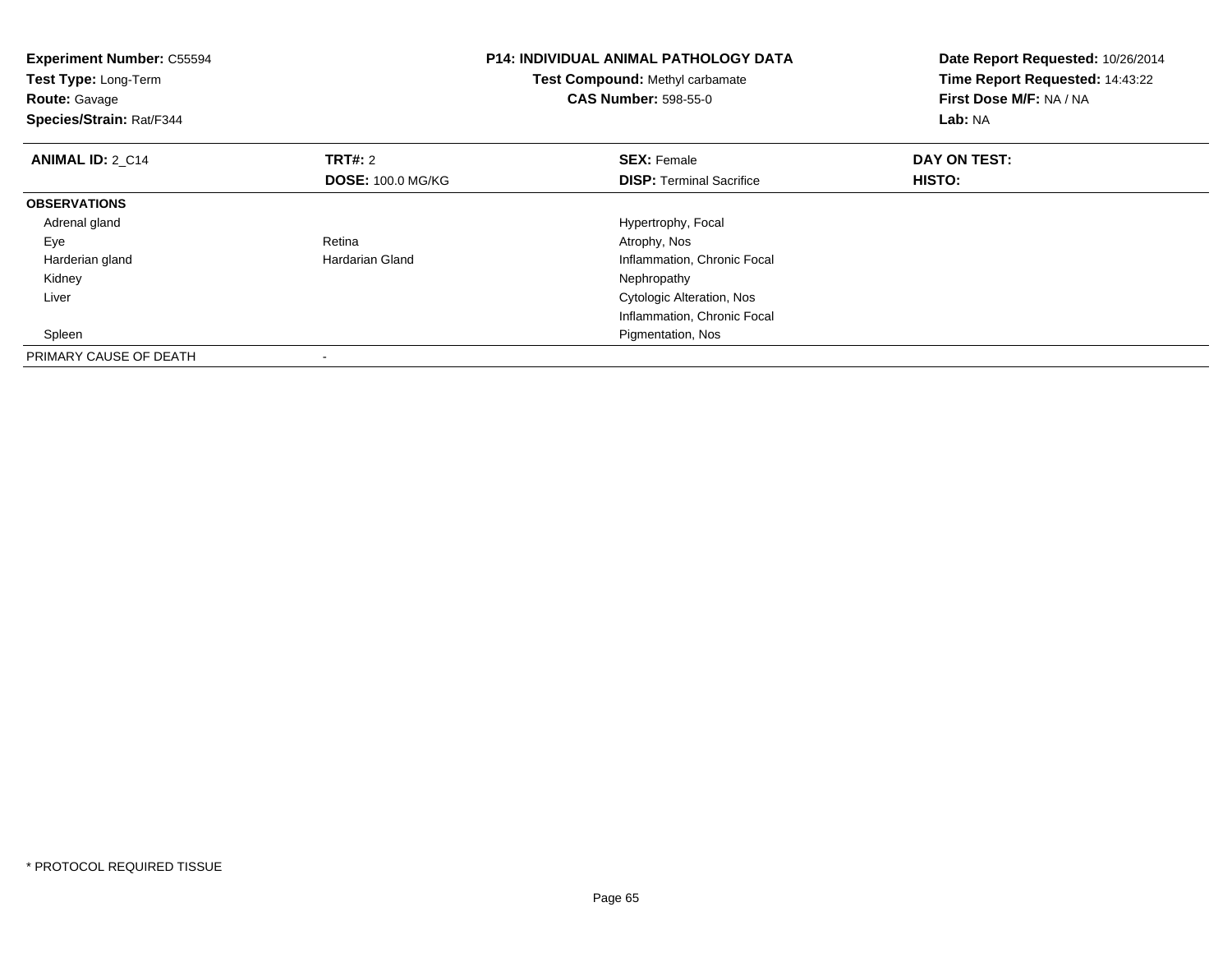**Experiment Number:** C55594
**Test Type:** Long-Term
**Route:** Gavage
**Species/Strain:** Rat/F344

**P14: INDIVIDUAL ANIMAL PATHOLOGY DATA**
**Test Compound:** Methyl carbamate
**CAS Number:** 598-55-0

**Date Report Requested:** 10/26/2014
**Time Report Requested:** 14:43:22
**First Dose M/F:** NA / NA
**Lab:** NA

| **ANIMAL ID:** 2_C14 | **TRT#:** 2 | **SEX:** Female | **DAY ON TEST:** |
|---|---|---|---|
| | **DOSE:** 100.0 MG/KG | **DISP:** Terminal Sacrifice | **HISTO:** |
| **OBSERVATIONS** | | | |
| Adrenal gland | | Hypertrophy, Focal | |
| Eye | Retina | Atrophy, Nos | |
| Harderian gland | Hardarian Gland | Inflammation, Chronic Focal | |
| Kidney | | Nephropathy | |
| Liver | | Cytologic Alteration, Nos | |
| | | Inflammation, Chronic Focal | |
| Spleen | | Pigmentation, Nos | |
| PRIMARY CAUSE OF DEATH | - | | |

* PROTOCOL REQUIRED TISSUE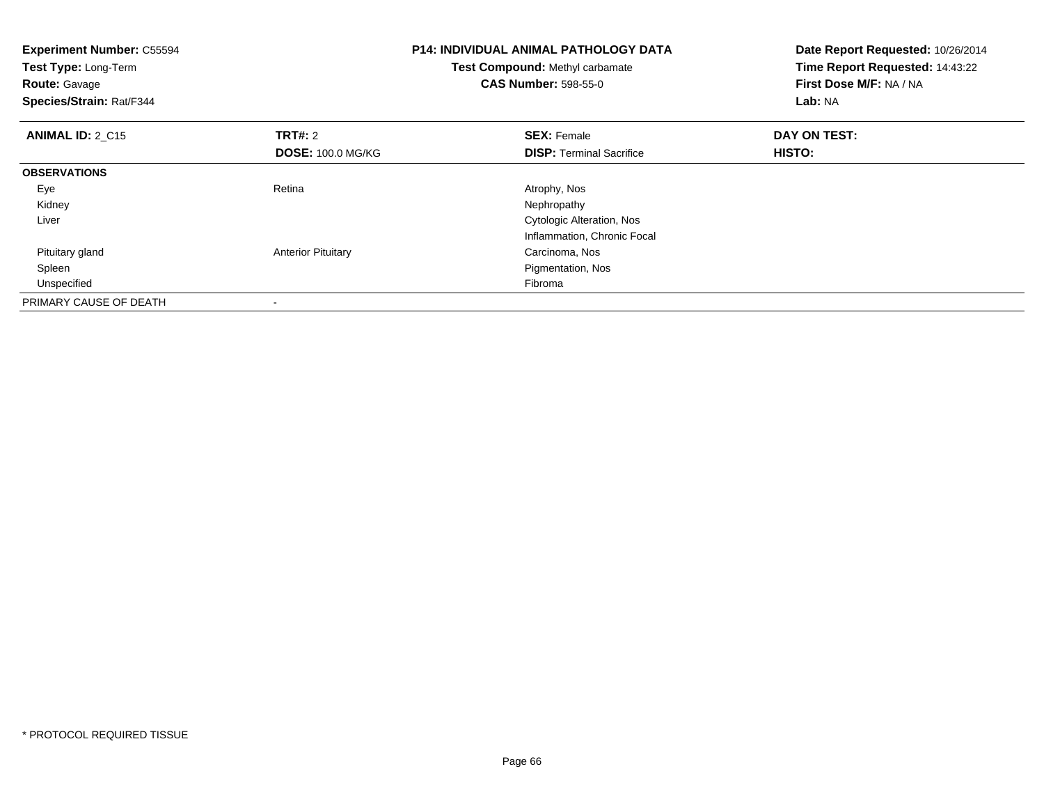**Experiment Number:** C55594
**Test Type:** Long-Term
**Route:** Gavage
**Species/Strain:** Rat/F344

**P14: INDIVIDUAL ANIMAL PATHOLOGY DATA**
**Test Compound:** Methyl carbamate
**CAS Number:** 598-55-0

**Date Report Requested:** 10/26/2014
**Time Report Requested:** 14:43:22
**First Dose M/F:** NA / NA
**Lab:** NA

| **ANIMAL ID:** 2_C15 | **TRT#:** 2 | **SEX:** Female | **DAY ON TEST:** |
|---|---|---|---|
| | **DOSE:** 100.0 MG/KG | **DISP:** Terminal Sacrifice | **HISTO:** |
| **OBSERVATIONS** | | | |
| Eye | Retina | Atrophy, Nos | |
| Kidney | | Nephropathy | |
| Liver | | Cytologic Alteration, Nos | |
| | | Inflammation, Chronic Focal | |
| Pituitary gland | Anterior Pituitary | Carcinoma, Nos | |
| Spleen | | Pigmentation, Nos | |
| Unspecified | | Fibroma | |
| PRIMARY CAUSE OF DEATH | - | | |

* PROTOCOL REQUIRED TISSUE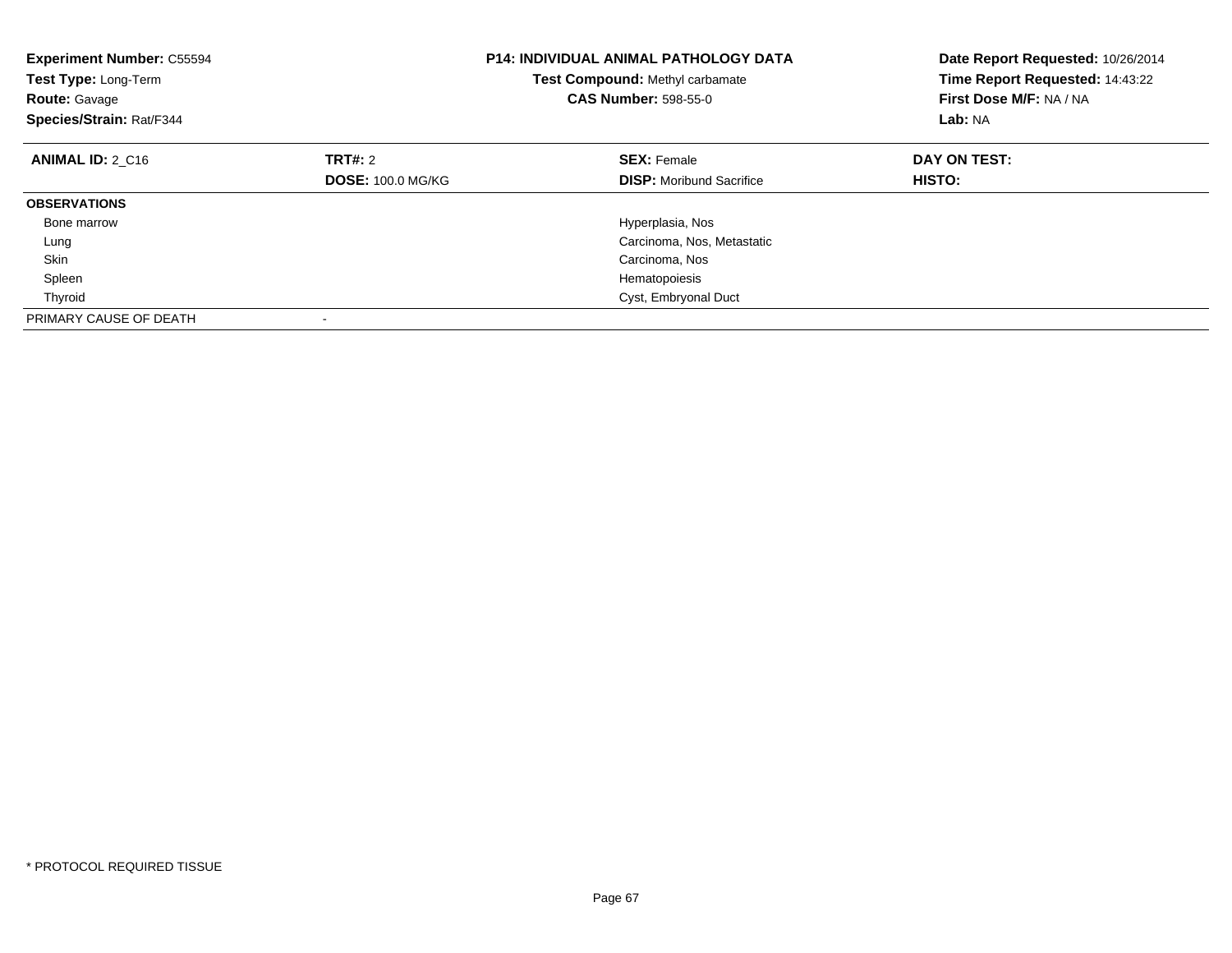**Experiment Number:** C55594
**Test Type:** Long-Term
**Route:** Gavage
**Species/Strain:** Rat/F344

**P14: INDIVIDUAL ANIMAL PATHOLOGY DATA**
**Test Compound:** Methyl carbamate
**CAS Number:** 598-55-0

**Date Report Requested:** 10/26/2014
**Time Report Requested:** 14:43:22
**First Dose M/F:** NA / NA
**Lab:** NA

| **ANIMAL ID:** 2_C16 | **TRT#:** 2 | **SEX:** Female | **DAY ON TEST:** |
|---|---|---|---|
| | **DOSE:** 100.0 MG/KG | **DISP:** Moribund Sacrifice | **HISTO:** |
| **OBSERVATIONS** | | | |
| Bone marrow | | Hyperplasia, Nos | |
| Lung | | Carcinoma, Nos, Metastatic | |
| Skin | | Carcinoma, Nos | |
| Spleen | | Hematopoiesis | |
| Thyroid | | Cyst, Embryonal Duct | |
| PRIMARY CAUSE OF DEATH | - | | |

* PROTOCOL REQUIRED TISSUE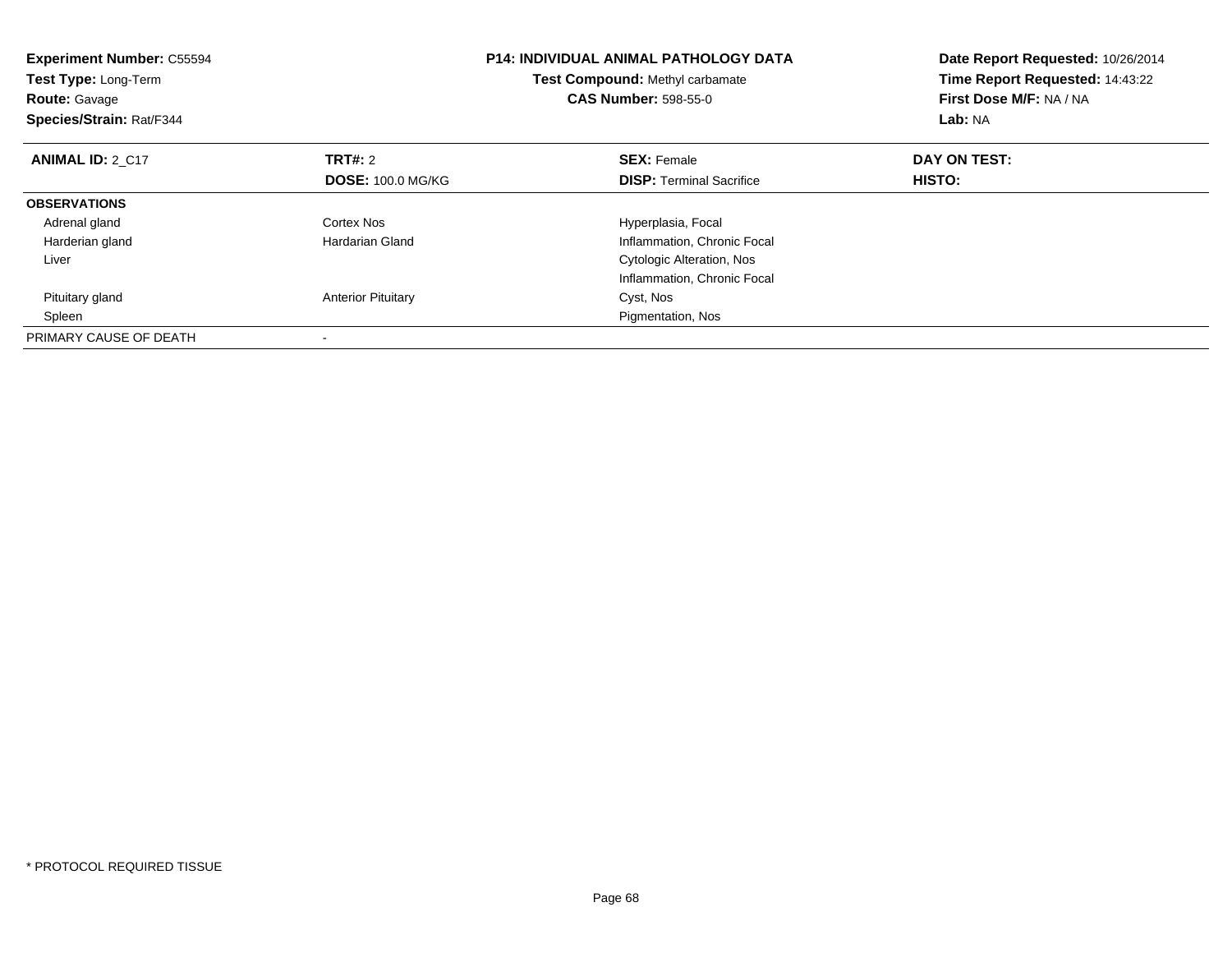**Experiment Number:** C55594
**Test Type:** Long-Term
**Route:** Gavage
**Species/Strain:** Rat/F344

**P14: INDIVIDUAL ANIMAL PATHOLOGY DATA**
**Test Compound:** Methyl carbamate
**CAS Number:** 598-55-0

**Date Report Requested:** 10/26/2014
**Time Report Requested:** 14:43:22
**First Dose M/F:** NA / NA
**Lab:** NA

| **ANIMAL ID:** 2_C17 | **TRT#:** 2 | **SEX:** Female | **DAY ON TEST:** |
|---|---|---|---|
| | **DOSE:** 100.0 MG/KG | **DISP:** Terminal Sacrifice | **HISTO:** |
| **OBSERVATIONS** | | | |
| Adrenal gland | Cortex Nos | Hyperplasia, Focal | |
| Harderian gland | Hardarian Gland | Inflammation, Chronic Focal | |
| Liver | | Cytologic Alteration, Nos | |
| | | Inflammation, Chronic Focal | |
| Pituitary gland | Anterior Pituitary | Cyst, Nos | |
| Spleen | | Pigmentation, Nos | |
| PRIMARY CAUSE OF DEATH | - | | |

* PROTOCOL REQUIRED TISSUE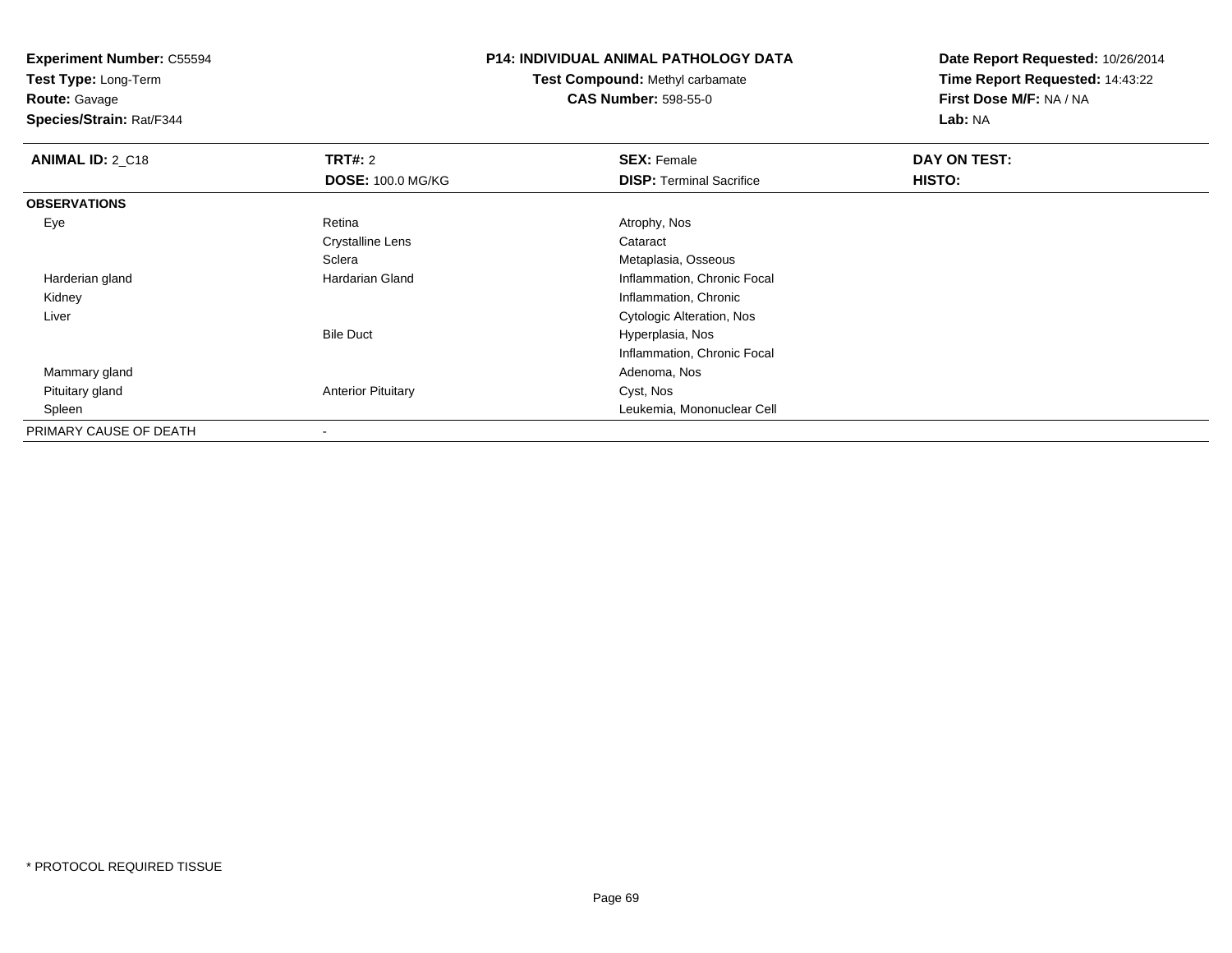**Experiment Number:** C55594
**Test Type:** Long-Term
**Route:** Gavage
**Species/Strain:** Rat/F344

**P14: INDIVIDUAL ANIMAL PATHOLOGY DATA**
**Test Compound:** Methyl carbamate
**CAS Number:** 598-55-0

**Date Report Requested:** 10/26/2014
**Time Report Requested:** 14:43:22
**First Dose M/F:** NA / NA
**Lab:** NA

| **ANIMAL ID:** 2_C18 | **TRT#:** 2 | **SEX:** Female | **DAY ON TEST:** |
|---|---|---|---|
| | **DOSE:** 100.0 MG/KG | **DISP:** Terminal Sacrifice | **HISTO:** |
| **OBSERVATIONS** | | | |
| Eye | Retina | Atrophy, Nos | |
| | Crystalline Lens | Cataract | |
| | Sclera | Metaplasia, Osseous | |
| Harderian gland | Hardarian Gland | Inflammation, Chronic Focal | |
| Kidney | | Inflammation, Chronic | |
| Liver | | Cytologic Alteration, Nos | |
| | Bile Duct | Hyperplasia, Nos | |
| | | Inflammation, Chronic Focal | |
| Mammary gland | | Adenoma, Nos | |
| Pituitary gland | Anterior Pituitary | Cyst, Nos | |
| Spleen | | Leukemia, Mononuclear Cell | |
| PRIMARY CAUSE OF DEATH | - | | |

* PROTOCOL REQUIRED TISSUE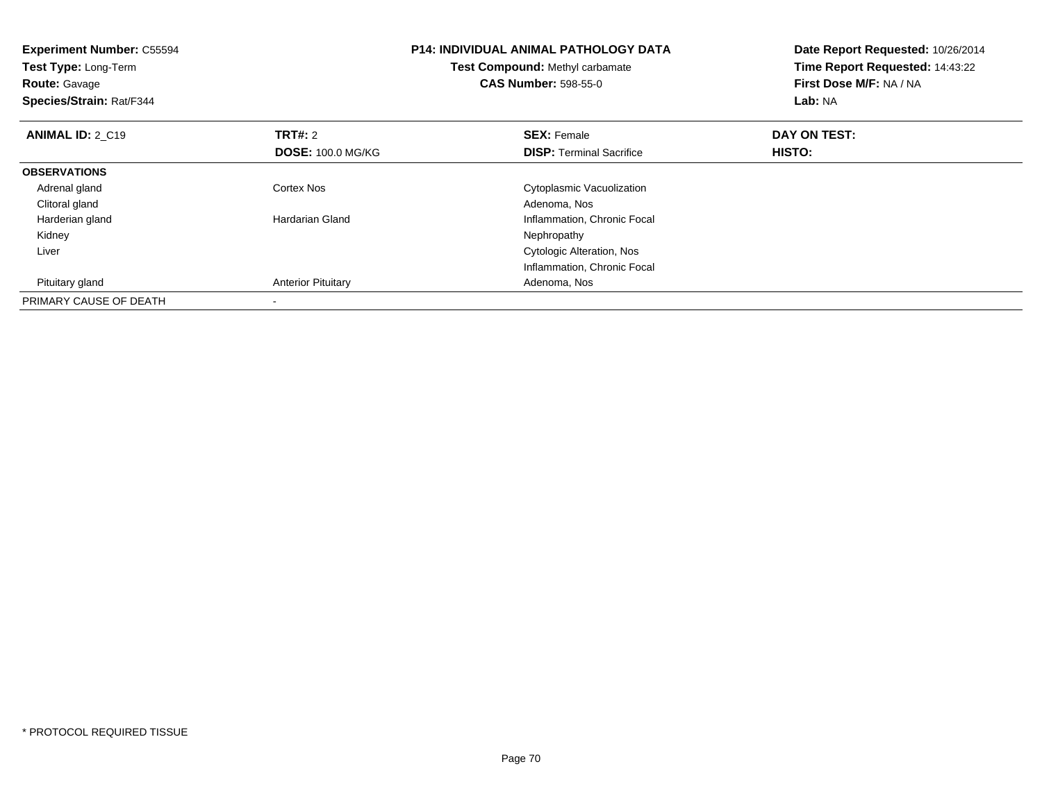**Experiment Number:** C55594
**Test Type:** Long-Term
**Route:** Gavage
**Species/Strain:** Rat/F344

**P14: INDIVIDUAL ANIMAL PATHOLOGY DATA**
**Test Compound:** Methyl carbamate
**CAS Number:** 598-55-0

**Date Report Requested:** 10/26/2014
**Time Report Requested:** 14:43:22
**First Dose M/F:** NA / NA
**Lab:** NA

| **ANIMAL ID:** 2_C19 | **TRT#:** 2 | **SEX:** Female | **DAY ON TEST:** |
|---|---|---|---|
| | **DOSE:** 100.0 MG/KG | **DISP:** Terminal Sacrifice | **HISTO:** |
| **OBSERVATIONS** | | | |
| Adrenal gland | Cortex Nos | Cytoplasmic Vacuolization | |
| Clitoral gland | | Adenoma, Nos | |
| Harderian gland | Hardarian Gland | Inflammation, Chronic Focal | |
| Kidney | | Nephropathy | |
| Liver | | Cytologic Alteration, Nos | |
| | | Inflammation, Chronic Focal | |
| Pituitary gland | Anterior Pituitary | Adenoma, Nos | |
| PRIMARY CAUSE OF DEATH | - | | |

* PROTOCOL REQUIRED TISSUE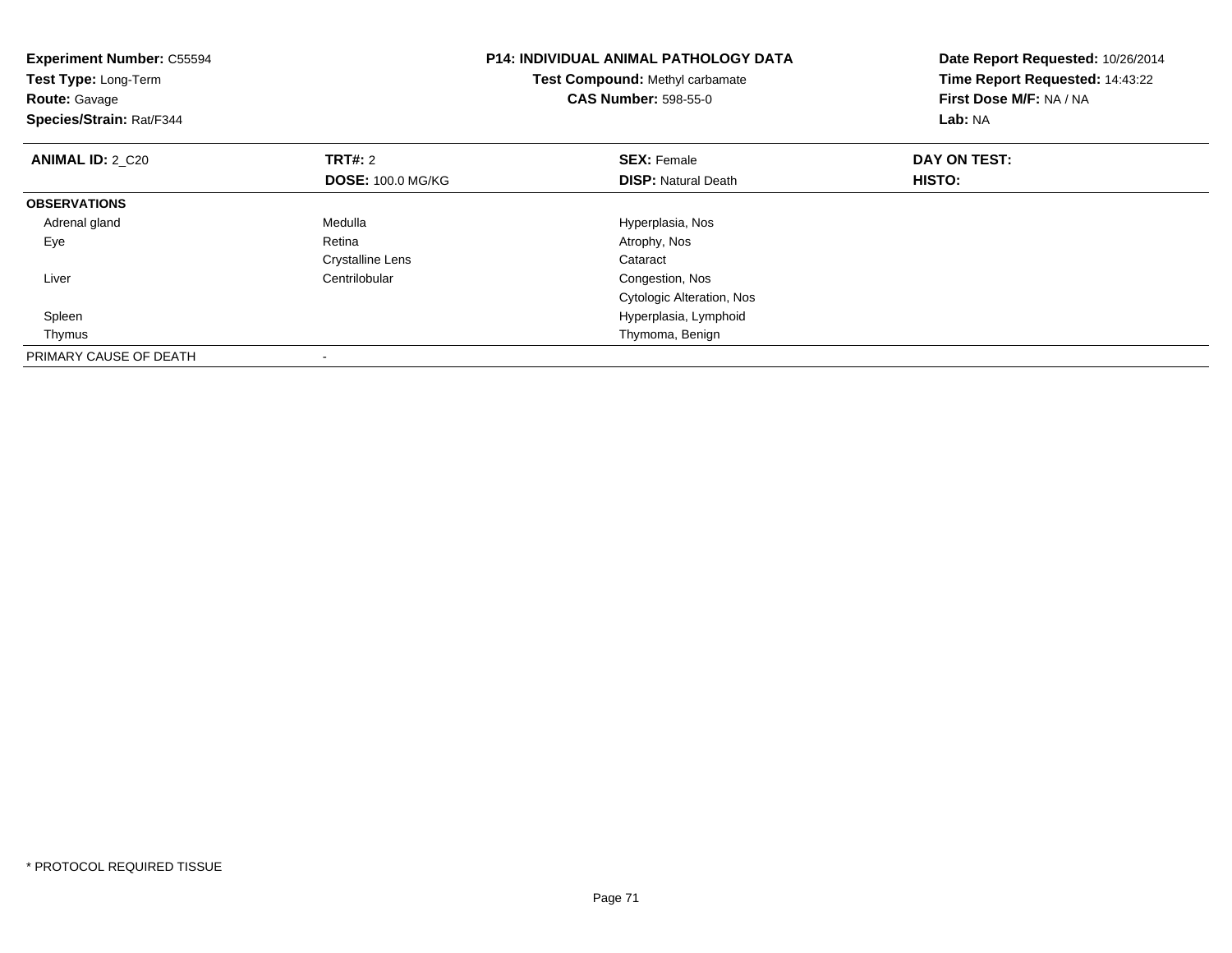**Experiment Number:** C55594
**Test Type:** Long-Term
**Route:** Gavage
**Species/Strain:** Rat/F344

**P14: INDIVIDUAL ANIMAL PATHOLOGY DATA**
**Test Compound:** Methyl carbamate
**CAS Number:** 598-55-0

**Date Report Requested:** 10/26/2014
**Time Report Requested:** 14:43:22
**First Dose M/F:** NA / NA
**Lab:** NA

| **ANIMAL ID:** 2_C20 | **TRT#:** 2 | **SEX:** Female | **DAY ON TEST:** |
|---|---|---|---|
| | **DOSE:** 100.0 MG/KG | **DISP:** Natural Death | **HISTO:** |
| **OBSERVATIONS** | | | |
| Adrenal gland | Medulla | Hyperplasia, Nos | |
| Eye | Retina | Atrophy, Nos | |
| | Crystalline Lens | Cataract | |
| Liver | Centrilobular | Congestion, Nos | |
| | | Cytologic Alteration, Nos | |
| Spleen | | Hyperplasia, Lymphoid | |
| Thymus | | Thymoma, Benign | |
| PRIMARY CAUSE OF DEATH | - | | |

* PROTOCOL REQUIRED TISSUE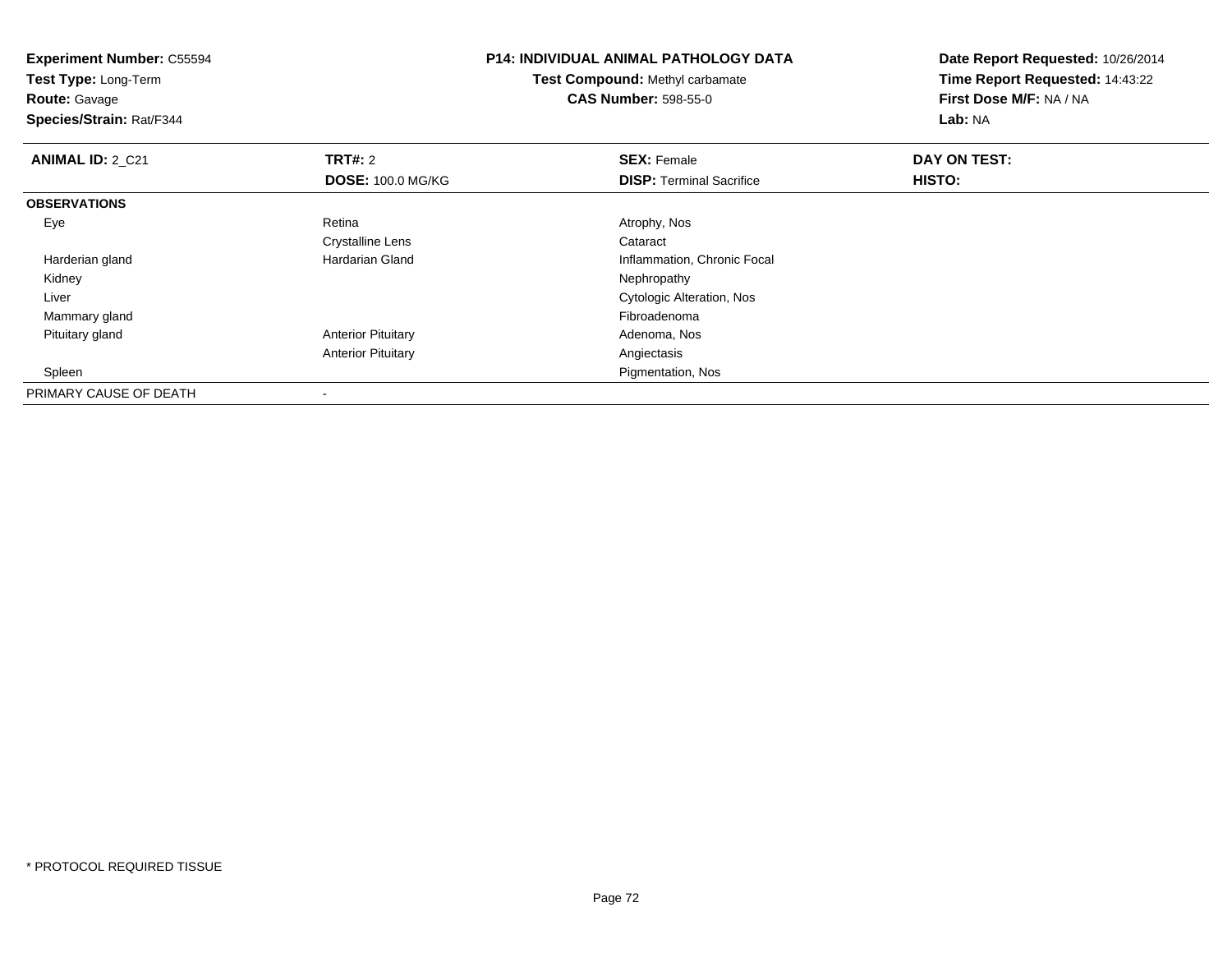**Experiment Number:** C55594
**Test Type:** Long-Term
**Route:** Gavage
**Species/Strain:** Rat/F344

**P14: INDIVIDUAL ANIMAL PATHOLOGY DATA**
**Test Compound:** Methyl carbamate
**CAS Number:** 598-55-0

**Date Report Requested:** 10/26/2014
**Time Report Requested:** 14:43:22
**First Dose M/F:** NA / NA
**Lab:** NA

| **ANIMAL ID:** 2_C21 | **TRT#:** 2 | **SEX:** Female | **DAY ON TEST:** |
|---|---|---|---|
| | **DOSE:** 100.0 MG/KG | **DISP:** Terminal Sacrifice | **HISTO:** |
| **OBSERVATIONS** | | | |
| Eye | Retina | Atrophy, Nos | |
| | Crystalline Lens | Cataract | |
| Harderian gland | Hardarian Gland | Inflammation, Chronic Focal | |
| Kidney | | Nephropathy | |
| Liver | | Cytologic Alteration, Nos | |
| Mammary gland | | Fibroadenoma | |
| Pituitary gland | Anterior Pituitary | Adenoma, Nos | |
| | Anterior Pituitary | Angiectasis | |
| Spleen | | Pigmentation, Nos | |
| PRIMARY CAUSE OF DEATH | - | | |

* PROTOCOL REQUIRED TISSUE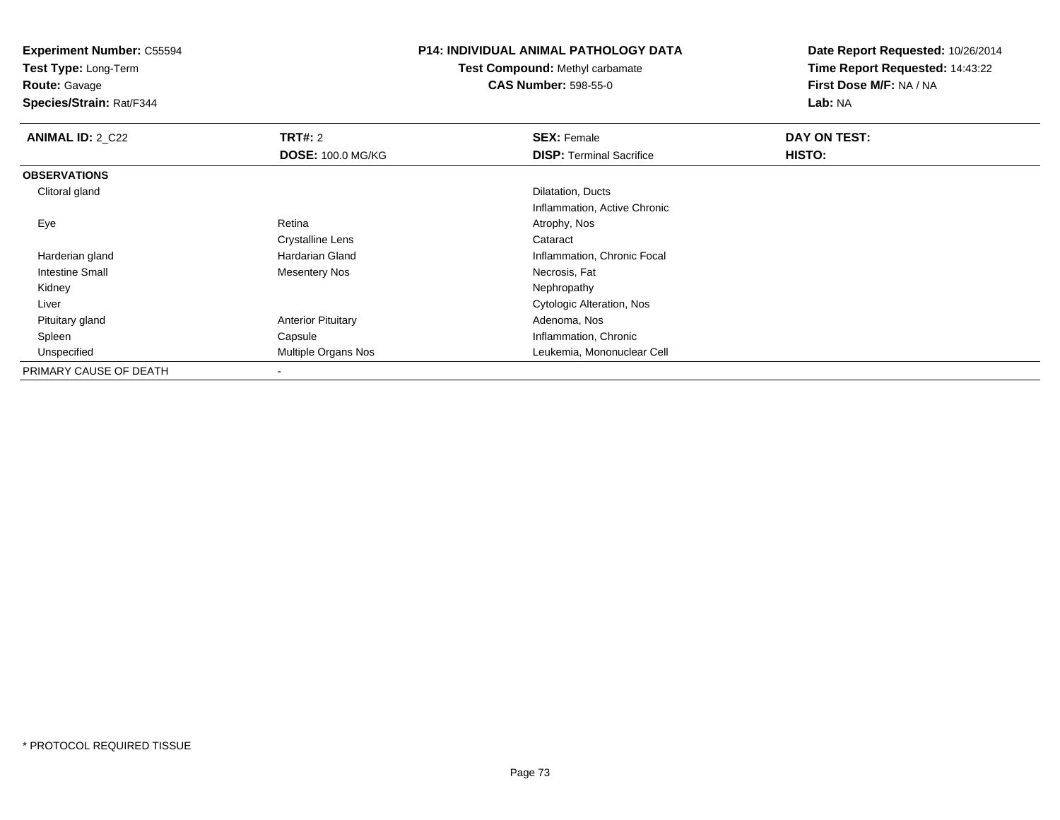**Experiment Number:** C55594
**Test Type:** Long-Term
**Route:** Gavage
**Species/Strain:** Rat/F344

**P14: INDIVIDUAL ANIMAL PATHOLOGY DATA**
**Test Compound:** Methyl carbamate
**CAS Number:** 598-55-0

**Date Report Requested:** 10/26/2014
**Time Report Requested:** 14:43:22
**First Dose M/F:** NA / NA
**Lab:** NA

| **ANIMAL ID:** 2_C22 | **TRT#:** 2 | **SEX:** Female | **DAY ON TEST:** |
|---|---|---|---|
| | **DOSE:** 100.0 MG/KG | **DISP:** Terminal Sacrifice | **HISTO:** |
| **OBSERVATIONS** | | | |
| Clitoral gland | | Dilatation, Ducts | |
| | | Inflammation, Active Chronic | |
| Eye | Retina | Atrophy, Nos | |
| | Crystalline Lens | Cataract | |
| Harderian gland | Hardarian Gland | Inflammation, Chronic Focal | |
| Intestine Small | Mesentery Nos | Necrosis, Fat | |
| Kidney | | Nephropathy | |
| Liver | | Cytologic Alteration, Nos | |
| Pituitary gland | Anterior Pituitary | Adenoma, Nos | |
| Spleen | Capsule | Inflammation, Chronic | |
| Unspecified | Multiple Organs Nos | Leukemia, Mononuclear Cell | |
| PRIMARY CAUSE OF DEATH | - | | |

* PROTOCOL REQUIRED TISSUE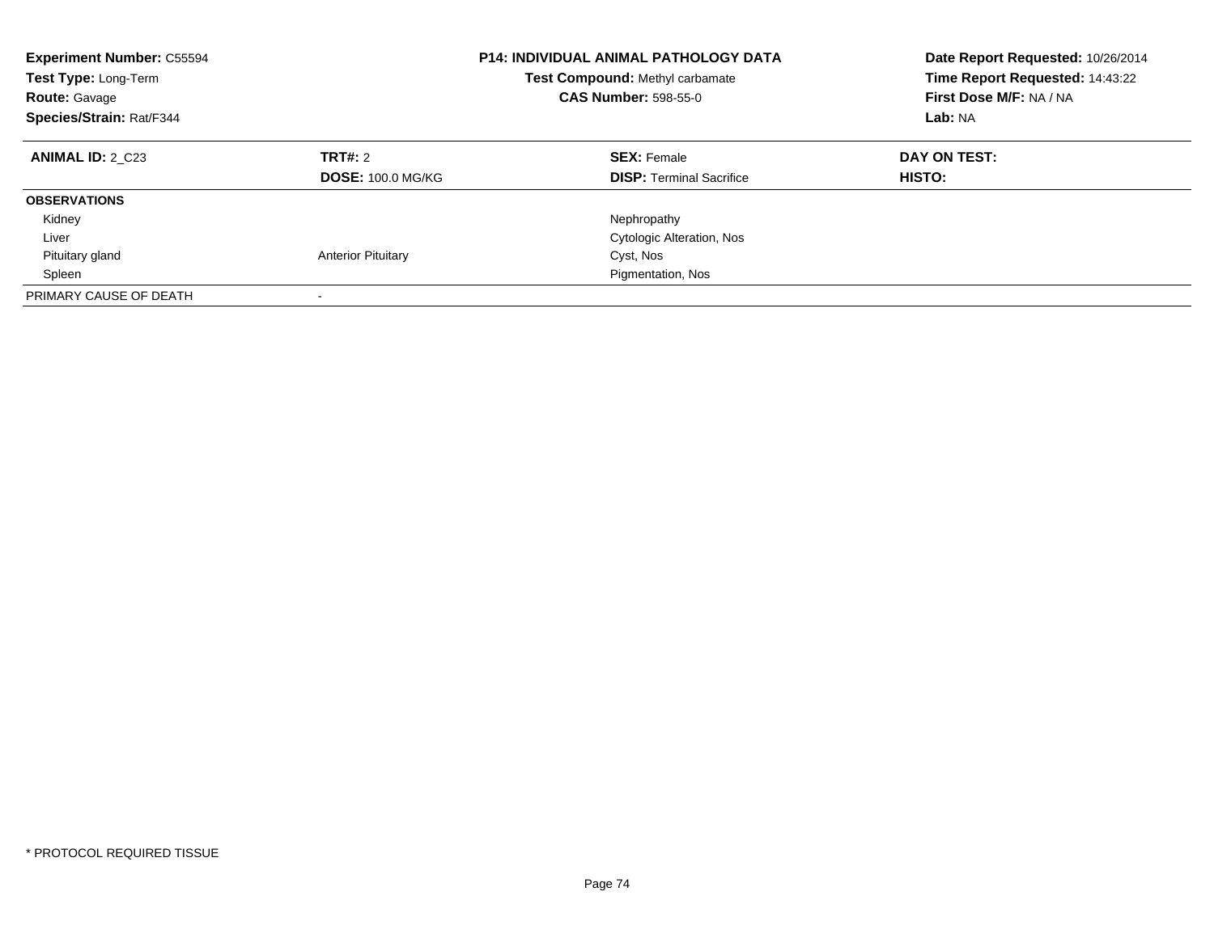**Experiment Number:** C55594
**Test Type:** Long-Term
**Route:** Gavage
**Species/Strain:** Rat/F344

**P14: INDIVIDUAL ANIMAL PATHOLOGY DATA**
**Test Compound:** Methyl carbamate
**CAS Number:** 598-55-0

**Date Report Requested:** 10/26/2014
**Time Report Requested:** 14:43:22
**First Dose M/F:** NA / NA
**Lab:** NA

| **ANIMAL ID:** 2_C23 | **TRT#:** 2 | **SEX:** Female | **DAY ON TEST:** |
|---|---|---|---|
| | **DOSE:** 100.0 MG/KG | **DISP:** Terminal Sacrifice | **HISTO:** |
| **OBSERVATIONS** | | | |
| Kidney | | Nephropathy | |
| Liver | | Cytologic Alteration, Nos | |
| Pituitary gland | Anterior Pituitary | Cyst, Nos | |
| Spleen | | Pigmentation, Nos | |
| PRIMARY CAUSE OF DEATH | - | | |

* PROTOCOL REQUIRED TISSUE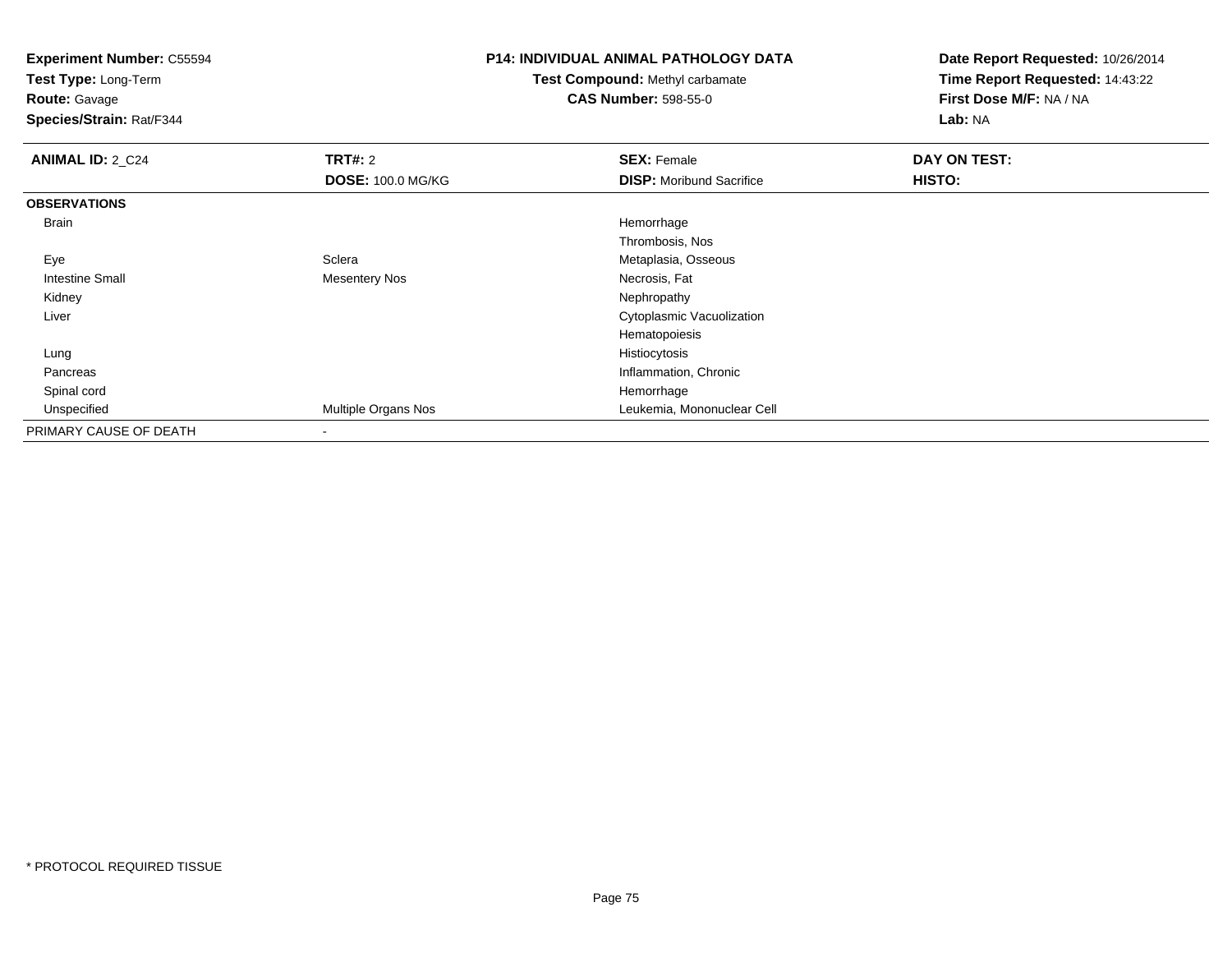**Experiment Number:** C55594
**Test Type:** Long-Term
**Route:** Gavage
**Species/Strain:** Rat/F344

**P14: INDIVIDUAL ANIMAL PATHOLOGY DATA**
**Test Compound:** Methyl carbamate
**CAS Number:** 598-55-0

**Date Report Requested:** 10/26/2014
**Time Report Requested:** 14:43:22
**First Dose M/F:** NA / NA
**Lab:** NA

| ANIMAL ID: 2_C24 | TRT#: 2 | SEX: Female | DAY ON TEST: |
|---|---|---|---|
| | DOSE: 100.0 MG/KG | DISP: Moribund Sacrifice | HISTO: |
| **OBSERVATIONS** | | | |
| Brain | | Hemorrhage | |
| | | Thrombosis, Nos | |
| Eye | Sclera | Metaplasia, Osseous | |
| Intestine Small | Mesentery Nos | Necrosis, Fat | |
| Kidney | | Nephropathy | |
| Liver | | Cytoplasmic Vacuolization | |
| | | Hematopoiesis | |
| Lung | | Histiocytosis | |
| Pancreas | | Inflammation, Chronic | |
| Spinal cord | | Hemorrhage | |
| Unspecified | Multiple Organs Nos | Leukemia, Mononuclear Cell | |
| PRIMARY CAUSE OF DEATH | - | | |

\* PROTOCOL REQUIRED TISSUE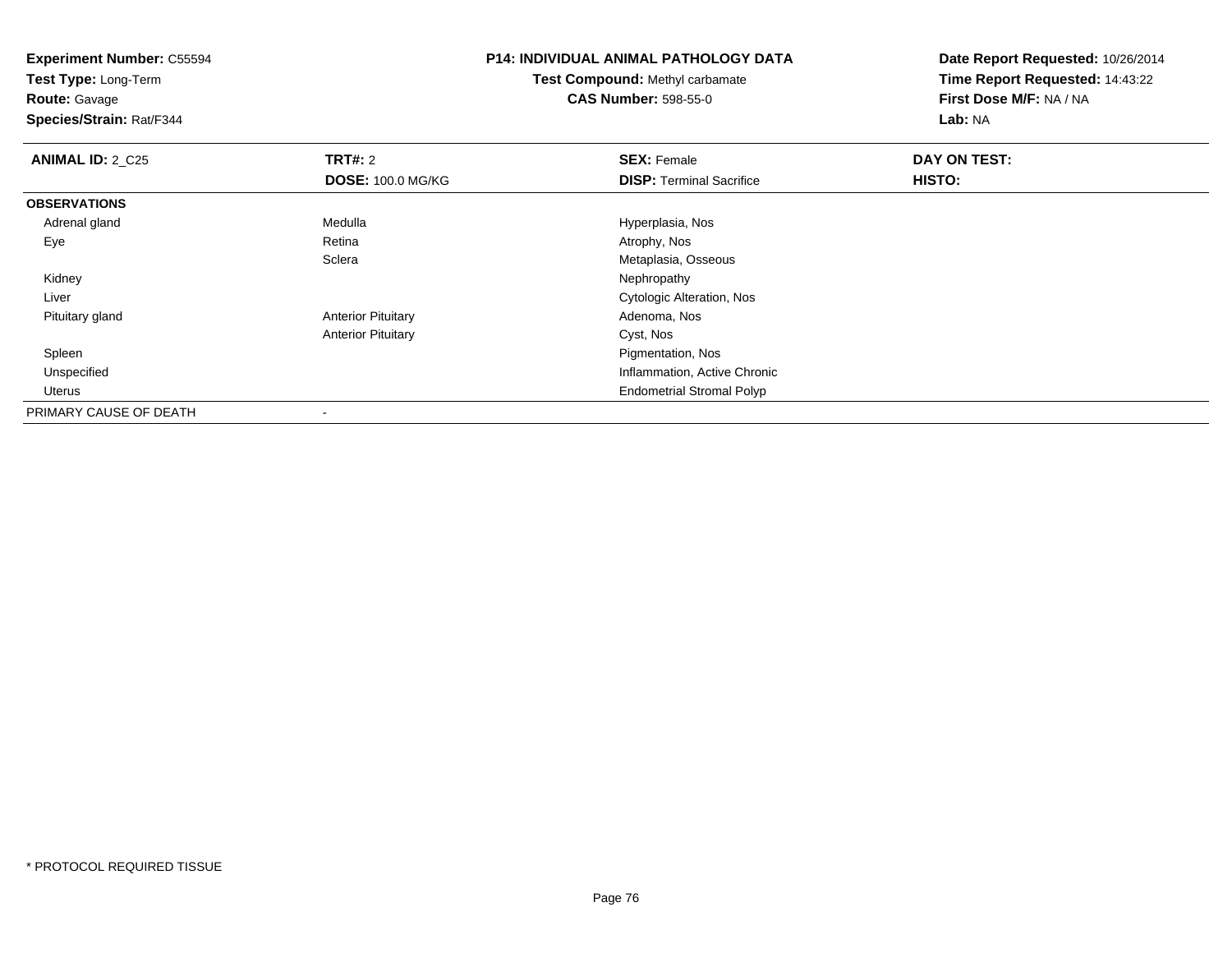**Experiment Number:** C55594
**Test Type:** Long-Term
**Route:** Gavage
**Species/Strain:** Rat/F344

**P14: INDIVIDUAL ANIMAL PATHOLOGY DATA**
**Test Compound:** Methyl carbamate
**CAS Number:** 598-55-0

**Date Report Requested:** 10/26/2014
**Time Report Requested:** 14:43:22
**First Dose M/F:** NA / NA
**Lab:** NA

| **ANIMAL ID:** 2_C25 | **TRT#:** 2 | **SEX:** Female | **DAY ON TEST:** |
|---|---|---|---|
| | **DOSE:** 100.0 MG/KG | **DISP:** Terminal Sacrifice | **HISTO:** |
| **OBSERVATIONS** | | | |
| Adrenal gland | Medulla | Hyperplasia, Nos | |
| Eye | Retina | Atrophy, Nos | |
| | Sclera | Metaplasia, Osseous | |
| Kidney | | Nephropathy | |
| Liver | | Cytologic Alteration, Nos | |
| Pituitary gland | Anterior Pituitary | Adenoma, Nos | |
| | Anterior Pituitary | Cyst, Nos | |
| Spleen | | Pigmentation, Nos | |
| Unspecified | | Inflammation, Active Chronic | |
| Uterus | | Endometrial Stromal Polyp | |
| PRIMARY CAUSE OF DEATH | - | | |

* PROTOCOL REQUIRED TISSUE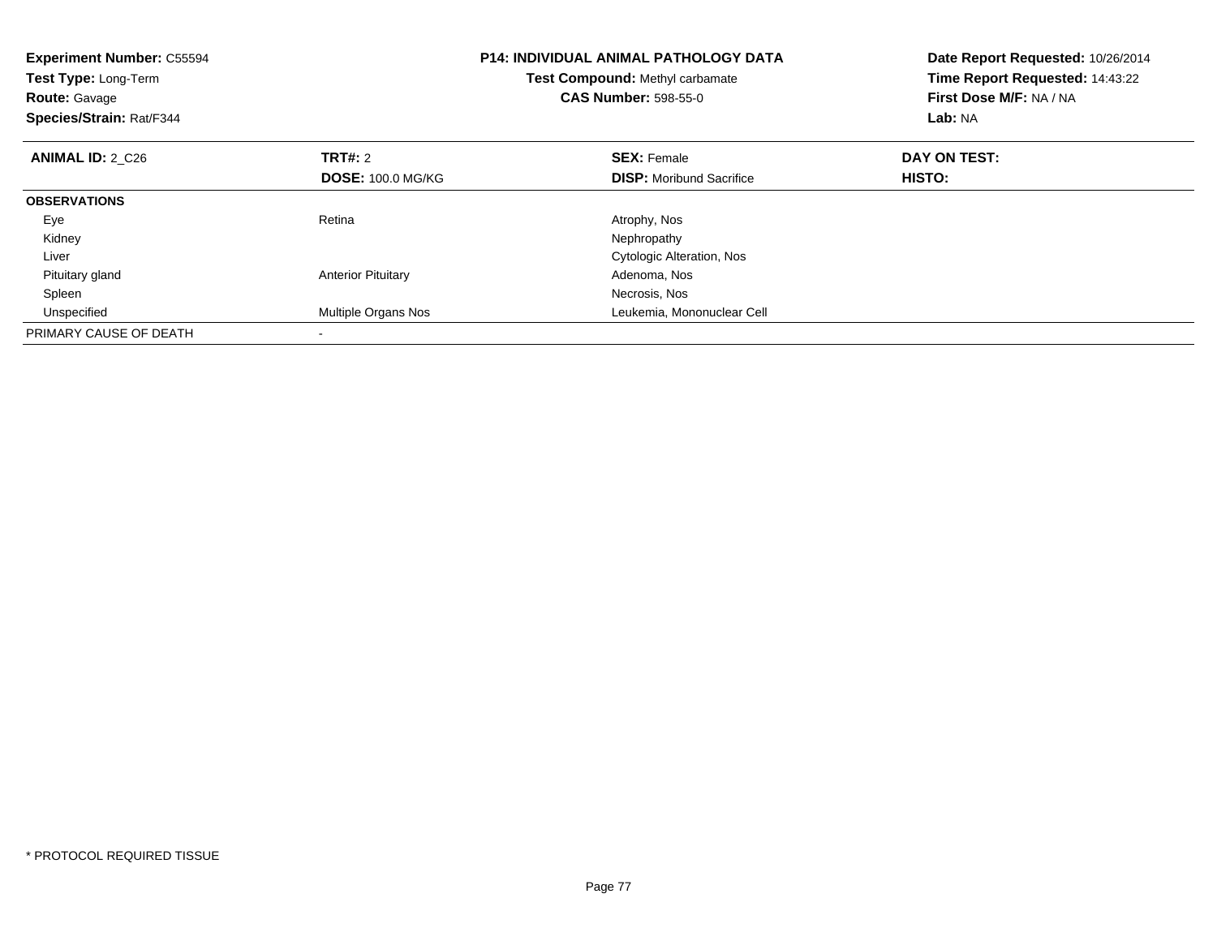**Experiment Number:** C55594
**Test Type:** Long-Term
**Route:** Gavage
**Species/Strain:** Rat/F344

**P14: INDIVIDUAL ANIMAL PATHOLOGY DATA**
**Test Compound:** Methyl carbamate
**CAS Number:** 598-55-0

**Date Report Requested:** 10/26/2014
**Time Report Requested:** 14:43:22
**First Dose M/F:** NA / NA
**Lab:** NA

| **ANIMAL ID:** 2_C26 | **TRT#:** 2 | **SEX:** Female | **DAY ON TEST:** |
|---|---|---|---|
| | **DOSE:** 100.0 MG/KG | **DISP:** Moribund Sacrifice | **HISTO:** |
| **OBSERVATIONS** | | | |
| Eye | Retina | Atrophy, Nos | |
| Kidney | | Nephropathy | |
| Liver | | Cytologic Alteration, Nos | |
| Pituitary gland | Anterior Pituitary | Adenoma, Nos | |
| Spleen | | Necrosis, Nos | |
| Unspecified | Multiple Organs Nos | Leukemia, Mononuclear Cell | |
| PRIMARY CAUSE OF DEATH | - | | |

* PROTOCOL REQUIRED TISSUE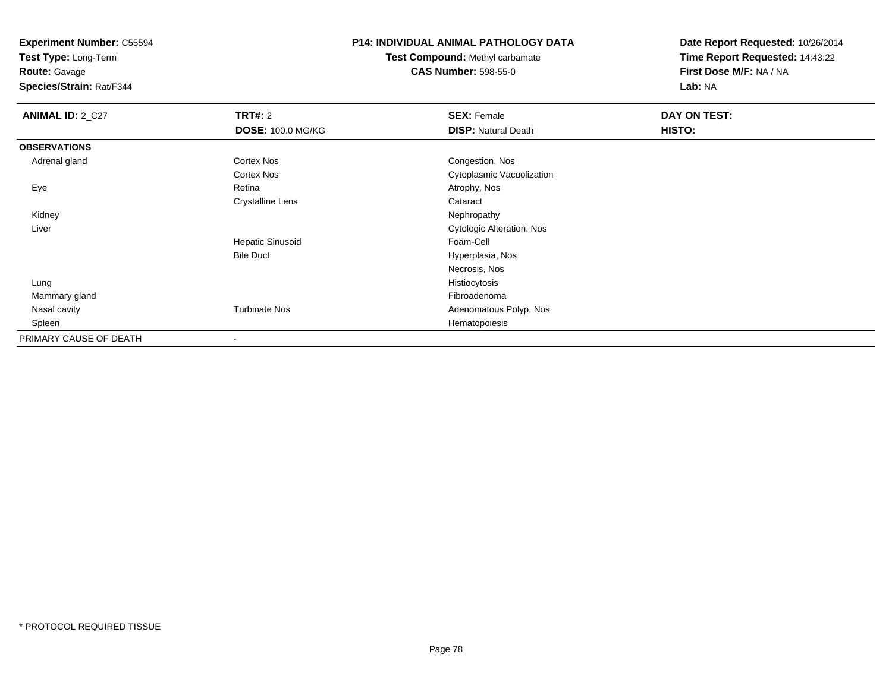**Experiment Number:** C55594
**Test Type:** Long-Term
**Route:** Gavage
**Species/Strain:** Rat/F344

**P14: INDIVIDUAL ANIMAL PATHOLOGY DATA**
**Test Compound:** Methyl carbamate
**CAS Number:** 598-55-0

**Date Report Requested:** 10/26/2014
**Time Report Requested:** 14:43:22
**First Dose M/F:** NA / NA
**Lab:** NA

| **ANIMAL ID:** 2_C27 | **TRT#:** 2 | **SEX:** Female | **DAY ON TEST:** |
|---|---|---|---|
| | **DOSE:** 100.0 MG/KG | **DISP:** Natural Death | **HISTO:** |
| **OBSERVATIONS** | | | |
| Adrenal gland | Cortex Nos | Congestion, Nos | |
| | Cortex Nos | Cytoplasmic Vacuolization | |
| Eye | Retina | Atrophy, Nos | |
| | Crystalline Lens | Cataract | |
| Kidney | | Nephropathy | |
| Liver | | Cytologic Alteration, Nos | |
| | Hepatic Sinusoid | Foam-Cell | |
| | Bile Duct | Hyperplasia, Nos | |
| | | Necrosis, Nos | |
| Lung | | Histiocytosis | |
| Mammary gland | | Fibroadenoma | |
| Nasal cavity | Turbinate Nos | Adenomatous Polyp, Nos | |
| Spleen | | Hematopoiesis | |
| PRIMARY CAUSE OF DEATH | - | | |

* PROTOCOL REQUIRED TISSUE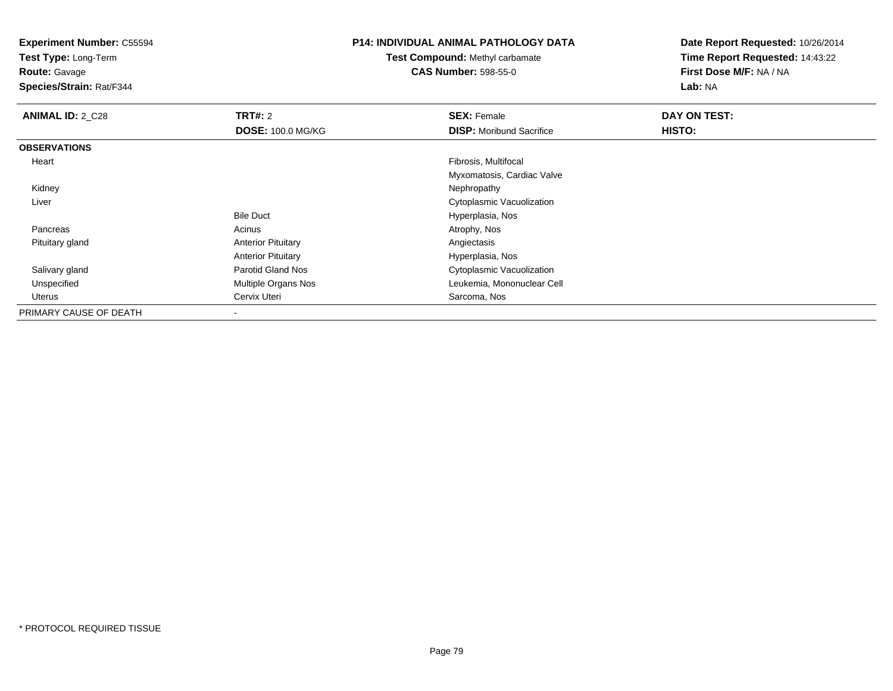**Experiment Number:** C55594
**Test Type:** Long-Term
**Route:** Gavage
**Species/Strain:** Rat/F344

**P14: INDIVIDUAL ANIMAL PATHOLOGY DATA**
**Test Compound:** Methyl carbamate
**CAS Number:** 598-55-0

**Date Report Requested:** 10/26/2014
**Time Report Requested:** 14:43:22
**First Dose M/F:** NA / NA
**Lab:** NA

| **ANIMAL ID:** 2_C28 | **TRT#:** 2 | **SEX:** Female | **DAY ON TEST:** |
|---|---|---|---|
| | **DOSE:** 100.0 MG/KG | **DISP:** Moribund Sacrifice | **HISTO:** |
| **OBSERVATIONS** | | | |
| Heart | | Fibrosis, Multifocal | |
| | | Myxomatosis, Cardiac Valve | |
| Kidney | | Nephropathy | |
| Liver | | Cytoplasmic Vacuolization | |
| | Bile Duct | Hyperplasia, Nos | |
| Pancreas | Acinus | Atrophy, Nos | |
| Pituitary gland | Anterior Pituitary | Angiectasis | |
| | Anterior Pituitary | Hyperplasia, Nos | |
| Salivary gland | Parotid Gland Nos | Cytoplasmic Vacuolization | |
| Unspecified | Multiple Organs Nos | Leukemia, Mononuclear Cell | |
| Uterus | Cervix Uteri | Sarcoma, Nos | |
| PRIMARY CAUSE OF DEATH | - | | |

* PROTOCOL REQUIRED TISSUE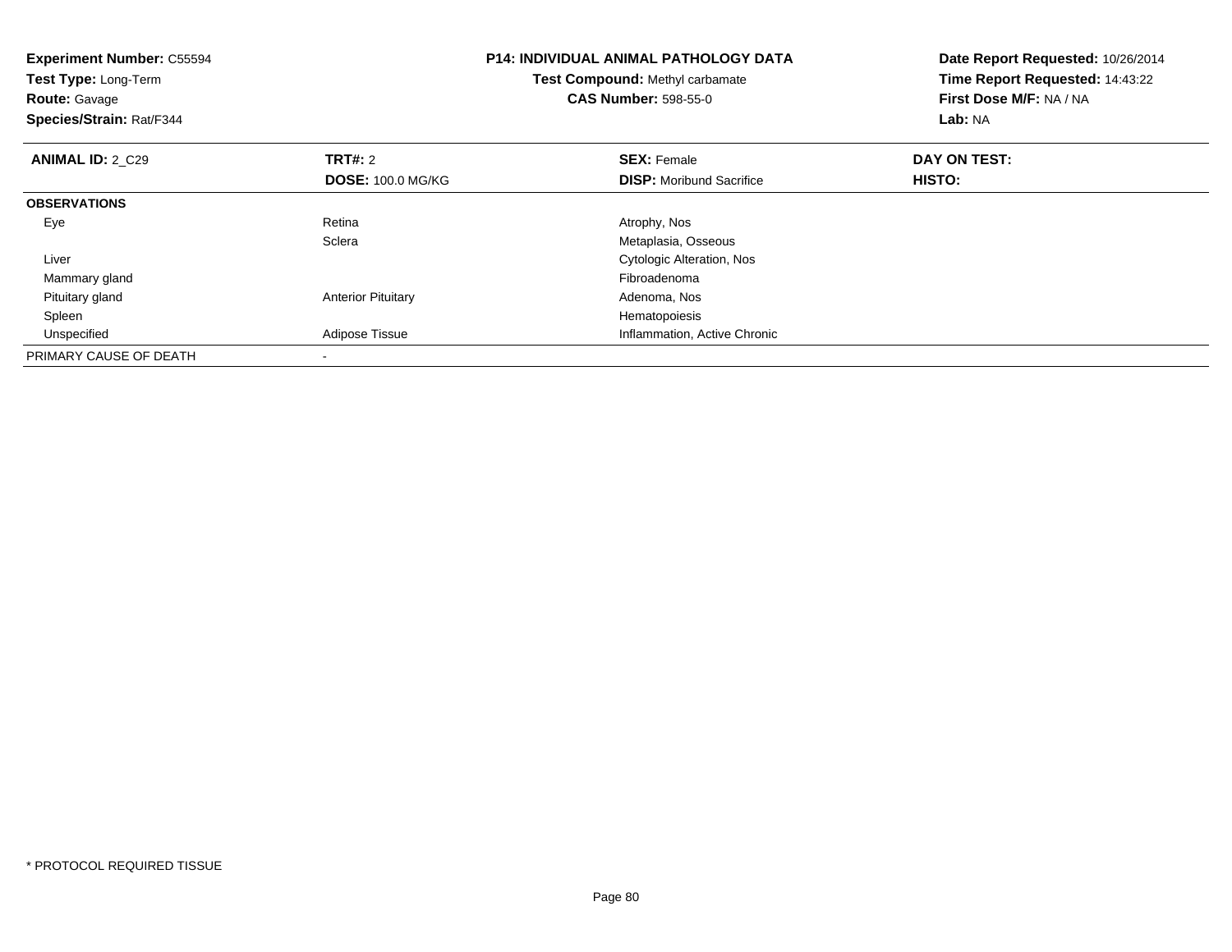**Experiment Number:** C55594
**Test Type:** Long-Term
**Route:** Gavage
**Species/Strain:** Rat/F344

**P14: INDIVIDUAL ANIMAL PATHOLOGY DATA**
**Test Compound:** Methyl carbamate
**CAS Number:** 598-55-0

**Date Report Requested:** 10/26/2014
**Time Report Requested:** 14:43:22
**First Dose M/F:** NA / NA
**Lab:** NA

| **ANIMAL ID:** 2_C29 | **TRT#:** 2 | **SEX:** Female | **DAY ON TEST:** |
|---|---|---|---|
| | **DOSE:** 100.0 MG/KG | **DISP:** Moribund Sacrifice | **HISTO:** |
| **OBSERVATIONS** | | | |
| Eye | Retina | Atrophy, Nos | |
| | Sclera | Metaplasia, Osseous | |
| Liver | | Cytologic Alteration, Nos | |
| Mammary gland | | Fibroadenoma | |
| Pituitary gland | Anterior Pituitary | Adenoma, Nos | |
| Spleen | | Hematopoiesis | |
| Unspecified | Adipose Tissue | Inflammation, Active Chronic | |
| PRIMARY CAUSE OF DEATH | - | | |

* PROTOCOL REQUIRED TISSUE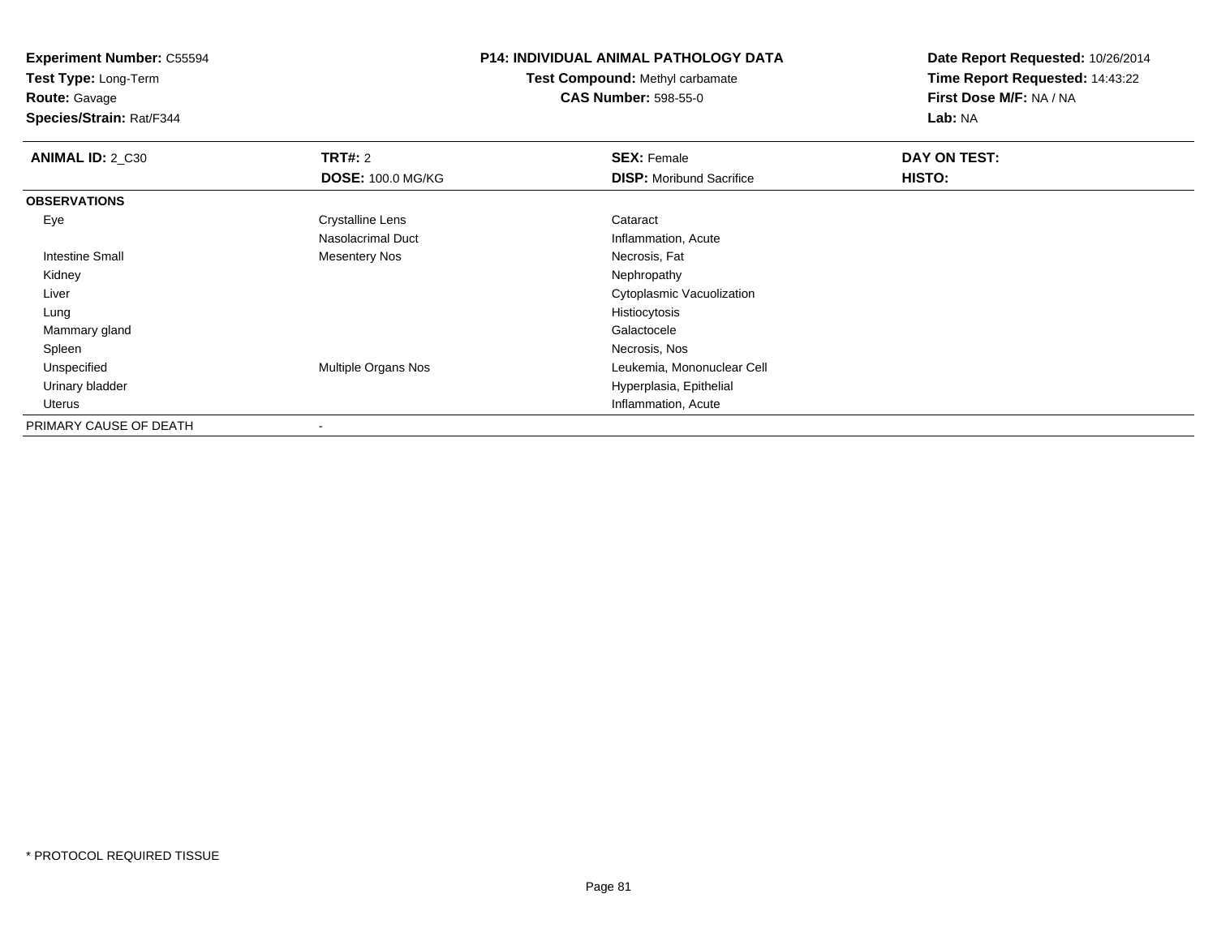**Experiment Number:** C55594
**Test Type:** Long-Term
**Route:** Gavage
**Species/Strain:** Rat/F344

**P14: INDIVIDUAL ANIMAL PATHOLOGY DATA**
**Test Compound:** Methyl carbamate
**CAS Number:** 598-55-0

**Date Report Requested:** 10/26/2014
**Time Report Requested:** 14:43:22
**First Dose M/F:** NA / NA
**Lab:** NA

| **ANIMAL ID:** 2_C30 | **TRT#:** 2 | **SEX:** Female | **DAY ON TEST:** |
|---|---|---|---|
| | **DOSE:** 100.0 MG/KG | **DISP:** Moribund Sacrifice | **HISTO:** |
| **OBSERVATIONS** | | | |
| Eye | Crystalline Lens | Cataract | |
| | Nasolacrimal Duct | Inflammation, Acute | |
| Intestine Small | Mesentery Nos | Necrosis, Fat | |
| Kidney | | Nephropathy | |
| Liver | | Cytoplasmic Vacuolization | |
| Lung | | Histiocytosis | |
| Mammary gland | | Galactocele | |
| Spleen | | Necrosis, Nos | |
| Unspecified | Multiple Organs Nos | Leukemia, Mononuclear Cell | |
| Urinary bladder | | Hyperplasia, Epithelial | |
| Uterus | | Inflammation, Acute | |
| PRIMARY CAUSE OF DEATH | - | | |

* PROTOCOL REQUIRED TISSUE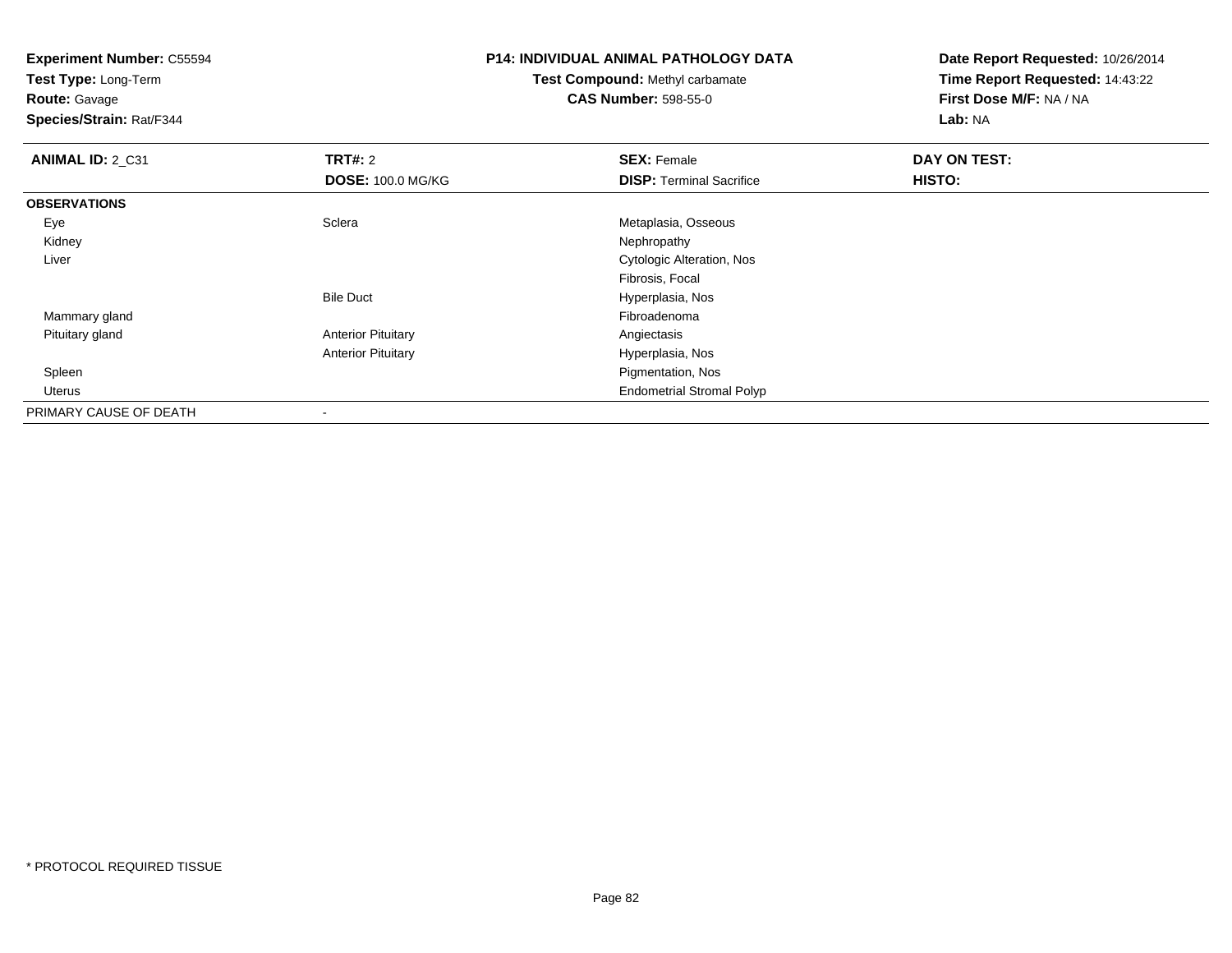**Experiment Number:** C55594
**Test Type:** Long-Term
**Route:** Gavage
**Species/Strain:** Rat/F344

**P14: INDIVIDUAL ANIMAL PATHOLOGY DATA**
**Test Compound:** Methyl carbamate
**CAS Number:** 598-55-0

**Date Report Requested:** 10/26/2014
**Time Report Requested:** 14:43:22
**First Dose M/F:** NA / NA
**Lab:** NA

| **ANIMAL ID:** 2_C31 | **TRT#:** 2 | **SEX:** Female | **DAY ON TEST:** |
|---|---|---|---|
| | **DOSE:** 100.0 MG/KG | **DISP:** Terminal Sacrifice | **HISTO:** |
| **OBSERVATIONS** | | | |
| Eye | Sclera | Metaplasia, Osseous | |
| Kidney | | Nephropathy | |
| Liver | | Cytologic Alteration, Nos | |
| | | Fibrosis, Focal | |
| | Bile Duct | Hyperplasia, Nos | |
| Mammary gland | | Fibroadenoma | |
| Pituitary gland | Anterior Pituitary | Angiectasis | |
| | Anterior Pituitary | Hyperplasia, Nos | |
| Spleen | | Pigmentation, Nos | |
| Uterus | | Endometrial Stromal Polyp | |
| PRIMARY CAUSE OF DEATH | - | | |

* PROTOCOL REQUIRED TISSUE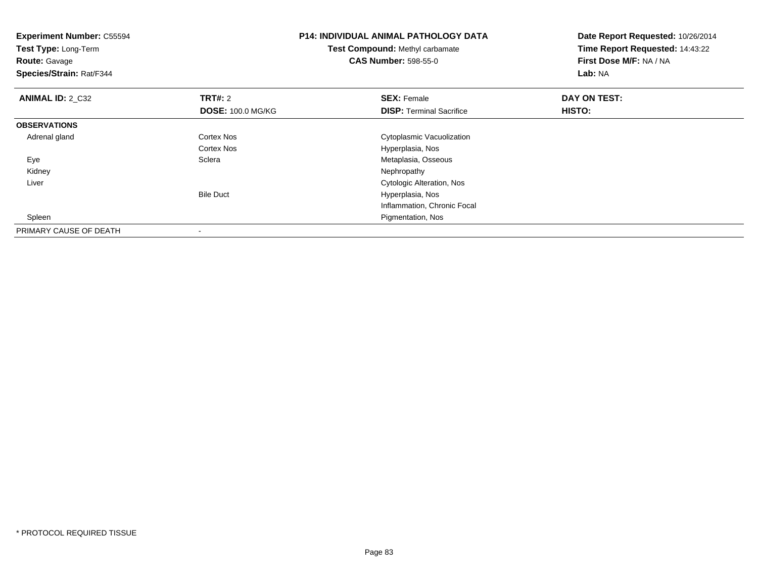**Experiment Number:** C55594
**Test Type:** Long-Term
**Route:** Gavage
**Species/Strain:** Rat/F344

**P14: INDIVIDUAL ANIMAL PATHOLOGY DATA**
**Test Compound:** Methyl carbamate
**CAS Number:** 598-55-0

**Date Report Requested:** 10/26/2014
**Time Report Requested:** 14:43:22
**First Dose M/F:** NA / NA
**Lab:** NA

| **ANIMAL ID:** 2_C32 | **TRT#:** 2 | **SEX:** Female | **DAY ON TEST:** |
|---|---|---|---|
| | **DOSE:** 100.0 MG/KG | **DISP:** Terminal Sacrifice | **HISTO:** |
| **OBSERVATIONS** | | | |
| Adrenal gland | Cortex Nos | Cytoplasmic Vacuolization | |
| | Cortex Nos | Hyperplasia, Nos | |
| Eye | Sclera | Metaplasia, Osseous | |
| Kidney | | Nephropathy | |
| Liver | | Cytologic Alteration, Nos | |
| | Bile Duct | Hyperplasia, Nos | |
| | | Inflammation, Chronic Focal | |
| Spleen | | Pigmentation, Nos | |
| PRIMARY CAUSE OF DEATH | - | | |

* PROTOCOL REQUIRED TISSUE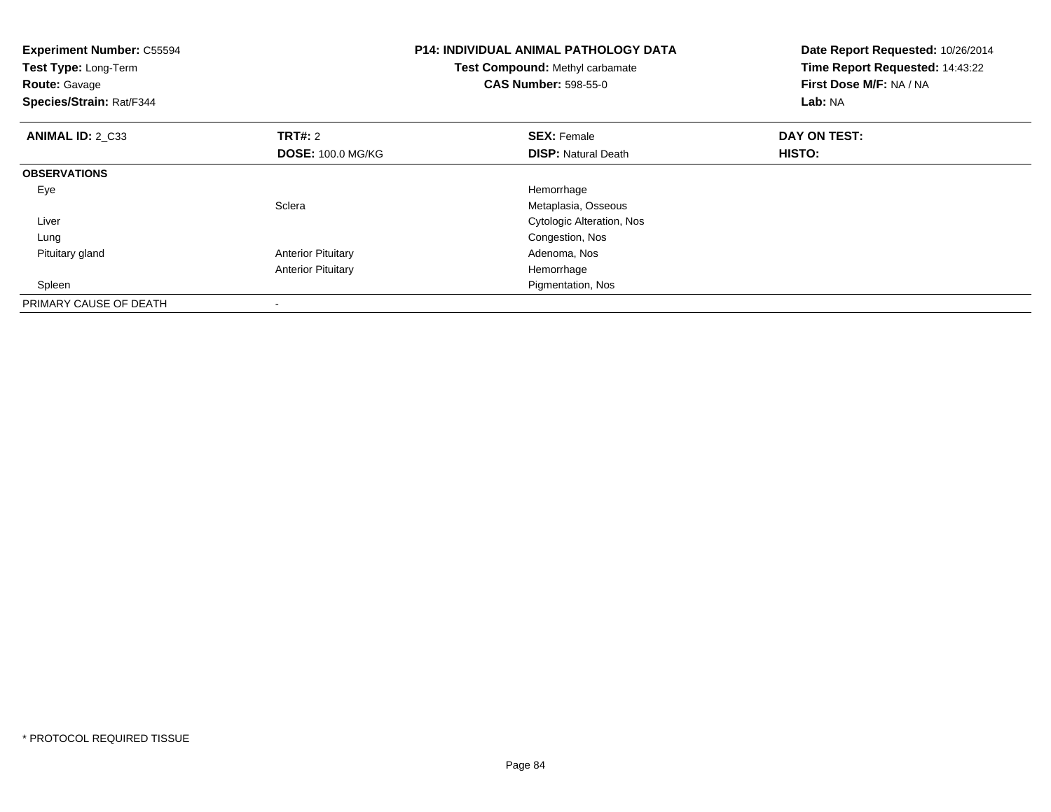**Experiment Number:** C55594
**Test Type:** Long-Term
**Route:** Gavage
**Species/Strain:** Rat/F344

**P14: INDIVIDUAL ANIMAL PATHOLOGY DATA**
**Test Compound:** Methyl carbamate
**CAS Number:** 598-55-0

**Date Report Requested:** 10/26/2014
**Time Report Requested:** 14:43:22
**First Dose M/F:** NA / NA
**Lab:** NA

| **ANIMAL ID:** 2_C33 | **TRT#:** 2 | **SEX:** Female | **DAY ON TEST:** |
|---|---|---|---|
| | **DOSE:** 100.0 MG/KG | **DISP:** Natural Death | **HISTO:** |
| **OBSERVATIONS** | | | |
| Eye | | Hemorrhage | |
| | Sclera | Metaplasia, Osseous | |
| Liver | | Cytologic Alteration, Nos | |
| Lung | | Congestion, Nos | |
| Pituitary gland | Anterior Pituitary | Adenoma, Nos | |
| | Anterior Pituitary | Hemorrhage | |
| Spleen | | Pigmentation, Nos | |
| PRIMARY CAUSE OF DEATH | - | | |

* PROTOCOL REQUIRED TISSUE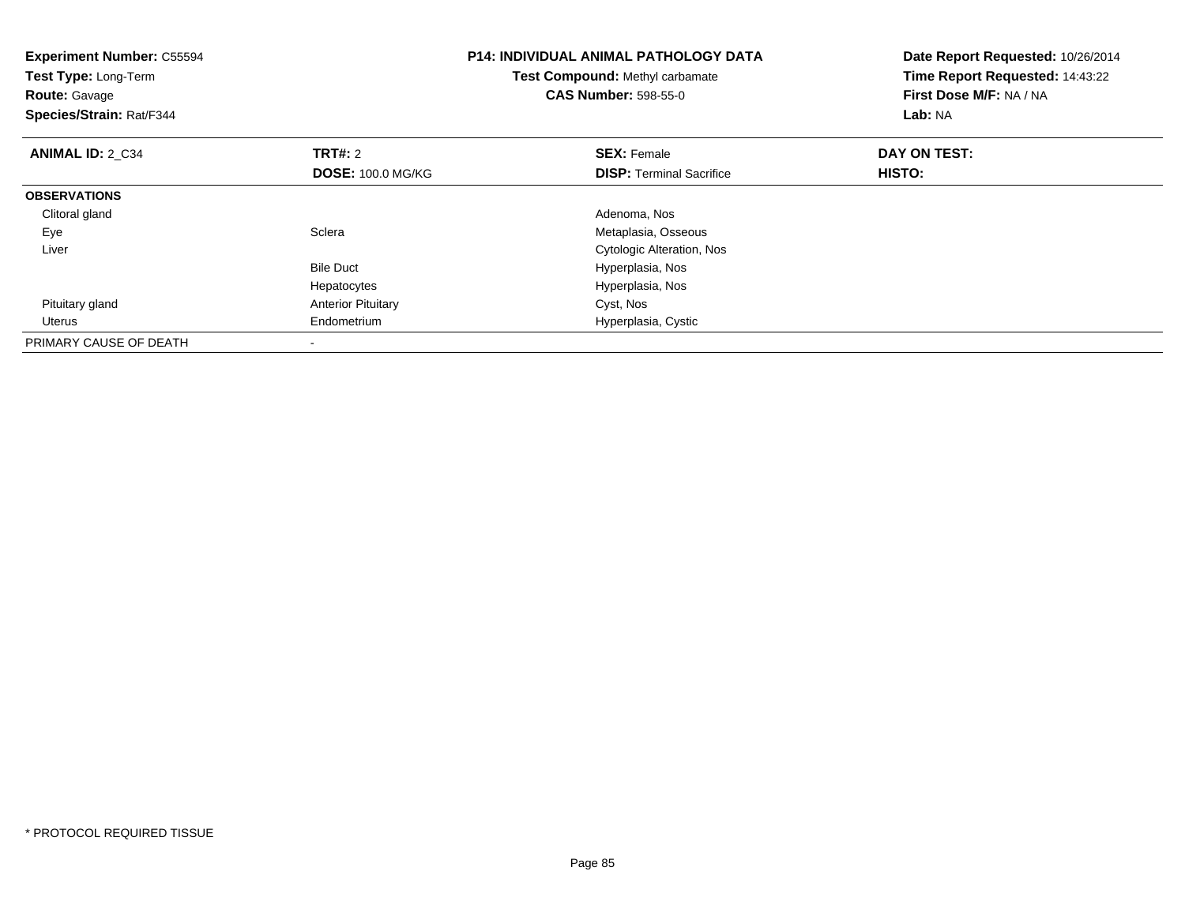**Experiment Number:** C55594
**Test Type:** Long-Term
**Route:** Gavage
**Species/Strain:** Rat/F344

**P14: INDIVIDUAL ANIMAL PATHOLOGY DATA**
**Test Compound:** Methyl carbamate
**CAS Number:** 598-55-0

**Date Report Requested:** 10/26/2014
**Time Report Requested:** 14:43:22
**First Dose M/F:** NA / NA
**Lab:** NA

| **ANIMAL ID:** 2_C34 | **TRT#:** 2 | **SEX:** Female | **DAY ON TEST:** |
|---|---|---|---|
| | **DOSE:** 100.0 MG/KG | **DISP:** Terminal Sacrifice | **HISTO:** |
| **OBSERVATIONS** | | | |
| Clitoral gland | | Adenoma, Nos | |
| Eye | Sclera | Metaplasia, Osseous | |
| Liver | | Cytologic Alteration, Nos | |
| | Bile Duct | Hyperplasia, Nos | |
| | Hepatocytes | Hyperplasia, Nos | |
| Pituitary gland | Anterior Pituitary | Cyst, Nos | |
| Uterus | Endometrium | Hyperplasia, Cystic | |
| PRIMARY CAUSE OF DEATH | - | | |

* PROTOCOL REQUIRED TISSUE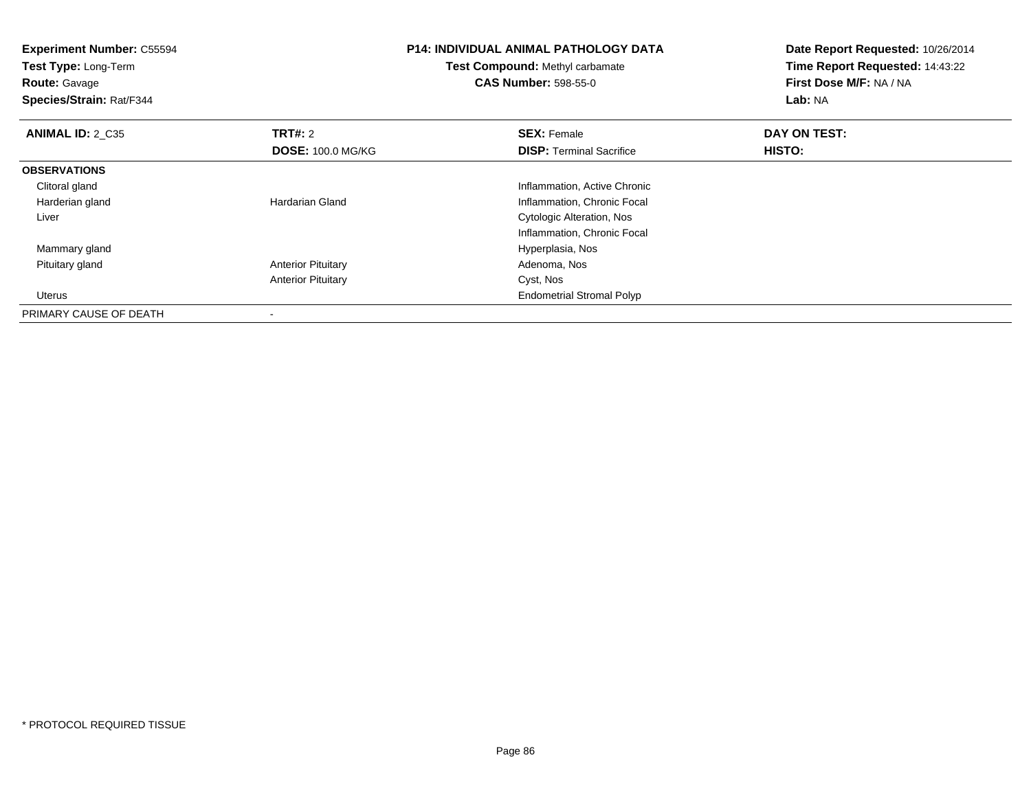**Experiment Number:** C55594
**Test Type:** Long-Term
**Route:** Gavage
**Species/Strain:** Rat/F344

**P14: INDIVIDUAL ANIMAL PATHOLOGY DATA**
**Test Compound:** Methyl carbamate
**CAS Number:** 598-55-0

**Date Report Requested:** 10/26/2014
**Time Report Requested:** 14:43:22
**First Dose M/F:** NA / NA
**Lab:** NA

| **ANIMAL ID:** 2_C35 | **TRT#:** 2 | **SEX:** Female | **DAY ON TEST:** |
|---|---|---|---|
| | **DOSE:** 100.0 MG/KG | **DISP:** Terminal Sacrifice | **HISTO:** |
| **OBSERVATIONS** | | | |
| Clitoral gland | | Inflammation, Active Chronic | |
| Harderian gland | Hardarian Gland | Inflammation, Chronic Focal | |
| Liver | | Cytologic Alteration, Nos | |
| | | Inflammation, Chronic Focal | |
| Mammary gland | | Hyperplasia, Nos | |
| Pituitary gland | Anterior Pituitary | Adenoma, Nos | |
| | Anterior Pituitary | Cyst, Nos | |
| Uterus | | Endometrial Stromal Polyp | |
| PRIMARY CAUSE OF DEATH | - | | |

* PROTOCOL REQUIRED TISSUE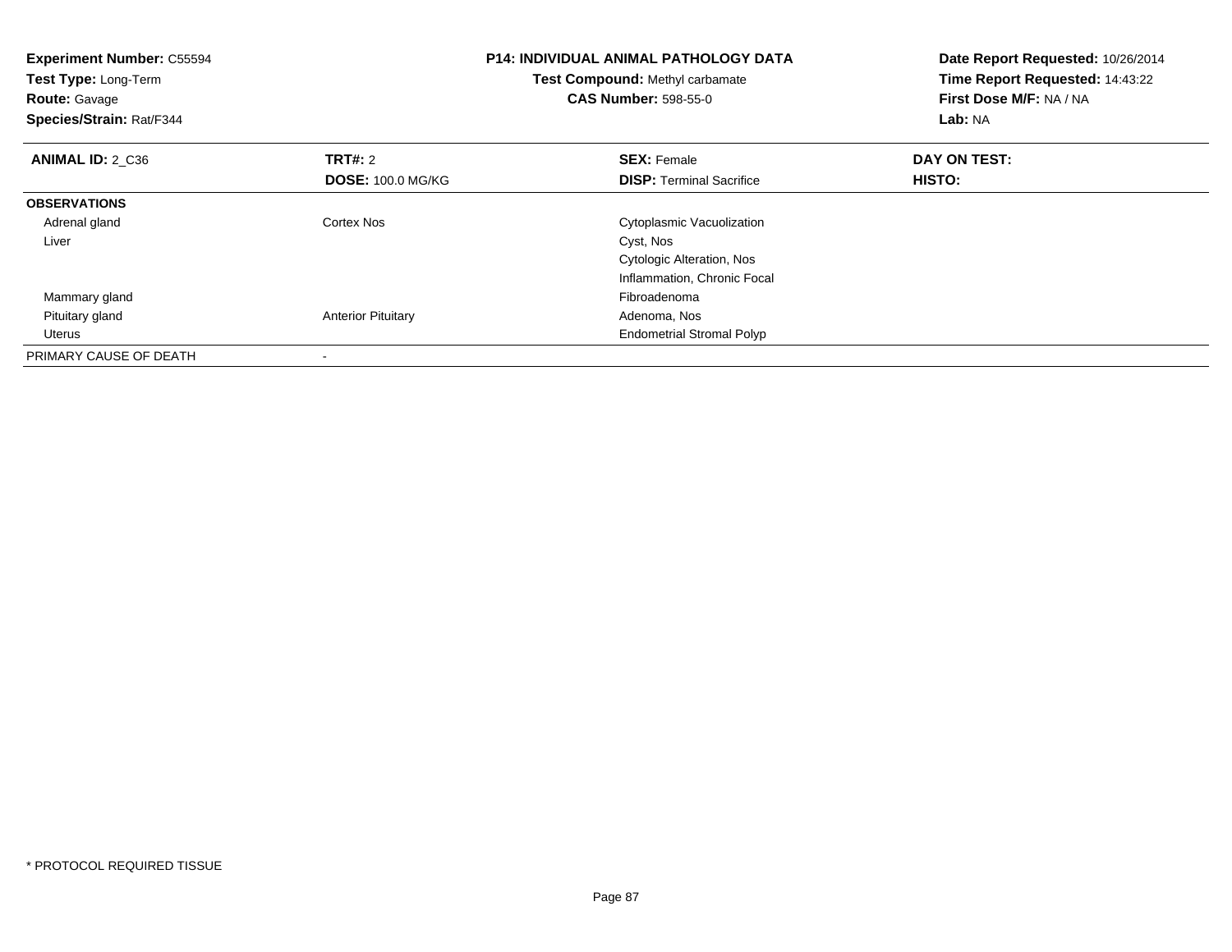**Experiment Number:** C55594
**Test Type:** Long-Term
**Route:** Gavage
**Species/Strain:** Rat/F344

**P14: INDIVIDUAL ANIMAL PATHOLOGY DATA**
**Test Compound:** Methyl carbamate
**CAS Number:** 598-55-0

**Date Report Requested:** 10/26/2014
**Time Report Requested:** 14:43:22
**First Dose M/F:** NA / NA
**Lab:** NA

| **ANIMAL ID:** 2_C36 | **TRT#:** 2 | **SEX:** Female | **DAY ON TEST:** |
|---|---|---|---|
| | **DOSE:** 100.0 MG/KG | **DISP:** Terminal Sacrifice | **HISTO:** |
| **OBSERVATIONS** | | | |
| Adrenal gland | Cortex Nos | Cytoplasmic Vacuolization | |
| Liver | | Cyst, Nos | |
| | | Cytologic Alteration, Nos | |
| | | Inflammation, Chronic Focal | |
| Mammary gland | | Fibroadenoma | |
| Pituitary gland | Anterior Pituitary | Adenoma, Nos | |
| Uterus | | Endometrial Stromal Polyp | |
| PRIMARY CAUSE OF DEATH | - | | |

* PROTOCOL REQUIRED TISSUE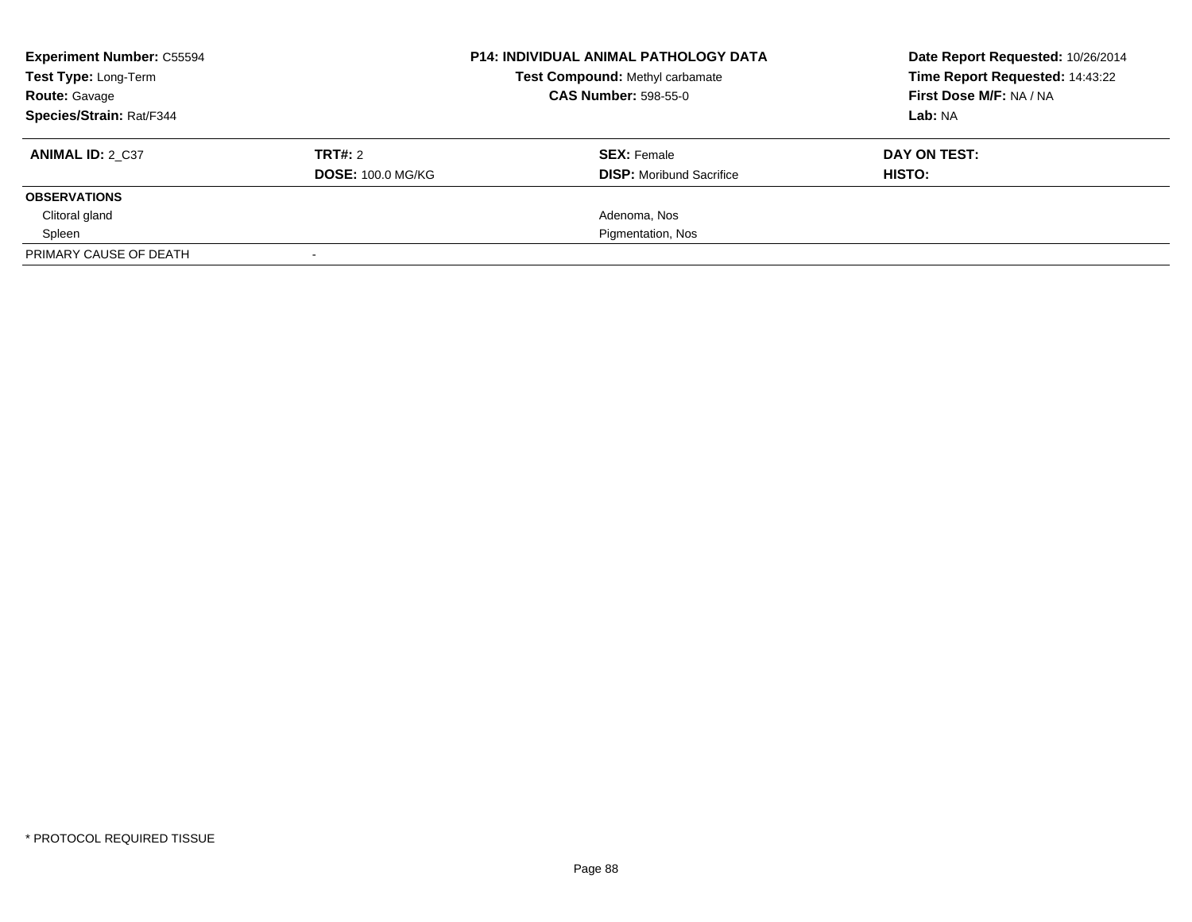**Experiment Number:** C55594
**Test Type:** Long-Term
**Route:** Gavage
**Species/Strain:** Rat/F344

**P14: INDIVIDUAL ANIMAL PATHOLOGY DATA**
**Test Compound:** Methyl carbamate
**CAS Number:** 598-55-0

**Date Report Requested:** 10/26/2014
**Time Report Requested:** 14:43:22
**First Dose M/F:** NA / NA
**Lab:** NA

| **ANIMAL ID:** 2_C37 | **TRT#:** 2 | **SEX:** Female | **DAY ON TEST:** |
|---|---|---|---|
| | **DOSE:** 100.0 MG/KG | **DISP:** Moribund Sacrifice | **HISTO:** |
| **OBSERVATIONS** | | | |
| Clitoral gland | | Adenoma, Nos | |
| Spleen | | Pigmentation, Nos | |
| PRIMARY CAUSE OF DEATH | - | | |

* PROTOCOL REQUIRED TISSUE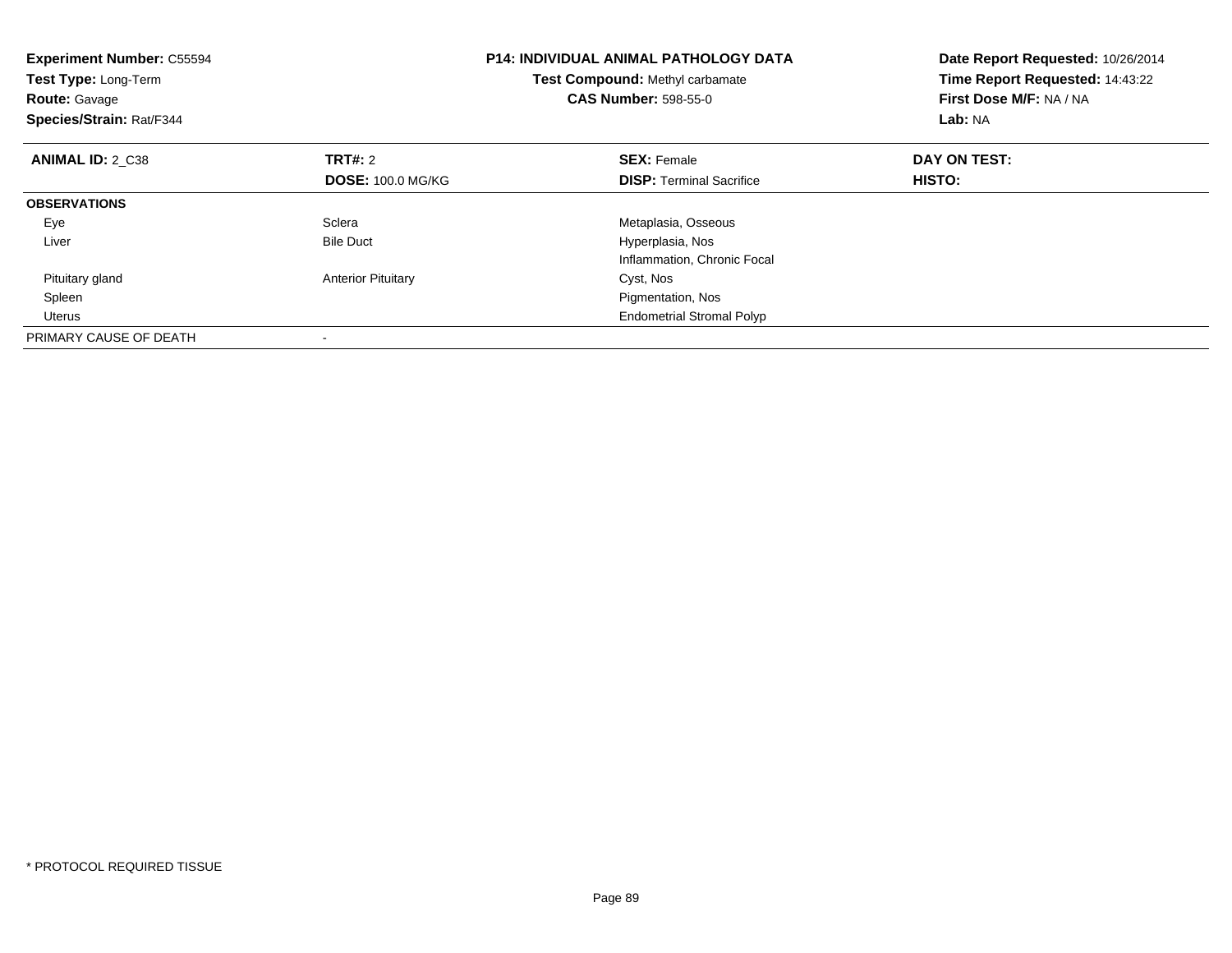**Experiment Number:** C55594
**Test Type:** Long-Term
**Route:** Gavage
**Species/Strain:** Rat/F344

**P14: INDIVIDUAL ANIMAL PATHOLOGY DATA**
**Test Compound:** Methyl carbamate
**CAS Number:** 598-55-0

**Date Report Requested:** 10/26/2014
**Time Report Requested:** 14:43:22
**First Dose M/F:** NA / NA
**Lab:** NA

| **ANIMAL ID:** 2_C38 | **TRT#:** 2 | **SEX:** Female | **DAY ON TEST:** |
|---|---|---|---|
| | **DOSE:** 100.0 MG/KG | **DISP:** Terminal Sacrifice | **HISTO:** |
| **OBSERVATIONS** | | | |
| Eye | Sclera | Metaplasia, Osseous | |
| Liver | Bile Duct | Hyperplasia, Nos | |
| | | Inflammation, Chronic Focal | |
| Pituitary gland | Anterior Pituitary | Cyst, Nos | |
| Spleen | | Pigmentation, Nos | |
| Uterus | | Endometrial Stromal Polyp | |
| PRIMARY CAUSE OF DEATH | - | | |

* PROTOCOL REQUIRED TISSUE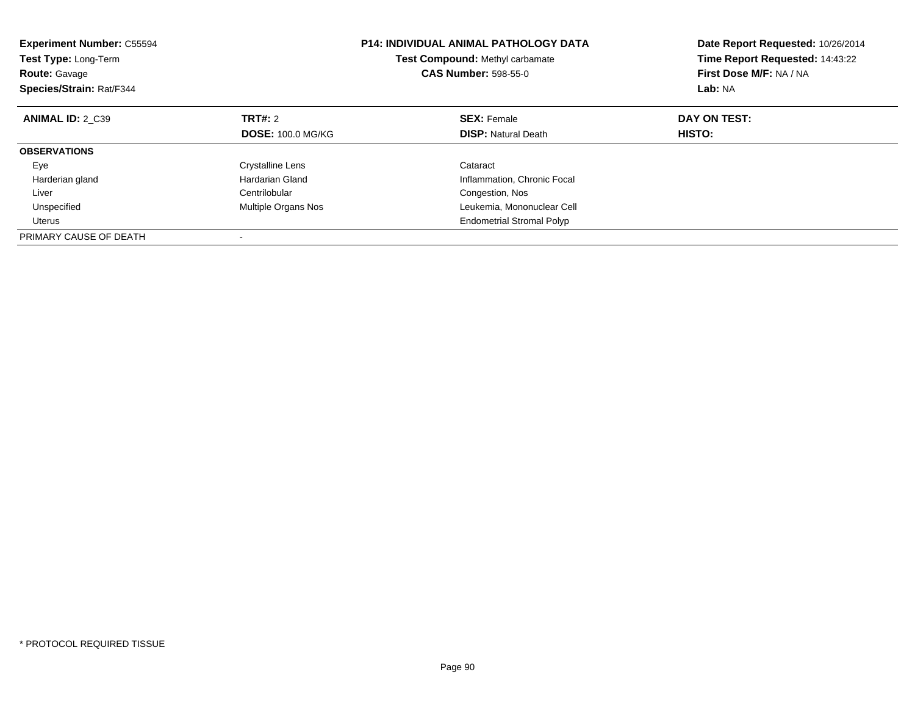**Experiment Number:** C55594
**Test Type:** Long-Term
**Route:** Gavage
**Species/Strain:** Rat/F344

**P14: INDIVIDUAL ANIMAL PATHOLOGY DATA**
**Test Compound:** Methyl carbamate
**CAS Number:** 598-55-0

**Date Report Requested:** 10/26/2014
**Time Report Requested:** 14:43:22
**First Dose M/F:** NA / NA
**Lab:** NA

| **ANIMAL ID:** 2_C39 | **TRT#:** 2 | **SEX:** Female | **DAY ON TEST:** |
|---|---|---|---|
| | **DOSE:** 100.0 MG/KG | **DISP:** Natural Death | **HISTO:** |
| **OBSERVATIONS** | | | |
| Eye | Crystalline Lens | Cataract | |
| Harderian gland | Hardarian Gland | Inflammation, Chronic Focal | |
| Liver | Centrilobular | Congestion, Nos | |
| Unspecified | Multiple Organs Nos | Leukemia, Mononuclear Cell | |
| Uterus | | Endometrial Stromal Polyp | |
| PRIMARY CAUSE OF DEATH | - | | |

* PROTOCOL REQUIRED TISSUE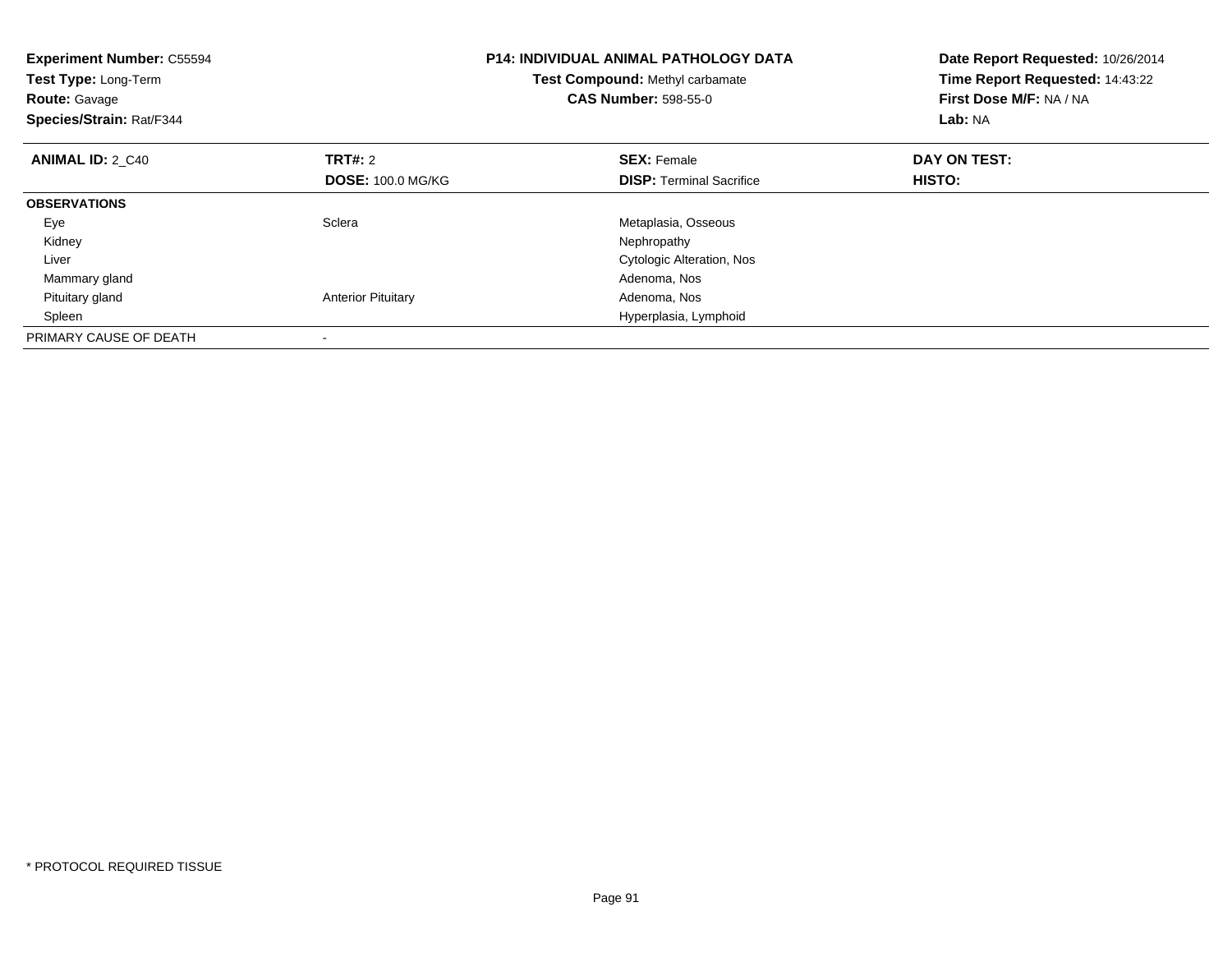**Experiment Number:** C55594
**Test Type:** Long-Term
**Route:** Gavage
**Species/Strain:** Rat/F344

**P14: INDIVIDUAL ANIMAL PATHOLOGY DATA**
**Test Compound:** Methyl carbamate
**CAS Number:** 598-55-0

**Date Report Requested:** 10/26/2014
**Time Report Requested:** 14:43:22
**First Dose M/F:** NA / NA
**Lab:** NA

| **ANIMAL ID:** 2_C40 | **TRT#:** 2 | **SEX:** Female | **DAY ON TEST:** |
|---|---|---|---|
| | **DOSE:** 100.0 MG/KG | **DISP:** Terminal Sacrifice | **HISTO:** |
| **OBSERVATIONS** | | | |
| Eye | Sclera | Metaplasia, Osseous | |
| Kidney | | Nephropathy | |
| Liver | | Cytologic Alteration, Nos | |
| Mammary gland | | Adenoma, Nos | |
| Pituitary gland | Anterior Pituitary | Adenoma, Nos | |
| Spleen | | Hyperplasia, Lymphoid | |
| PRIMARY CAUSE OF DEATH | - | | |

* PROTOCOL REQUIRED TISSUE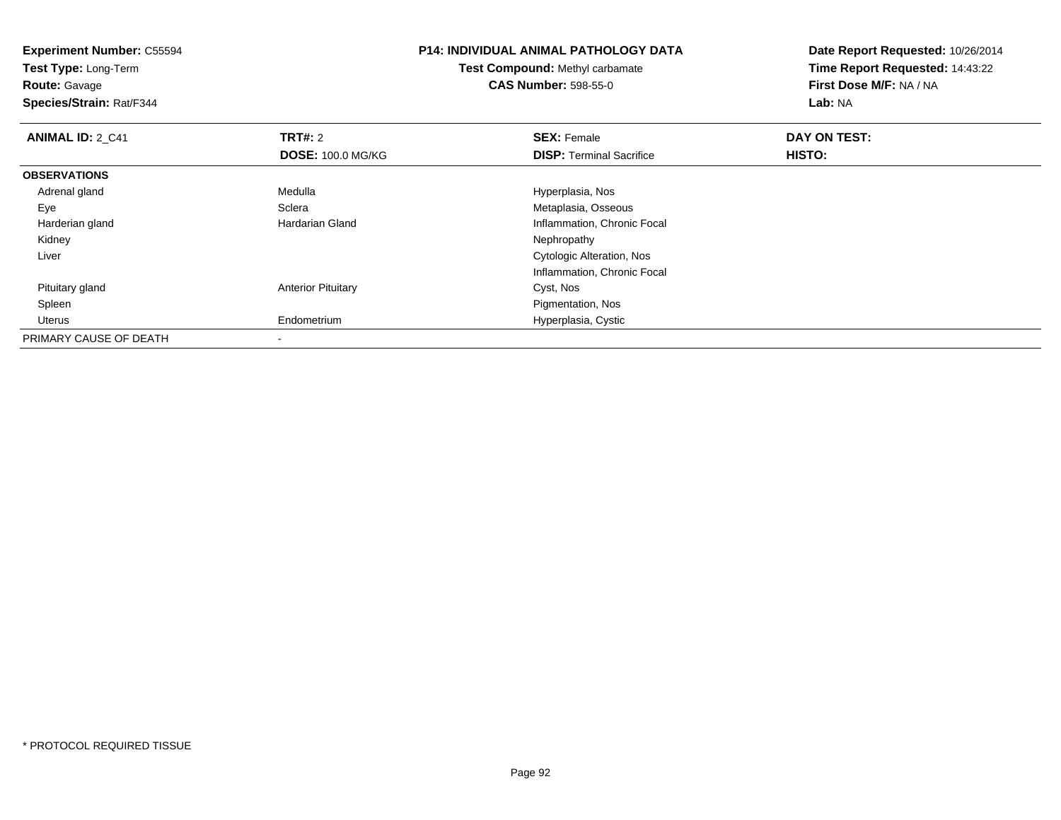**Experiment Number:** C55594
**Test Type:** Long-Term
**Route:** Gavage
**Species/Strain:** Rat/F344

**P14: INDIVIDUAL ANIMAL PATHOLOGY DATA**
**Test Compound:** Methyl carbamate
**CAS Number:** 598-55-0

**Date Report Requested:** 10/26/2014
**Time Report Requested:** 14:43:22
**First Dose M/F:** NA / NA
**Lab:** NA

| **ANIMAL ID:** 2_C41 | **TRT#:** 2 | **SEX:** Female | **DAY ON TEST:** |
|---|---|---|---|
| | **DOSE:** 100.0 MG/KG | **DISP:** Terminal Sacrifice | **HISTO:** |
| **OBSERVATIONS** | | | |
| Adrenal gland | Medulla | Hyperplasia, Nos | |
| Eye | Sclera | Metaplasia, Osseous | |
| Harderian gland | Hardarian Gland | Inflammation, Chronic Focal | |
| Kidney | | Nephropathy | |
| Liver | | Cytologic Alteration, Nos | |
| | | Inflammation, Chronic Focal | |
| Pituitary gland | Anterior Pituitary | Cyst, Nos | |
| Spleen | | Pigmentation, Nos | |
| Uterus | Endometrium | Hyperplasia, Cystic | |
| PRIMARY CAUSE OF DEATH | - | | |

* PROTOCOL REQUIRED TISSUE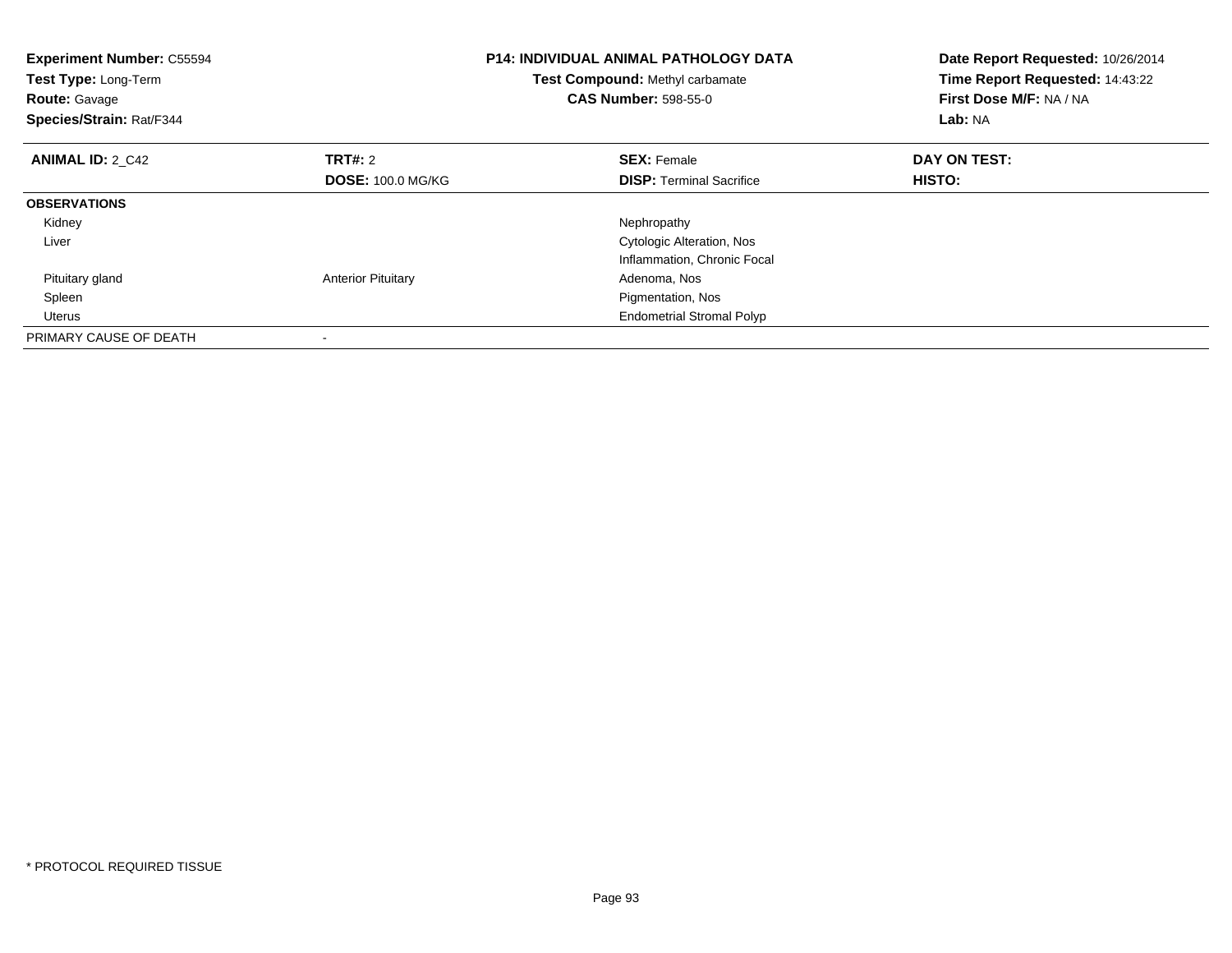**Experiment Number:** C55594
**Test Type:** Long-Term
**Route:** Gavage
**Species/Strain:** Rat/F344

**P14: INDIVIDUAL ANIMAL PATHOLOGY DATA**
**Test Compound:** Methyl carbamate
**CAS Number:** 598-55-0

**Date Report Requested:** 10/26/2014
**Time Report Requested:** 14:43:22
**First Dose M/F:** NA / NA
**Lab:** NA

| **ANIMAL ID:** 2_C42 | **TRT#:** 2 | **SEX:** Female | **DAY ON TEST:** |
|---|---|---|---|
| | **DOSE:** 100.0 MG/KG | **DISP:** Terminal Sacrifice | **HISTO:** |
| **OBSERVATIONS** | | | |
| Kidney | | Nephropathy | |
| Liver | | Cytologic Alteration, Nos | |
| | | Inflammation, Chronic Focal | |
| Pituitary gland | Anterior Pituitary | Adenoma, Nos | |
| Spleen | | Pigmentation, Nos | |
| Uterus | | Endometrial Stromal Polyp | |
| PRIMARY CAUSE OF DEATH | - | | |

* PROTOCOL REQUIRED TISSUE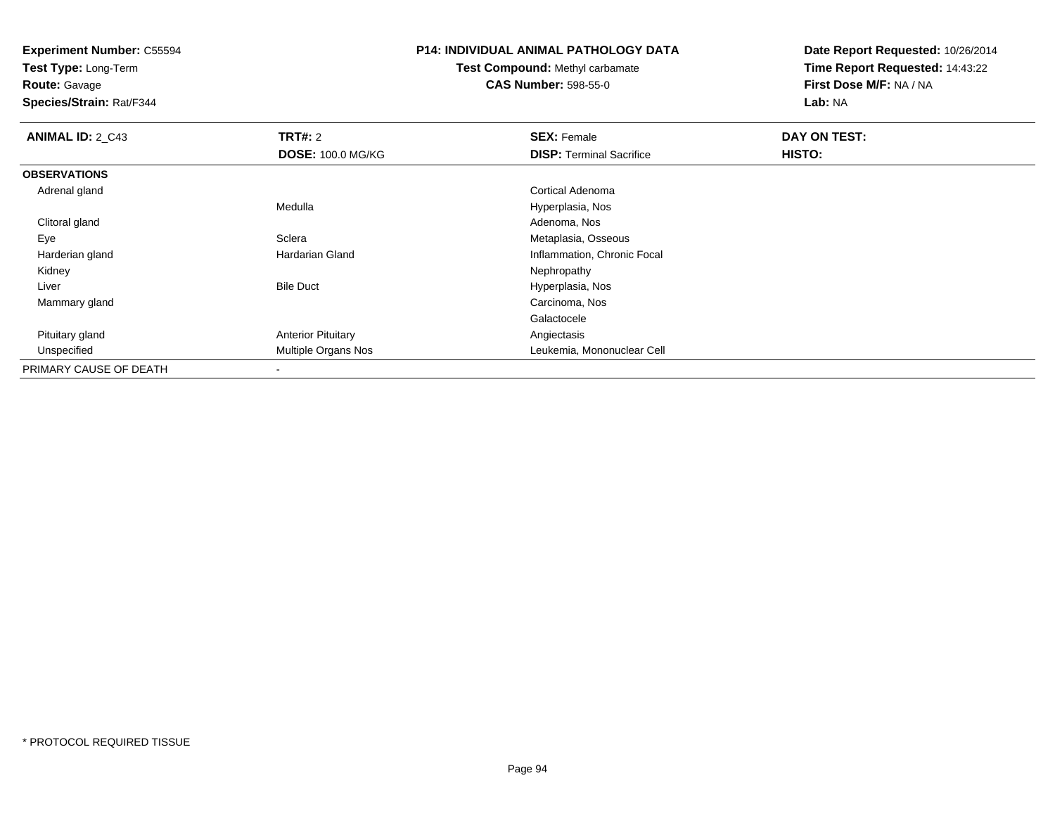**Experiment Number:** C55594
**Test Type:** Long-Term
**Route:** Gavage
**Species/Strain:** Rat/F344

**P14: INDIVIDUAL ANIMAL PATHOLOGY DATA**
**Test Compound:** Methyl carbamate
**CAS Number:** 598-55-0

**Date Report Requested:** 10/26/2014
**Time Report Requested:** 14:43:22
**First Dose M/F:** NA / NA
**Lab:** NA

| **ANIMAL ID:** 2_C43 | **TRT#:** 2 | **SEX:** Female | **DAY ON TEST:** |
|---|---|---|---|
| | **DOSE:** 100.0 MG/KG | **DISP:** Terminal Sacrifice | **HISTO:** |
| **OBSERVATIONS** | | | |
| Adrenal gland | | Cortical Adenoma | |
| | Medulla | Hyperplasia, Nos | |
| Clitoral gland | | Adenoma, Nos | |
| Eye | Sclera | Metaplasia, Osseous | |
| Harderian gland | Hardarian Gland | Inflammation, Chronic Focal | |
| Kidney | | Nephropathy | |
| Liver | Bile Duct | Hyperplasia, Nos | |
| Mammary gland | | Carcinoma, Nos | |
| | | Galactocele | |
| Pituitary gland | Anterior Pituitary | Angiectasis | |
| Unspecified | Multiple Organs Nos | Leukemia, Mononuclear Cell | |
| PRIMARY CAUSE OF DEATH | - | | |

* PROTOCOL REQUIRED TISSUE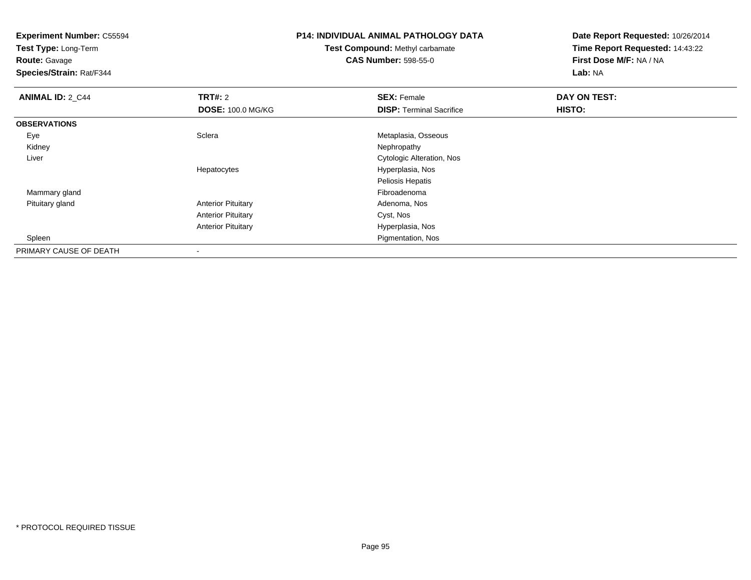**Experiment Number:** C55594
**Test Type:** Long-Term
**Route:** Gavage
**Species/Strain:** Rat/F344

## P14: INDIVIDUAL ANIMAL PATHOLOGY DATA

**Test Compound:** Methyl carbamate
**CAS Number:** 598-55-0

**Date Report Requested:** 10/26/2014
**Time Report Requested:** 14:43:22
**First Dose M/F:** NA / NA
**Lab:** NA

| **ANIMAL ID:** 2_C44 | **TRT#:** 2 | **SEX:** Female | **DAY ON TEST:** |
|---|---|---|---|
| | **DOSE:** 100.0 MG/KG | **DISP:** Terminal Sacrifice | **HISTO:** |
| **OBSERVATIONS** | | | |
| Eye | Sclera | Metaplasia, Osseous | |
| Kidney | | Nephropathy | |
| Liver | | Cytologic Alteration, Nos | |
| | Hepatocytes | Hyperplasia, Nos | |
| | | Peliosis Hepatis | |
| Mammary gland | | Fibroadenoma | |
| Pituitary gland | Anterior Pituitary | Adenoma, Nos | |
| | Anterior Pituitary | Cyst, Nos | |
| | Anterior Pituitary | Hyperplasia, Nos | |
| Spleen | | Pigmentation, Nos | |
| PRIMARY CAUSE OF DEATH | - | | |

* PROTOCOL REQUIRED TISSUE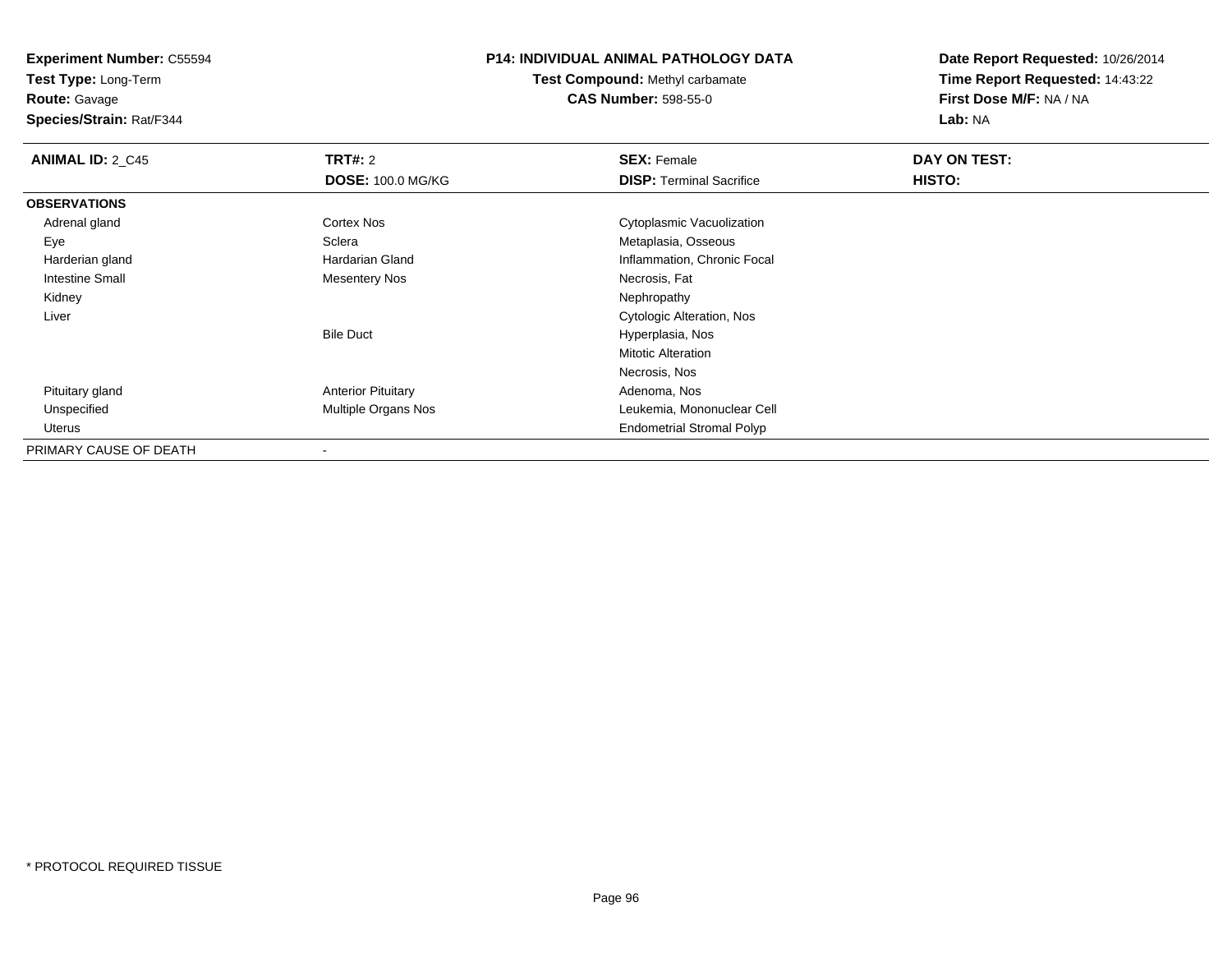**Experiment Number:** C55594
**Test Type:** Long-Term
**Route:** Gavage
**Species/Strain:** Rat/F344

**P14: INDIVIDUAL ANIMAL PATHOLOGY DATA**
**Test Compound:** Methyl carbamate
**CAS Number:** 598-55-0

**Date Report Requested:** 10/26/2014
**Time Report Requested:** 14:43:22
**First Dose M/F:** NA / NA
**Lab:** NA

| **ANIMAL ID:** 2_C45 | **TRT#:** 2 | **SEX:** Female | **DAY ON TEST:** |
|---|---|---|---|
| | **DOSE:** 100.0 MG/KG | **DISP:** Terminal Sacrifice | **HISTO:** |
| **OBSERVATIONS** | | | |
| Adrenal gland | Cortex Nos | Cytoplasmic Vacuolization | |
| Eye | Sclera | Metaplasia, Osseous | |
| Harderian gland | Hardarian Gland | Inflammation, Chronic Focal | |
| Intestine Small | Mesentery Nos | Necrosis, Fat | |
| Kidney | | Nephropathy | |
| Liver | | Cytologic Alteration, Nos | |
| | Bile Duct | Hyperplasia, Nos | |
| | | Mitotic Alteration | |
| | | Necrosis, Nos | |
| Pituitary gland | Anterior Pituitary | Adenoma, Nos | |
| Unspecified | Multiple Organs Nos | Leukemia, Mononuclear Cell | |
| Uterus | | Endometrial Stromal Polyp | |
| PRIMARY CAUSE OF DEATH | - | | |

* PROTOCOL REQUIRED TISSUE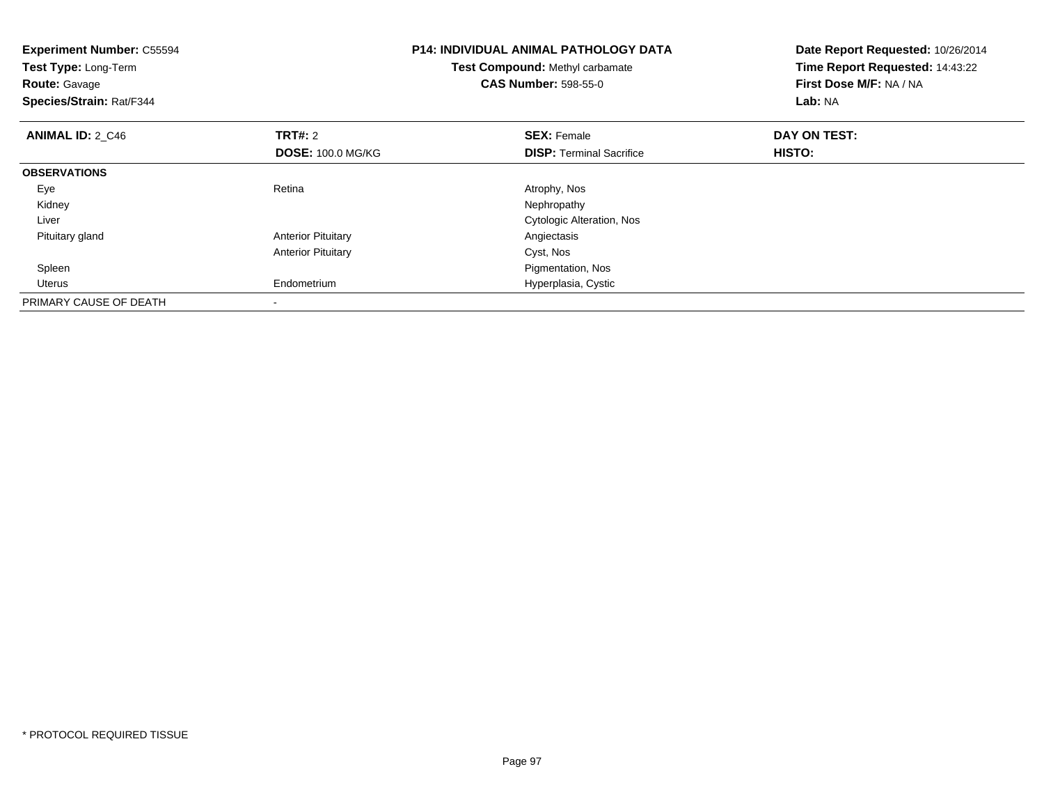**Experiment Number:** C55594
**Test Type:** Long-Term
**Route:** Gavage
**Species/Strain:** Rat/F344

**P14: INDIVIDUAL ANIMAL PATHOLOGY DATA**
**Test Compound:** Methyl carbamate
**CAS Number:** 598-55-0

**Date Report Requested:** 10/26/2014
**Time Report Requested:** 14:43:22
**First Dose M/F:** NA / NA
**Lab:** NA

| **ANIMAL ID:** 2_C46 | **TRT#:** 2 | **SEX:** Female | **DAY ON TEST:** |
|---|---|---|---|
| | **DOSE:** 100.0 MG/KG | **DISP:** Terminal Sacrifice | **HISTO:** |
| **OBSERVATIONS** | | | |
| Eye | Retina | Atrophy, Nos | |
| Kidney | | Nephropathy | |
| Liver | | Cytologic Alteration, Nos | |
| Pituitary gland | Anterior Pituitary | Angiectasis | |
| | Anterior Pituitary | Cyst, Nos | |
| Spleen | | Pigmentation, Nos | |
| Uterus | Endometrium | Hyperplasia, Cystic | |
| PRIMARY CAUSE OF DEATH | - | | |

* PROTOCOL REQUIRED TISSUE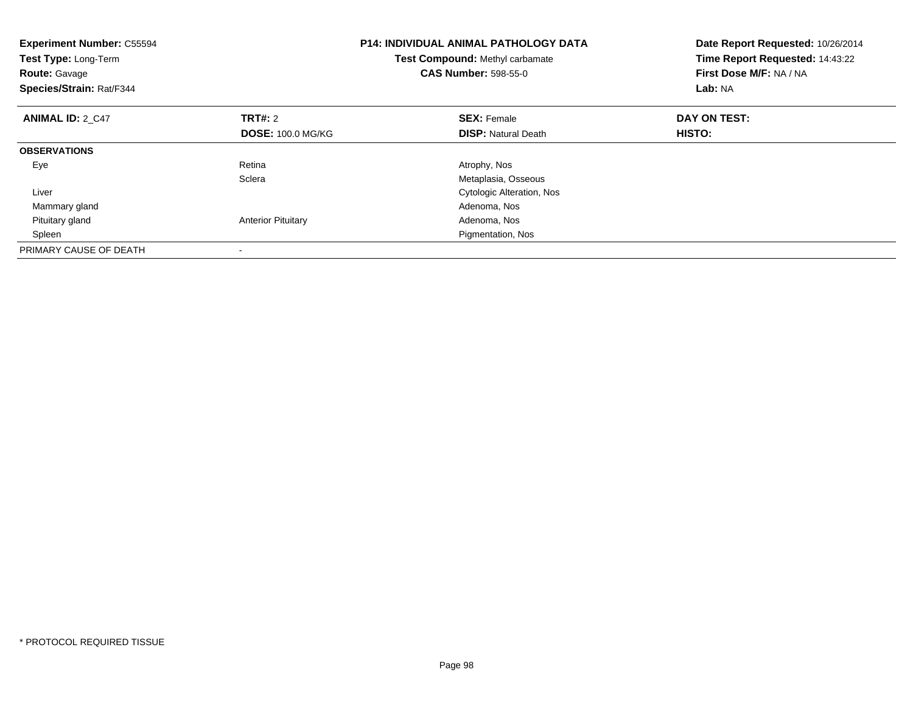**Experiment Number:** C55594
**Test Type:** Long-Term
**Route:** Gavage
**Species/Strain:** Rat/F344

**P14: INDIVIDUAL ANIMAL PATHOLOGY DATA**
**Test Compound:** Methyl carbamate
**CAS Number:** 598-55-0

**Date Report Requested:** 10/26/2014
**Time Report Requested:** 14:43:22
**First Dose M/F:** NA / NA
**Lab:** NA

| **ANIMAL ID:** 2_C47 | **TRT#:** 2 | **SEX:** Female | **DAY ON TEST:** |
|---|---|---|---|
| | **DOSE:** 100.0 MG/KG | **DISP:** Natural Death | **HISTO:** |
| **OBSERVATIONS** | | | |
| Eye | Retina | Atrophy, Nos | |
| | Sclera | Metaplasia, Osseous | |
| Liver | | Cytologic Alteration, Nos | |
| Mammary gland | | Adenoma, Nos | |
| Pituitary gland | Anterior Pituitary | Adenoma, Nos | |
| Spleen | | Pigmentation, Nos | |
| PRIMARY CAUSE OF DEATH | - | | |

* PROTOCOL REQUIRED TISSUE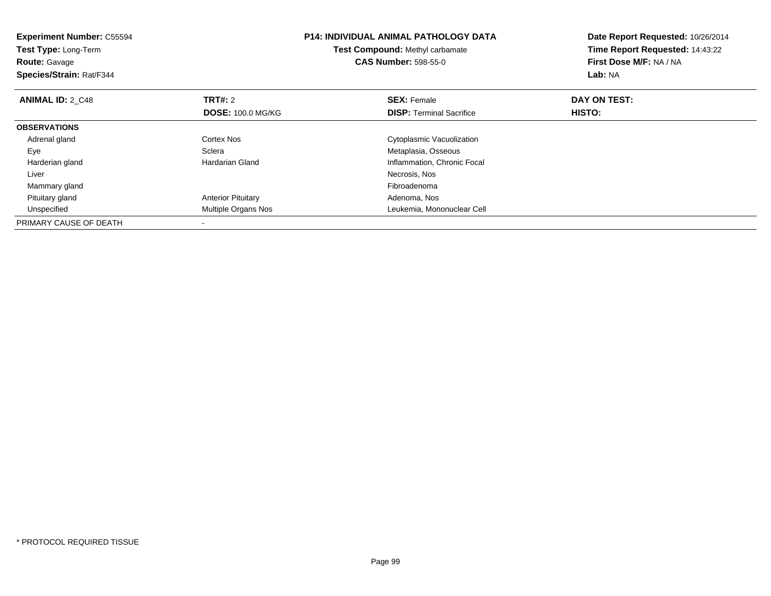**Experiment Number:** C55594
**Test Type:** Long-Term
**Route:** Gavage
**Species/Strain:** Rat/F344

**P14: INDIVIDUAL ANIMAL PATHOLOGY DATA**
**Test Compound:** Methyl carbamate
**CAS Number:** 598-55-0

**Date Report Requested:** 10/26/2014
**Time Report Requested:** 14:43:22
**First Dose M/F:** NA / NA
**Lab:** NA

| **ANIMAL ID:** 2_C48 | **TRT#:** 2 | **SEX:** Female | **DAY ON TEST:** |
|---|---|---|---|
| | **DOSE:** 100.0 MG/KG | **DISP:** Terminal Sacrifice | **HISTO:** |
| **OBSERVATIONS** | | | |
| Adrenal gland | Cortex Nos | Cytoplasmic Vacuolization | |
| Eye | Sclera | Metaplasia, Osseous | |
| Harderian gland | Hardarian Gland | Inflammation, Chronic Focal | |
| Liver | | Necrosis, Nos | |
| Mammary gland | | Fibroadenoma | |
| Pituitary gland | Anterior Pituitary | Adenoma, Nos | |
| Unspecified | Multiple Organs Nos | Leukemia, Mononuclear Cell | |
| PRIMARY CAUSE OF DEATH | - | | |

* PROTOCOL REQUIRED TISSUE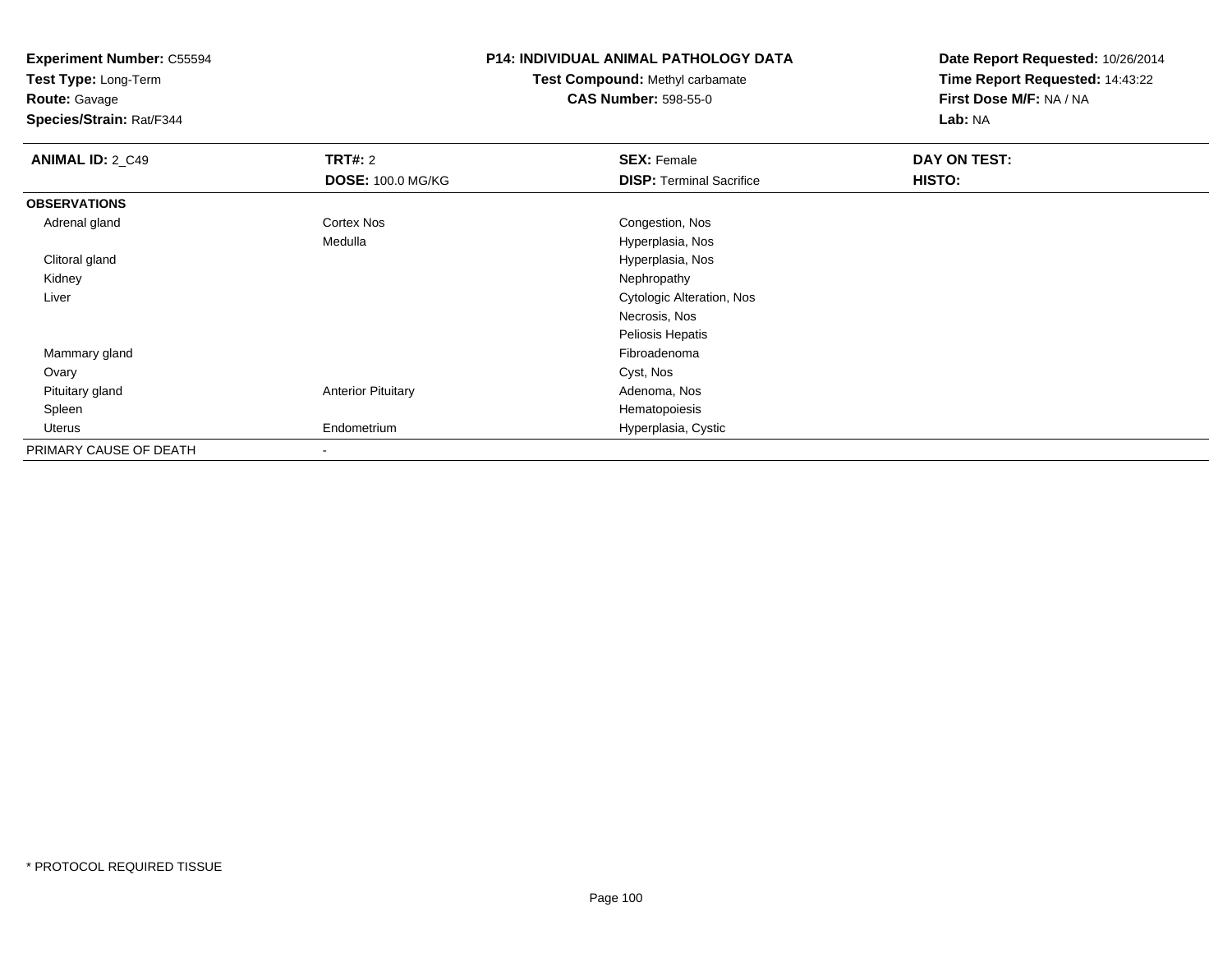**Experiment Number:** C55594
**Test Type:** Long-Term
**Route:** Gavage
**Species/Strain:** Rat/F344

**P14: INDIVIDUAL ANIMAL PATHOLOGY DATA**
**Test Compound:** Methyl carbamate
**CAS Number:** 598-55-0

**Date Report Requested:** 10/26/2014
**Time Report Requested:** 14:43:22
**First Dose M/F:** NA / NA
**Lab:** NA

| **ANIMAL ID:** 2_C49 | **TRT#:** 2 | **SEX:** Female | **DAY ON TEST:** |
|---|---|---|---|
| | **DOSE:** 100.0 MG/KG | **DISP:** Terminal Sacrifice | **HISTO:** |
| **OBSERVATIONS** | | | |
| Adrenal gland | Cortex Nos | Congestion, Nos | |
| | Medulla | Hyperplasia, Nos | |
| Clitoral gland | | Hyperplasia, Nos | |
| Kidney | | Nephropathy | |
| Liver | | Cytologic Alteration, Nos | |
| | | Necrosis, Nos | |
| | | Peliosis Hepatis | |
| Mammary gland | | Fibroadenoma | |
| Ovary | | Cyst, Nos | |
| Pituitary gland | Anterior Pituitary | Adenoma, Nos | |
| Spleen | | Hematopoiesis | |
| Uterus | Endometrium | Hyperplasia, Cystic | |
| PRIMARY CAUSE OF DEATH | - | | |

* PROTOCOL REQUIRED TISSUE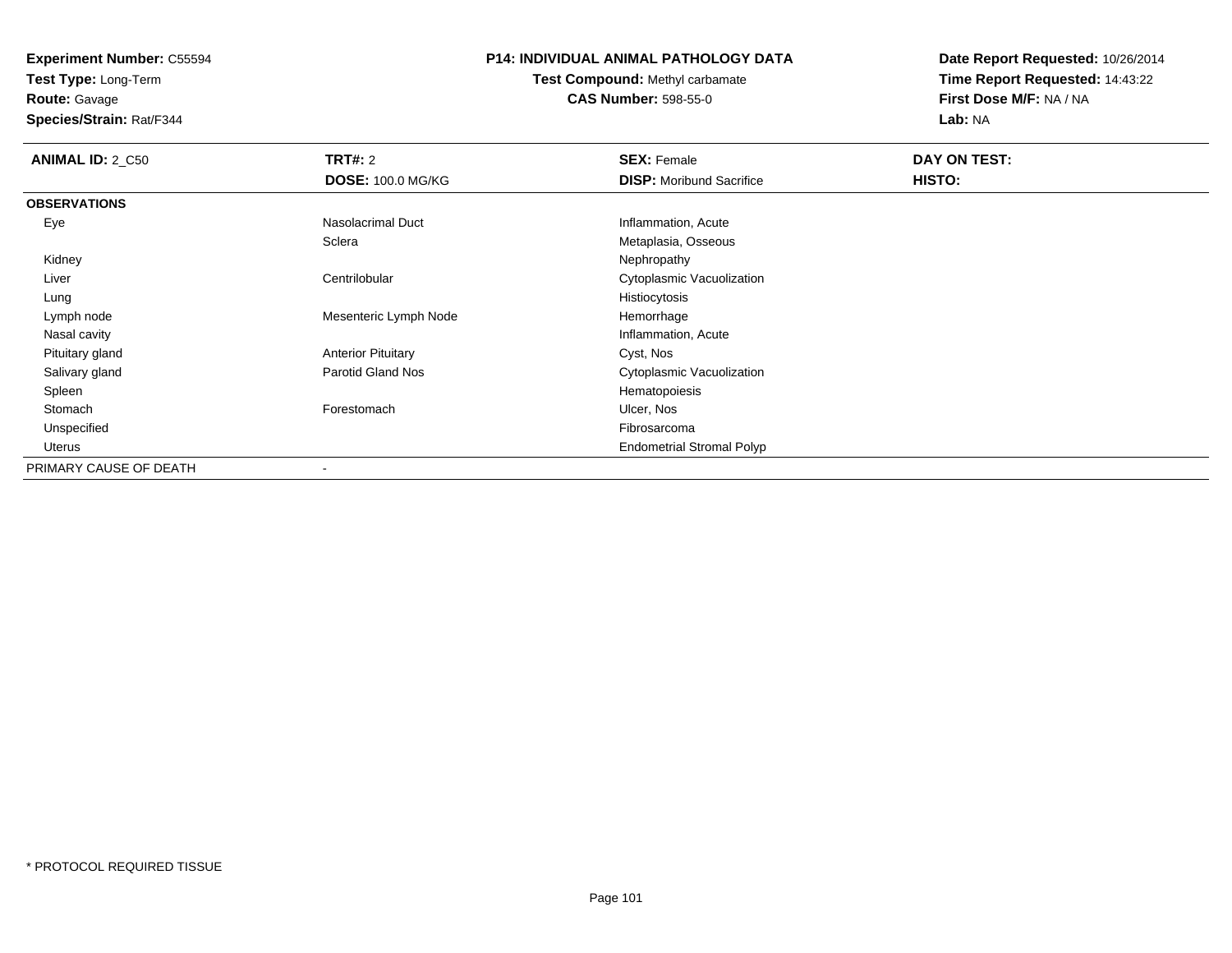**Experiment Number:** C55594
**Test Type:** Long-Term
**Route:** Gavage
**Species/Strain:** Rat/F344

# P14: INDIVIDUAL ANIMAL PATHOLOGY DATA

**Test Compound:** Methyl carbamate
**CAS Number:** 598-55-0

**Date Report Requested:** 10/26/2014
**Time Report Requested:** 14:43:22
**First Dose M/F:** NA / NA
**Lab:** NA

| **ANIMAL ID:** 2_C50 | **TRT#:** 2 | **SEX:** Female | **DAY ON TEST:** |
|---|---|---|---|
| | **DOSE:** 100.0 MG/KG | **DISP:** Moribund Sacrifice | **HISTO:** |
| **OBSERVATIONS** | | | |
| Eye | Nasolacrimal Duct | Inflammation, Acute | |
| | Sclera | Metaplasia, Osseous | |
| Kidney | | Nephropathy | |
| Liver | Centrilobular | Cytoplasmic Vacuolization | |
| Lung | | Histiocytosis | |
| Lymph node | Mesenteric Lymph Node | Hemorrhage | |
| Nasal cavity | | Inflammation, Acute | |
| Pituitary gland | Anterior Pituitary | Cyst, Nos | |
| Salivary gland | Parotid Gland Nos | Cytoplasmic Vacuolization | |
| Spleen | | Hematopoiesis | |
| Stomach | Forestomach | Ulcer, Nos | |
| Unspecified | | Fibrosarcoma | |
| Uterus | | Endometrial Stromal Polyp | |
| PRIMARY CAUSE OF DEATH | - | | |

* PROTOCOL REQUIRED TISSUE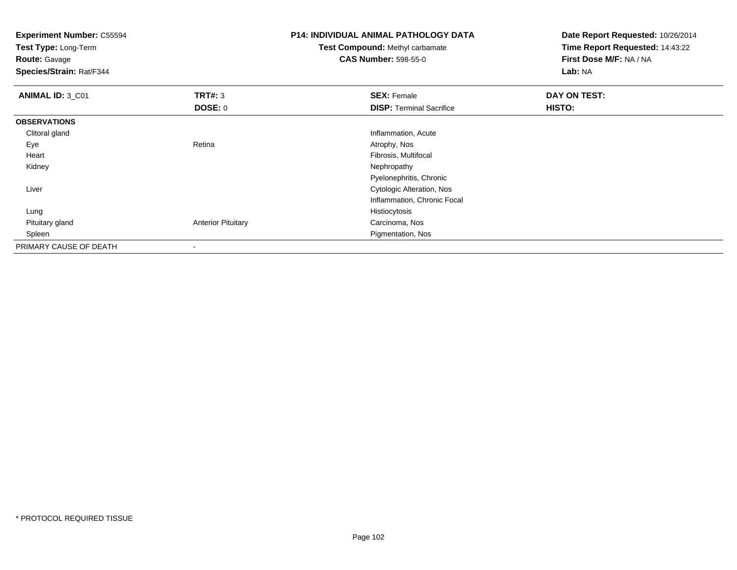**Experiment Number:** C55594
**Test Type:** Long-Term
**Route:** Gavage
**Species/Strain:** Rat/F344

**P14: INDIVIDUAL ANIMAL PATHOLOGY DATA**
**Test Compound:** Methyl carbamate
**CAS Number:** 598-55-0

**Date Report Requested:** 10/26/2014
**Time Report Requested:** 14:43:22
**First Dose M/F:** NA / NA
**Lab:** NA

| **ANIMAL ID:** 3_C01 | **TRT#:** 3 | **SEX:** Female | **DAY ON TEST:** |
|---|---|---|---|
| | **DOSE:** 0 | **DISP:** Terminal Sacrifice | **HISTO:** |
| **OBSERVATIONS** | | | |
| Clitoral gland | | Inflammation, Acute | |
| Eye | Retina | Atrophy, Nos | |
| Heart | | Fibrosis, Multifocal | |
| Kidney | | Nephropathy | |
| | | Pyelonephritis, Chronic | |
| Liver | | Cytologic Alteration, Nos | |
| | | Inflammation, Chronic Focal | |
| Lung | | Histiocytosis | |
| Pituitary gland | Anterior Pituitary | Carcinoma, Nos | |
| Spleen | | Pigmentation, Nos | |
| PRIMARY CAUSE OF DEATH | - | | |

* PROTOCOL REQUIRED TISSUE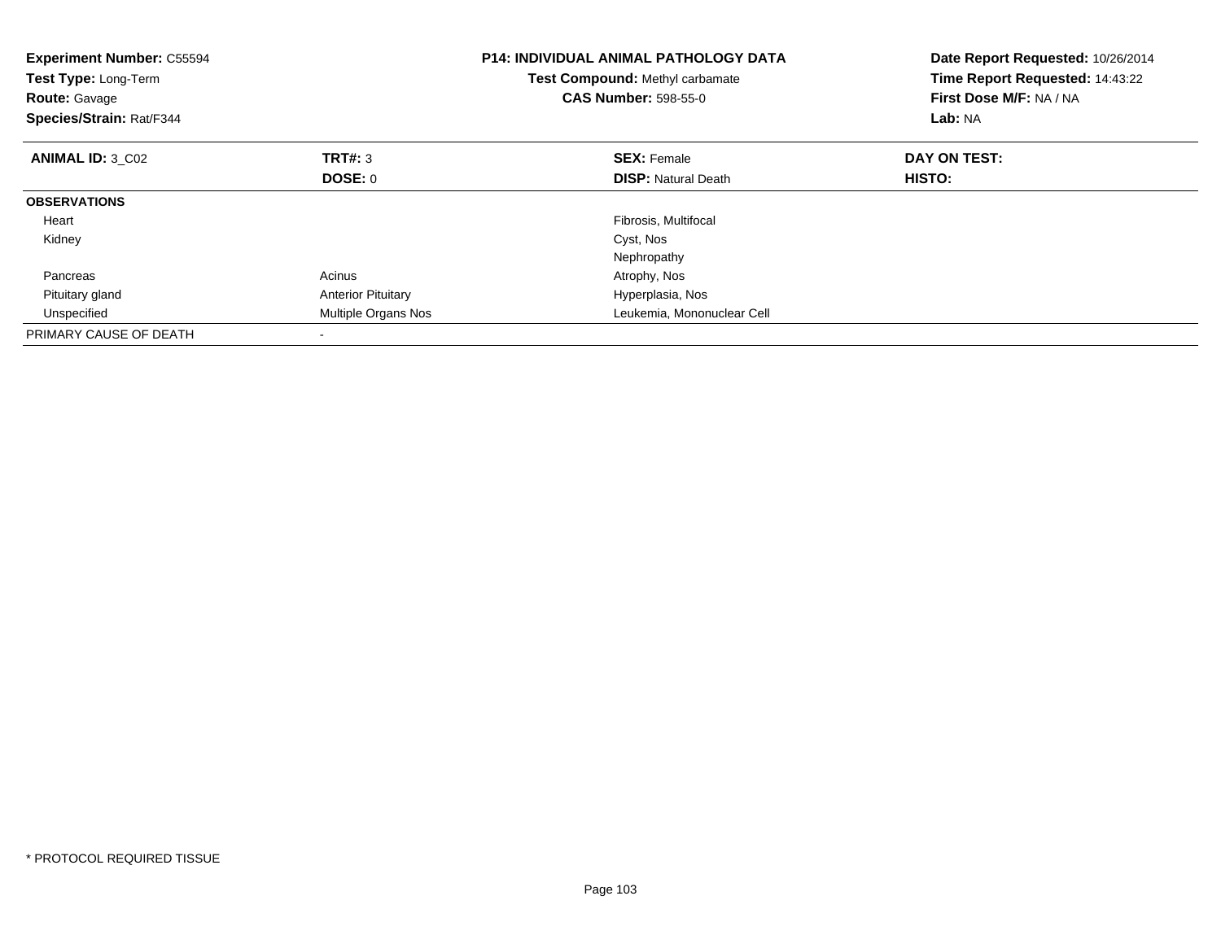**Experiment Number:** C55594
**Test Type:** Long-Term
**Route:** Gavage
**Species/Strain:** Rat/F344

**P14: INDIVIDUAL ANIMAL PATHOLOGY DATA**
**Test Compound:** Methyl carbamate
**CAS Number:** 598-55-0

**Date Report Requested:** 10/26/2014
**Time Report Requested:** 14:43:22
**First Dose M/F:** NA / NA
**Lab:** NA

| **ANIMAL ID:** 3_C02 | **TRT#:** 3 | **SEX:** Female | **DAY ON TEST:** |
|---|---|---|---|
| | **DOSE:** 0 | **DISP:** Natural Death | **HISTO:** |
| **OBSERVATIONS** | | | |
| Heart | | Fibrosis, Multifocal | |
| Kidney | | Cyst, Nos | |
| | | Nephropathy | |
| Pancreas | Acinus | Atrophy, Nos | |
| Pituitary gland | Anterior Pituitary | Hyperplasia, Nos | |
| Unspecified | Multiple Organs Nos | Leukemia, Mononuclear Cell | |
| PRIMARY CAUSE OF DEATH | - | | |

* PROTOCOL REQUIRED TISSUE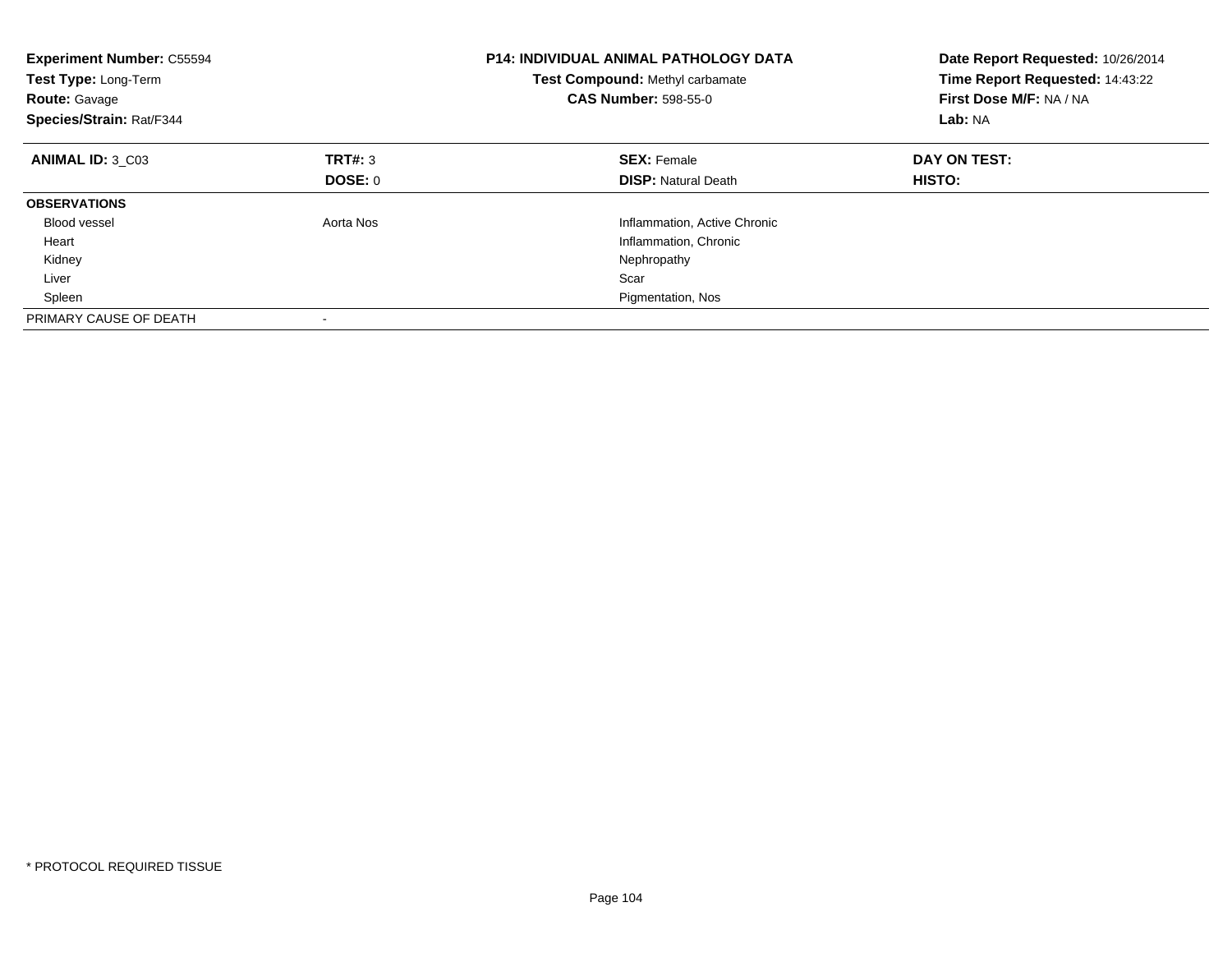**Experiment Number:** C55594
**Test Type:** Long-Term
**Route:** Gavage
**Species/Strain:** Rat/F344

**P14: INDIVIDUAL ANIMAL PATHOLOGY DATA**
**Test Compound:** Methyl carbamate
**CAS Number:** 598-55-0

**Date Report Requested:** 10/26/2014
**Time Report Requested:** 14:43:22
**First Dose M/F:** NA / NA
**Lab:** NA

| **ANIMAL ID:** 3_C03 | **TRT#:** 3 | **SEX:** Female | **DAY ON TEST:** |
|---|---|---|---|
| | **DOSE:** 0 | **DISP:** Natural Death | **HISTO:** |
| **OBSERVATIONS** | | | |
| Blood vessel | Aorta Nos | Inflammation, Active Chronic | |
| Heart | | Inflammation, Chronic | |
| Kidney | | Nephropathy | |
| Liver | | Scar | |
| Spleen | | Pigmentation, Nos | |
| PRIMARY CAUSE OF DEATH | - | | |

* PROTOCOL REQUIRED TISSUE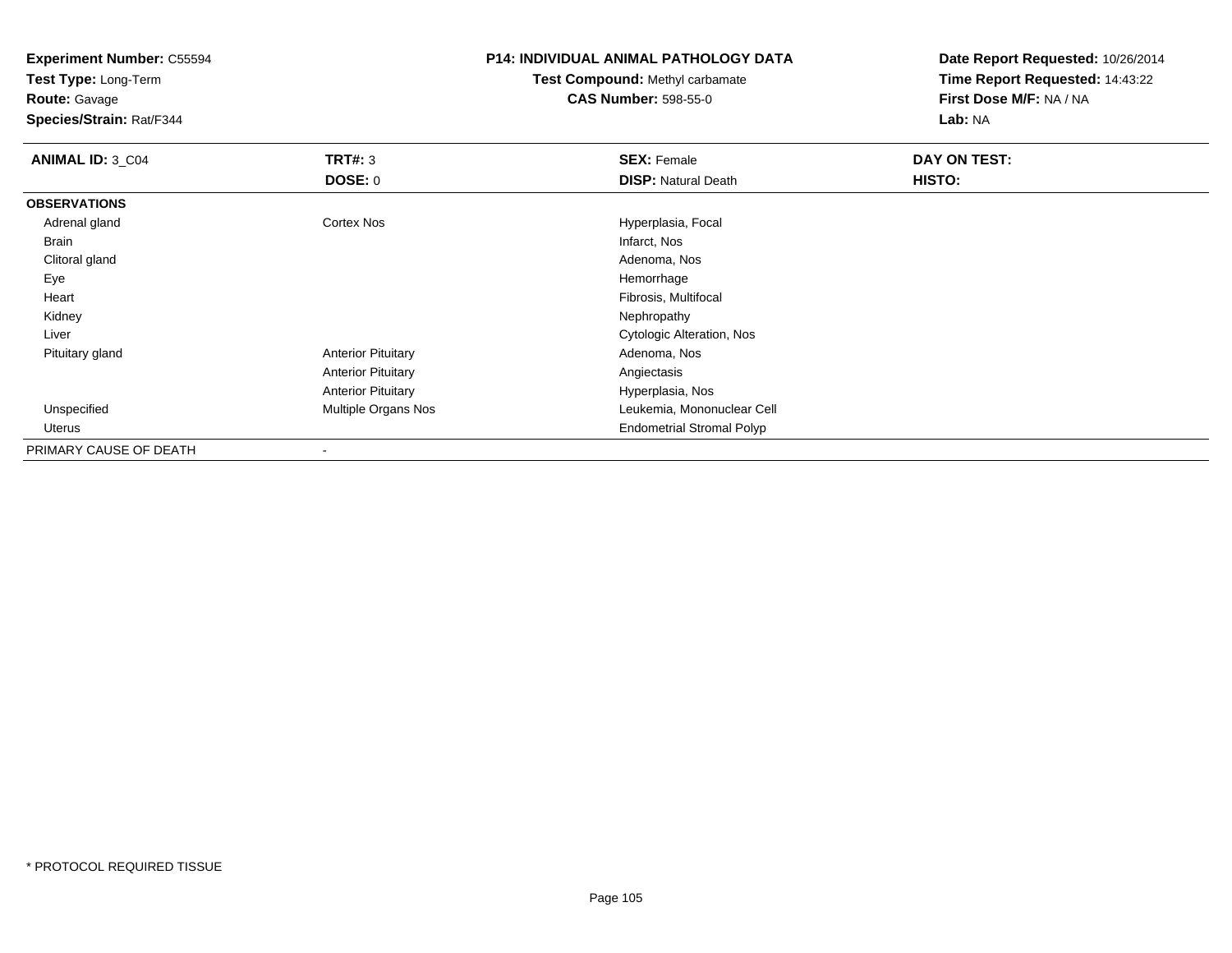**Experiment Number:** C55594
**Test Type:** Long-Term
**Route:** Gavage
**Species/Strain:** Rat/F344

**P14: INDIVIDUAL ANIMAL PATHOLOGY DATA**
**Test Compound:** Methyl carbamate
**CAS Number:** 598-55-0

**Date Report Requested:** 10/26/2014
**Time Report Requested:** 14:43:22
**First Dose M/F:** NA / NA
**Lab:** NA

| **ANIMAL ID:** 3_C04 | **TRT#:** 3 | **SEX:** Female | **DAY ON TEST:** |
|---|---|---|---|
| | **DOSE:** 0 | **DISP:** Natural Death | **HISTO:** |
| **OBSERVATIONS** | | | |
| Adrenal gland | Cortex Nos | Hyperplasia, Focal | |
| Brain | | Infarct, Nos | |
| Clitoral gland | | Adenoma, Nos | |
| Eye | | Hemorrhage | |
| Heart | | Fibrosis, Multifocal | |
| Kidney | | Nephropathy | |
| Liver | | Cytologic Alteration, Nos | |
| Pituitary gland | Anterior Pituitary | Adenoma, Nos | |
| | Anterior Pituitary | Angiectasis | |
| | Anterior Pituitary | Hyperplasia, Nos | |
| Unspecified | Multiple Organs Nos | Leukemia, Mononuclear Cell | |
| Uterus | | Endometrial Stromal Polyp | |
| PRIMARY CAUSE OF DEATH | - | | |

* PROTOCOL REQUIRED TISSUE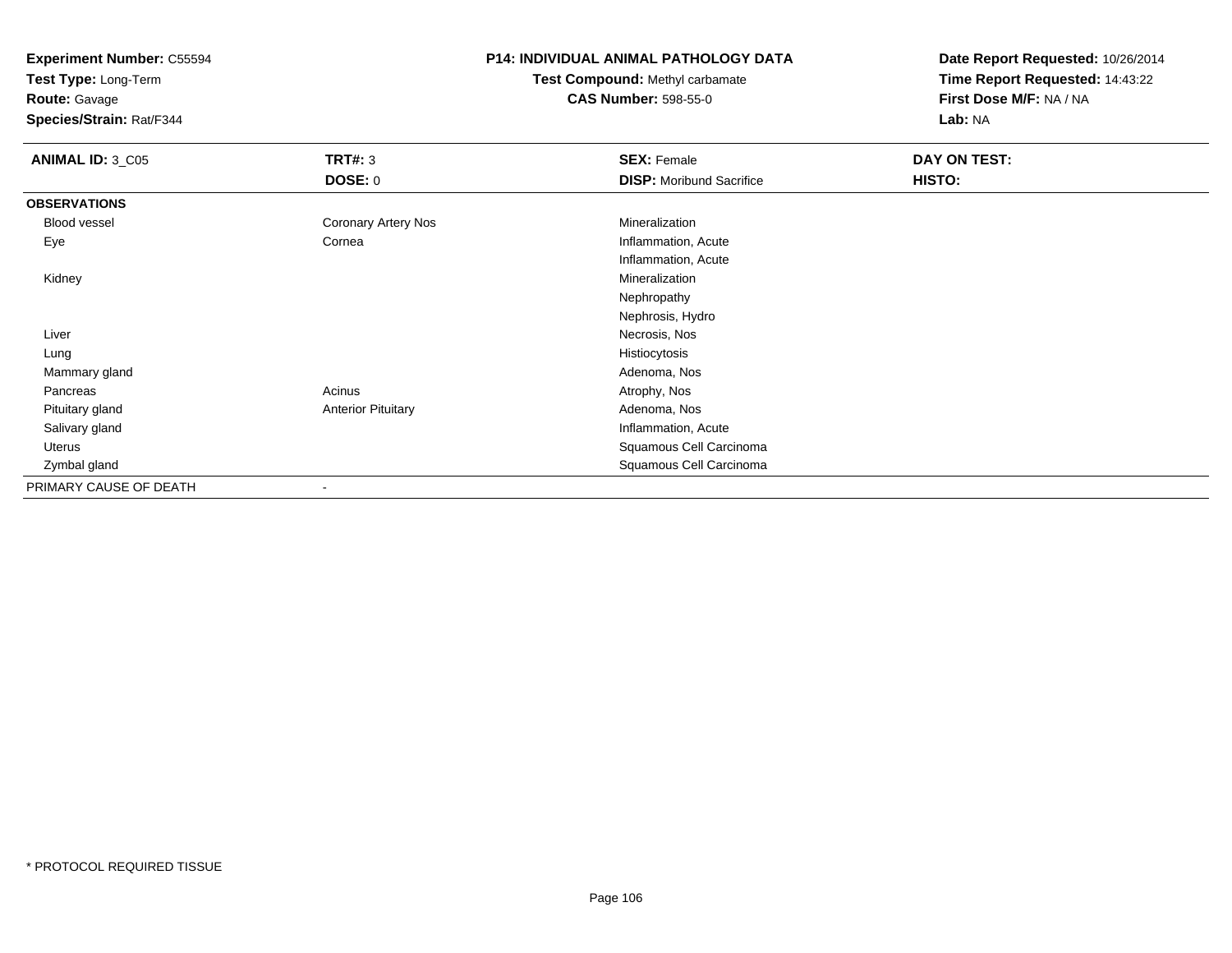**Experiment Number:** C55594
**Test Type:** Long-Term
**Route:** Gavage
**Species/Strain:** Rat/F344

**P14: INDIVIDUAL ANIMAL PATHOLOGY DATA**
**Test Compound:** Methyl carbamate
**CAS Number:** 598-55-0

**Date Report Requested:** 10/26/2014
**Time Report Requested:** 14:43:22
**First Dose M/F:** NA / NA
**Lab:** NA

| **ANIMAL ID:** 3_C05 | **TRT#:** 3 | **SEX:** Female | **DAY ON TEST:** |
|---|---|---|---|
| | **DOSE:** 0 | **DISP:** Moribund Sacrifice | **HISTO:** |
| **OBSERVATIONS** | | | |
| Blood vessel | Coronary Artery Nos | Mineralization | |
| Eye | Cornea | Inflammation, Acute | |
| | | Inflammation, Acute | |
| Kidney | | Mineralization | |
| | | Nephropathy | |
| | | Nephrosis, Hydro | |
| Liver | | Necrosis, Nos | |
| Lung | | Histiocytosis | |
| Mammary gland | | Adenoma, Nos | |
| Pancreas | Acinus | Atrophy, Nos | |
| Pituitary gland | Anterior Pituitary | Adenoma, Nos | |
| Salivary gland | | Inflammation, Acute | |
| Uterus | | Squamous Cell Carcinoma | |
| Zymbal gland | | Squamous Cell Carcinoma | |
| PRIMARY CAUSE OF DEATH | - | | |

* PROTOCOL REQUIRED TISSUE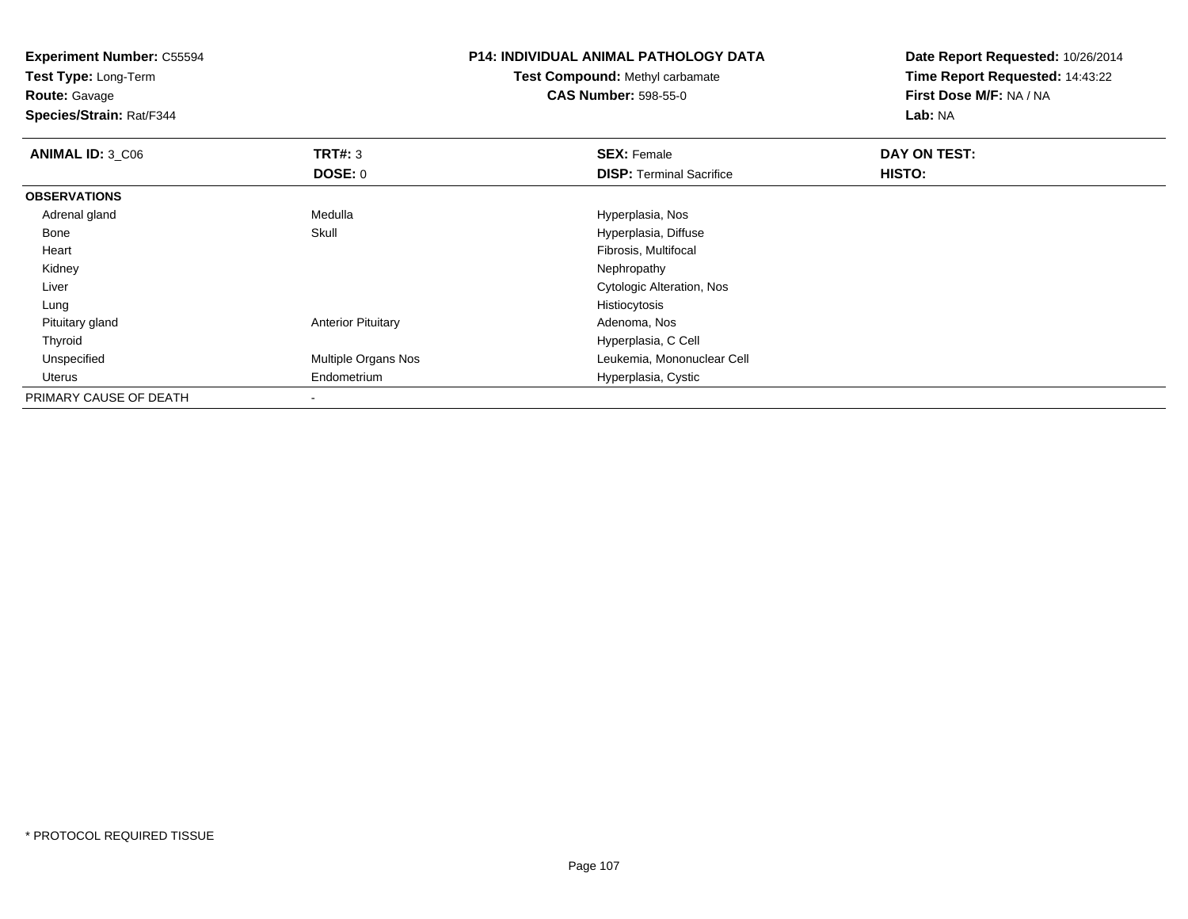**Experiment Number:** C55594
**Test Type:** Long-Term
**Route:** Gavage
**Species/Strain:** Rat/F344

**P14: INDIVIDUAL ANIMAL PATHOLOGY DATA**
**Test Compound:** Methyl carbamate
**CAS Number:** 598-55-0

**Date Report Requested:** 10/26/2014
**Time Report Requested:** 14:43:22
**First Dose M/F:** NA / NA
**Lab:** NA

| **ANIMAL ID:** 3_C06 | **TRT#:** 3 | **SEX:** Female | **DAY ON TEST:** |
|---|---|---|---|
| | **DOSE:** 0 | **DISP:** Terminal Sacrifice | **HISTO:** |
| **OBSERVATIONS** | | | |
| Adrenal gland | Medulla | Hyperplasia, Nos | |
| Bone | Skull | Hyperplasia, Diffuse | |
| Heart | | Fibrosis, Multifocal | |
| Kidney | | Nephropathy | |
| Liver | | Cytologic Alteration, Nos | |
| Lung | | Histiocytosis | |
| Pituitary gland | Anterior Pituitary | Adenoma, Nos | |
| Thyroid | | Hyperplasia, C Cell | |
| Unspecified | Multiple Organs Nos | Leukemia, Mononuclear Cell | |
| Uterus | Endometrium | Hyperplasia, Cystic | |
| PRIMARY CAUSE OF DEATH | - | | |

* PROTOCOL REQUIRED TISSUE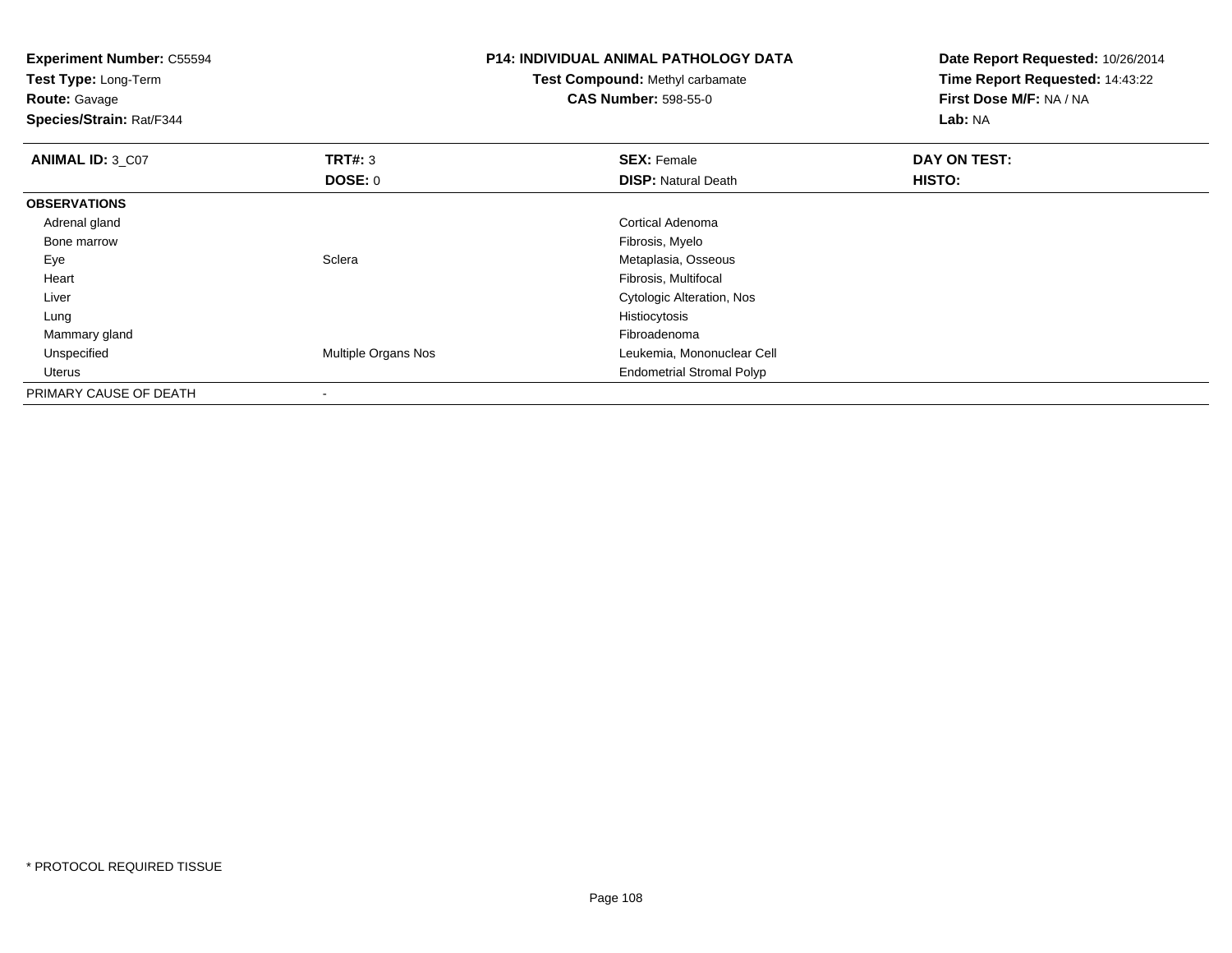**Experiment Number:** C55594
**Test Type:** Long-Term
**Route:** Gavage
**Species/Strain:** Rat/F344

**P14: INDIVIDUAL ANIMAL PATHOLOGY DATA**
**Test Compound:** Methyl carbamate
**CAS Number:** 598-55-0

**Date Report Requested:** 10/26/2014
**Time Report Requested:** 14:43:22
**First Dose M/F:** NA / NA
**Lab:** NA

| **ANIMAL ID:** 3_C07 | **TRT#:** 3 | **SEX:** Female | **DAY ON TEST:** |
|---|---|---|---|
| | **DOSE:** 0 | **DISP:** Natural Death | **HISTO:** |
| **OBSERVATIONS** | | | |
| Adrenal gland | | Cortical Adenoma | |
| Bone marrow | | Fibrosis, Myelo | |
| Eye | Sclera | Metaplasia, Osseous | |
| Heart | | Fibrosis, Multifocal | |
| Liver | | Cytologic Alteration, Nos | |
| Lung | | Histiocytosis | |
| Mammary gland | | Fibroadenoma | |
| Unspecified | Multiple Organs Nos | Leukemia, Mononuclear Cell | |
| Uterus | | Endometrial Stromal Polyp | |
| PRIMARY CAUSE OF DEATH | - | | |

* PROTOCOL REQUIRED TISSUE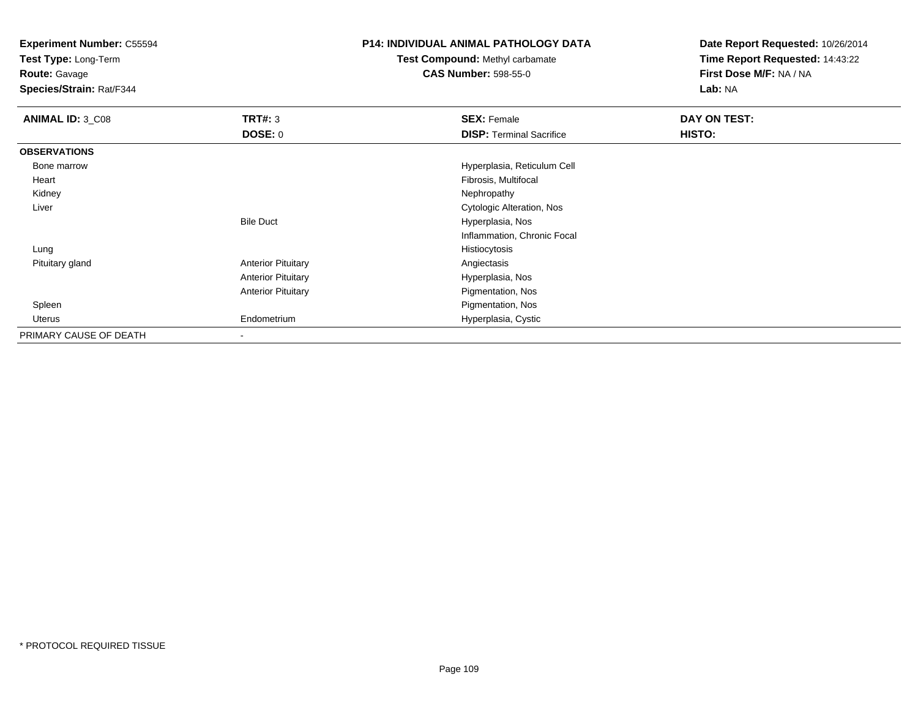**Experiment Number:** C55594
**Test Type:** Long-Term
**Route:** Gavage
**Species/Strain:** Rat/F344

**P14: INDIVIDUAL ANIMAL PATHOLOGY DATA**
**Test Compound:** Methyl carbamate
**CAS Number:** 598-55-0

**Date Report Requested:** 10/26/2014
**Time Report Requested:** 14:43:22
**First Dose M/F:** NA / NA
**Lab:** NA

| **ANIMAL ID:** 3_C08 | **TRT#:** 3 | **SEX:** Female | **DAY ON TEST:** |
|---|---|---|---|
| | **DOSE:** 0 | **DISP:** Terminal Sacrifice | **HISTO:** |
| **OBSERVATIONS** | | | |
| Bone marrow | | Hyperplasia, Reticulum Cell | |
| Heart | | Fibrosis, Multifocal | |
| Kidney | | Nephropathy | |
| Liver | | Cytologic Alteration, Nos | |
| | Bile Duct | Hyperplasia, Nos | |
| | | Inflammation, Chronic Focal | |
| Lung | | Histiocytosis | |
| Pituitary gland | Anterior Pituitary | Angiectasis | |
| | Anterior Pituitary | Hyperplasia, Nos | |
| | Anterior Pituitary | Pigmentation, Nos | |
| Spleen | | Pigmentation, Nos | |
| Uterus | Endometrium | Hyperplasia, Cystic | |
| PRIMARY CAUSE OF DEATH | - | | |

* PROTOCOL REQUIRED TISSUE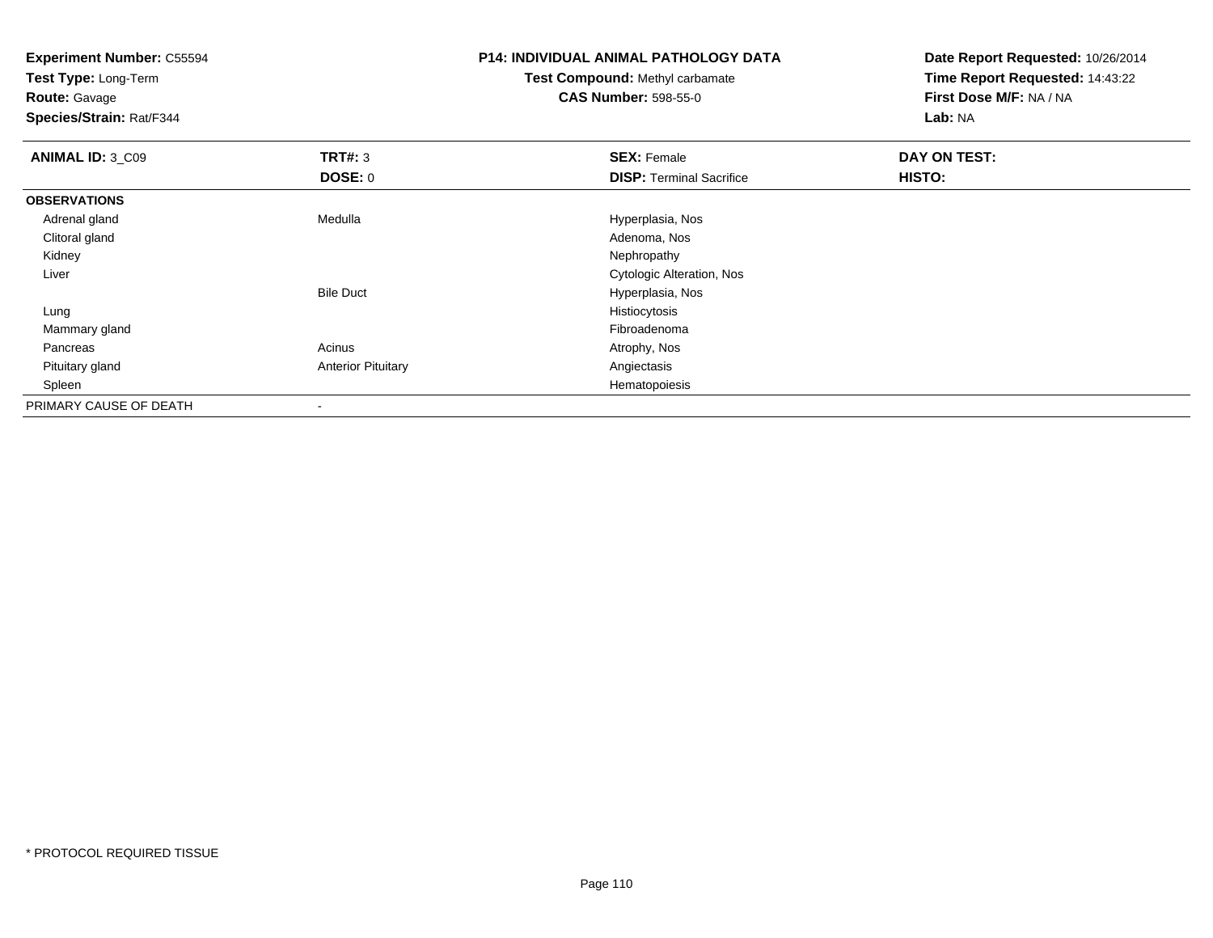**Experiment Number:** C55594
**Test Type:** Long-Term
**Route:** Gavage
**Species/Strain:** Rat/F344

**P14: INDIVIDUAL ANIMAL PATHOLOGY DATA**
**Test Compound:** Methyl carbamate
**CAS Number:** 598-55-0

**Date Report Requested:** 10/26/2014
**Time Report Requested:** 14:43:22
**First Dose M/F:** NA / NA
**Lab:** NA

| **ANIMAL ID:** 3_C09 | **TRT#:** 3 | **SEX:** Female | **DAY ON TEST:** |
|---|---|---|---|
| | **DOSE:** 0 | **DISP:** Terminal Sacrifice | **HISTO:** |
| **OBSERVATIONS** | | | |
| Adrenal gland | Medulla | Hyperplasia, Nos | |
| Clitoral gland | | Adenoma, Nos | |
| Kidney | | Nephropathy | |
| Liver | | Cytologic Alteration, Nos | |
| | Bile Duct | Hyperplasia, Nos | |
| Lung | | Histiocytosis | |
| Mammary gland | | Fibroadenoma | |
| Pancreas | Acinus | Atrophy, Nos | |
| Pituitary gland | Anterior Pituitary | Angiectasis | |
| Spleen | | Hematopoiesis | |
| PRIMARY CAUSE OF DEATH | - | | |

* PROTOCOL REQUIRED TISSUE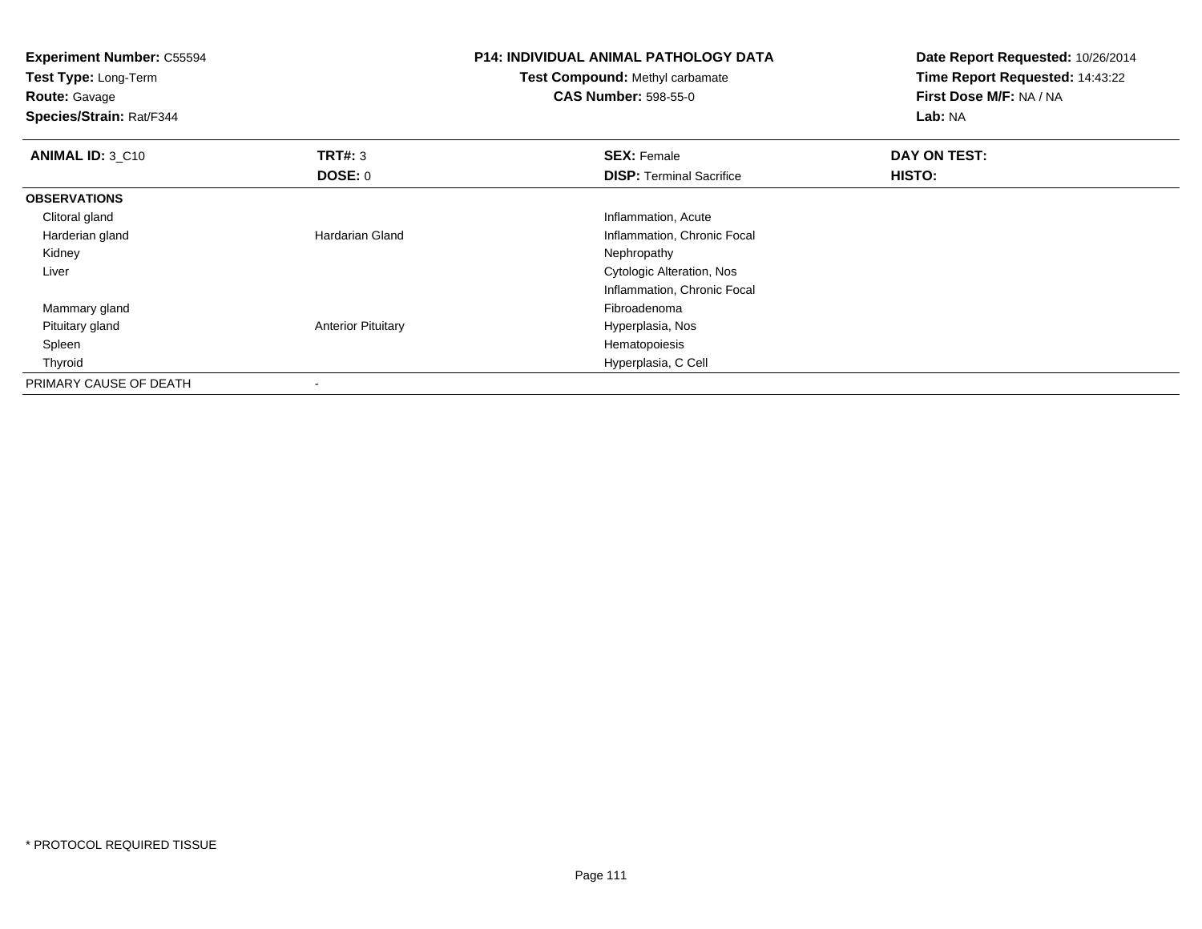**Experiment Number:** C55594
**Test Type:** Long-Term
**Route:** Gavage
**Species/Strain:** Rat/F344

**P14: INDIVIDUAL ANIMAL PATHOLOGY DATA**
**Test Compound:** Methyl carbamate
**CAS Number:** 598-55-0

**Date Report Requested:** 10/26/2014
**Time Report Requested:** 14:43:22
**First Dose M/F:** NA / NA
**Lab:** NA

| **ANIMAL ID:** 3_C10 | **TRT#:** 3 | **SEX:** Female | **DAY ON TEST:** |
|---|---|---|---|
| | **DOSE:** 0 | **DISP:** Terminal Sacrifice | **HISTO:** |
| **OBSERVATIONS** | | | |
| Clitoral gland | | Inflammation, Acute | |
| Harderian gland | Hardarian Gland | Inflammation, Chronic Focal | |
| Kidney | | Nephropathy | |
| Liver | | Cytologic Alteration, Nos | |
| | | Inflammation, Chronic Focal | |
| Mammary gland | | Fibroadenoma | |
| Pituitary gland | Anterior Pituitary | Hyperplasia, Nos | |
| Spleen | | Hematopoiesis | |
| Thyroid | | Hyperplasia, C Cell | |
| PRIMARY CAUSE OF DEATH | - | | |

* PROTOCOL REQUIRED TISSUE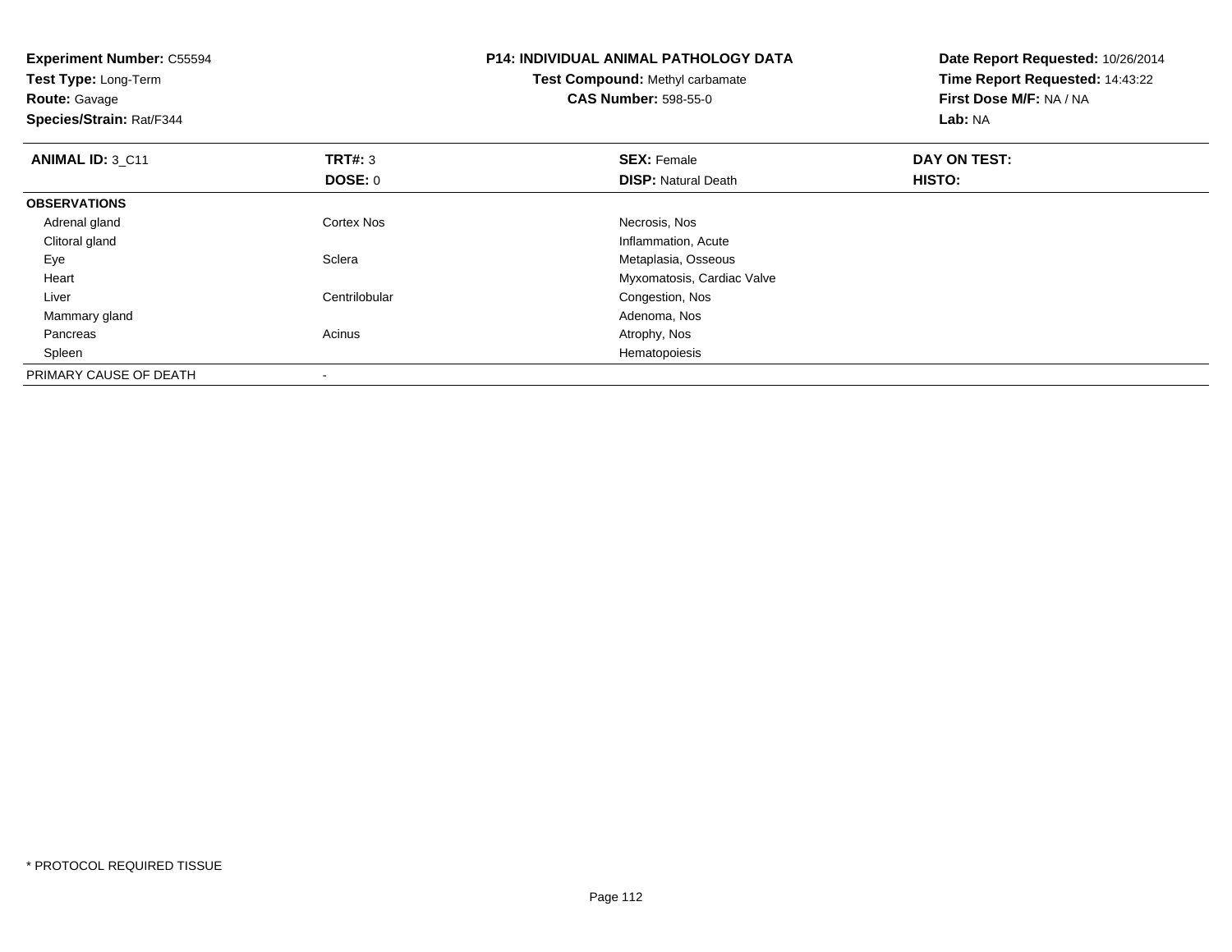**Experiment Number:** C55594
**Test Type:** Long-Term
**Route:** Gavage
**Species/Strain:** Rat/F344

**P14: INDIVIDUAL ANIMAL PATHOLOGY DATA**
**Test Compound:** Methyl carbamate
**CAS Number:** 598-55-0

**Date Report Requested:** 10/26/2014
**Time Report Requested:** 14:43:22
**First Dose M/F:** NA / NA
**Lab:** NA

| **ANIMAL ID:** 3_C11 | **TRT#:** 3 | **SEX:** Female | **DAY ON TEST:** |
|---|---|---|---|
| | **DOSE:** 0 | **DISP:** Natural Death | **HISTO:** |
| **OBSERVATIONS** | | | |
| Adrenal gland | Cortex Nos | Necrosis, Nos | |
| Clitoral gland | | Inflammation, Acute | |
| Eye | Sclera | Metaplasia, Osseous | |
| Heart | | Myxomatosis, Cardiac Valve | |
| Liver | Centrilobular | Congestion, Nos | |
| Mammary gland | | Adenoma, Nos | |
| Pancreas | Acinus | Atrophy, Nos | |
| Spleen | | Hematopoiesis | |
| PRIMARY CAUSE OF DEATH | - | | |

* PROTOCOL REQUIRED TISSUE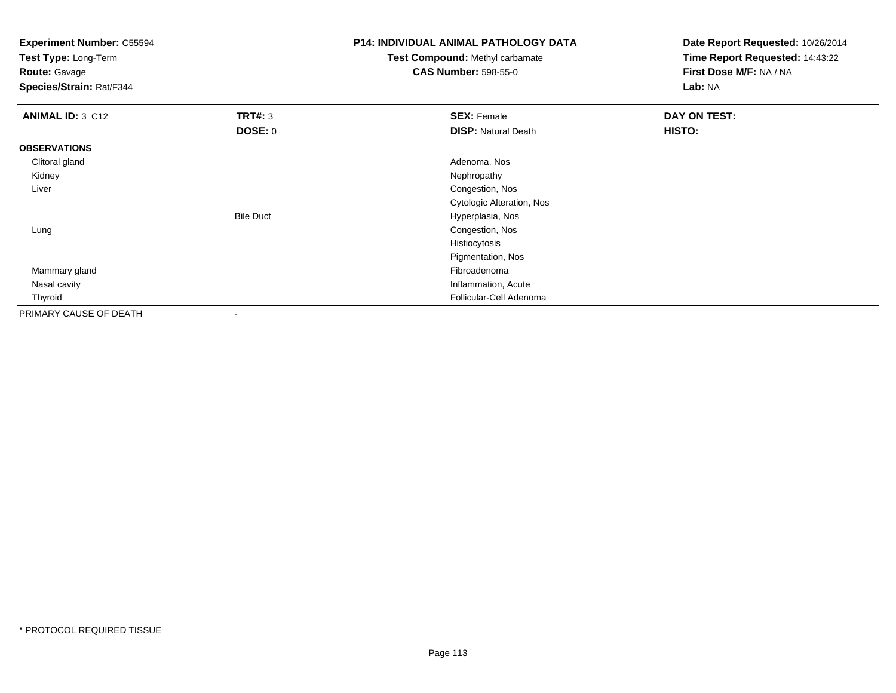**Experiment Number:** C55594
**Test Type:** Long-Term
**Route:** Gavage
**Species/Strain:** Rat/F344

**P14: INDIVIDUAL ANIMAL PATHOLOGY DATA**
**Test Compound:** Methyl carbamate
**CAS Number:** 598-55-0

**Date Report Requested:** 10/26/2014
**Time Report Requested:** 14:43:22
**First Dose M/F:** NA / NA
**Lab:** NA

| **ANIMAL ID:** 3_C12 | **TRT#:** 3 | **SEX:** Female | **DAY ON TEST:** |
|---|---|---|---|
| | **DOSE:** 0 | **DISP:** Natural Death | **HISTO:** |
| **OBSERVATIONS** | | | |
| Clitoral gland | | Adenoma, Nos | |
| Kidney | | Nephropathy | |
| Liver | | Congestion, Nos | |
| | | Cytologic Alteration, Nos | |
| | Bile Duct | Hyperplasia, Nos | |
| Lung | | Congestion, Nos | |
| | | Histiocytosis | |
| | | Pigmentation, Nos | |
| Mammary gland | | Fibroadenoma | |
| Nasal cavity | | Inflammation, Acute | |
| Thyroid | | Follicular-Cell Adenoma | |
| PRIMARY CAUSE OF DEATH | - | | |

* PROTOCOL REQUIRED TISSUE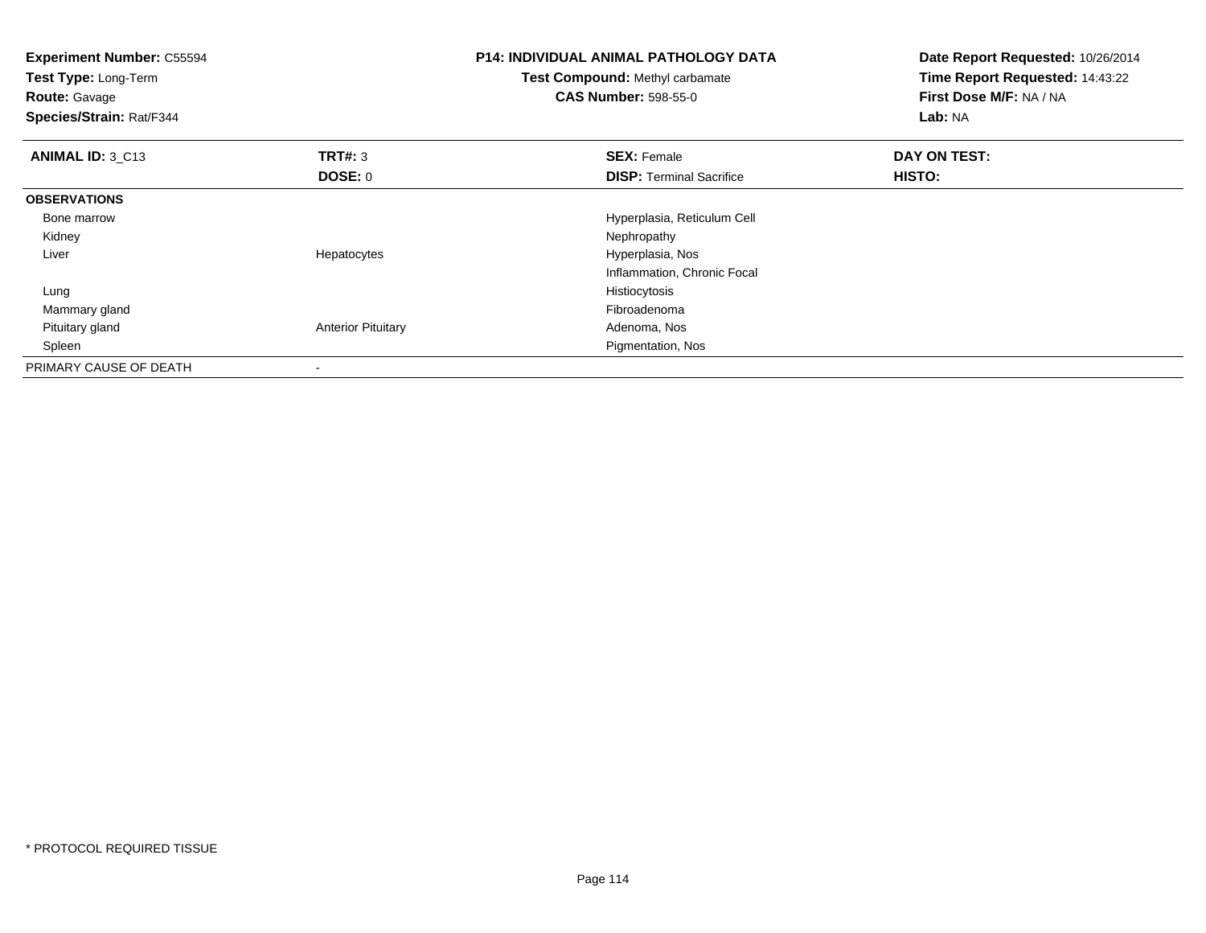**Experiment Number:** C55594
**Test Type:** Long-Term
**Route:** Gavage
**Species/Strain:** Rat/F344

**P14: INDIVIDUAL ANIMAL PATHOLOGY DATA**
**Test Compound:** Methyl carbamate
**CAS Number:** 598-55-0

**Date Report Requested:** 10/26/2014
**Time Report Requested:** 14:43:22
**First Dose M/F:** NA / NA
**Lab:** NA

| **ANIMAL ID:** 3_C13 | **TRT#:** 3 | **SEX:** Female | **DAY ON TEST:** |
|---|---|---|---|
| | **DOSE:** 0 | **DISP:** Terminal Sacrifice | **HISTO:** |
| **OBSERVATIONS** | | | |
| Bone marrow | | Hyperplasia, Reticulum Cell | |
| Kidney | | Nephropathy | |
| Liver | Hepatocytes | Hyperplasia, Nos | |
| | | Inflammation, Chronic Focal | |
| Lung | | Histiocytosis | |
| Mammary gland | | Fibroadenoma | |
| Pituitary gland | Anterior Pituitary | Adenoma, Nos | |
| Spleen | | Pigmentation, Nos | |
| PRIMARY CAUSE OF DEATH | - | | |

* PROTOCOL REQUIRED TISSUE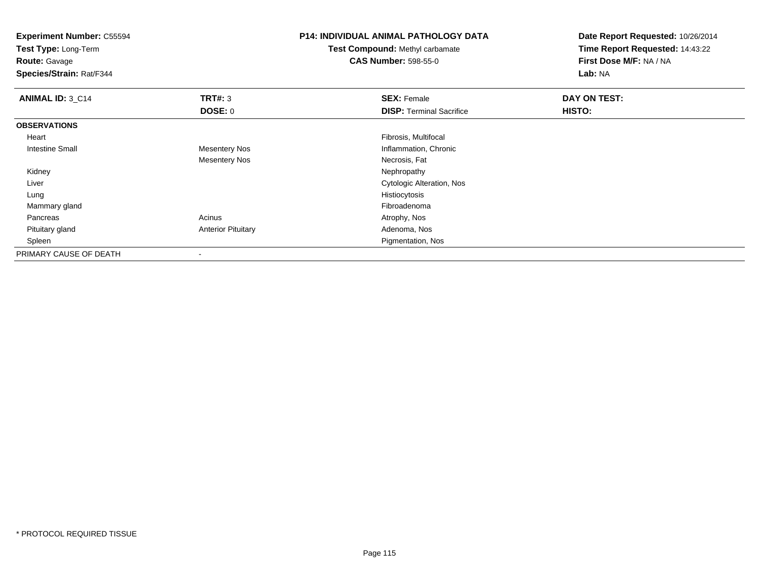**Experiment Number:** C55594
**Test Type:** Long-Term
**Route:** Gavage
**Species/Strain:** Rat/F344

**P14: INDIVIDUAL ANIMAL PATHOLOGY DATA**
**Test Compound:** Methyl carbamate
**CAS Number:** 598-55-0

**Date Report Requested:** 10/26/2014
**Time Report Requested:** 14:43:22
**First Dose M/F:** NA / NA
**Lab:** NA

| **ANIMAL ID:** 3_C14 | **TRT#:** 3 | **SEX:** Female | **DAY ON TEST:** |
|---|---|---|---|
| | **DOSE:** 0 | **DISP:** Terminal Sacrifice | **HISTO:** |
| **OBSERVATIONS** | | | |
| Heart | | Fibrosis, Multifocal | |
| Intestine Small | Mesentery Nos | Inflammation, Chronic | |
| | Mesentery Nos | Necrosis, Fat | |
| Kidney | | Nephropathy | |
| Liver | | Cytologic Alteration, Nos | |
| Lung | | Histiocytosis | |
| Mammary gland | | Fibroadenoma | |
| Pancreas | Acinus | Atrophy, Nos | |
| Pituitary gland | Anterior Pituitary | Adenoma, Nos | |
| Spleen | | Pigmentation, Nos | |
| PRIMARY CAUSE OF DEATH | - | | |

* PROTOCOL REQUIRED TISSUE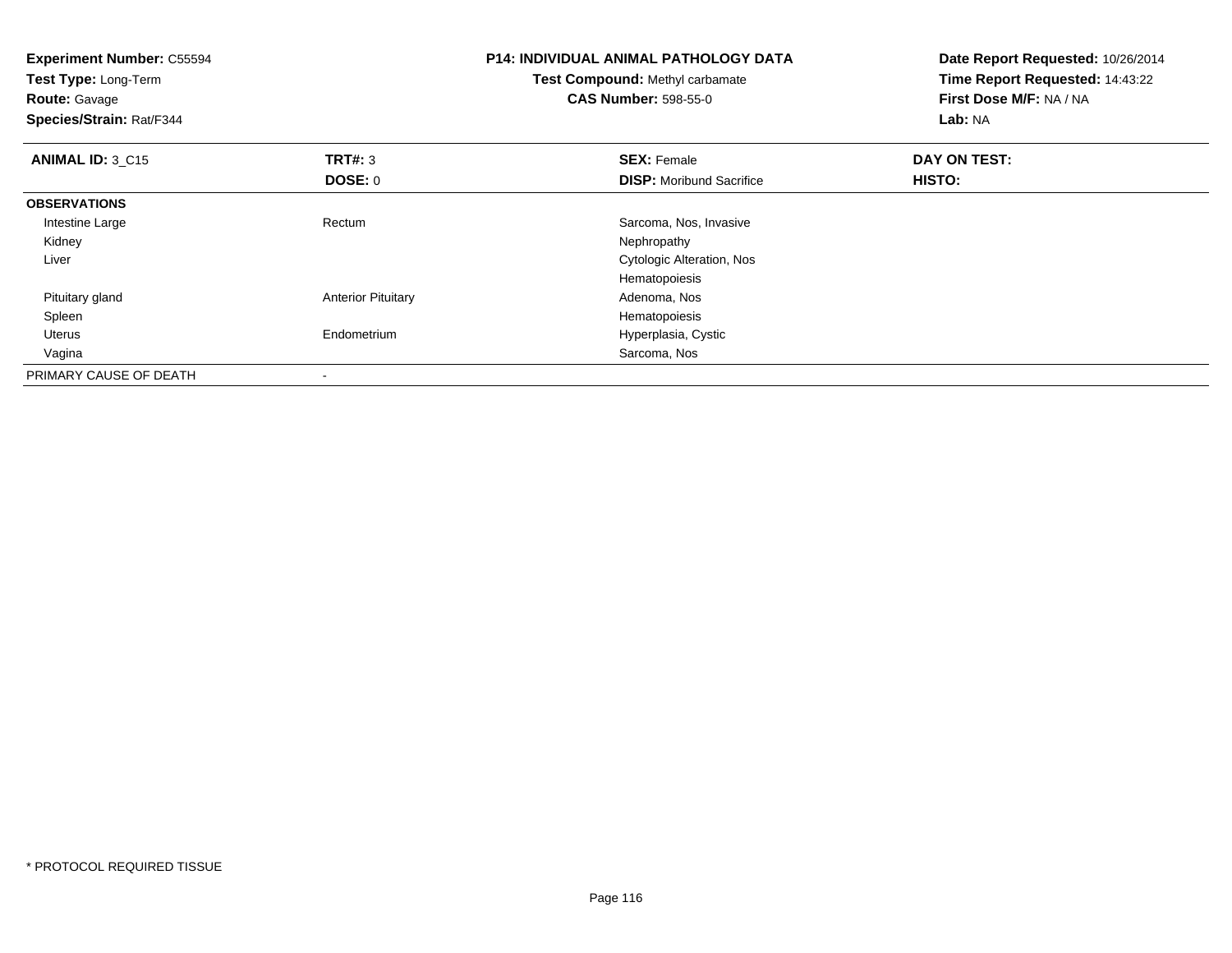**Experiment Number:** C55594
**Test Type:** Long-Term
**Route:** Gavage
**Species/Strain:** Rat/F344

**P14: INDIVIDUAL ANIMAL PATHOLOGY DATA**
**Test Compound:** Methyl carbamate
**CAS Number:** 598-55-0

**Date Report Requested:** 10/26/2014
**Time Report Requested:** 14:43:22
**First Dose M/F:** NA / NA
**Lab:** NA

| **ANIMAL ID:** 3_C15 | **TRT#:** 3 | **SEX:** Female | **DAY ON TEST:** |
|---|---|---|---|
| | **DOSE:** 0 | **DISP:** Moribund Sacrifice | **HISTO:** |
| **OBSERVATIONS** | | | |
| Intestine Large | Rectum | Sarcoma, Nos, Invasive | |
| Kidney | | Nephropathy | |
| Liver | | Cytologic Alteration, Nos | |
| | | Hematopoiesis | |
| Pituitary gland | Anterior Pituitary | Adenoma, Nos | |
| Spleen | | Hematopoiesis | |
| Uterus | Endometrium | Hyperplasia, Cystic | |
| Vagina | | Sarcoma, Nos | |
| PRIMARY CAUSE OF DEATH | - | | |

* PROTOCOL REQUIRED TISSUE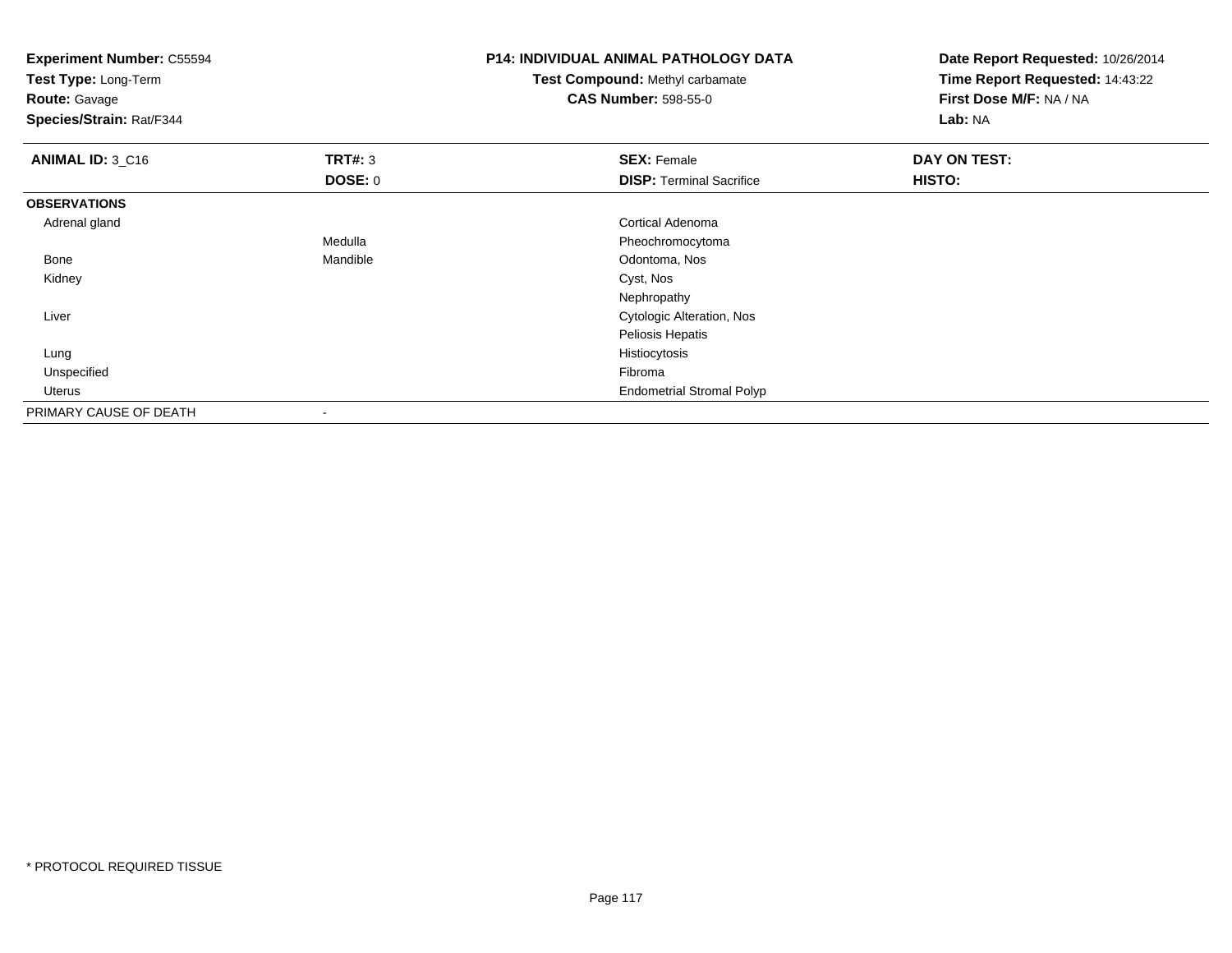**Experiment Number:** C55594
**Test Type:** Long-Term
**Route:** Gavage
**Species/Strain:** Rat/F344

**P14: INDIVIDUAL ANIMAL PATHOLOGY DATA**
**Test Compound:** Methyl carbamate
**CAS Number:** 598-55-0

**Date Report Requested:** 10/26/2014
**Time Report Requested:** 14:43:22
**First Dose M/F:** NA / NA
**Lab:** NA

| **ANIMAL ID:** 3_C16 | **TRT#:** 3 | **SEX:** Female | **DAY ON TEST:** |
|---|---|---|---|
| | **DOSE:** 0 | **DISP:** Terminal Sacrifice | **HISTO:** |
| **OBSERVATIONS** | | | |
| Adrenal gland | | Cortical Adenoma | |
| | Medulla | Pheochromocytoma | |
| Bone | Mandible | Odontoma, Nos | |
| Kidney | | Cyst, Nos | |
| | | Nephropathy | |
| Liver | | Cytologic Alteration, Nos | |
| | | Peliosis Hepatis | |
| Lung | | Histiocytosis | |
| Unspecified | | Fibroma | |
| Uterus | | Endometrial Stromal Polyp | |
| PRIMARY CAUSE OF DEATH | - | | |

* PROTOCOL REQUIRED TISSUE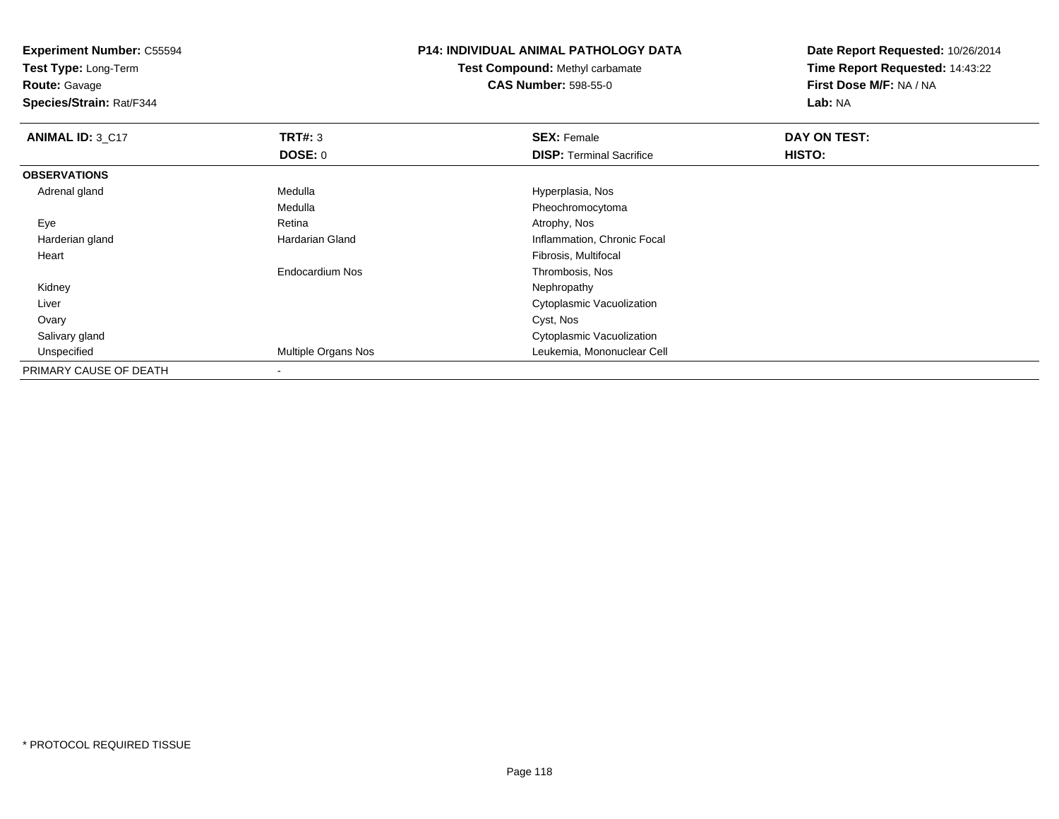**Experiment Number:** C55594
**Test Type:** Long-Term
**Route:** Gavage
**Species/Strain:** Rat/F344

**P14: INDIVIDUAL ANIMAL PATHOLOGY DATA**
**Test Compound:** Methyl carbamate
**CAS Number:** 598-55-0

**Date Report Requested:** 10/26/2014
**Time Report Requested:** 14:43:22
**First Dose M/F:** NA / NA
**Lab:** NA

| **ANIMAL ID:** 3_C17 | **TRT#:** 3 | **SEX:** Female | **DAY ON TEST:** |
|---|---|---|---|
| | **DOSE:** 0 | **DISP:** Terminal Sacrifice | **HISTO:** |
| **OBSERVATIONS** | | | |
| Adrenal gland | Medulla | Hyperplasia, Nos | |
| | Medulla | Pheochromocytoma | |
| Eye | Retina | Atrophy, Nos | |
| Harderian gland | Hardarian Gland | Inflammation, Chronic Focal | |
| Heart | | Fibrosis, Multifocal | |
| | Endocardium Nos | Thrombosis, Nos | |
| Kidney | | Nephropathy | |
| Liver | | Cytoplasmic Vacuolization | |
| Ovary | | Cyst, Nos | |
| Salivary gland | | Cytoplasmic Vacuolization | |
| Unspecified | Multiple Organs Nos | Leukemia, Mononuclear Cell | |
| PRIMARY CAUSE OF DEATH | - | | |

* PROTOCOL REQUIRED TISSUE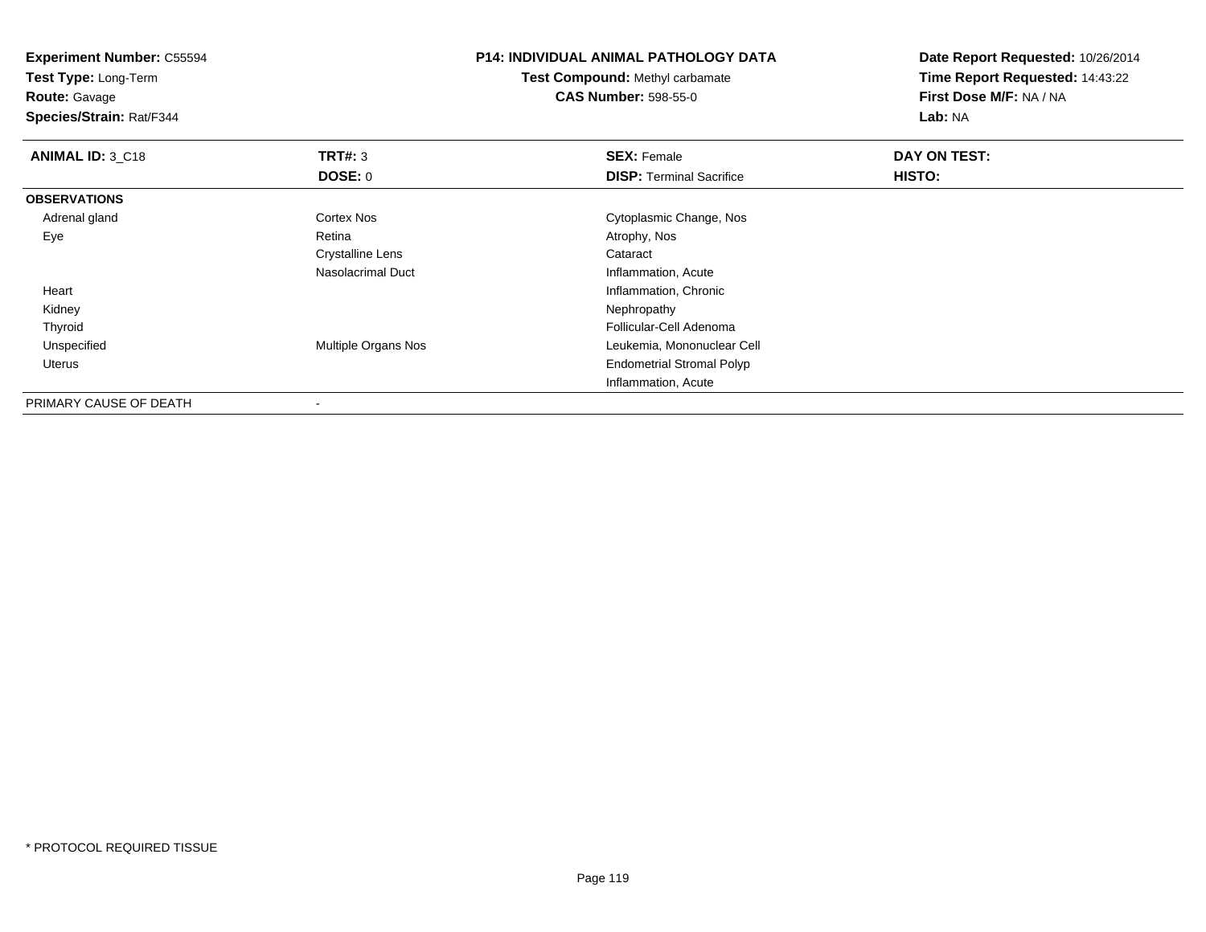**Experiment Number:** C55594
**Test Type:** Long-Term
**Route:** Gavage
**Species/Strain:** Rat/F344

**P14: INDIVIDUAL ANIMAL PATHOLOGY DATA**
**Test Compound:** Methyl carbamate
**CAS Number:** 598-55-0

**Date Report Requested:** 10/26/2014
**Time Report Requested:** 14:43:22
**First Dose M/F:** NA / NA
**Lab:** NA

| **ANIMAL ID:** 3_C18 | **TRT#:** 3 | **SEX:** Female | **DAY ON TEST:** |
|---|---|---|---|
| | **DOSE:** 0 | **DISP:** Terminal Sacrifice | **HISTO:** |
| **OBSERVATIONS** | | | |
| Adrenal gland | Cortex Nos | Cytoplasmic Change, Nos | |
| Eye | Retina | Atrophy, Nos | |
| | Crystalline Lens | Cataract | |
| | Nasolacrimal Duct | Inflammation, Acute | |
| Heart | | Inflammation, Chronic | |
| Kidney | | Nephropathy | |
| Thyroid | | Follicular-Cell Adenoma | |
| Unspecified | Multiple Organs Nos | Leukemia, Mononuclear Cell | |
| Uterus | | Endometrial Stromal Polyp | |
| | | Inflammation, Acute | |
| PRIMARY CAUSE OF DEATH | - | | |

* PROTOCOL REQUIRED TISSUE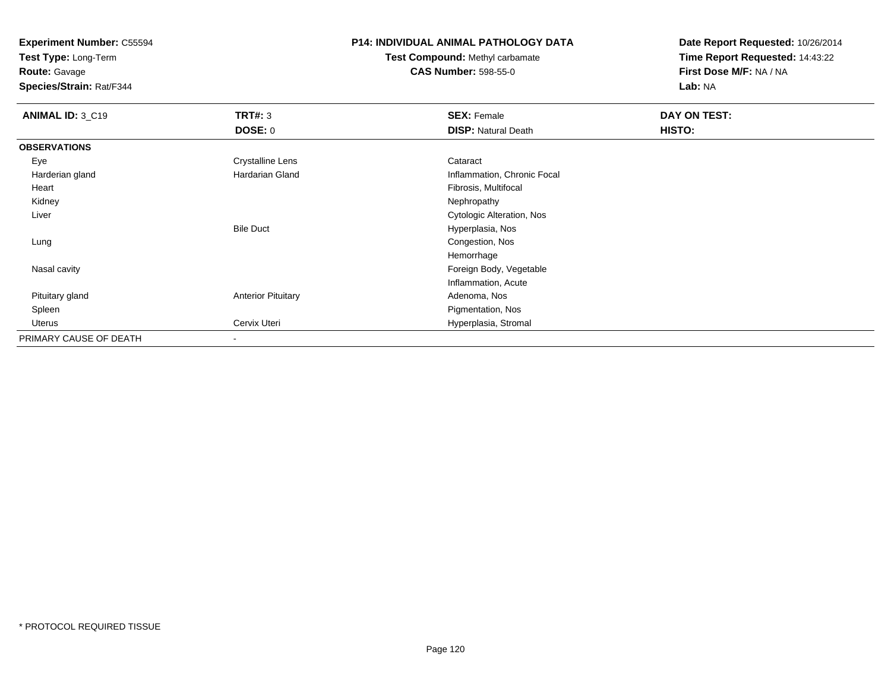**Experiment Number:** C55594
**Test Type:** Long-Term
**Route:** Gavage
**Species/Strain:** Rat/F344

**P14: INDIVIDUAL ANIMAL PATHOLOGY DATA**
**Test Compound:** Methyl carbamate
**CAS Number:** 598-55-0

**Date Report Requested:** 10/26/2014
**Time Report Requested:** 14:43:22
**First Dose M/F:** NA / NA
**Lab:** NA

| **ANIMAL ID:** 3_C19 | **TRT#:** 3 | **SEX:** Female | **DAY ON TEST:** |
|---|---|---|---|
| | **DOSE:** 0 | **DISP:** Natural Death | **HISTO:** |
| **OBSERVATIONS** | | | |
| Eye | Crystalline Lens | Cataract | |
| Harderian gland | Hardarian Gland | Inflammation, Chronic Focal | |
| Heart | | Fibrosis, Multifocal | |
| Kidney | | Nephropathy | |
| Liver | | Cytologic Alteration, Nos | |
| | Bile Duct | Hyperplasia, Nos | |
| Lung | | Congestion, Nos | |
| | | Hemorrhage | |
| Nasal cavity | | Foreign Body, Vegetable | |
| | | Inflammation, Acute | |
| Pituitary gland | Anterior Pituitary | Adenoma, Nos | |
| Spleen | | Pigmentation, Nos | |
| Uterus | Cervix Uteri | Hyperplasia, Stromal | |
| PRIMARY CAUSE OF DEATH | - | | |

* PROTOCOL REQUIRED TISSUE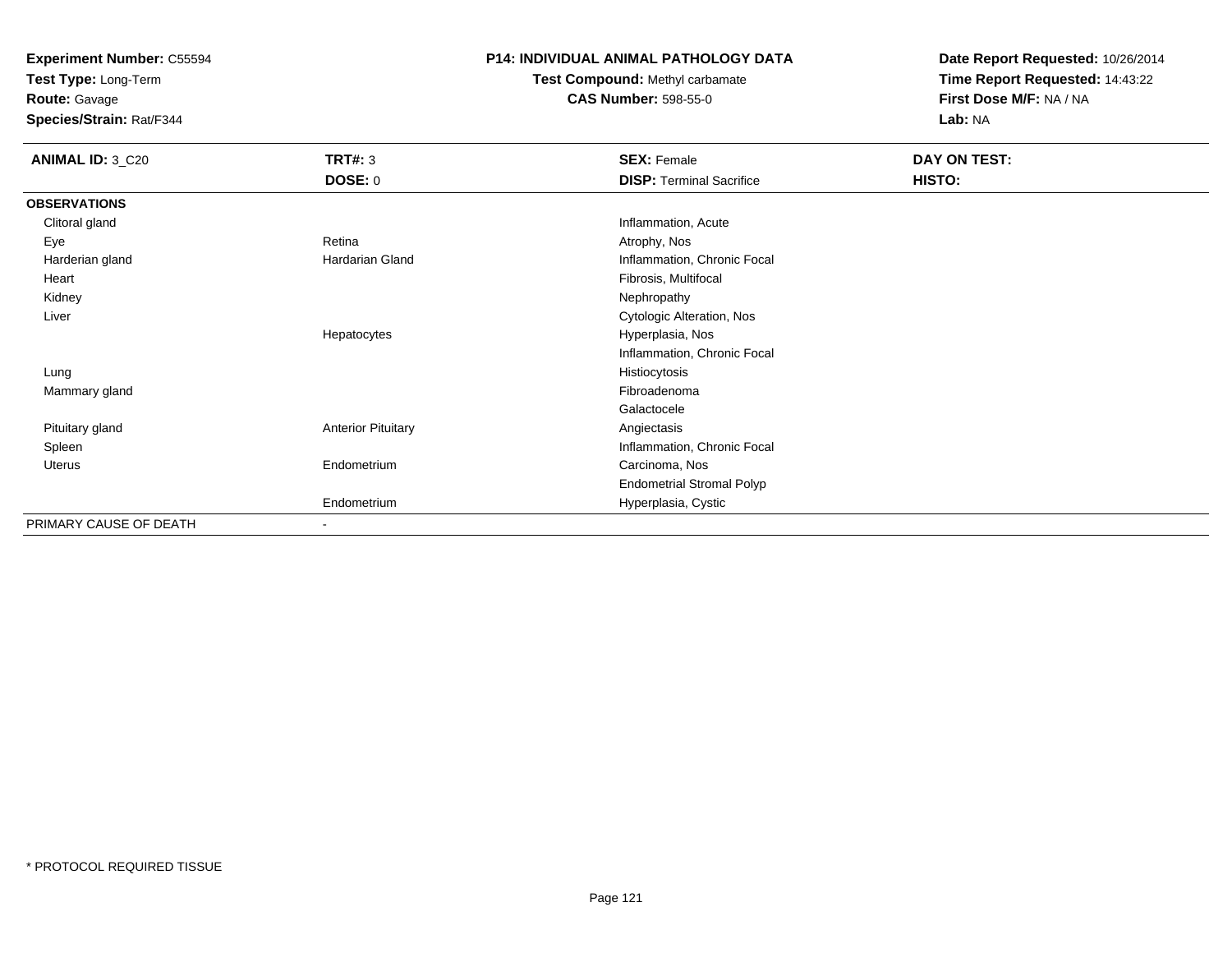**Experiment Number:** C55594
**Test Type:** Long-Term
**Route:** Gavage
**Species/Strain:** Rat/F344

**P14: INDIVIDUAL ANIMAL PATHOLOGY DATA**
**Test Compound:** Methyl carbamate
**CAS Number:** 598-55-0

**Date Report Requested:** 10/26/2014
**Time Report Requested:** 14:43:22
**First Dose M/F:** NA / NA
**Lab:** NA

| **ANIMAL ID:** 3_C20 | **TRT#:** 3 | **SEX:** Female | **DAY ON TEST:** |
|---|---|---|---|
| | **DOSE:** 0 | **DISP:** Terminal Sacrifice | **HISTO:** |
| **OBSERVATIONS** | | | |
| Clitoral gland | | Inflammation, Acute | |
| Eye | Retina | Atrophy, Nos | |
| Harderian gland | Hardarian Gland | Inflammation, Chronic Focal | |
| Heart | | Fibrosis, Multifocal | |
| Kidney | | Nephropathy | |
| Liver | | Cytologic Alteration, Nos | |
| | Hepatocytes | Hyperplasia, Nos | |
| | | Inflammation, Chronic Focal | |
| Lung | | Histiocytosis | |
| Mammary gland | | Fibroadenoma | |
| | | Galactocele | |
| Pituitary gland | Anterior Pituitary | Angiectasis | |
| Spleen | | Inflammation, Chronic Focal | |
| Uterus | Endometrium | Carcinoma, Nos | |
| | | Endometrial Stromal Polyp | |
| | Endometrium | Hyperplasia, Cystic | |
| PRIMARY CAUSE OF DEATH | - | | |

* PROTOCOL REQUIRED TISSUE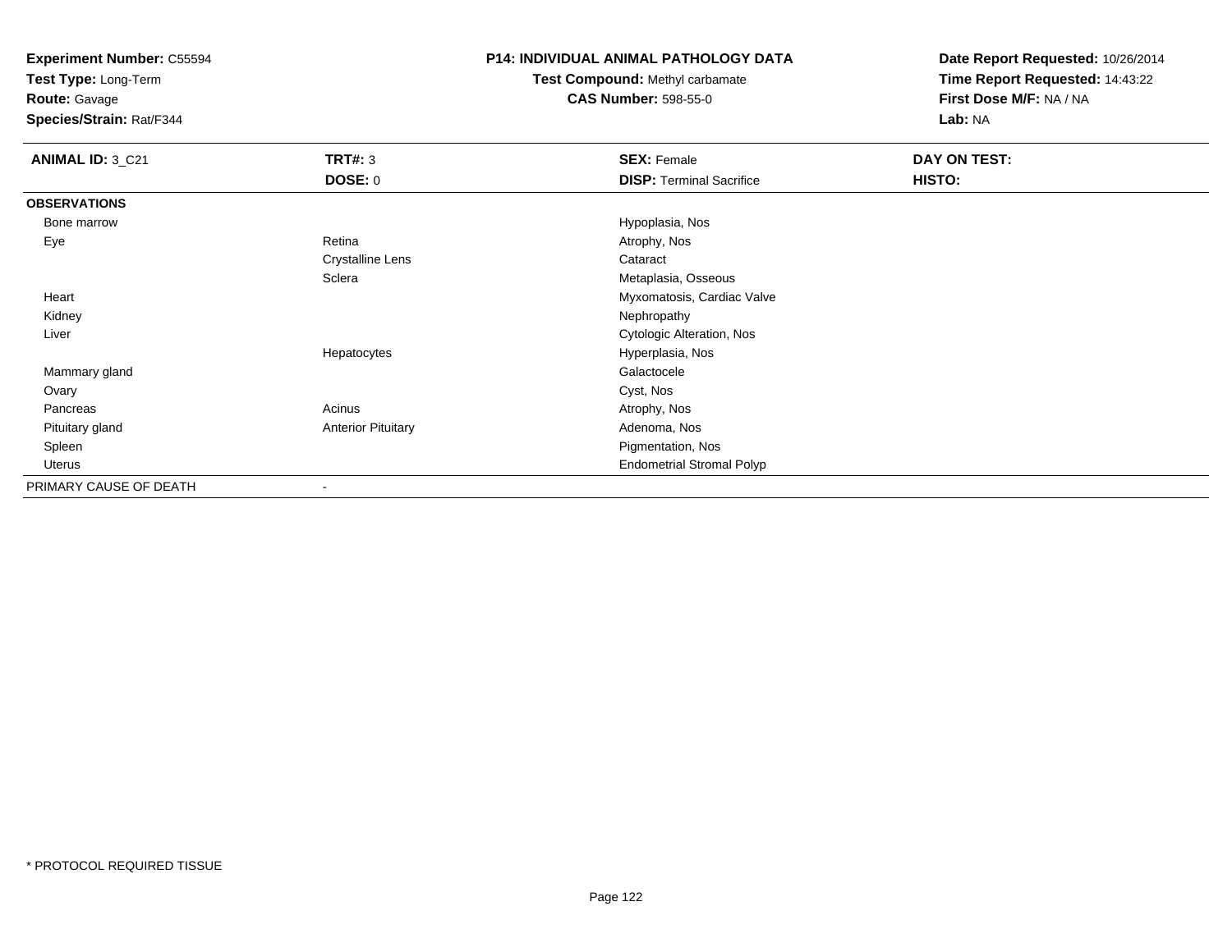**Experiment Number:** C55594
**Test Type:** Long-Term
**Route:** Gavage
**Species/Strain:** Rat/F344

**P14: INDIVIDUAL ANIMAL PATHOLOGY DATA**
**Test Compound:** Methyl carbamate
**CAS Number:** 598-55-0

**Date Report Requested:** 10/26/2014
**Time Report Requested:** 14:43:22
**First Dose M/F:** NA / NA
**Lab:** NA

| **ANIMAL ID:** 3_C21 | **TRT#:** 3 | **SEX:** Female | **DAY ON TEST:** |
|---|---|---|---|
| | **DOSE:** 0 | **DISP:** Terminal Sacrifice | **HISTO:** |
| **OBSERVATIONS** | | | |
| Bone marrow | | Hypoplasia, Nos | |
| Eye | Retina | Atrophy, Nos | |
| | Crystalline Lens | Cataract | |
| | Sclera | Metaplasia, Osseous | |
| Heart | | Myxomatosis, Cardiac Valve | |
| Kidney | | Nephropathy | |
| Liver | | Cytologic Alteration, Nos | |
| | Hepatocytes | Hyperplasia, Nos | |
| Mammary gland | | Galactocele | |
| Ovary | | Cyst, Nos | |
| Pancreas | Acinus | Atrophy, Nos | |
| Pituitary gland | Anterior Pituitary | Adenoma, Nos | |
| Spleen | | Pigmentation, Nos | |
| Uterus | | Endometrial Stromal Polyp | |
| PRIMARY CAUSE OF DEATH | - | | |

* PROTOCOL REQUIRED TISSUE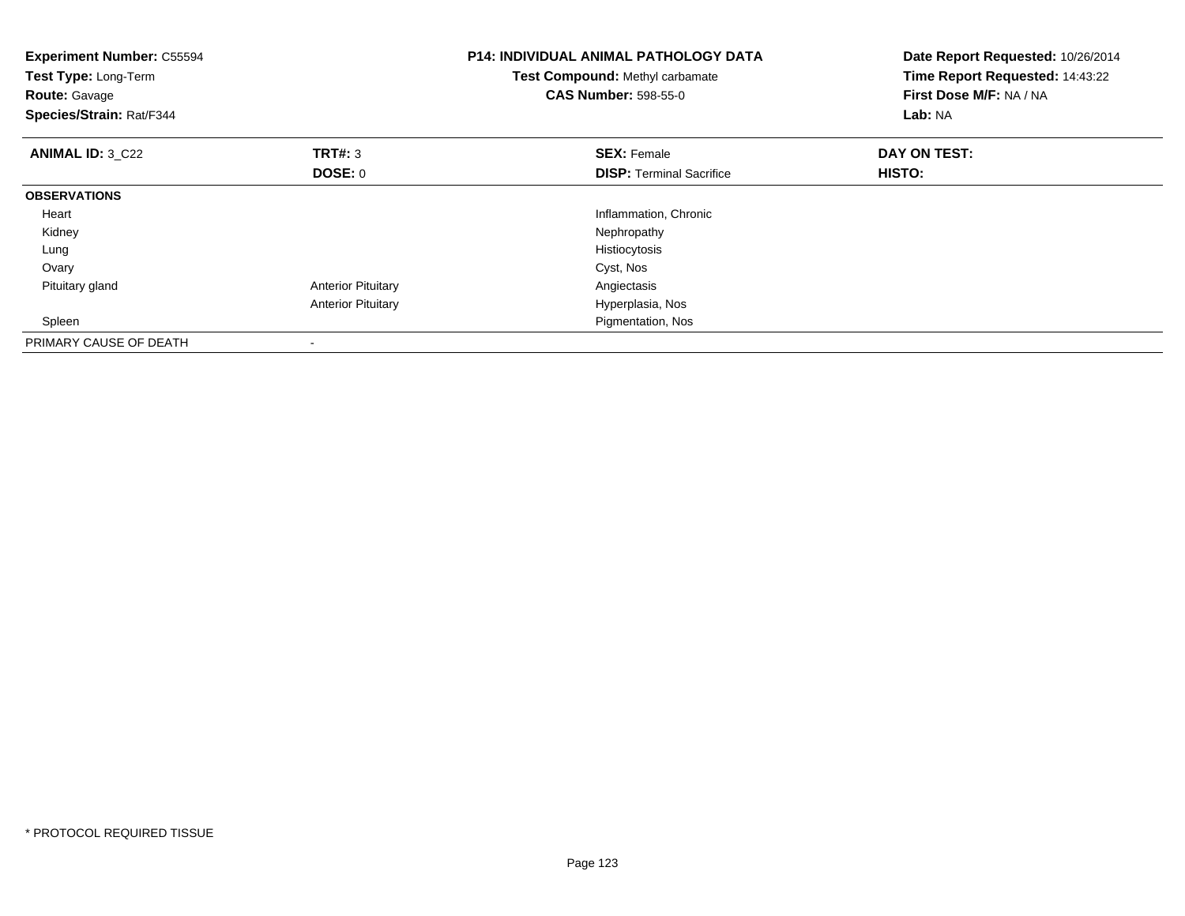**Experiment Number:** C55594
**Test Type:** Long-Term
**Route:** Gavage
**Species/Strain:** Rat/F344

**P14: INDIVIDUAL ANIMAL PATHOLOGY DATA**
**Test Compound:** Methyl carbamate
**CAS Number:** 598-55-0

**Date Report Requested:** 10/26/2014
**Time Report Requested:** 14:43:22
**First Dose M/F:** NA / NA
**Lab:** NA

| **ANIMAL ID:** 3_C22 | **TRT#:** 3 | **SEX:** Female | **DAY ON TEST:** |
|---|---|---|---|
| | **DOSE:** 0 | **DISP:** Terminal Sacrifice | **HISTO:** |
| **OBSERVATIONS** | | | |
| Heart | | Inflammation, Chronic | |
| Kidney | | Nephropathy | |
| Lung | | Histiocytosis | |
| Ovary | | Cyst, Nos | |
| Pituitary gland | Anterior Pituitary | Angiectasis | |
| | Anterior Pituitary | Hyperplasia, Nos | |
| Spleen | | Pigmentation, Nos | |
| PRIMARY CAUSE OF DEATH | - | | |

* PROTOCOL REQUIRED TISSUE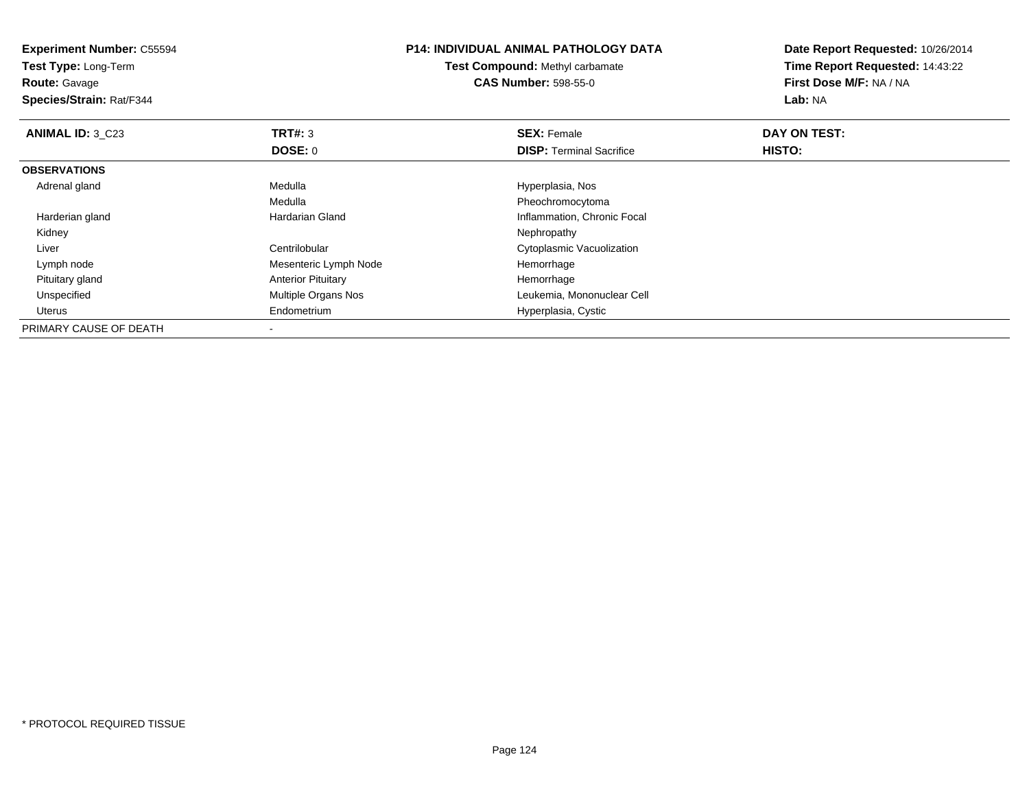**Experiment Number:** C55594
**Test Type:** Long-Term
**Route:** Gavage
**Species/Strain:** Rat/F344

**P14: INDIVIDUAL ANIMAL PATHOLOGY DATA**
**Test Compound:** Methyl carbamate
**CAS Number:** 598-55-0

**Date Report Requested:** 10/26/2014
**Time Report Requested:** 14:43:22
**First Dose M/F:** NA / NA
**Lab:** NA

| **ANIMAL ID:** 3_C23 | **TRT#:** 3 | **SEX:** Female | **DAY ON TEST:** |
|---|---|---|---|
| | **DOSE:** 0 | **DISP:** Terminal Sacrifice | **HISTO:** |
| **OBSERVATIONS** | | | |
| Adrenal gland | Medulla | Hyperplasia, Nos | |
| | Medulla | Pheochromocytoma | |
| Harderian gland | Hardarian Gland | Inflammation, Chronic Focal | |
| Kidney | | Nephropathy | |
| Liver | Centrilobular | Cytoplasmic Vacuolization | |
| Lymph node | Mesenteric Lymph Node | Hemorrhage | |
| Pituitary gland | Anterior Pituitary | Hemorrhage | |
| Unspecified | Multiple Organs Nos | Leukemia, Mononuclear Cell | |
| Uterus | Endometrium | Hyperplasia, Cystic | |
| PRIMARY CAUSE OF DEATH | - | | |

* PROTOCOL REQUIRED TISSUE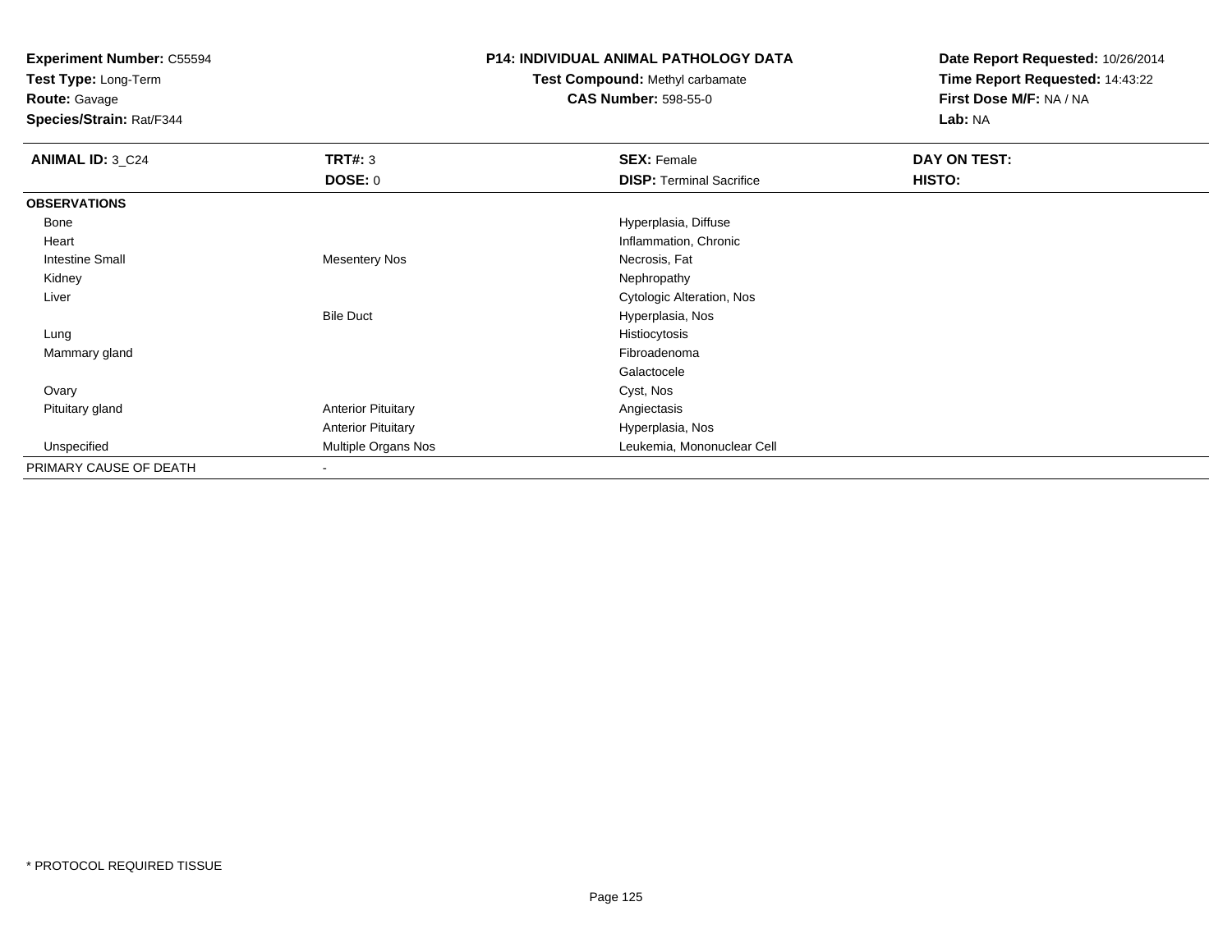**Experiment Number:** C55594
**Test Type:** Long-Term
**Route:** Gavage
**Species/Strain:** Rat/F344

**P14: INDIVIDUAL ANIMAL PATHOLOGY DATA**
**Test Compound:** Methyl carbamate
**CAS Number:** 598-55-0

**Date Report Requested:** 10/26/2014
**Time Report Requested:** 14:43:22
**First Dose M/F:** NA / NA
**Lab:** NA

| **ANIMAL ID:** 3_C24 | **TRT#:** 3 | **SEX:** Female | **DAY ON TEST:** |
|---|---|---|---|
| | **DOSE:** 0 | **DISP:** Terminal Sacrifice | **HISTO:** |
| **OBSERVATIONS** | | | |
| Bone | | Hyperplasia, Diffuse | |
| Heart | | Inflammation, Chronic | |
| Intestine Small | Mesentery Nos | Necrosis, Fat | |
| Kidney | | Nephropathy | |
| Liver | | Cytologic Alteration, Nos | |
| | Bile Duct | Hyperplasia, Nos | |
| Lung | | Histiocytosis | |
| Mammary gland | | Fibroadenoma | |
| | | Galactocele | |
| Ovary | | Cyst, Nos | |
| Pituitary gland | Anterior Pituitary | Angiectasis | |
| | Anterior Pituitary | Hyperplasia, Nos | |
| Unspecified | Multiple Organs Nos | Leukemia, Mononuclear Cell | |
| PRIMARY CAUSE OF DEATH | - | | |

* PROTOCOL REQUIRED TISSUE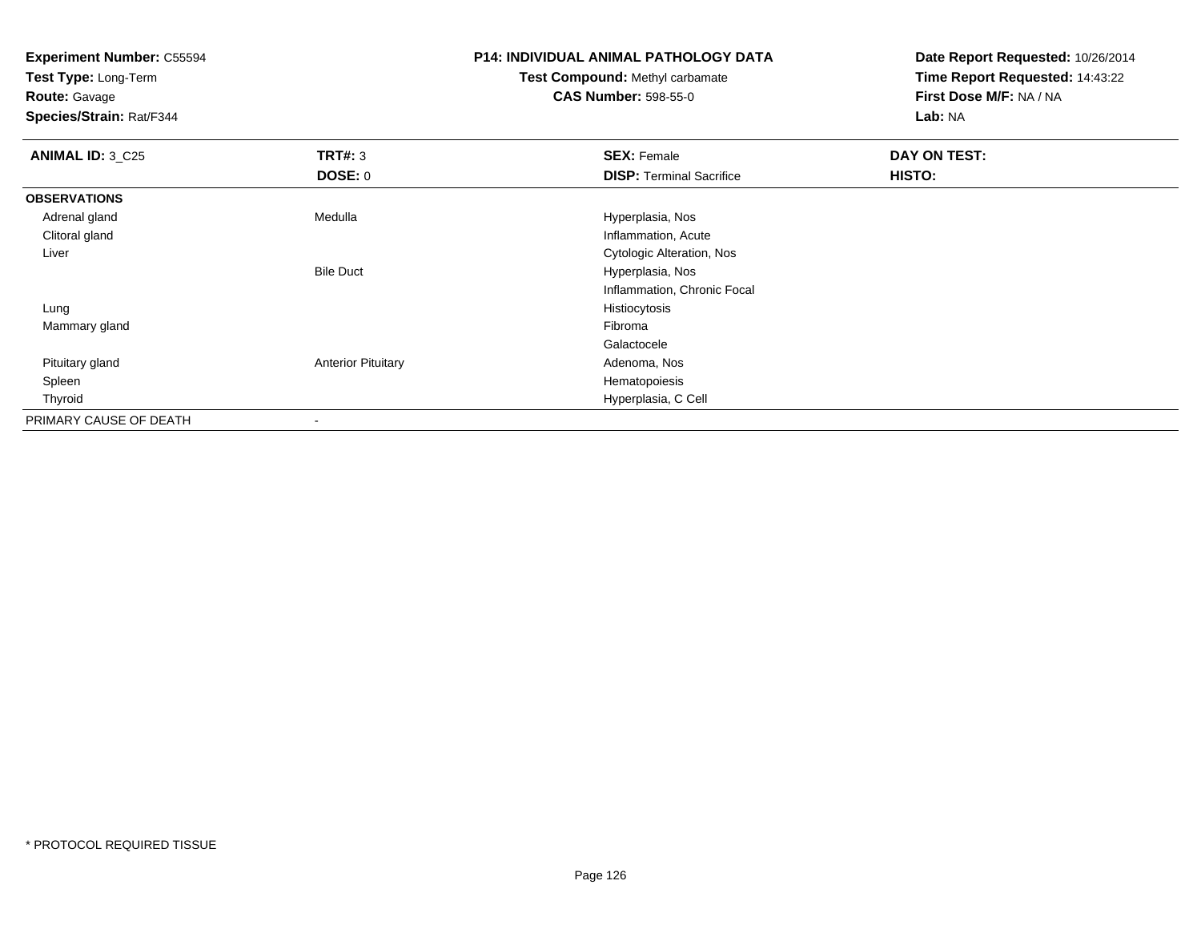**Experiment Number:** C55594
**Test Type:** Long-Term
**Route:** Gavage
**Species/Strain:** Rat/F344

**P14: INDIVIDUAL ANIMAL PATHOLOGY DATA**
**Test Compound:** Methyl carbamate
**CAS Number:** 598-55-0

**Date Report Requested:** 10/26/2014
**Time Report Requested:** 14:43:22
**First Dose M/F:** NA / NA
**Lab:** NA

| **ANIMAL ID:** 3_C25 | **TRT#:** 3 | **SEX:** Female | **DAY ON TEST:** |
|---|---|---|---|
| | **DOSE:** 0 | **DISP:** Terminal Sacrifice | **HISTO:** |
| **OBSERVATIONS** | | | |
| Adrenal gland | Medulla | Hyperplasia, Nos | |
| Clitoral gland | | Inflammation, Acute | |
| Liver | | Cytologic Alteration, Nos | |
| | Bile Duct | Hyperplasia, Nos | |
| | | Inflammation, Chronic Focal | |
| Lung | | Histiocytosis | |
| Mammary gland | | Fibroma | |
| | | Galactocele | |
| Pituitary gland | Anterior Pituitary | Adenoma, Nos | |
| Spleen | | Hematopoiesis | |
| Thyroid | | Hyperplasia, C Cell | |
| PRIMARY CAUSE OF DEATH | - | | |

* PROTOCOL REQUIRED TISSUE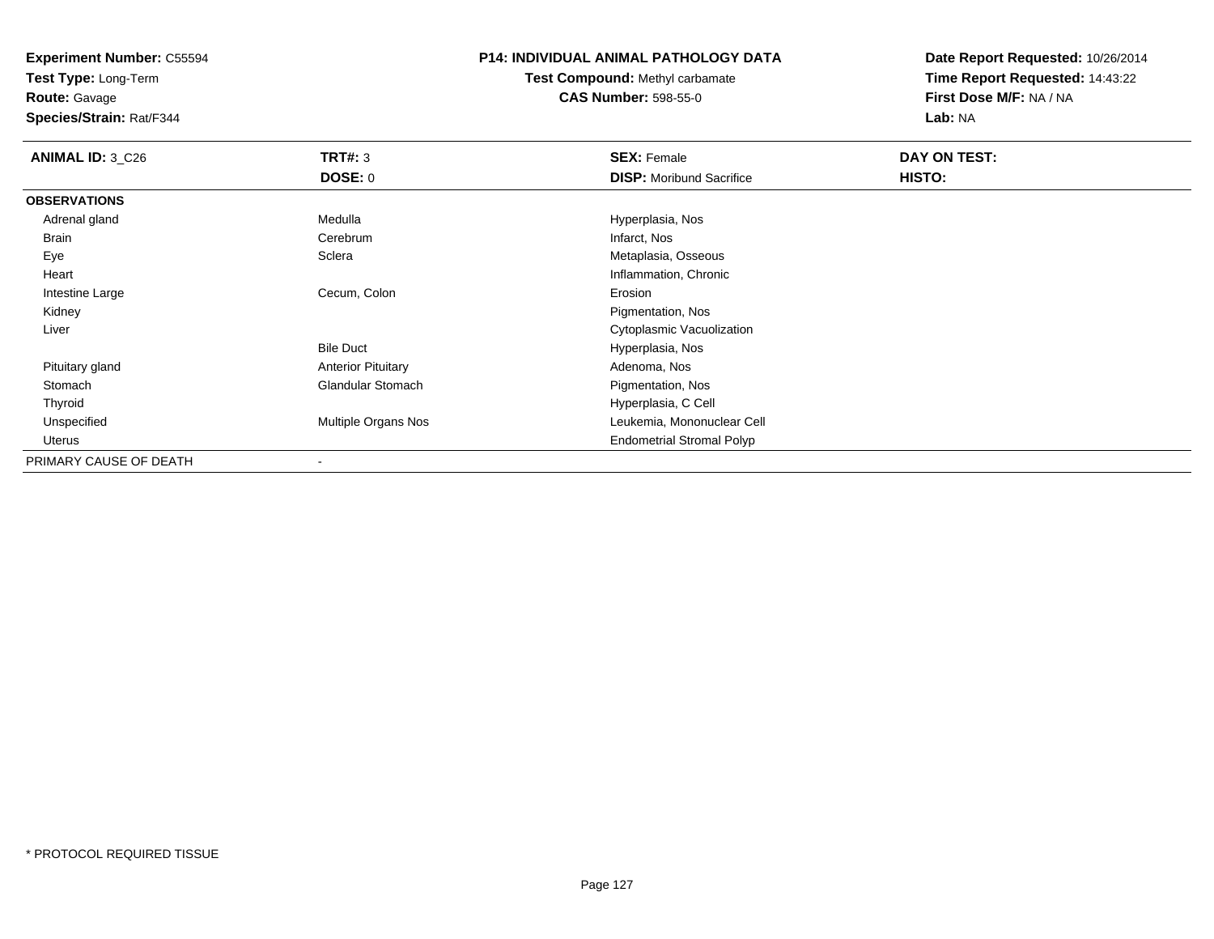**Experiment Number:** C55594
**Test Type:** Long-Term
**Route:** Gavage
**Species/Strain:** Rat/F344

**P14: INDIVIDUAL ANIMAL PATHOLOGY DATA**
**Test Compound:** Methyl carbamate
**CAS Number:** 598-55-0

**Date Report Requested:** 10/26/2014
**Time Report Requested:** 14:43:22
**First Dose M/F:** NA / NA
**Lab:** NA

| **ANIMAL ID:** 3_C26 | **TRT#:** 3 | **SEX:** Female | **DAY ON TEST:** |
|---|---|---|---|
| | **DOSE:** 0 | **DISP:** Moribund Sacrifice | **HISTO:** |
| **OBSERVATIONS** | | | |
| Adrenal gland | Medulla | Hyperplasia, Nos | |
| Brain | Cerebrum | Infarct, Nos | |
| Eye | Sclera | Metaplasia, Osseous | |
| Heart | | Inflammation, Chronic | |
| Intestine Large | Cecum, Colon | Erosion | |
| Kidney | | Pigmentation, Nos | |
| Liver | | Cytoplasmic Vacuolization | |
| | Bile Duct | Hyperplasia, Nos | |
| Pituitary gland | Anterior Pituitary | Adenoma, Nos | |
| Stomach | Glandular Stomach | Pigmentation, Nos | |
| Thyroid | | Hyperplasia, C Cell | |
| Unspecified | Multiple Organs Nos | Leukemia, Mononuclear Cell | |
| Uterus | | Endometrial Stromal Polyp | |
| PRIMARY CAUSE OF DEATH | - | | |

* PROTOCOL REQUIRED TISSUE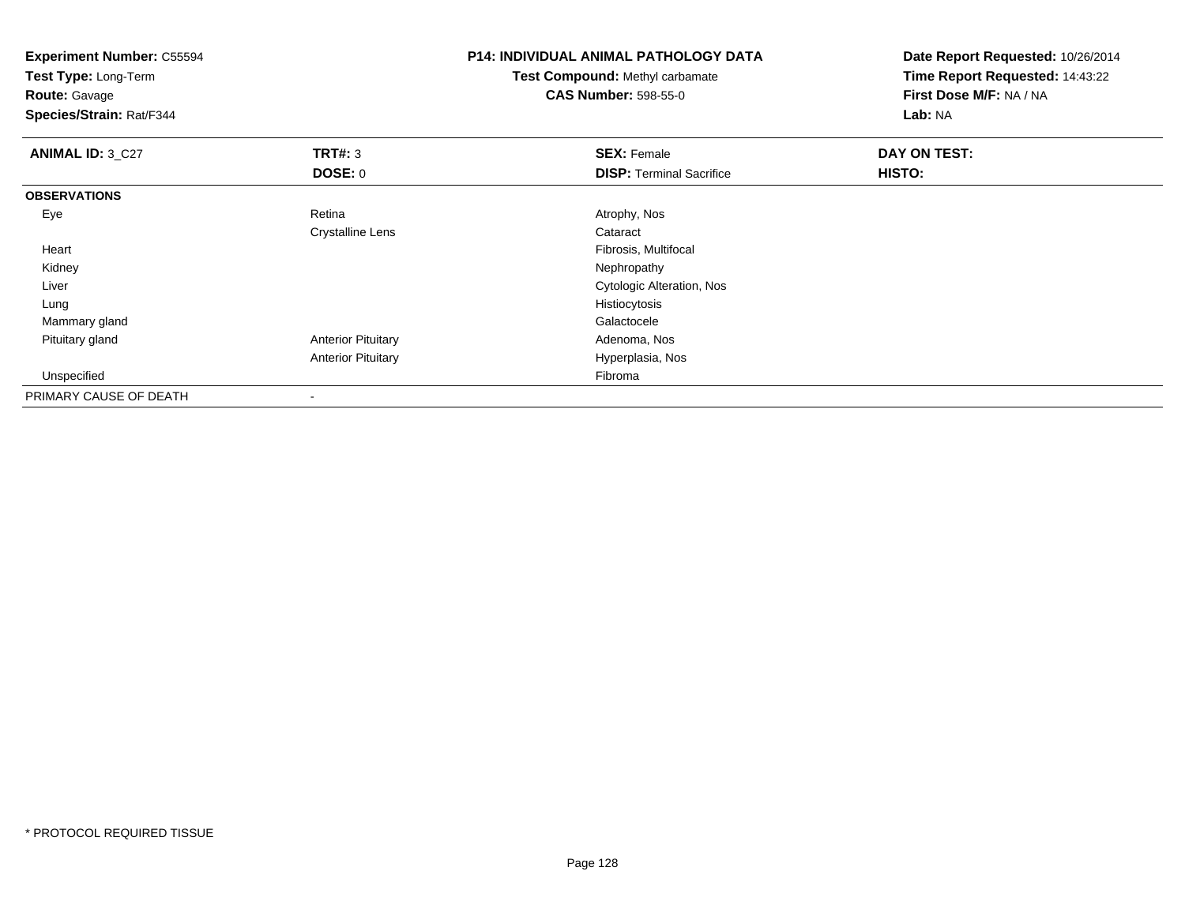**Experiment Number:** C55594
**Test Type:** Long-Term
**Route:** Gavage
**Species/Strain:** Rat/F344

**P14: INDIVIDUAL ANIMAL PATHOLOGY DATA**
**Test Compound:** Methyl carbamate
**CAS Number:** 598-55-0

**Date Report Requested:** 10/26/2014
**Time Report Requested:** 14:43:22
**First Dose M/F:** NA / NA
**Lab:** NA

| **ANIMAL ID:** 3_C27 | **TRT#:** 3 | **SEX:** Female | **DAY ON TEST:** |
|---|---|---|---|
| | **DOSE:** 0 | **DISP:** Terminal Sacrifice | **HISTO:** |
| **OBSERVATIONS** | | | |
| Eye | Retina | Atrophy, Nos | |
| | Crystalline Lens | Cataract | |
| Heart | | Fibrosis, Multifocal | |
| Kidney | | Nephropathy | |
| Liver | | Cytologic Alteration, Nos | |
| Lung | | Histiocytosis | |
| Mammary gland | | Galactocele | |
| Pituitary gland | Anterior Pituitary | Adenoma, Nos | |
| | Anterior Pituitary | Hyperplasia, Nos | |
| Unspecified | | Fibroma | |
| PRIMARY CAUSE OF DEATH | - | | |

* PROTOCOL REQUIRED TISSUE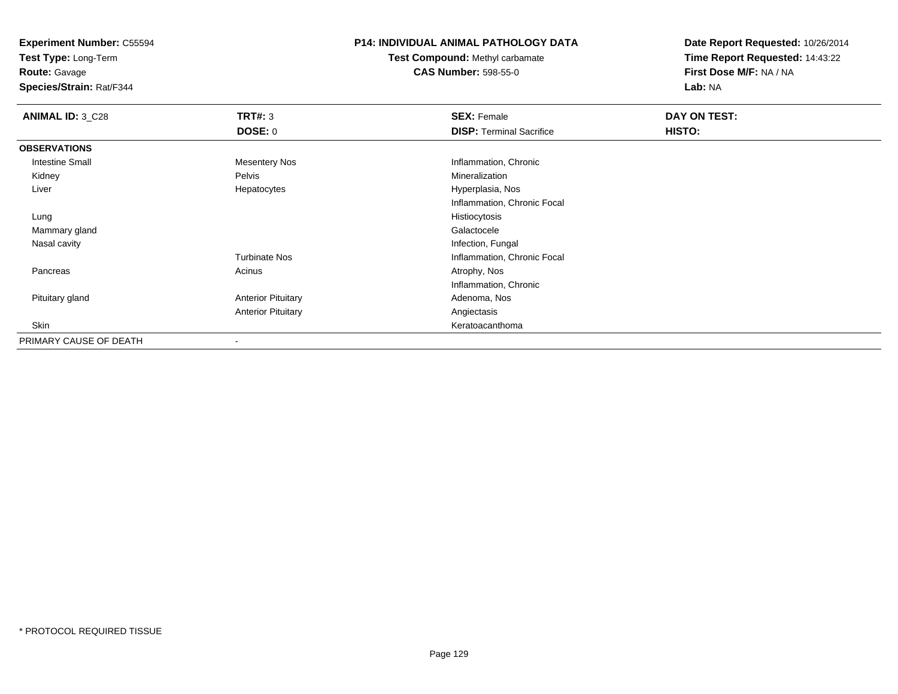**Experiment Number:** C55594
**Test Type:** Long-Term
**Route:** Gavage
**Species/Strain:** Rat/F344

**P14: INDIVIDUAL ANIMAL PATHOLOGY DATA**
**Test Compound:** Methyl carbamate
**CAS Number:** 598-55-0

**Date Report Requested:** 10/26/2014
**Time Report Requested:** 14:43:22
**First Dose M/F:** NA / NA
**Lab:** NA

| **ANIMAL ID:** 3_C28 | **TRT#:** 3 | **SEX:** Female | **DAY ON TEST:** |
|---|---|---|---|
| | **DOSE:** 0 | **DISP:** Terminal Sacrifice | **HISTO:** |
| **OBSERVATIONS** | | | |
| Intestine Small | Mesentery Nos | Inflammation, Chronic | |
| Kidney | Pelvis | Mineralization | |
| Liver | Hepatocytes | Hyperplasia, Nos | |
| | | Inflammation, Chronic Focal | |
| Lung | | Histiocytosis | |
| Mammary gland | | Galactocele | |
| Nasal cavity | | Infection, Fungal | |
| | Turbinate Nos | Inflammation, Chronic Focal | |
| Pancreas | Acinus | Atrophy, Nos | |
| | | Inflammation, Chronic | |
| Pituitary gland | Anterior Pituitary | Adenoma, Nos | |
| | Anterior Pituitary | Angiectasis | |
| Skin | | Keratoacanthoma | |
| PRIMARY CAUSE OF DEATH | - | | |

* PROTOCOL REQUIRED TISSUE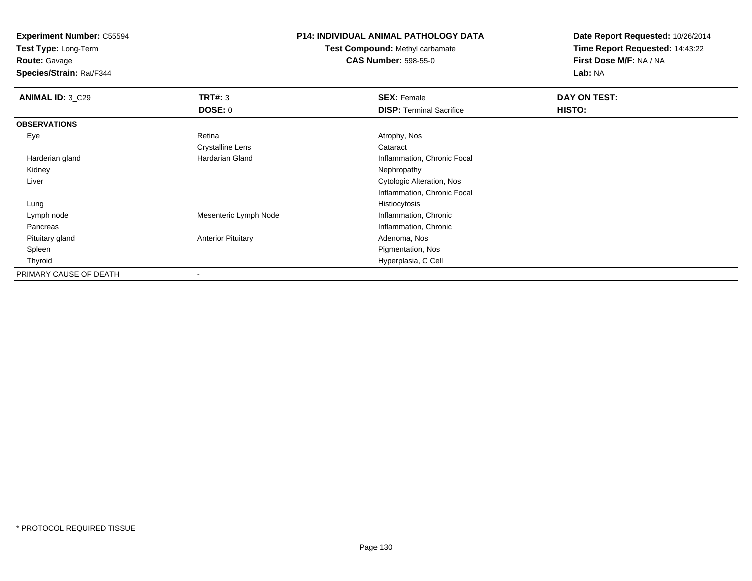**Experiment Number:** C55594
**Test Type:** Long-Term
**Route:** Gavage
**Species/Strain:** Rat/F344

**P14: INDIVIDUAL ANIMAL PATHOLOGY DATA**
**Test Compound:** Methyl carbamate
**CAS Number:** 598-55-0

**Date Report Requested:** 10/26/2014
**Time Report Requested:** 14:43:22
**First Dose M/F:** NA / NA
**Lab:** NA

| **ANIMAL ID:** 3_C29 | **TRT#:** 3 | **SEX:** Female | **DAY ON TEST:** |
|---|---|---|---|
| | **DOSE:** 0 | **DISP:** Terminal Sacrifice | **HISTO:** |
| **OBSERVATIONS** | | | |
| Eye | Retina | Atrophy, Nos | |
| | Crystalline Lens | Cataract | |
| Harderian gland | Hardarian Gland | Inflammation, Chronic Focal | |
| Kidney | | Nephropathy | |
| Liver | | Cytologic Alteration, Nos | |
| | | Inflammation, Chronic Focal | |
| Lung | | Histiocytosis | |
| Lymph node | Mesenteric Lymph Node | Inflammation, Chronic | |
| Pancreas | | Inflammation, Chronic | |
| Pituitary gland | Anterior Pituitary | Adenoma, Nos | |
| Spleen | | Pigmentation, Nos | |
| Thyroid | | Hyperplasia, C Cell | |
| PRIMARY CAUSE OF DEATH | - | | |

* PROTOCOL REQUIRED TISSUE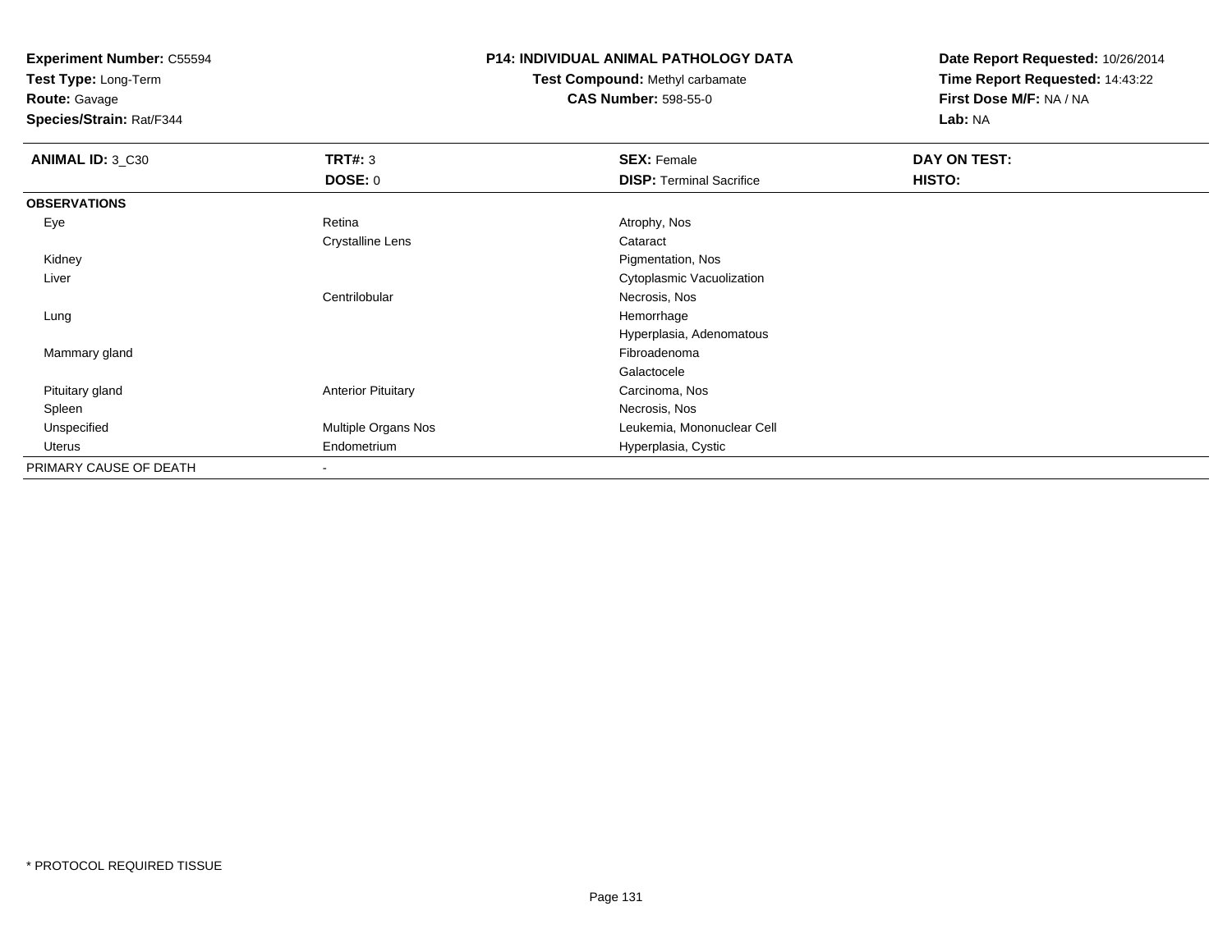**Experiment Number:** C55594
**Test Type:** Long-Term
**Route:** Gavage
**Species/Strain:** Rat/F344

**P14: INDIVIDUAL ANIMAL PATHOLOGY DATA**
**Test Compound:** Methyl carbamate
**CAS Number:** 598-55-0

**Date Report Requested:** 10/26/2014
**Time Report Requested:** 14:43:22
**First Dose M/F:** NA / NA
**Lab:** NA

| **ANIMAL ID:** 3_C30 | **TRT#:** 3 | **SEX:** Female | **DAY ON TEST:** |
|---|---|---|---|
| | **DOSE:** 0 | **DISP:** Terminal Sacrifice | **HISTO:** |
| **OBSERVATIONS** | | | |
| Eye | Retina | Atrophy, Nos | |
| | Crystalline Lens | Cataract | |
| Kidney | | Pigmentation, Nos | |
| Liver | | Cytoplasmic Vacuolization | |
| | Centrilobular | Necrosis, Nos | |
| Lung | | Hemorrhage | |
| | | Hyperplasia, Adenomatous | |
| Mammary gland | | Fibroadenoma | |
| | | Galactocele | |
| Pituitary gland | Anterior Pituitary | Carcinoma, Nos | |
| Spleen | | Necrosis, Nos | |
| Unspecified | Multiple Organs Nos | Leukemia, Mononuclear Cell | |
| Uterus | Endometrium | Hyperplasia, Cystic | |
| PRIMARY CAUSE OF DEATH | - | | |

* PROTOCOL REQUIRED TISSUE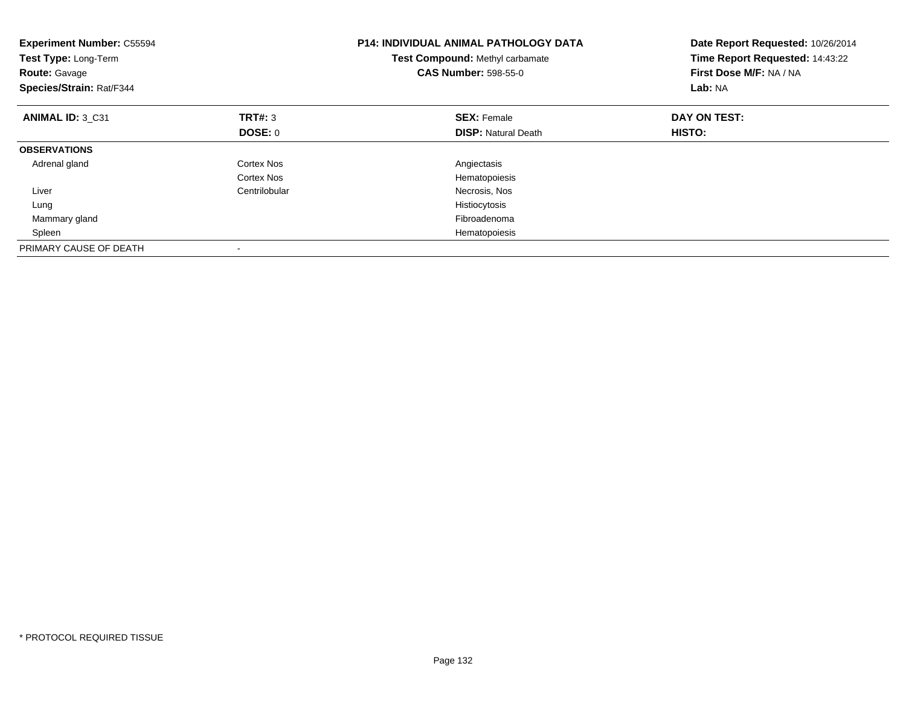**Experiment Number:** C55594
**Test Type:** Long-Term
**Route:** Gavage
**Species/Strain:** Rat/F344

**P14: INDIVIDUAL ANIMAL PATHOLOGY DATA**
**Test Compound:** Methyl carbamate
**CAS Number:** 598-55-0

**Date Report Requested:** 10/26/2014
**Time Report Requested:** 14:43:22
**First Dose M/F:** NA / NA
**Lab:** NA

| **ANIMAL ID:** 3_C31 | **TRT#:** 3 | **SEX:** Female | **DAY ON TEST:** |
|---|---|---|---|
| | **DOSE:** 0 | **DISP:** Natural Death | **HISTO:** |
| **OBSERVATIONS** | | | |
| Adrenal gland | Cortex Nos | Angiectasis | |
| | Cortex Nos | Hematopoiesis | |
| Liver | Centrilobular | Necrosis, Nos | |
| Lung | | Histiocytosis | |
| Mammary gland | | Fibroadenoma | |
| Spleen | | Hematopoiesis | |
| PRIMARY CAUSE OF DEATH | - | | |

* PROTOCOL REQUIRED TISSUE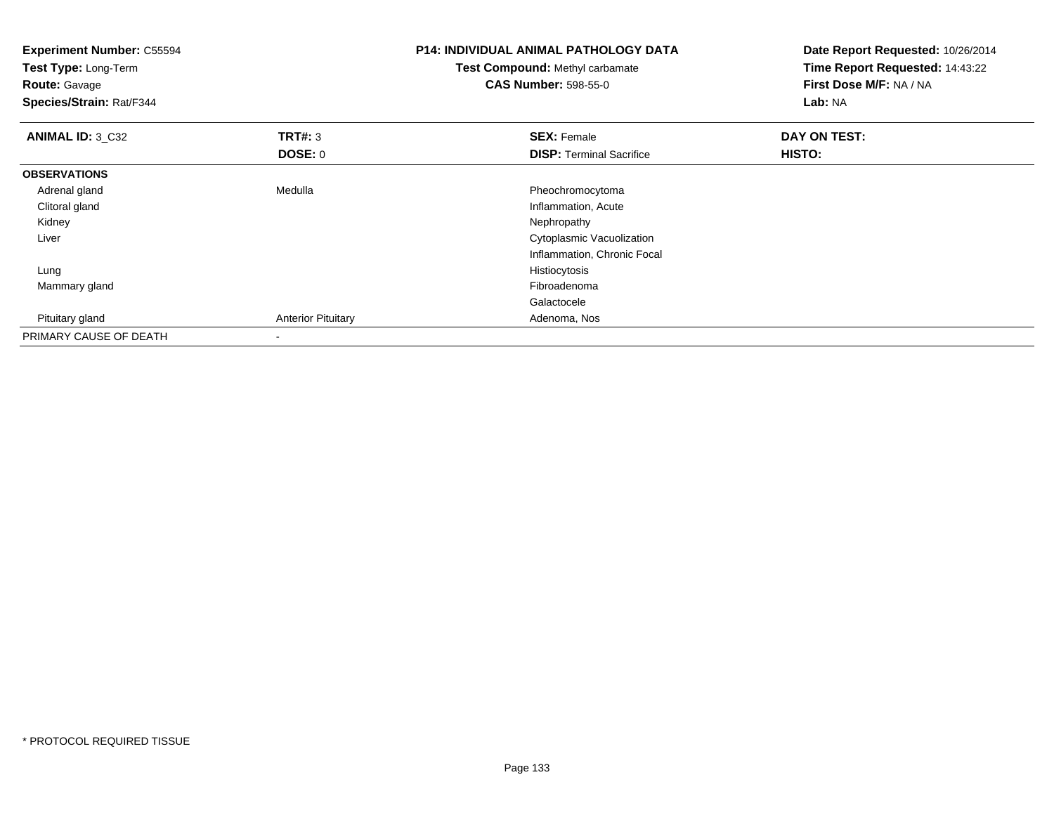**Experiment Number:** C55594
**Test Type:** Long-Term
**Route:** Gavage
**Species/Strain:** Rat/F344

**P14: INDIVIDUAL ANIMAL PATHOLOGY DATA**
**Test Compound:** Methyl carbamate
**CAS Number:** 598-55-0

**Date Report Requested:** 10/26/2014
**Time Report Requested:** 14:43:22
**First Dose M/F:** NA / NA
**Lab:** NA

| **ANIMAL ID:** 3_C32 | **TRT#:** 3 | **SEX:** Female | **DAY ON TEST:** |
|---|---|---|---|
| | **DOSE:** 0 | **DISP:** Terminal Sacrifice | **HISTO:** |
| **OBSERVATIONS** | | | |
| Adrenal gland | Medulla | Pheochromocytoma | |
| Clitoral gland | | Inflammation, Acute | |
| Kidney | | Nephropathy | |
| Liver | | Cytoplasmic Vacuolization | |
| | | Inflammation, Chronic Focal | |
| Lung | | Histiocytosis | |
| Mammary gland | | Fibroadenoma | |
| | | Galactocele | |
| Pituitary gland | Anterior Pituitary | Adenoma, Nos | |
| PRIMARY CAUSE OF DEATH | - | | |

\* PROTOCOL REQUIRED TISSUE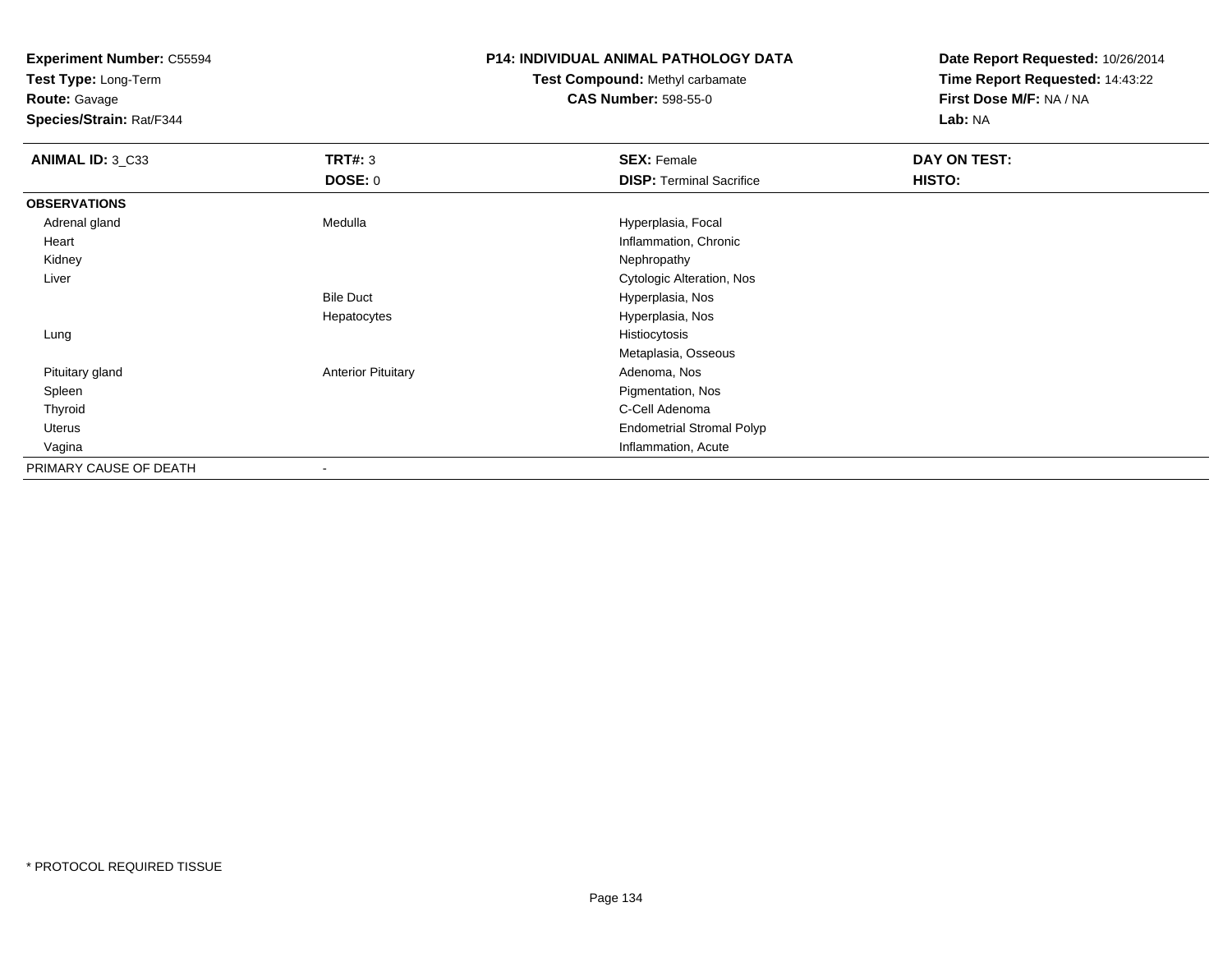**Experiment Number:** C55594
**Test Type:** Long-Term
**Route:** Gavage
**Species/Strain:** Rat/F344

**P14: INDIVIDUAL ANIMAL PATHOLOGY DATA**
**Test Compound:** Methyl carbamate
**CAS Number:** 598-55-0

**Date Report Requested:** 10/26/2014
**Time Report Requested:** 14:43:22
**First Dose M/F:** NA / NA
**Lab:** NA

| **ANIMAL ID:** 3_C33 | **TRT#:** 3 | **SEX:** Female | **DAY ON TEST:** |
|---|---|---|---|
| | **DOSE:** 0 | **DISP:** Terminal Sacrifice | **HISTO:** |
| **OBSERVATIONS** | | | |
| Adrenal gland | Medulla | Hyperplasia, Focal | |
| Heart | | Inflammation, Chronic | |
| Kidney | | Nephropathy | |
| Liver | | Cytologic Alteration, Nos | |
| | Bile Duct | Hyperplasia, Nos | |
| | Hepatocytes | Hyperplasia, Nos | |
| Lung | | Histiocytosis | |
| | | Metaplasia, Osseous | |
| Pituitary gland | Anterior Pituitary | Adenoma, Nos | |
| Spleen | | Pigmentation, Nos | |
| Thyroid | | C-Cell Adenoma | |
| Uterus | | Endometrial Stromal Polyp | |
| Vagina | | Inflammation, Acute | |
| PRIMARY CAUSE OF DEATH | - | | |

* PROTOCOL REQUIRED TISSUE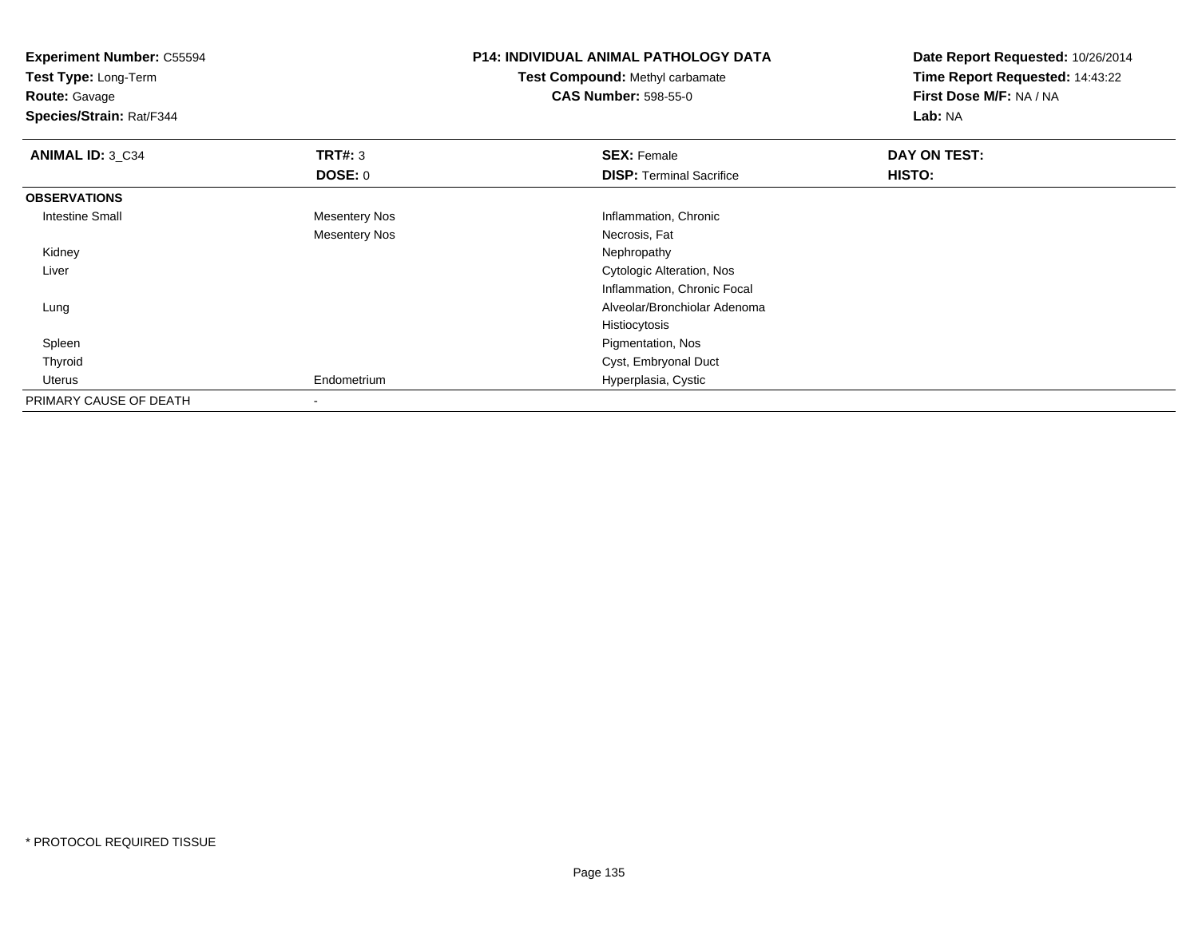**Experiment Number:** C55594
**Test Type:** Long-Term
**Route:** Gavage
**Species/Strain:** Rat/F344

**P14: INDIVIDUAL ANIMAL PATHOLOGY DATA**
**Test Compound:** Methyl carbamate
**CAS Number:** 598-55-0

**Date Report Requested:** 10/26/2014
**Time Report Requested:** 14:43:22
**First Dose M/F:** NA / NA
**Lab:** NA

| **ANIMAL ID:** 3_C34 | **TRT#:** 3 | **SEX:** Female | **DAY ON TEST:** |
|---|---|---|---|
| | **DOSE:** 0 | **DISP:** Terminal Sacrifice | **HISTO:** |
| **OBSERVATIONS** | | | |
| Intestine Small | Mesentery Nos | Inflammation, Chronic | |
| | Mesentery Nos | Necrosis, Fat | |
| Kidney | | Nephropathy | |
| Liver | | Cytologic Alteration, Nos | |
| | | Inflammation, Chronic Focal | |
| Lung | | Alveolar/Bronchiolar Adenoma | |
| | | Histiocytosis | |
| Spleen | | Pigmentation, Nos | |
| Thyroid | | Cyst, Embryonal Duct | |
| Uterus | Endometrium | Hyperplasia, Cystic | |
| PRIMARY CAUSE OF DEATH | - | | |

* PROTOCOL REQUIRED TISSUE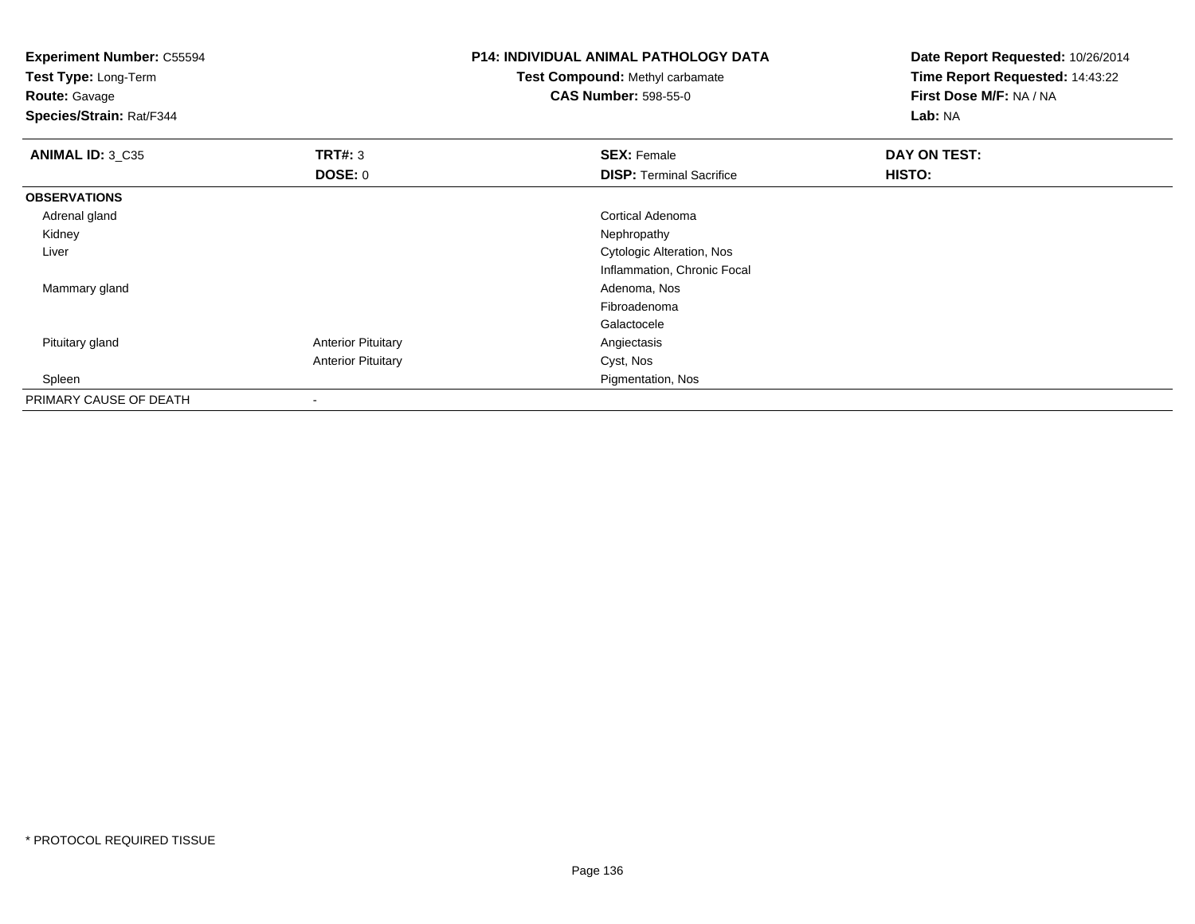**Experiment Number:** C55594
**Test Type:** Long-Term
**Route:** Gavage
**Species/Strain:** Rat/F344

**P14: INDIVIDUAL ANIMAL PATHOLOGY DATA**
**Test Compound:** Methyl carbamate
**CAS Number:** 598-55-0

**Date Report Requested:** 10/26/2014
**Time Report Requested:** 14:43:22
**First Dose M/F:** NA / NA
**Lab:** NA

| **ANIMAL ID:** 3_C35 | **TRT#:** 3 | **SEX:** Female | **DAY ON TEST:** |
|---|---|---|---|
| | **DOSE:** 0 | **DISP:** Terminal Sacrifice | **HISTO:** |
| **OBSERVATIONS** | | | |
| Adrenal gland | | Cortical Adenoma | |
| Kidney | | Nephropathy | |
| Liver | | Cytologic Alteration, Nos | |
| | | Inflammation, Chronic Focal | |
| Mammary gland | | Adenoma, Nos | |
| | | Fibroadenoma | |
| | | Galactocele | |
| Pituitary gland | Anterior Pituitary | Angiectasis | |
| | Anterior Pituitary | Cyst, Nos | |
| Spleen | | Pigmentation, Nos | |
| PRIMARY CAUSE OF DEATH | - | | |

* PROTOCOL REQUIRED TISSUE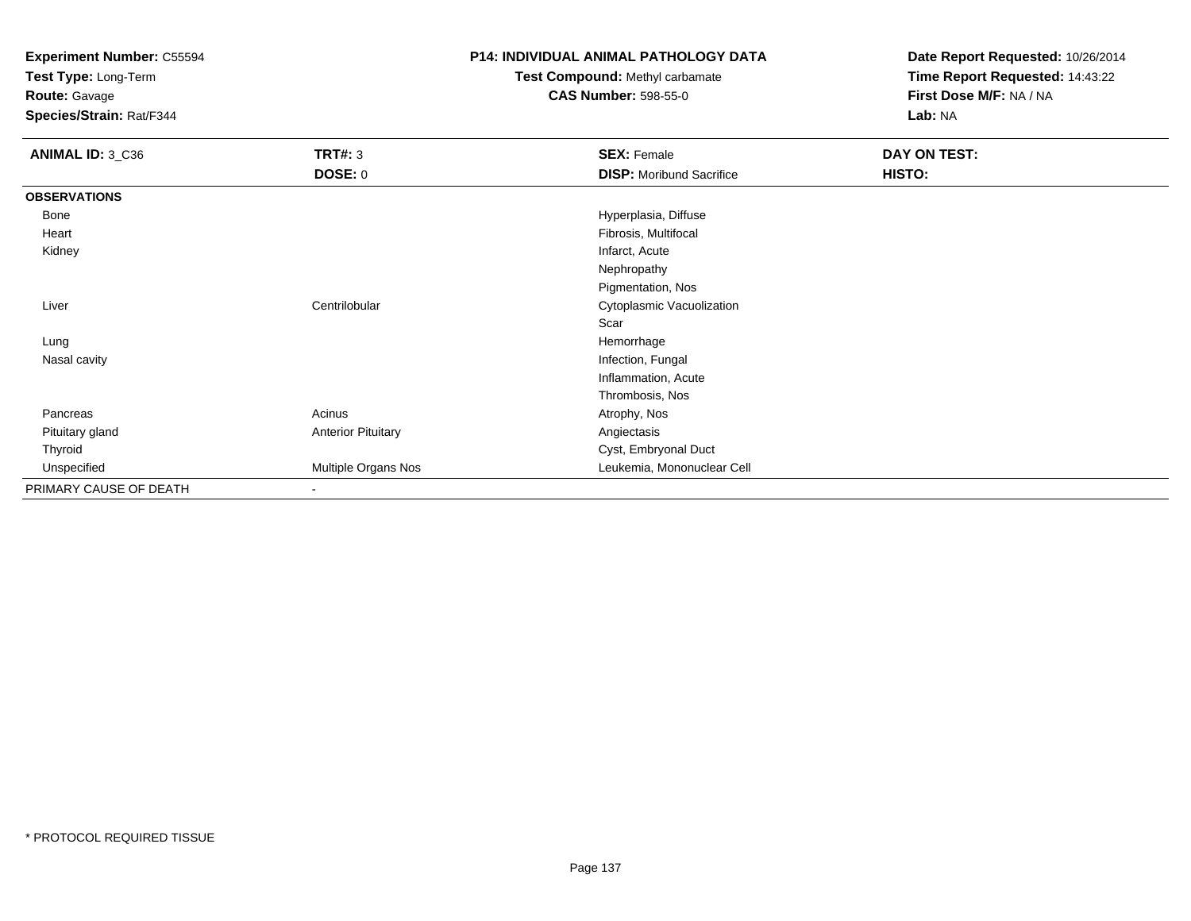**Experiment Number:** C55594
**Test Type:** Long-Term
**Route:** Gavage
**Species/Strain:** Rat/F344

**P14: INDIVIDUAL ANIMAL PATHOLOGY DATA**
**Test Compound:** Methyl carbamate
**CAS Number:** 598-55-0

**Date Report Requested:** 10/26/2014
**Time Report Requested:** 14:43:22
**First Dose M/F:** NA / NA
**Lab:** NA

| **ANIMAL ID:** 3_C36 | **TRT#:** 3 | **SEX:** Female | **DAY ON TEST:** |
|---|---|---|---|
| | **DOSE:** 0 | **DISP:** Moribund Sacrifice | **HISTO:** |
| **OBSERVATIONS** | | | |
| Bone | | Hyperplasia, Diffuse | |
| Heart | | Fibrosis, Multifocal | |
| Kidney | | Infarct, Acute | |
| | | Nephropathy | |
| | | Pigmentation, Nos | |
| Liver | Centrilobular | Cytoplasmic Vacuolization | |
| | | Scar | |
| Lung | | Hemorrhage | |
| Nasal cavity | | Infection, Fungal | |
| | | Inflammation, Acute | |
| | | Thrombosis, Nos | |
| Pancreas | Acinus | Atrophy, Nos | |
| Pituitary gland | Anterior Pituitary | Angiectasis | |
| Thyroid | | Cyst, Embryonal Duct | |
| Unspecified | Multiple Organs Nos | Leukemia, Mononuclear Cell | |
| PRIMARY CAUSE OF DEATH | - | | |

* PROTOCOL REQUIRED TISSUE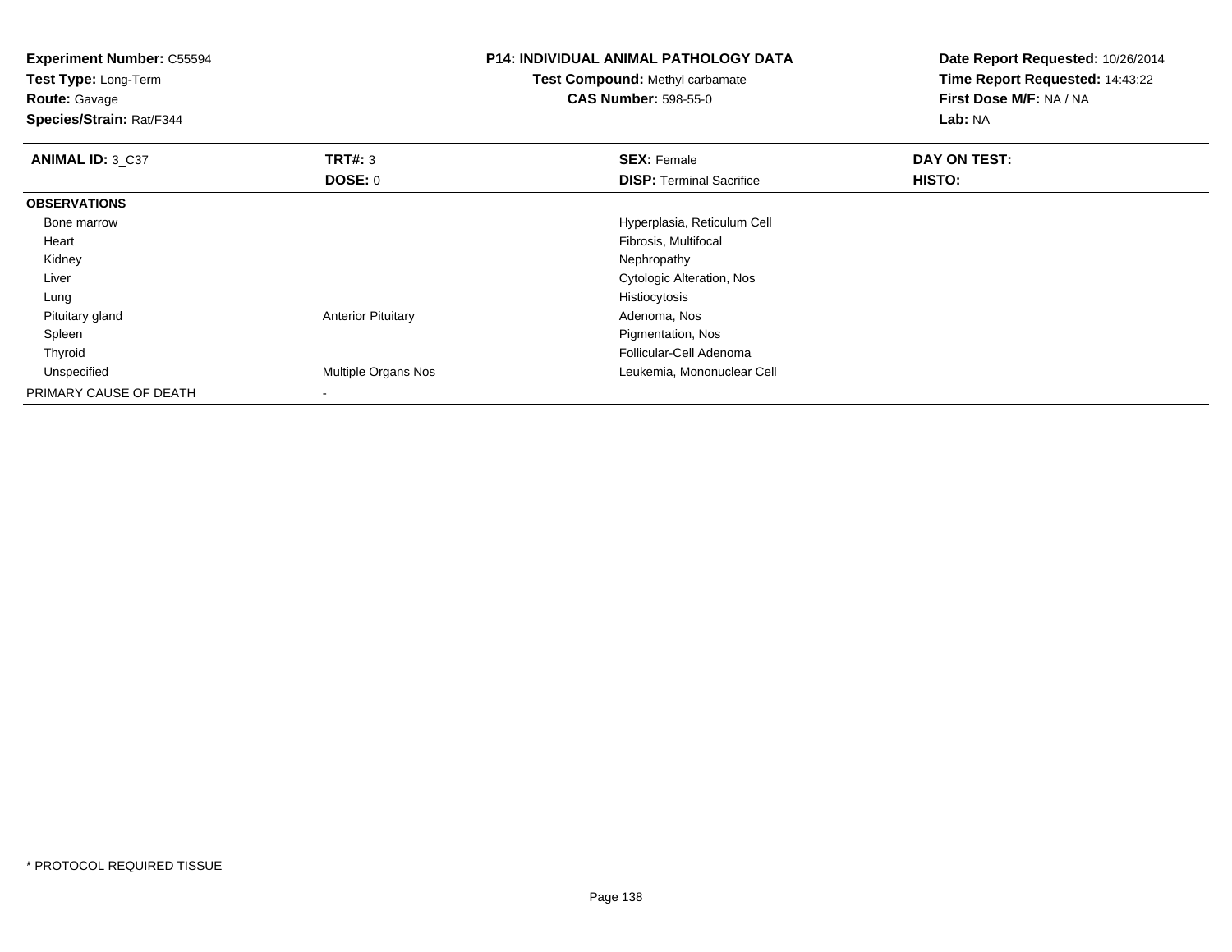**Experiment Number:** C55594
**Test Type:** Long-Term
**Route:** Gavage
**Species/Strain:** Rat/F344

**P14: INDIVIDUAL ANIMAL PATHOLOGY DATA**
**Test Compound:** Methyl carbamate
**CAS Number:** 598-55-0

**Date Report Requested:** 10/26/2014
**Time Report Requested:** 14:43:22
**First Dose M/F:** NA / NA
**Lab:** NA

| **ANIMAL ID:** 3_C37 | **TRT#:** 3 | **SEX:** Female | **DAY ON TEST:** |
|---|---|---|---|
| | **DOSE:** 0 | **DISP:** Terminal Sacrifice | **HISTO:** |
| **OBSERVATIONS** | | | |
| Bone marrow | | Hyperplasia, Reticulum Cell | |
| Heart | | Fibrosis, Multifocal | |
| Kidney | | Nephropathy | |
| Liver | | Cytologic Alteration, Nos | |
| Lung | | Histiocytosis | |
| Pituitary gland | Anterior Pituitary | Adenoma, Nos | |
| Spleen | | Pigmentation, Nos | |
| Thyroid | | Follicular-Cell Adenoma | |
| Unspecified | Multiple Organs Nos | Leukemia, Mononuclear Cell | |
| PRIMARY CAUSE OF DEATH | - | | |

* PROTOCOL REQUIRED TISSUE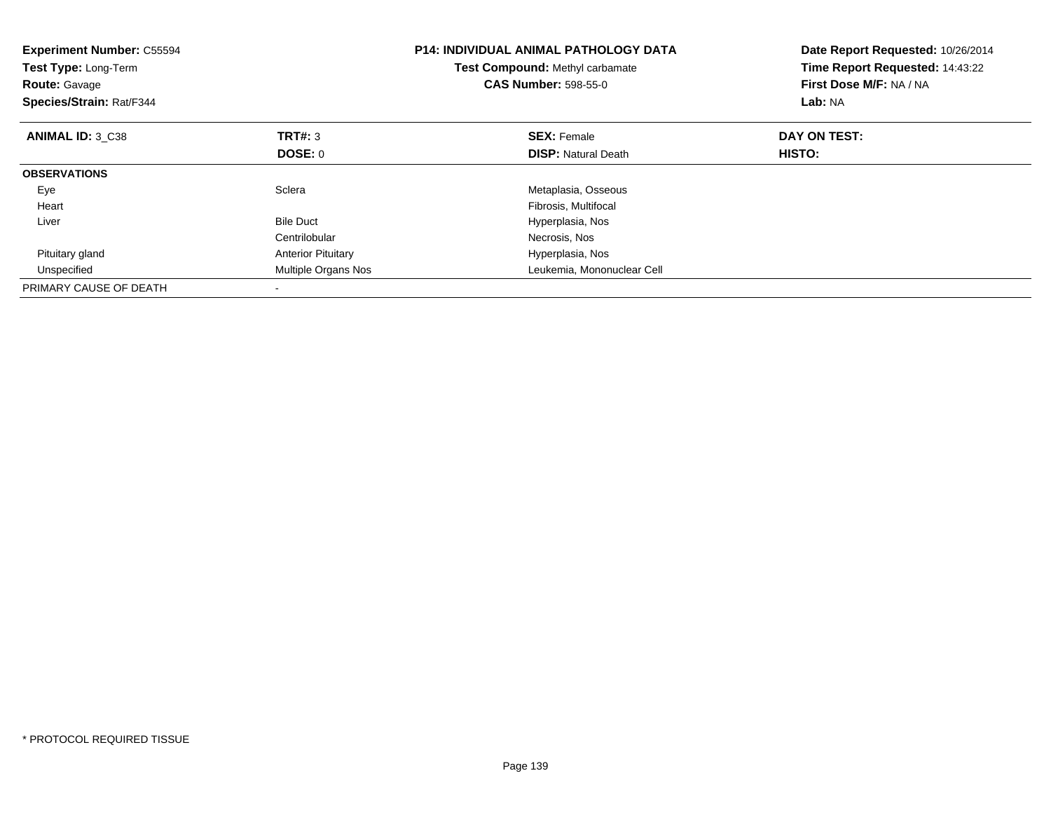**Experiment Number:** C55594
**Test Type:** Long-Term
**Route:** Gavage
**Species/Strain:** Rat/F344

**P14: INDIVIDUAL ANIMAL PATHOLOGY DATA**
**Test Compound:** Methyl carbamate
**CAS Number:** 598-55-0

**Date Report Requested:** 10/26/2014
**Time Report Requested:** 14:43:22
**First Dose M/F:** NA / NA
**Lab:** NA

| **ANIMAL ID:** 3_C38 | **TRT#:** 3 | **SEX:** Female | **DAY ON TEST:** |
|---|---|---|---|
| | **DOSE:** 0 | **DISP:** Natural Death | **HISTO:** |
| **OBSERVATIONS** | | | |
| Eye | Sclera | Metaplasia, Osseous | |
| Heart | | Fibrosis, Multifocal | |
| Liver | Bile Duct | Hyperplasia, Nos | |
| | Centrilobular | Necrosis, Nos | |
| Pituitary gland | Anterior Pituitary | Hyperplasia, Nos | |
| Unspecified | Multiple Organs Nos | Leukemia, Mononuclear Cell | |
| PRIMARY CAUSE OF DEATH | - | | |

\* PROTOCOL REQUIRED TISSUE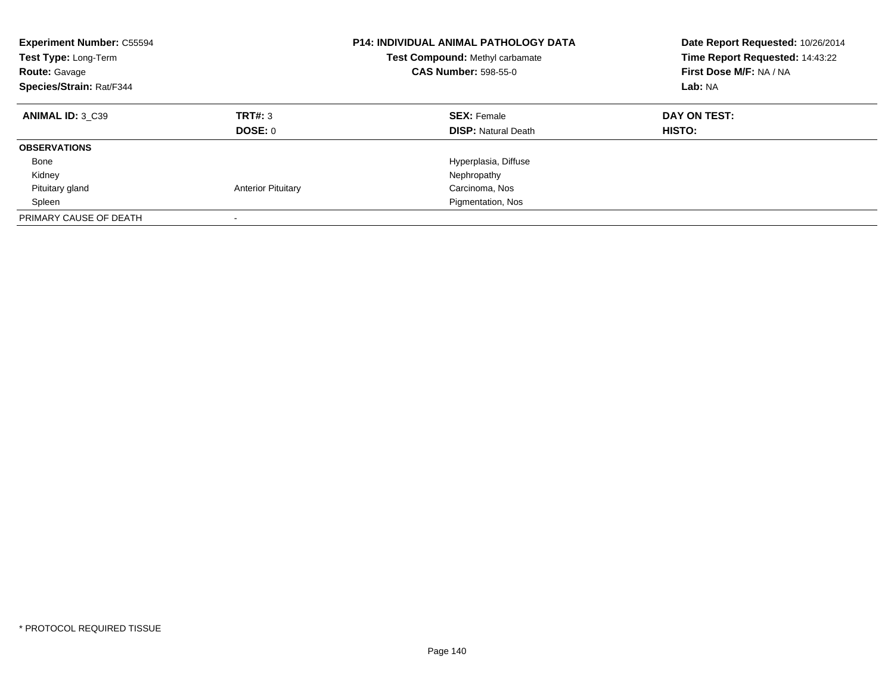**Experiment Number:** C55594
**Test Type:** Long-Term
**Route:** Gavage
**Species/Strain:** Rat/F344

**P14: INDIVIDUAL ANIMAL PATHOLOGY DATA**
**Test Compound:** Methyl carbamate
**CAS Number:** 598-55-0

**Date Report Requested:** 10/26/2014
**Time Report Requested:** 14:43:22
**First Dose M/F:** NA / NA
**Lab:** NA

| **ANIMAL ID:** 3_C39 | **TRT#:** 3 | **SEX:** Female | **DAY ON TEST:** |
|---|---|---|---|
| | **DOSE:** 0 | **DISP:** Natural Death | **HISTO:** |
| **OBSERVATIONS** | | | |
| Bone | | Hyperplasia, Diffuse | |
| Kidney | | Nephropathy | |
| Pituitary gland | Anterior Pituitary | Carcinoma, Nos | |
| Spleen | | Pigmentation, Nos | |
| PRIMARY CAUSE OF DEATH | - | | |

* PROTOCOL REQUIRED TISSUE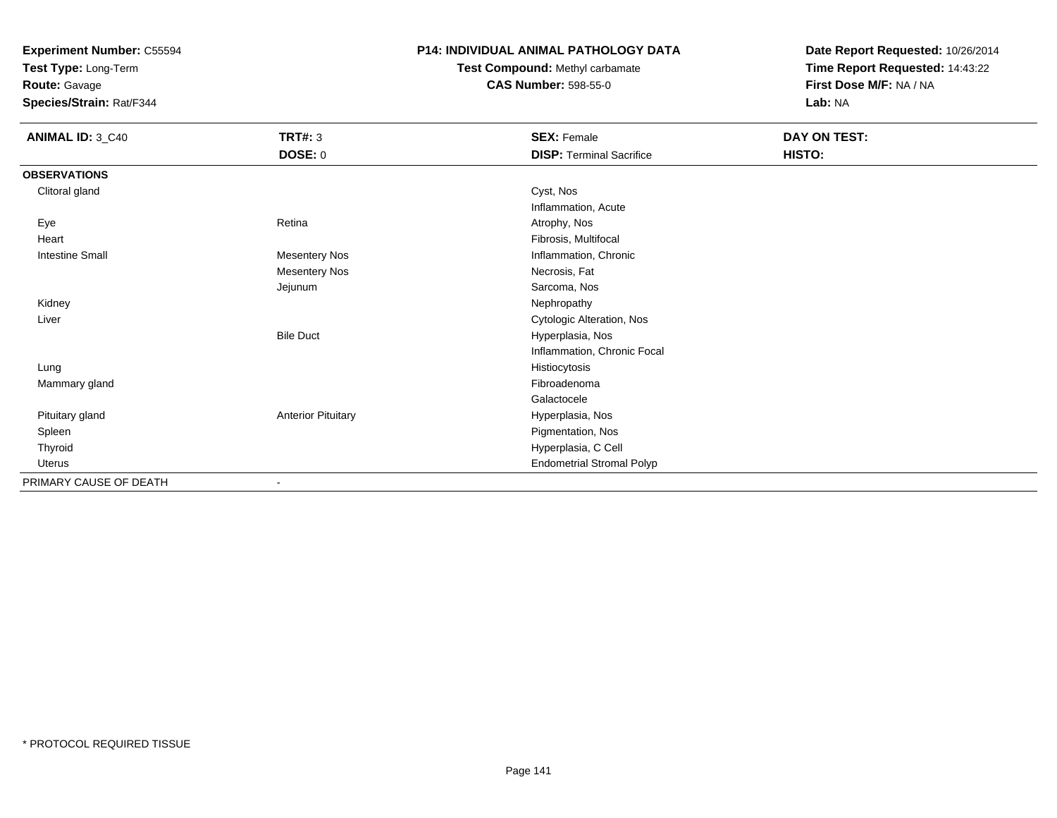**Experiment Number:** C55594
**Test Type:** Long-Term
**Route:** Gavage
**Species/Strain:** Rat/F344

**P14: INDIVIDUAL ANIMAL PATHOLOGY DATA**
**Test Compound:** Methyl carbamate
**CAS Number:** 598-55-0

**Date Report Requested:** 10/26/2014
**Time Report Requested:** 14:43:22
**First Dose M/F:** NA / NA
**Lab:** NA

| **ANIMAL ID:** 3_C40 | **TRT#:** 3<br>**DOSE:** 0 | **SEX:** Female<br>**DISP:** Terminal Sacrifice | **DAY ON TEST:**<br>**HISTO:** |
|---|---|---|---|
| **OBSERVATIONS** | | | |
| Clitoral gland | | Cyst, Nos | |
| | | Inflammation, Acute | |
| Eye | Retina | Atrophy, Nos | |
| Heart | | Fibrosis, Multifocal | |
| Intestine Small | Mesentery Nos | Inflammation, Chronic | |
| | Mesentery Nos | Necrosis, Fat | |
| | Jejunum | Sarcoma, Nos | |
| Kidney | | Nephropathy | |
| Liver | | Cytologic Alteration, Nos | |
| | Bile Duct | Hyperplasia, Nos | |
| | | Inflammation, Chronic Focal | |
| Lung | | Histiocytosis | |
| Mammary gland | | Fibroadenoma | |
| | | Galactocele | |
| Pituitary gland | Anterior Pituitary | Hyperplasia, Nos | |
| Spleen | | Pigmentation, Nos | |
| Thyroid | | Hyperplasia, C Cell | |
| Uterus | | Endometrial Stromal Polyp | |
| PRIMARY CAUSE OF DEATH | - | | |

* PROTOCOL REQUIRED TISSUE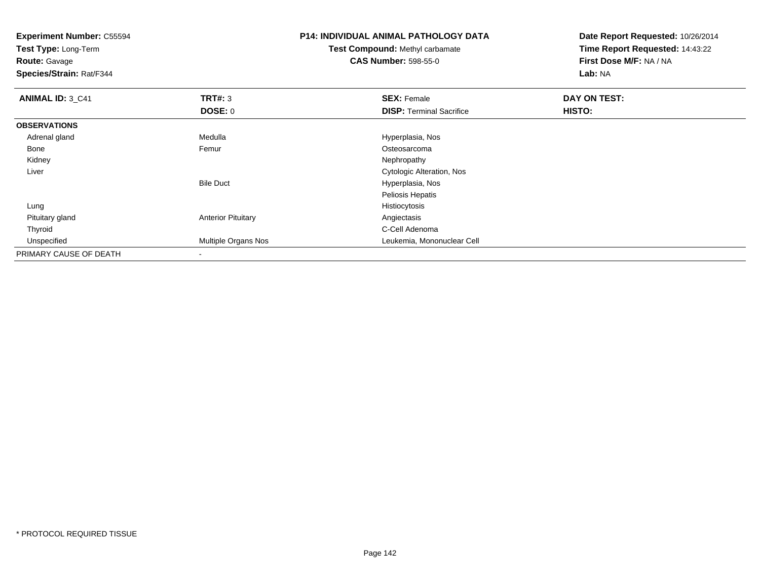**Experiment Number:** C55594
**Test Type:** Long-Term
**Route:** Gavage
**Species/Strain:** Rat/F344

**P14: INDIVIDUAL ANIMAL PATHOLOGY DATA**
**Test Compound:** Methyl carbamate
**CAS Number:** 598-55-0

**Date Report Requested:** 10/26/2014
**Time Report Requested:** 14:43:22
**First Dose M/F:** NA / NA
**Lab:** NA

| **ANIMAL ID:** 3_C41 | **TRT#:** 3 | **SEX:** Female | **DAY ON TEST:** |
|---|---|---|---|
| | **DOSE:** 0 | **DISP:** Terminal Sacrifice | **HISTO:** |
| **OBSERVATIONS** | | | |
| Adrenal gland | Medulla | Hyperplasia, Nos | |
| Bone | Femur | Osteosarcoma | |
| Kidney | | Nephropathy | |
| Liver | | Cytologic Alteration, Nos | |
| | Bile Duct | Hyperplasia, Nos | |
| | | Peliosis Hepatis | |
| Lung | | Histiocytosis | |
| Pituitary gland | Anterior Pituitary | Angiectasis | |
| Thyroid | | C-Cell Adenoma | |
| Unspecified | Multiple Organs Nos | Leukemia, Mononuclear Cell | |
| PRIMARY CAUSE OF DEATH | - | | |

* PROTOCOL REQUIRED TISSUE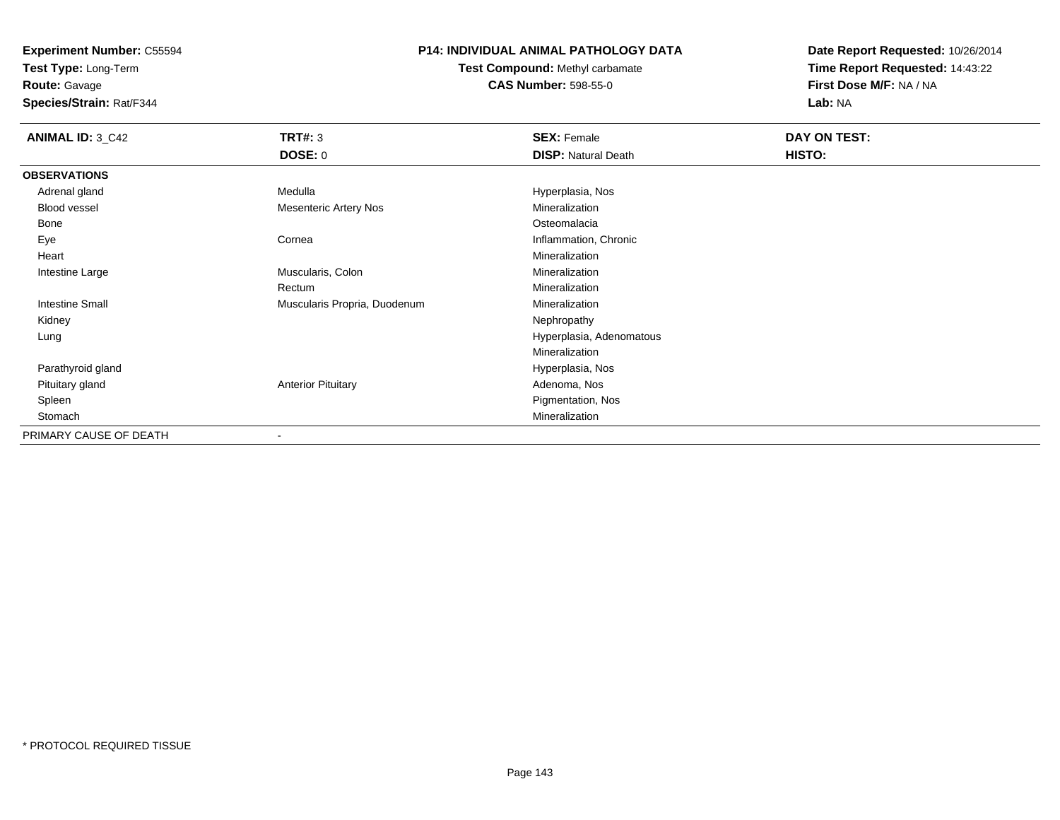**Experiment Number:** C55594
**Test Type:** Long-Term
**Route:** Gavage
**Species/Strain:** Rat/F344

**P14: INDIVIDUAL ANIMAL PATHOLOGY DATA**
**Test Compound:** Methyl carbamate
**CAS Number:** 598-55-0

**Date Report Requested:** 10/26/2014
**Time Report Requested:** 14:43:22
**First Dose M/F:** NA / NA
**Lab:** NA

| **ANIMAL ID:** 3_C42 | **TRT#:** 3 | **SEX:** Female | **DAY ON TEST:** |
|---|---|---|---|
| | **DOSE:** 0 | **DISP:** Natural Death | **HISTO:** |
| **OBSERVATIONS** | | | |
| Adrenal gland | Medulla | Hyperplasia, Nos | |
| Blood vessel | Mesenteric Artery Nos | Mineralization | |
| Bone | | Osteomalacia | |
| Eye | Cornea | Inflammation, Chronic | |
| Heart | | Mineralization | |
| Intestine Large | Muscularis, Colon | Mineralization | |
| | Rectum | Mineralization | |
| Intestine Small | Muscularis Propria, Duodenum | Mineralization | |
| Kidney | | Nephropathy | |
| Lung | | Hyperplasia, Adenomatous | |
| | | Mineralization | |
| Parathyroid gland | | Hyperplasia, Nos | |
| Pituitary gland | Anterior Pituitary | Adenoma, Nos | |
| Spleen | | Pigmentation, Nos | |
| Stomach | | Mineralization | |
| PRIMARY CAUSE OF DEATH | - | | |

* PROTOCOL REQUIRED TISSUE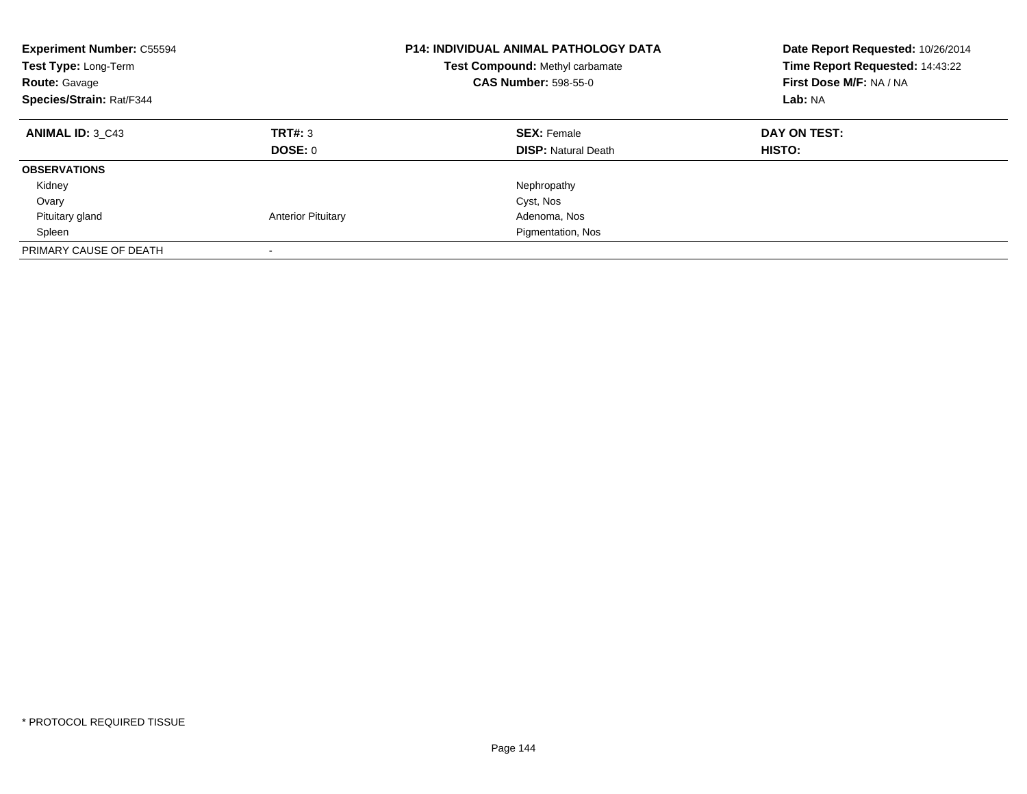**Experiment Number:** C55594
**Test Type:** Long-Term
**Route:** Gavage
**Species/Strain:** Rat/F344

**P14: INDIVIDUAL ANIMAL PATHOLOGY DATA**
**Test Compound:** Methyl carbamate
**CAS Number:** 598-55-0

**Date Report Requested:** 10/26/2014
**Time Report Requested:** 14:43:22
**First Dose M/F:** NA / NA
**Lab:** NA

| **ANIMAL ID:** 3_C43 | **TRT#:** 3 | **SEX:** Female | **DAY ON TEST:** |
|---|---|---|---|
| | **DOSE:** 0 | **DISP:** Natural Death | **HISTO:** |
| **OBSERVATIONS** | | | |
| Kidney | | Nephropathy | |
| Ovary | | Cyst, Nos | |
| Pituitary gland | Anterior Pituitary | Adenoma, Nos | |
| Spleen | | Pigmentation, Nos | |
| PRIMARY CAUSE OF DEATH | - | | |

* PROTOCOL REQUIRED TISSUE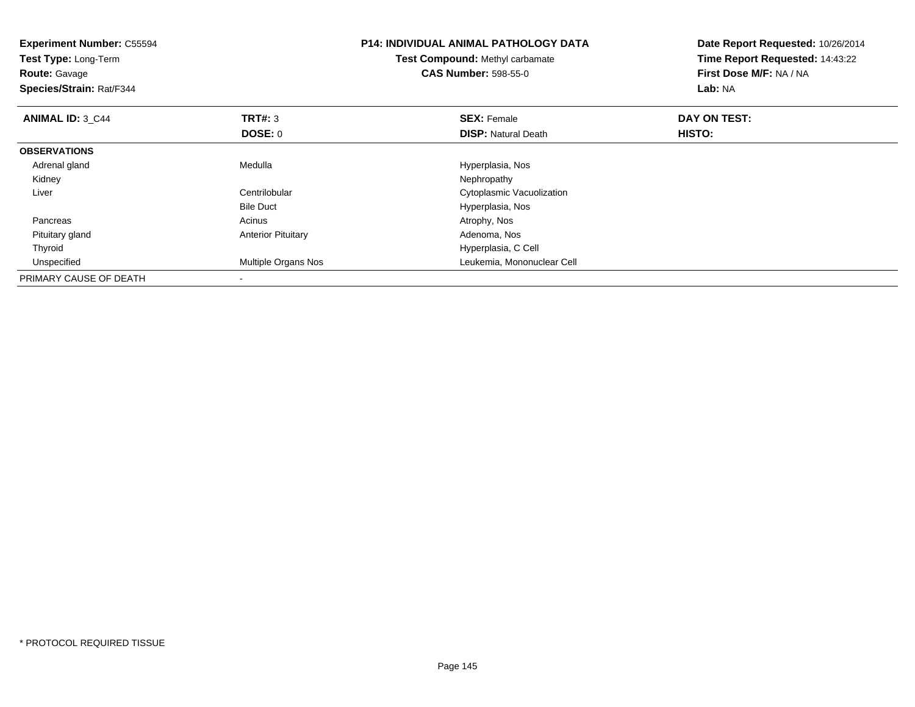**Experiment Number:** C55594
**Test Type:** Long-Term
**Route:** Gavage
**Species/Strain:** Rat/F344

**P14: INDIVIDUAL ANIMAL PATHOLOGY DATA**
**Test Compound:** Methyl carbamate
**CAS Number:** 598-55-0

**Date Report Requested:** 10/26/2014
**Time Report Requested:** 14:43:22
**First Dose M/F:** NA / NA
**Lab:** NA

| **ANIMAL ID:** 3_C44 | **TRT#:** 3 | **SEX:** Female | **DAY ON TEST:** |
|---|---|---|---|
| | **DOSE:** 0 | **DISP:** Natural Death | **HISTO:** |
| **OBSERVATIONS** | | | |
| Adrenal gland | Medulla | Hyperplasia, Nos | |
| Kidney | | Nephropathy | |
| Liver | Centrilobular | Cytoplasmic Vacuolization | |
| | Bile Duct | Hyperplasia, Nos | |
| Pancreas | Acinus | Atrophy, Nos | |
| Pituitary gland | Anterior Pituitary | Adenoma, Nos | |
| Thyroid | | Hyperplasia, C Cell | |
| Unspecified | Multiple Organs Nos | Leukemia, Mononuclear Cell | |
| PRIMARY CAUSE OF DEATH | - | | |

* PROTOCOL REQUIRED TISSUE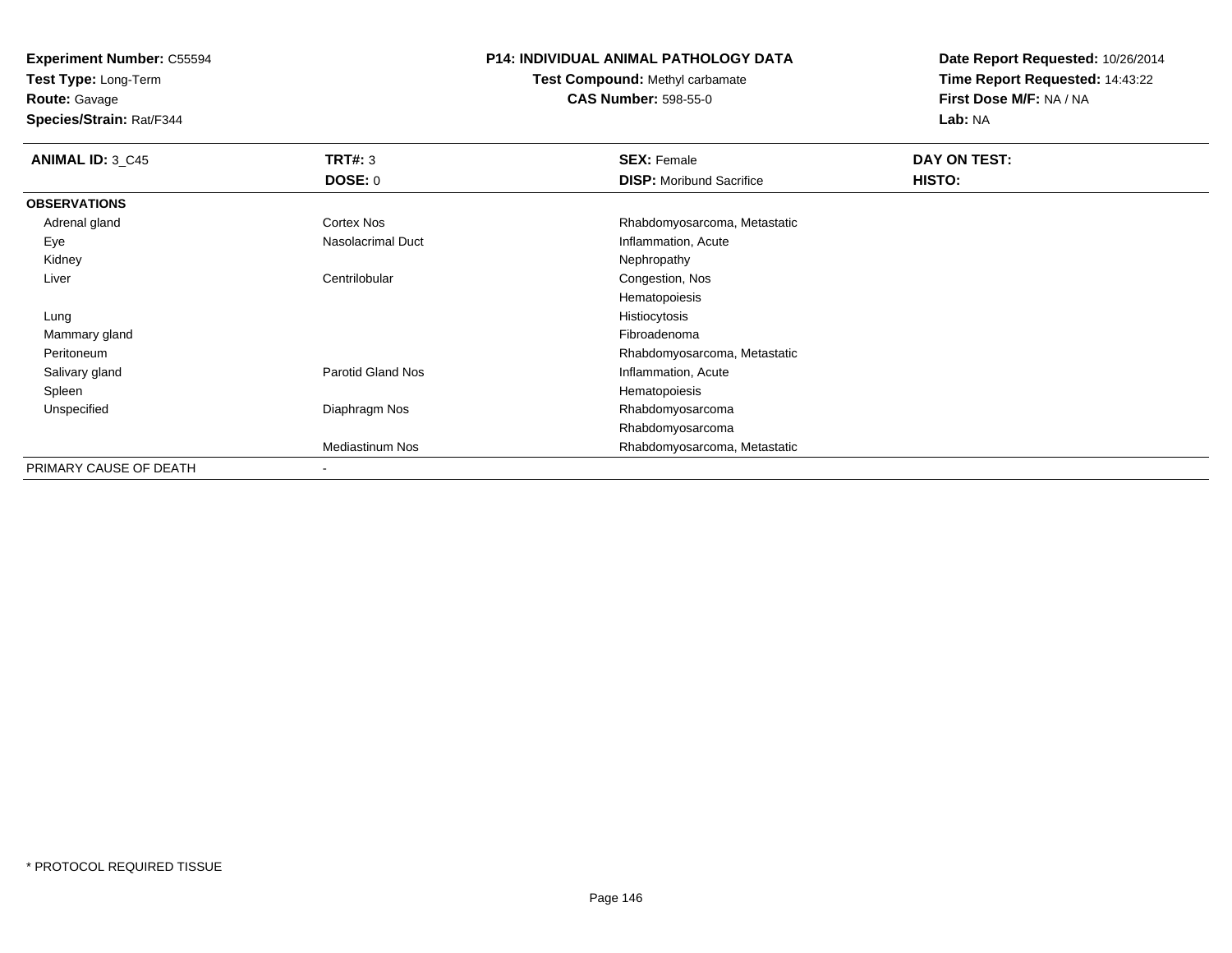**Experiment Number:** C55594
**Test Type:** Long-Term
**Route:** Gavage
**Species/Strain:** Rat/F344

**P14: INDIVIDUAL ANIMAL PATHOLOGY DATA**
**Test Compound:** Methyl carbamate
**CAS Number:** 598-55-0

**Date Report Requested:** 10/26/2014
**Time Report Requested:** 14:43:22
**First Dose M/F:** NA / NA
**Lab:** NA

| **ANIMAL ID:** 3_C45 | **TRT#:** 3 | **SEX:** Female | **DAY ON TEST:** |
|---|---|---|---|
| | **DOSE:** 0 | **DISP:** Moribund Sacrifice | **HISTO:** |
| **OBSERVATIONS** | | | |
| Adrenal gland | Cortex Nos | Rhabdomyosarcoma, Metastatic | |
| Eye | Nasolacrimal Duct | Inflammation, Acute | |
| Kidney | | Nephropathy | |
| Liver | Centrilobular | Congestion, Nos | |
| | | Hematopoiesis | |
| Lung | | Histiocytosis | |
| Mammary gland | | Fibroadenoma | |
| Peritoneum | | Rhabdomyosarcoma, Metastatic | |
| Salivary gland | Parotid Gland Nos | Inflammation, Acute | |
| Spleen | | Hematopoiesis | |
| Unspecified | Diaphragm Nos | Rhabdomyosarcoma | |
| | | Rhabdomyosarcoma | |
| | Mediastinum Nos | Rhabdomyosarcoma, Metastatic | |
| PRIMARY CAUSE OF DEATH | - | | |

* PROTOCOL REQUIRED TISSUE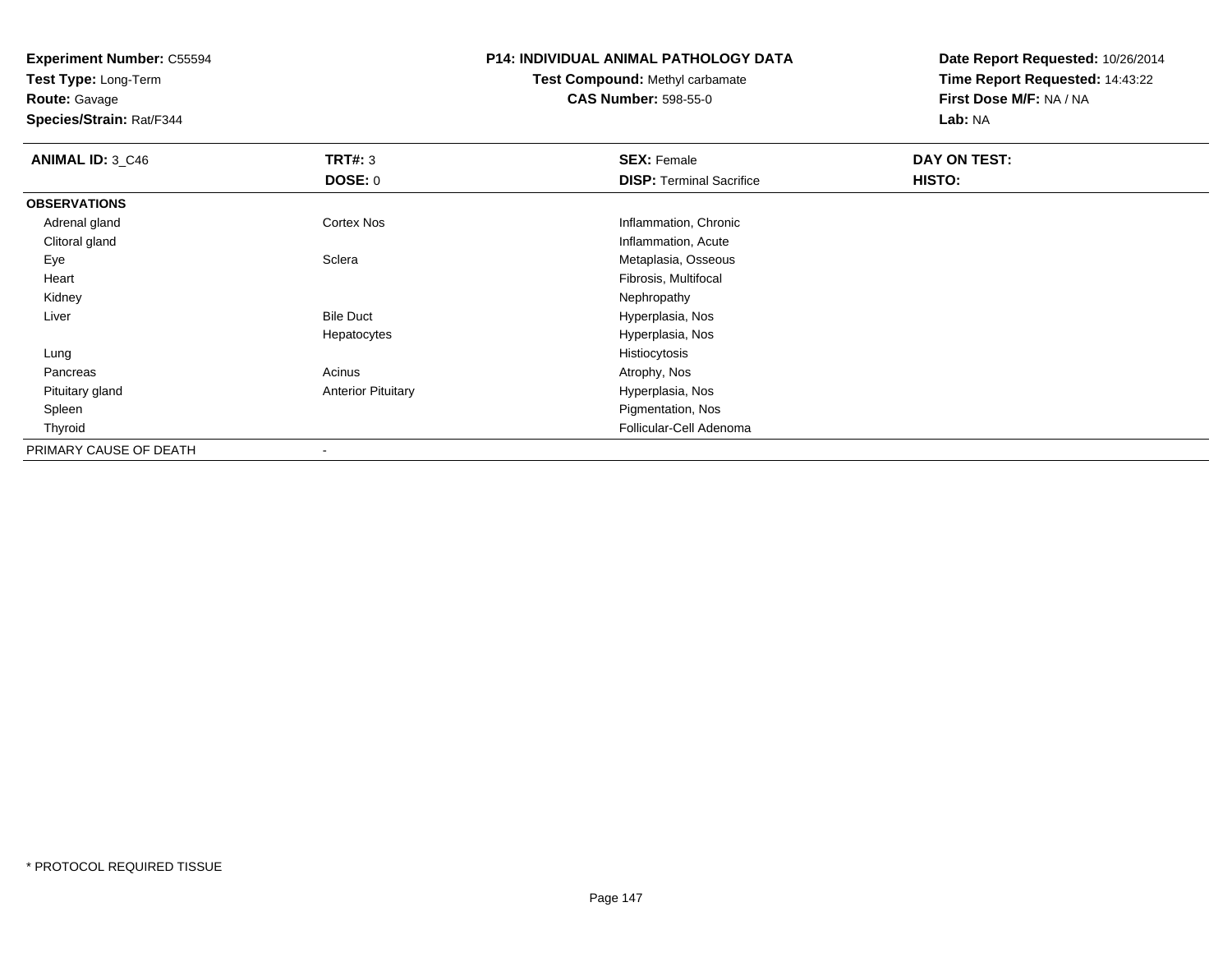**Experiment Number:** C55594
**Test Type:** Long-Term
**Route:** Gavage
**Species/Strain:** Rat/F344

**P14: INDIVIDUAL ANIMAL PATHOLOGY DATA**
**Test Compound:** Methyl carbamate
**CAS Number:** 598-55-0

**Date Report Requested:** 10/26/2014
**Time Report Requested:** 14:43:22
**First Dose M/F:** NA / NA
**Lab:** NA

| **ANIMAL ID:** 3_C46 | **TRT#:** 3 | **SEX:** Female | **DAY ON TEST:** |
|---|---|---|---|
| | **DOSE:** 0 | **DISP:** Terminal Sacrifice | **HISTO:** |
| **OBSERVATIONS** | | | |
| Adrenal gland | Cortex Nos | Inflammation, Chronic | |
| Clitoral gland | | Inflammation, Acute | |
| Eye | Sclera | Metaplasia, Osseous | |
| Heart | | Fibrosis, Multifocal | |
| Kidney | | Nephropathy | |
| Liver | Bile Duct | Hyperplasia, Nos | |
| | Hepatocytes | Hyperplasia, Nos | |
| Lung | | Histiocytosis | |
| Pancreas | Acinus | Atrophy, Nos | |
| Pituitary gland | Anterior Pituitary | Hyperplasia, Nos | |
| Spleen | | Pigmentation, Nos | |
| Thyroid | | Follicular-Cell Adenoma | |
| PRIMARY CAUSE OF DEATH | - | | |

* PROTOCOL REQUIRED TISSUE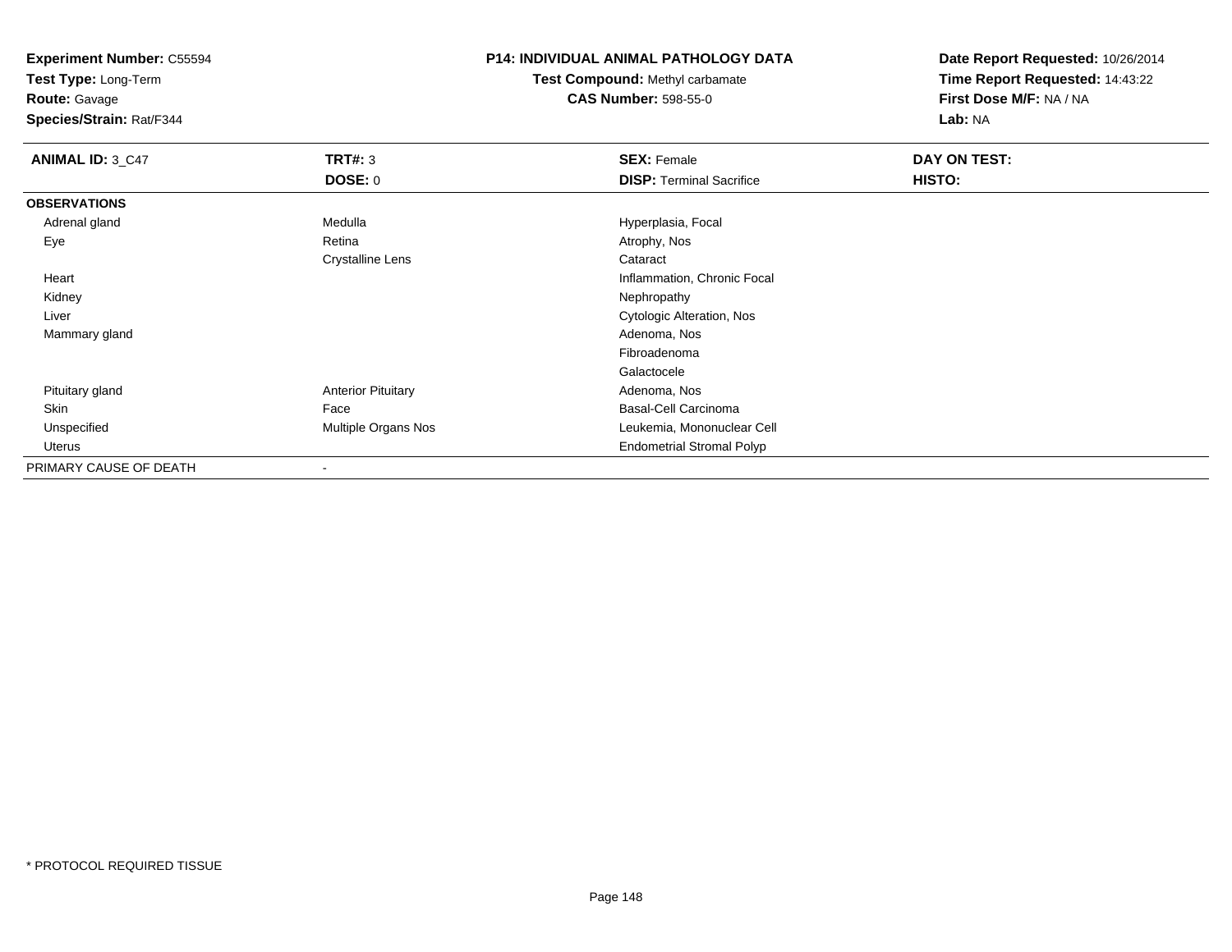**Experiment Number:** C55594
**Test Type:** Long-Term
**Route:** Gavage
**Species/Strain:** Rat/F344

**P14: INDIVIDUAL ANIMAL PATHOLOGY DATA**
**Test Compound:** Methyl carbamate
**CAS Number:** 598-55-0

**Date Report Requested:** 10/26/2014
**Time Report Requested:** 14:43:22
**First Dose M/F:** NA / NA
**Lab:** NA

| **ANIMAL ID:** 3_C47 | **TRT#:** 3 | **SEX:** Female | **DAY ON TEST:** |
|---|---|---|---|
| | **DOSE:** 0 | **DISP:** Terminal Sacrifice | **HISTO:** |
| **OBSERVATIONS** | | | |
| Adrenal gland | Medulla | Hyperplasia, Focal | |
| Eye | Retina | Atrophy, Nos | |
| | Crystalline Lens | Cataract | |
| Heart | | Inflammation, Chronic Focal | |
| Kidney | | Nephropathy | |
| Liver | | Cytologic Alteration, Nos | |
| Mammary gland | | Adenoma, Nos | |
| | | Fibroadenoma | |
| | | Galactocele | |
| Pituitary gland | Anterior Pituitary | Adenoma, Nos | |
| Skin | Face | Basal-Cell Carcinoma | |
| Unspecified | Multiple Organs Nos | Leukemia, Mononuclear Cell | |
| Uterus | | Endometrial Stromal Polyp | |
| PRIMARY CAUSE OF DEATH | - | | |

\* PROTOCOL REQUIRED TISSUE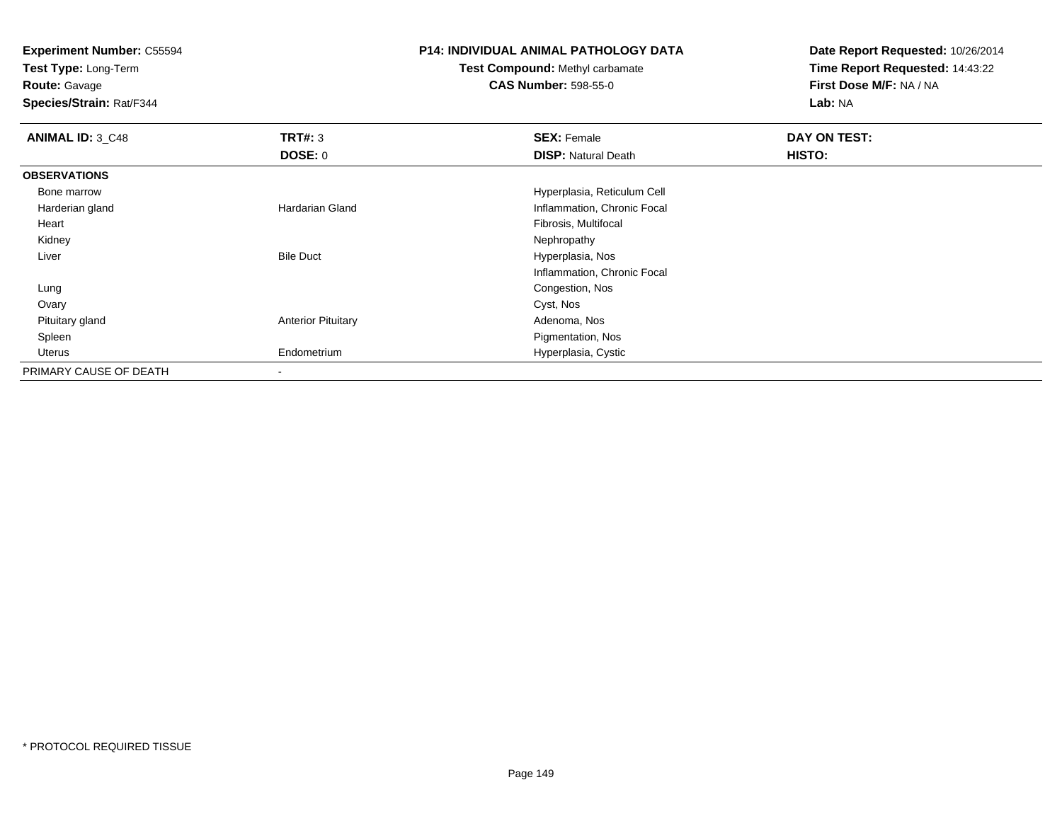**Experiment Number:** C55594
**Test Type:** Long-Term
**Route:** Gavage
**Species/Strain:** Rat/F344

**P14: INDIVIDUAL ANIMAL PATHOLOGY DATA**
**Test Compound:** Methyl carbamate
**CAS Number:** 598-55-0

**Date Report Requested:** 10/26/2014
**Time Report Requested:** 14:43:22
**First Dose M/F:** NA / NA
**Lab:** NA

| **ANIMAL ID:** 3_C48 | **TRT#:** 3 | **SEX:** Female | **DAY ON TEST:** |
|---|---|---|---|
| | **DOSE:** 0 | **DISP:** Natural Death | **HISTO:** |
| **OBSERVATIONS** | | | |
| Bone marrow | | Hyperplasia, Reticulum Cell | |
| Harderian gland | Hardarian Gland | Inflammation, Chronic Focal | |
| Heart | | Fibrosis, Multifocal | |
| Kidney | | Nephropathy | |
| Liver | Bile Duct | Hyperplasia, Nos | |
| | | Inflammation, Chronic Focal | |
| Lung | | Congestion, Nos | |
| Ovary | | Cyst, Nos | |
| Pituitary gland | Anterior Pituitary | Adenoma, Nos | |
| Spleen | | Pigmentation, Nos | |
| Uterus | Endometrium | Hyperplasia, Cystic | |
| PRIMARY CAUSE OF DEATH | - | | |

* PROTOCOL REQUIRED TISSUE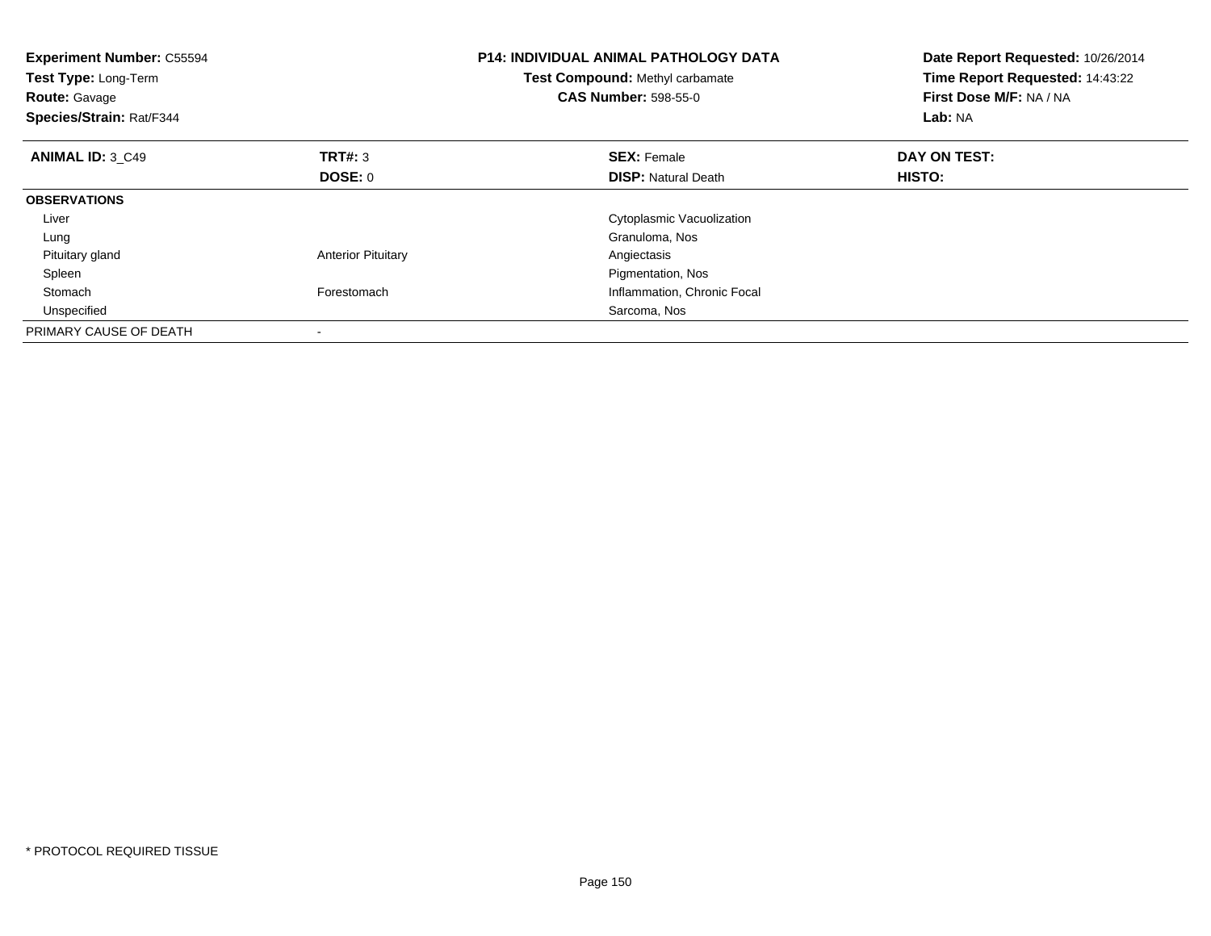**Experiment Number:** C55594
**Test Type:** Long-Term
**Route:** Gavage
**Species/Strain:** Rat/F344

**P14: INDIVIDUAL ANIMAL PATHOLOGY DATA**
**Test Compound:** Methyl carbamate
**CAS Number:** 598-55-0

**Date Report Requested:** 10/26/2014
**Time Report Requested:** 14:43:22
**First Dose M/F:** NA / NA
**Lab:** NA

| **ANIMAL ID:** 3_C49 | **TRT#:** 3 | **SEX:** Female | **DAY ON TEST:** |
|---|---|---|---|
| | **DOSE:** 0 | **DISP:** Natural Death | **HISTO:** |
| **OBSERVATIONS** | | | |
| Liver | | Cytoplasmic Vacuolization | |
| Lung | | Granuloma, Nos | |
| Pituitary gland | Anterior Pituitary | Angiectasis | |
| Spleen | | Pigmentation, Nos | |
| Stomach | Forestomach | Inflammation, Chronic Focal | |
| Unspecified | | Sarcoma, Nos | |
| PRIMARY CAUSE OF DEATH | - | | |

* PROTOCOL REQUIRED TISSUE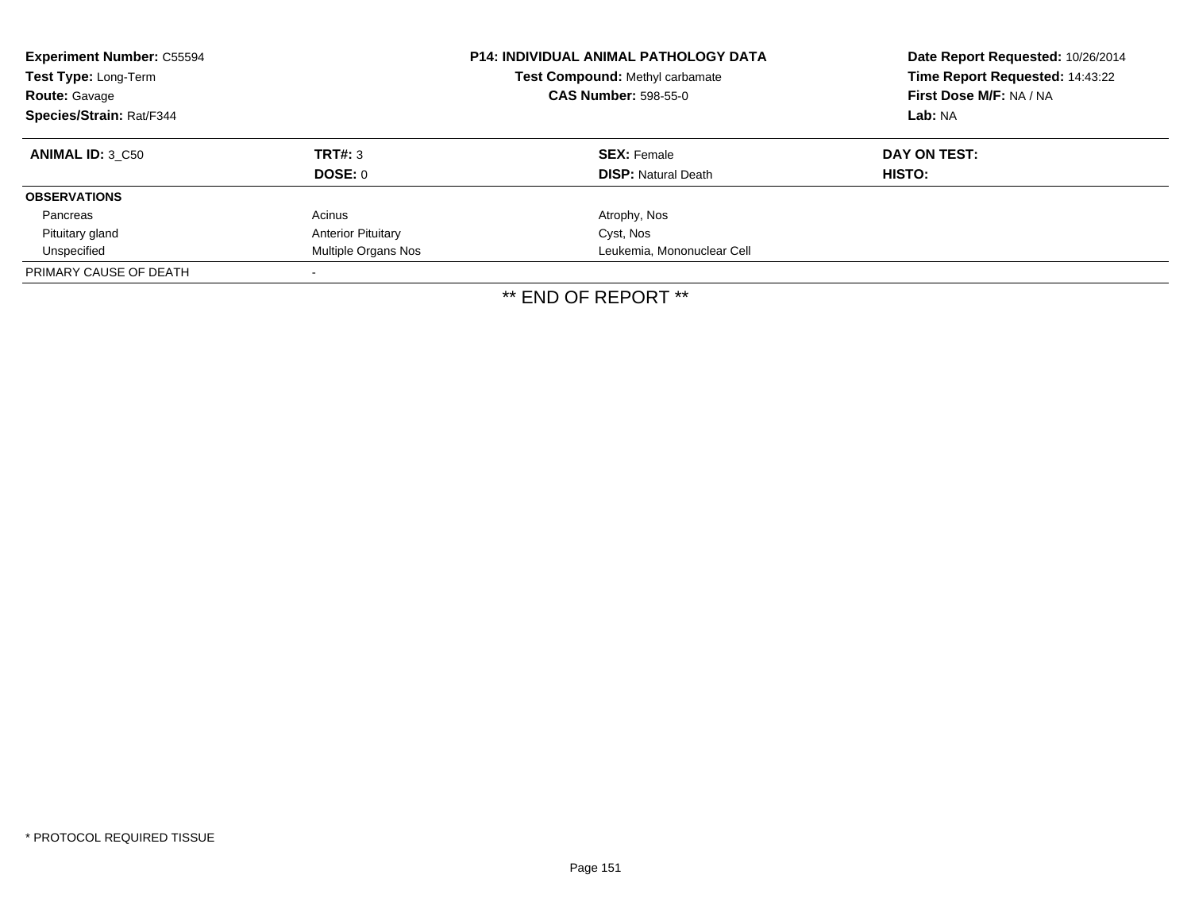| | | | |
|---|---|---|---|
| **Experiment Number:** C55594 | | **P14: INDIVIDUAL ANIMAL PATHOLOGY DATA** | **Date Report Requested:** 10/26/2014 |
| **Test Type:** Long-Term | | **Test Compound:** Methyl carbamate | **Time Report Requested:** 14:43:22 |
| **Route:** Gavage | | **CAS Number:** 598-55-0 | **First Dose M/F:** NA / NA |
| **Species/Strain:** Rat/F344 | | | **Lab:** NA |

| **ANIMAL ID:** 3_C50 | **TRT#:** 3 | **SEX:** Female | **DAY ON TEST:** |
|---|---|---|---|
| | **DOSE:** 0 | **DISP:** Natural Death | **HISTO:** |
| **OBSERVATIONS** | | | |
| Pancreas | Acinus | Atrophy, Nos | |
| Pituitary gland | Anterior Pituitary | Cyst, Nos | |
| Unspecified | Multiple Organs Nos | Leukemia, Mononuclear Cell | |
| PRIMARY CAUSE OF DEATH | - | | |

** END OF REPORT **

* PROTOCOL REQUIRED TISSUE